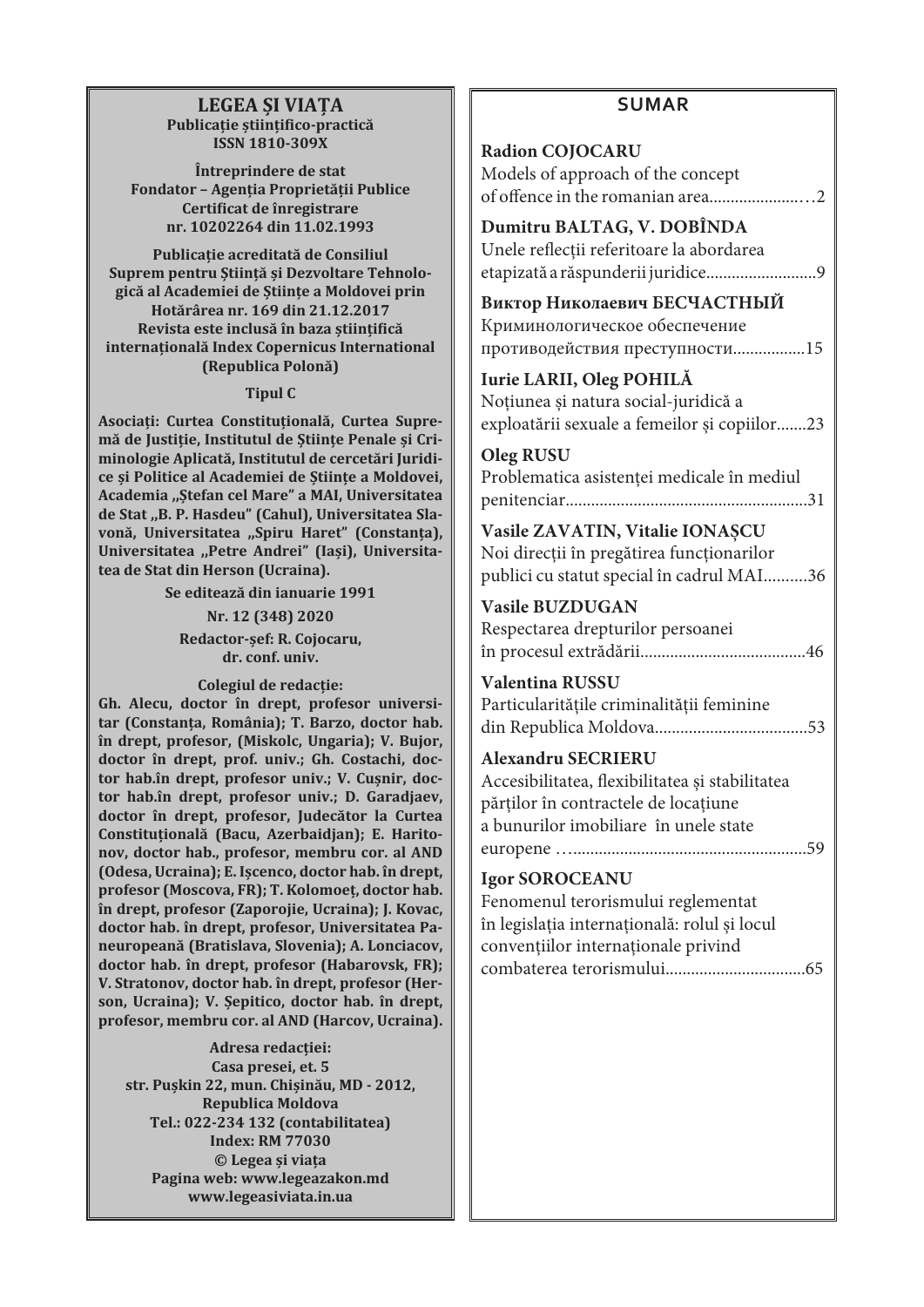# LEGEA ȘI VIAȚA

**Publicație științifico-practică**
**ISSN 1810-309X**

**Întreprindere de stat**
**Fondator – Agenția Proprietății Publice**
**Certificat de înregistrare**
**nr. 10202264 din 11.02.1993**

**Publicație acreditată de Consiliul Suprem pentru Știință și Dezvoltare Tehnologică al Academiei de Științe a Moldovei prin Hotărârea nr. 169 din 21.12.2017**
**Revista este inclusă în baza științifică internațională Index Copernicus International (Republica Polonă)**

**Tipul C**

**Asociați: Curtea Constituțională, Curtea Supremă de Justiție, Institutul de Științe Penale și Criminologie Aplicată, Institutul de cercetări Juridice și Politice al Academiei de Științe a Moldovei, Academia „Ștefan cel Mare" a MAI, Universitatea de Stat „B. P. Hasdeu" (Cahul), Universitatea Slavonă, Universitatea „Spiru Haret" (Constanța), Universitatea „Petre Andrei" (Iași), Universitatea de Stat din Herson (Ucraina).**

**Se editează din ianuarie 1991**

**Nr. 12 (348) 2020**

**Redactor-șef: R. Cojocaru, dr. conf. univ.**

**Colegiul de redacție:**
**Gh. Alecu, doctor în drept, profesor universitar (Constanța, România); T. Barzo, doctor hab. în drept, profesor, (Miskolc, Ungaria); V. Bujor, doctor în drept, prof. univ.; Gh. Costachi, doctor hab.în drept, profesor univ.; V. Cușnir, doctor hab.în drept, profesor univ.; D. Garadjaev, doctor în drept, profesor, Judecător la Curtea Constituțională (Bacu, Azerbaidjan); E. Haritonov, doctor hab., profesor, membru cor. al AND (Odesa, Ucraina); E. Ișcenco, doctor hab. în drept, profesor (Moscova, FR); T. Kolomoeț, doctor hab. în drept, profesor (Zaporojie, Ucraina); J. Kovac, doctor hab. în drept, profesor, Universitatea Paneuropeană (Bratislava, Slovenia); A. Lonciacov, doctor hab. în drept, profesor (Habarovsk, FR); V. Stratonov, doctor hab. în drept, profesor (Herson, Ucraina); V. Șepitico, doctor hab. în drept, profesor, membru cor. al AND (Harcov, Ucraina).**

**Adresa redacției:**
**Casa presei, et. 5**
**str. Pușkin 22, mun. Chișinău, MD - 2012, Republica Moldova**
**Tel.: 022-234 132 (contabilitatea)**
**Index: RM 77030**
**© Legea și viața**
**Pagina web: www.legeazakon.md**
**www.legeasiviata.in.ua**

## SUMAR

**Radion COJOCARU**
Models of approach of the concept of offence in the romanian area......................2

**Dumitru BALTAG, V. DOBÎNDA**
Unele reflecții referitoare la abordarea etapizată a răspunderii juridice..........................9

**Виктор Николаевич БЕСЧАСТНЫЙ**
Криминологическое обеспечение противодействия преступности.................15

**Iurie LARII, Oleg POHILĂ**
Noțiunea și natura social-juridică a exploatării sexuale a femeilor și copiilor.......23

**Oleg RUSU**
Problematica asistenței medicale în mediul penitenciar.........................................................31

**Vasile ZAVATIN, Vitalie IONAȘCU**
Noi direcții în pregătirea funcționarilor publici cu statut special în cadrul MAI..........36

**Vasile BUZDUGAN**
Respectarea drepturilor persoanei în procesul extrădării.......................................46

**Valentina RUSSU**
Particularitățile criminalității feminine din Republica Moldova...................................53

**Alexandru SECRIERU**
Accesibilitatea, flexibilitatea și stabilitatea părților în contractele de locațiune a bunurilor imobiliare în unele state europene ….......................................................59

**Igor SOROCEANU**
Fenomenul terorismului reglementat în legislația internațională: rolul și locul convențiilor internaționale privind combaterea terorismului.................................65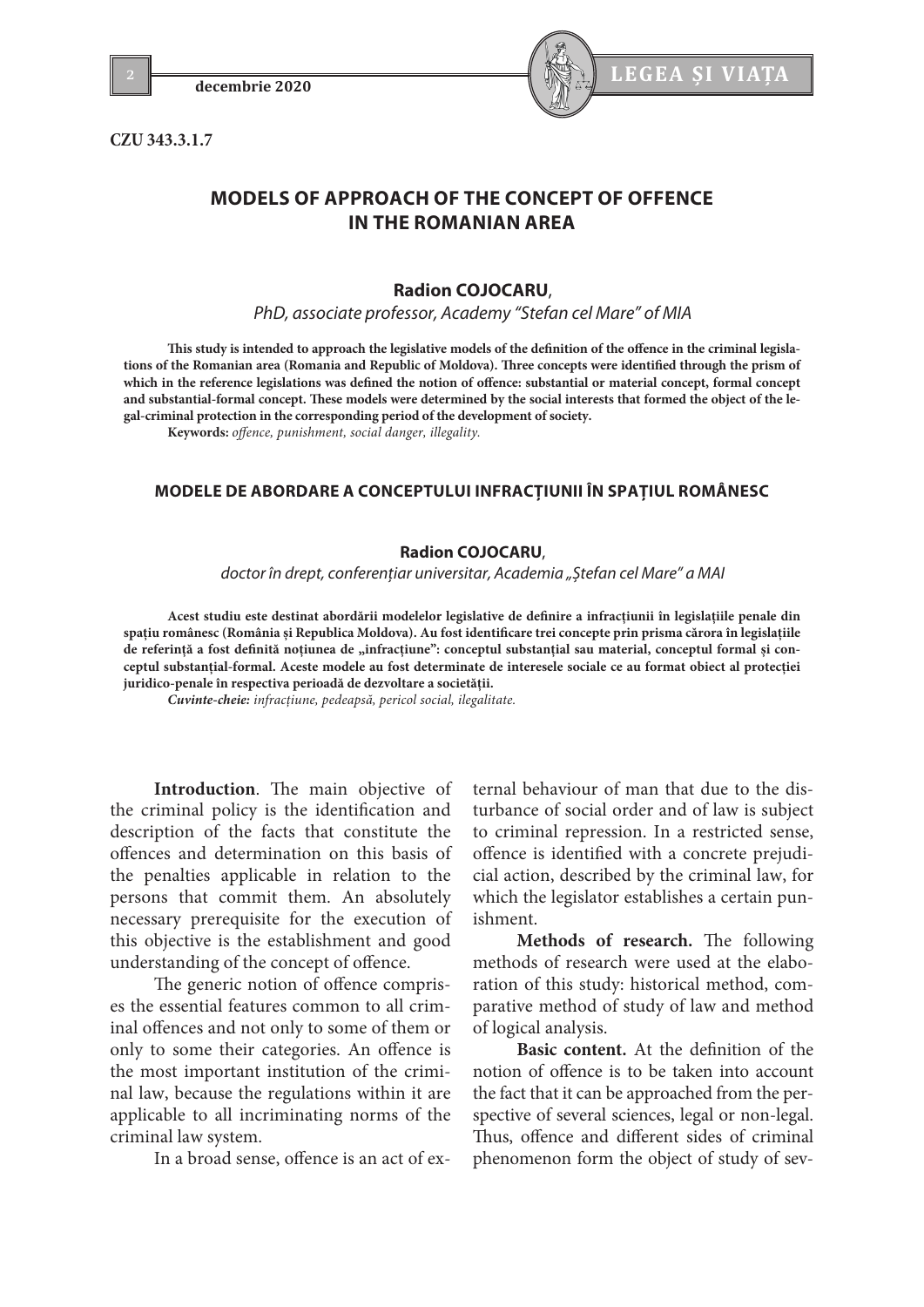CZU 343.3.1.7

# MODELS OF APPROACH OF THE CONCEPT OF OFFENCE IN THE ROMANIAN AREA

**Radion COJOCARU**,

*PhD, associate professor, Academy "Stefan cel Mare" of MIA*

**This study is intended to approach the legislative models of the definition of the offence in the criminal legislations of the Romanian area (Romania and Republic of Moldova). Three concepts were identified through the prism of which in the reference legislations was defined the notion of offence: substantial or material concept, formal concept and substantial-formal concept. These models were determined by the social interests that formed the object of the legal-criminal protection in the corresponding period of the development of society.**

**Keywords:** *offence, punishment, social danger, illegality.*

## MODELE DE ABORDARE A CONCEPTULUI INFRACȚIUNII ÎN SPAȚIUL ROMÂNESC

**Radion COJOCARU**,

*doctor în drept, conferențiar universitar, Academia „Ștefan cel Mare" a MAI*

**Acest studiu este destinat abordării modelelor legislative de definire a infracțiunii în legislațiile penale din spațiu românesc (România și Republica Moldova). Au fost identificare trei concepte prin prisma cărora în legislațiile de referință a fost definită noțiunea de „infracțiune": conceptul substanțial sau material, conceptul formal și conceptul substanțial-formal. Aceste modele au fost determinate de interesele sociale ce au format obiect al protecției juridico-penale în respectiva perioadă de dezvoltare a societății.**

***Cuvinte-cheie:*** *infracțiune, pedeapsă, pericol social, ilegalitate.*

**Introduction**. The main objective of the criminal policy is the identification and description of the facts that constitute the offences and determination on this basis of the penalties applicable in relation to the persons that commit them. An absolutely necessary prerequisite for the execution of this objective is the establishment and good understanding of the concept of offence.

The generic notion of offence comprises the essential features common to all criminal offences and not only to some of them or only to some their categories. An offence is the most important institution of the criminal law, because the regulations within it are applicable to all incriminating norms of the criminal law system.

In a broad sense, offence is an act of external behaviour of man that due to the disturbance of social order and of law is subject to criminal repression. In a restricted sense, offence is identified with a concrete prejudicial action, described by the criminal law, for which the legislator establishes a certain punishment.

**Methods of research.** The following methods of research were used at the elaboration of this study: historical method, comparative method of study of law and method of logical analysis.

**Basic content.** At the definition of the notion of offence is to be taken into account the fact that it can be approached from the perspective of several sciences, legal or non-legal. Thus, offence and different sides of criminal phenomenon form the object of study of sev-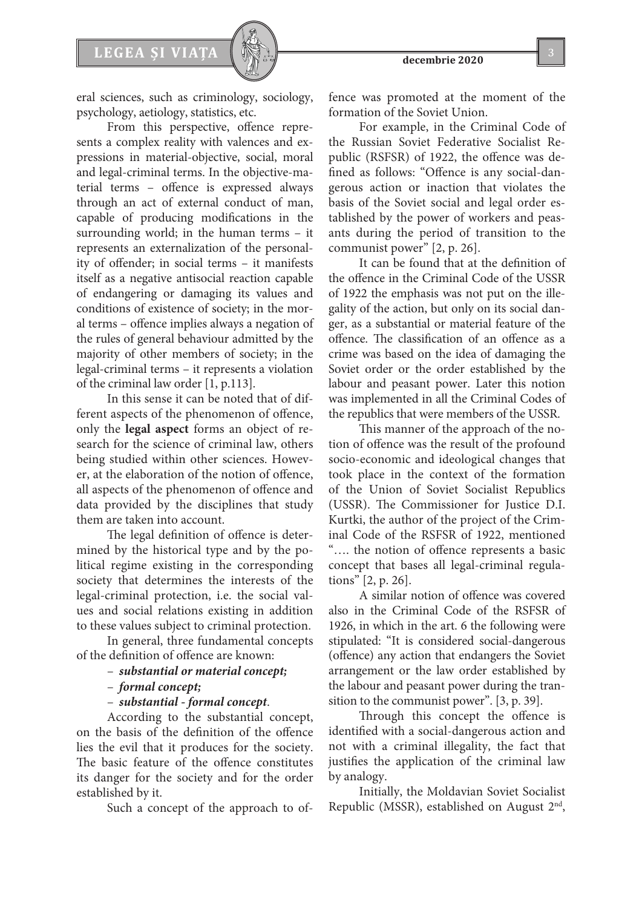eral sciences, such as criminology, sociology, psychology, aetiology, statistics, etc.

From this perspective, offence represents a complex reality with valences and expressions in material-objective, social, moral and legal-criminal terms. In the objective-material terms – offence is expressed always through an act of external conduct of man, capable of producing modifications in the surrounding world; in the human terms – it represents an externalization of the personality of offender; in social terms – it manifests itself as a negative antisocial reaction capable of endangering or damaging its values and conditions of existence of society; in the moral terms – offence implies always a negation of the rules of general behaviour admitted by the majority of other members of society; in the legal-criminal terms – it represents a violation of the criminal law order [1, p.113].

In this sense it can be noted that of different aspects of the phenomenon of offence, only the **legal aspect** forms an object of research for the science of criminal law, others being studied within other sciences. However, at the elaboration of the notion of offence, all aspects of the phenomenon of offence and data provided by the disciplines that study them are taken into account.

The legal definition of offence is determined by the historical type and by the political regime existing in the corresponding society that determines the interests of the legal-criminal protection, i.e. the social values and social relations existing in addition to these values subject to criminal protection.

In general, three fundamental concepts of the definition of offence are known:

- ***substantial or material concept;***
- ***formal concept;***
- ***substantial - formal concept***.

According to the substantial concept, on the basis of the definition of the offence lies the evil that it produces for the society. The basic feature of the offence constitutes its danger for the society and for the order established by it.

Such a concept of the approach to offence was promoted at the moment of the formation of the Soviet Union.

For example, in the Criminal Code of the Russian Soviet Federative Socialist Republic (RSFSR) of 1922, the offence was defined as follows: "Offence is any social-dangerous action or inaction that violates the basis of the Soviet social and legal order established by the power of workers and peasants during the period of transition to the communist power" [2, p. 26].

It can be found that at the definition of the offence in the Criminal Code of the USSR of 1922 the emphasis was not put on the illegality of the action, but only on its social danger, as a substantial or material feature of the offence. The classification of an offence as a crime was based on the idea of damaging the Soviet order or the order established by the labour and peasant power. Later this notion was implemented in all the Criminal Codes of the republics that were members of the USSR.

This manner of the approach of the notion of offence was the result of the profound socio-economic and ideological changes that took place in the context of the formation of the Union of Soviet Socialist Republics (USSR). The Commissioner for Justice D.I. Kurtki, the author of the project of the Criminal Code of the RSFSR of 1922, mentioned "…. the notion of offence represents a basic concept that bases all legal-criminal regulations" [2, p. 26].

A similar notion of offence was covered also in the Criminal Code of the RSFSR of 1926, in which in the art. 6 the following were stipulated: "It is considered social-dangerous (offence) any action that endangers the Soviet arrangement or the law order established by the labour and peasant power during the transition to the communist power". [3, p. 39].

Through this concept the offence is identified with a social-dangerous action and not with a criminal illegality, the fact that justifies the application of the criminal law by analogy.

Initially, the Moldavian Soviet Socialist Republic (MSSR), established on August 2nd,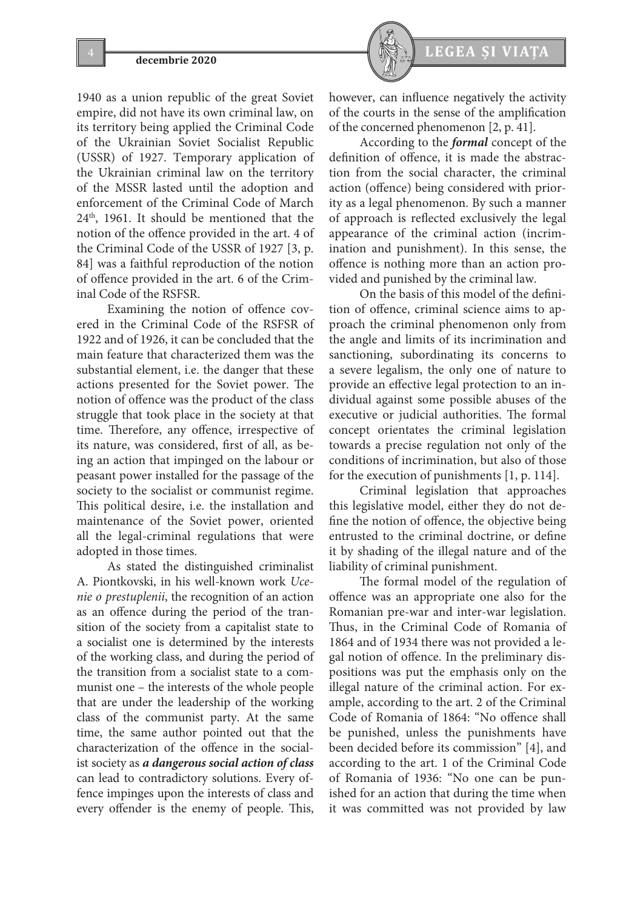1940 as a union republic of the great Soviet empire, did not have its own criminal law, on its territory being applied the Criminal Code of the Ukrainian Soviet Socialist Republic (USSR) of 1927. Temporary application of the Ukrainian criminal law on the territory of the MSSR lasted until the adoption and enforcement of the Criminal Code of March 24th, 1961. It should be mentioned that the notion of the offence provided in the art. 4 of the Criminal Code of the USSR of 1927 [3, p. 84] was a faithful reproduction of the notion of offence provided in the art. 6 of the Criminal Code of the RSFSR.

Examining the notion of offence covered in the Criminal Code of the RSFSR of 1922 and of 1926, it can be concluded that the main feature that characterized them was the substantial element, i.e. the danger that these actions presented for the Soviet power. The notion of offence was the product of the class struggle that took place in the society at that time. Therefore, any offence, irrespective of its nature, was considered, first of all, as being an action that impinged on the labour or peasant power installed for the passage of the society to the socialist or communist regime. This political desire, i.e. the installation and maintenance of the Soviet power, oriented all the legal-criminal regulations that were adopted in those times.

As stated the distinguished criminalist A. Piontkovski, in his well-known work *Ucenie o prestuplenii*, the recognition of an action as an offence during the period of the transition of the society from a capitalist state to a socialist one is determined by the interests of the working class, and during the period of the transition from a socialist state to a communist one – the interests of the whole people that are under the leadership of the working class of the communist party. At the same time, the same author pointed out that the characterization of the offence in the socialist society as ***a dangerous social action of class*** can lead to contradictory solutions. Every offence impinges upon the interests of class and every offender is the enemy of people. This, however, can influence negatively the activity of the courts in the sense of the amplification of the concerned phenomenon [2, p. 41].

According to the ***formal*** concept of the definition of offence, it is made the abstraction from the social character, the criminal action (offence) being considered with priority as a legal phenomenon. By such a manner of approach is reflected exclusively the legal appearance of the criminal action (incrimination and punishment). In this sense, the offence is nothing more than an action provided and punished by the criminal law.

On the basis of this model of the definition of offence, criminal science aims to approach the criminal phenomenon only from the angle and limits of its incrimination and sanctioning, subordinating its concerns to a severe legalism, the only one of nature to provide an effective legal protection to an individual against some possible abuses of the executive or judicial authorities. The formal concept orientates the criminal legislation towards a precise regulation not only of the conditions of incrimination, but also of those for the execution of punishments [1, p. 114].

Criminal legislation that approaches this legislative model, either they do not define the notion of offence, the objective being entrusted to the criminal doctrine, or define it by shading of the illegal nature and of the liability of criminal punishment.

The formal model of the regulation of offence was an appropriate one also for the Romanian pre-war and inter-war legislation. Thus, in the Criminal Code of Romania of 1864 and of 1934 there was not provided a legal notion of offence. In the preliminary dispositions was put the emphasis only on the illegal nature of the criminal action. For example, according to the art. 2 of the Criminal Code of Romania of 1864: "No offence shall be punished, unless the punishments have been decided before its commission" [4], and according to the art. 1 of the Criminal Code of Romania of 1936: "No one can be punished for an action that during the time when it was committed was not provided by law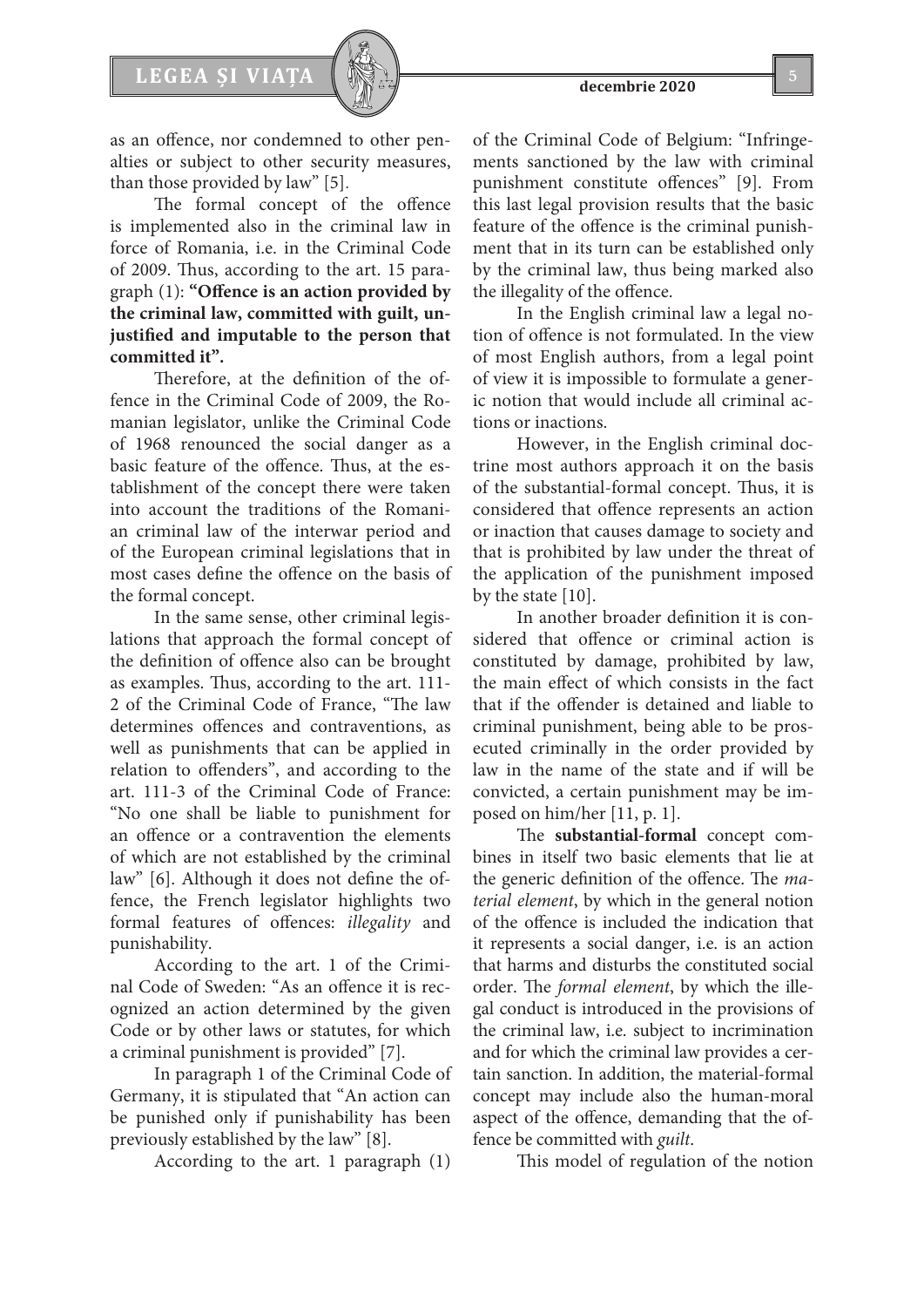as an offence, nor condemned to other penalties or subject to other security measures, than those provided by law" [5].

The formal concept of the offence is implemented also in the criminal law in force of Romania, i.e. in the Criminal Code of 2009. Thus, according to the art. 15 paragraph (1): **"Offence is an action provided by the criminal law, committed with guilt, unjustified and imputable to the person that committed it".**

Therefore, at the definition of the offence in the Criminal Code of 2009, the Romanian legislator, unlike the Criminal Code of 1968 renounced the social danger as a basic feature of the offence. Thus, at the establishment of the concept there were taken into account the traditions of the Romanian criminal law of the interwar period and of the European criminal legislations that in most cases define the offence on the basis of the formal concept.

In the same sense, other criminal legislations that approach the formal concept of the definition of offence also can be brought as examples. Thus, according to the art. 111-2 of the Criminal Code of France, "The law determines offences and contraventions, as well as punishments that can be applied in relation to offenders", and according to the art. 111-3 of the Criminal Code of France: "No one shall be liable to punishment for an offence or a contravention the elements of which are not established by the criminal law" [6]. Although it does not define the offence, the French legislator highlights two formal features of offences: *illegality* and punishability.

According to the art. 1 of the Criminal Code of Sweden: "As an offence it is recognized an action determined by the given Code or by other laws or statutes, for which a criminal punishment is provided" [7].

In paragraph 1 of the Criminal Code of Germany, it is stipulated that "An action can be punished only if punishability has been previously established by the law" [8].

According to the art. 1 paragraph (1) of the Criminal Code of Belgium: "Infringements sanctioned by the law with criminal punishment constitute offences" [9]. From this last legal provision results that the basic feature of the offence is the criminal punishment that in its turn can be established only by the criminal law, thus being marked also the illegality of the offence.

In the English criminal law a legal notion of offence is not formulated. In the view of most English authors, from a legal point of view it is impossible to formulate a generic notion that would include all criminal actions or inactions.

However, in the English criminal doctrine most authors approach it on the basis of the substantial-formal concept. Thus, it is considered that offence represents an action or inaction that causes damage to society and that is prohibited by law under the threat of the application of the punishment imposed by the state [10].

In another broader definition it is considered that offence or criminal action is constituted by damage, prohibited by law, the main effect of which consists in the fact that if the offender is detained and liable to criminal punishment, being able to be prosecuted criminally in the order provided by law in the name of the state and if will be convicted, a certain punishment may be imposed on him/her [11, p. 1].

The **substantial-formal** concept combines in itself two basic elements that lie at the generic definition of the offence. The *material element*, by which in the general notion of the offence is included the indication that it represents a social danger, i.e. is an action that harms and disturbs the constituted social order. The *formal element*, by which the illegal conduct is introduced in the provisions of the criminal law, i.e. subject to incrimination and for which the criminal law provides a certain sanction. In addition, the material-formal concept may include also the human-moral aspect of the offence, demanding that the offence be committed with *guilt*.

This model of regulation of the notion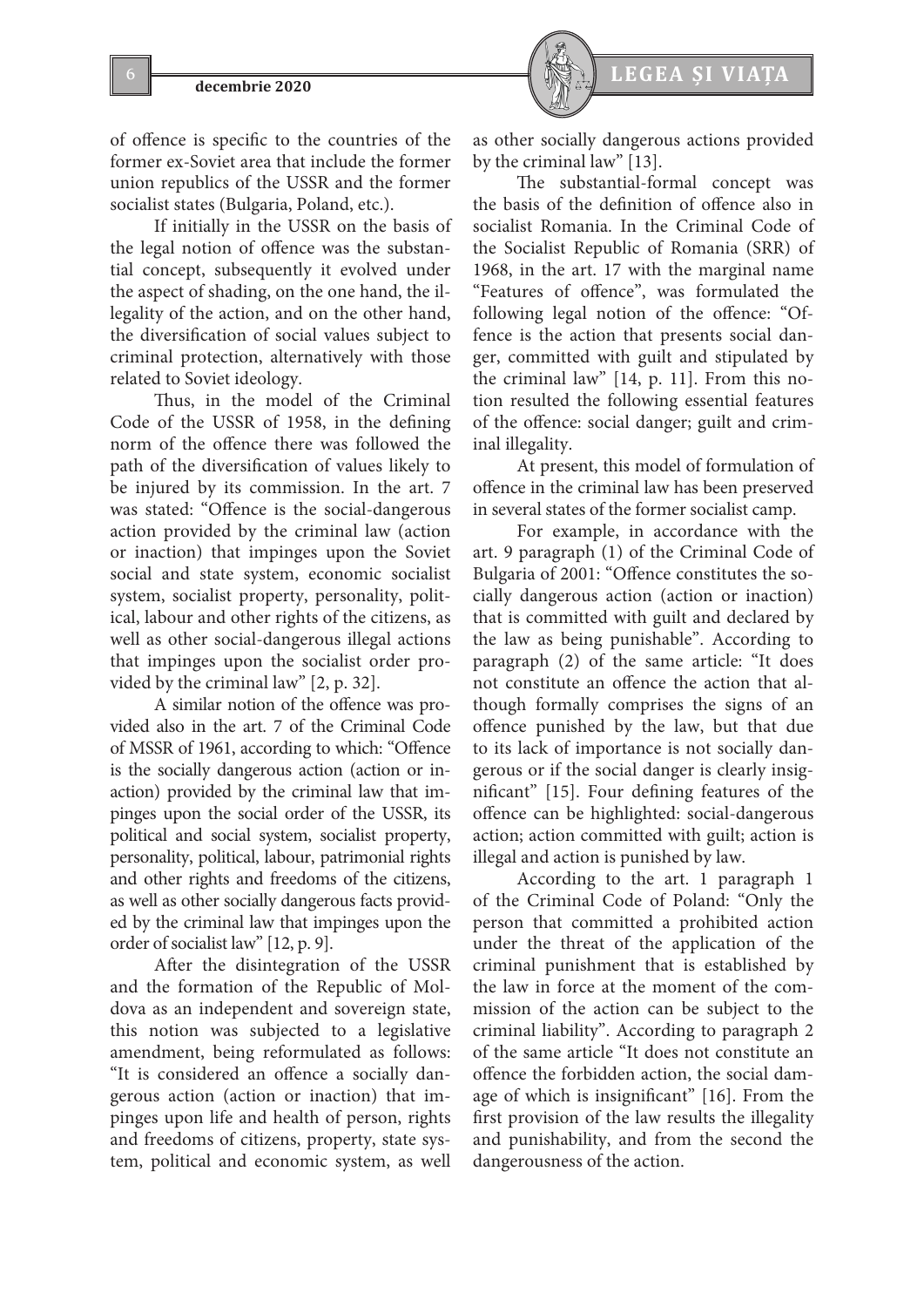of offence is specific to the countries of the former ex-Soviet area that include the former union republics of the USSR and the former socialist states (Bulgaria, Poland, etc.).

If initially in the USSR on the basis of the legal notion of offence was the substantial concept, subsequently it evolved under the aspect of shading, on the one hand, the illegality of the action, and on the other hand, the diversification of social values subject to criminal protection, alternatively with those related to Soviet ideology.

Thus, in the model of the Criminal Code of the USSR of 1958, in the defining norm of the offence there was followed the path of the diversification of values likely to be injured by its commission. In the art. 7 was stated: "Offence is the social-dangerous action provided by the criminal law (action or inaction) that impinges upon the Soviet social and state system, economic socialist system, socialist property, personality, political, labour and other rights of the citizens, as well as other social-dangerous illegal actions that impinges upon the socialist order provided by the criminal law" [2, p. 32].

A similar notion of the offence was provided also in the art. 7 of the Criminal Code of MSSR of 1961, according to which: "Offence is the socially dangerous action (action or inaction) provided by the criminal law that impinges upon the social order of the USSR, its political and social system, socialist property, personality, political, labour, patrimonial rights and other rights and freedoms of the citizens, as well as other socially dangerous facts provided by the criminal law that impinges upon the order of socialist law" [12, p. 9].

After the disintegration of the USSR and the formation of the Republic of Moldova as an independent and sovereign state, this notion was subjected to a legislative amendment, being reformulated as follows: "It is considered an offence a socially dangerous action (action or inaction) that impinges upon life and health of person, rights and freedoms of citizens, property, state system, political and economic system, as well as other socially dangerous actions provided by the criminal law" [13].

The substantial-formal concept was the basis of the definition of offence also in socialist Romania. In the Criminal Code of the Socialist Republic of Romania (SRR) of 1968, in the art. 17 with the marginal name "Features of offence", was formulated the following legal notion of the offence: "Offence is the action that presents social danger, committed with guilt and stipulated by the criminal law" [14, p. 11]. From this notion resulted the following essential features of the offence: social danger; guilt and criminal illegality.

At present, this model of formulation of offence in the criminal law has been preserved in several states of the former socialist camp.

For example, in accordance with the art. 9 paragraph (1) of the Criminal Code of Bulgaria of 2001: "Offence constitutes the socially dangerous action (action or inaction) that is committed with guilt and declared by the law as being punishable". According to paragraph (2) of the same article: "It does not constitute an offence the action that although formally comprises the signs of an offence punished by the law, but that due to its lack of importance is not socially dangerous or if the social danger is clearly insignificant" [15]. Four defining features of the offence can be highlighted: social-dangerous action; action committed with guilt; action is illegal and action is punished by law.

According to the art. 1 paragraph 1 of the Criminal Code of Poland: "Only the person that committed a prohibited action under the threat of the application of the criminal punishment that is established by the law in force at the moment of the commission of the action can be subject to the criminal liability". According to paragraph 2 of the same article "It does not constitute an offence the forbidden action, the social damage of which is insignificant" [16]. From the first provision of the law results the illegality and punishability, and from the second the dangerousness of the action.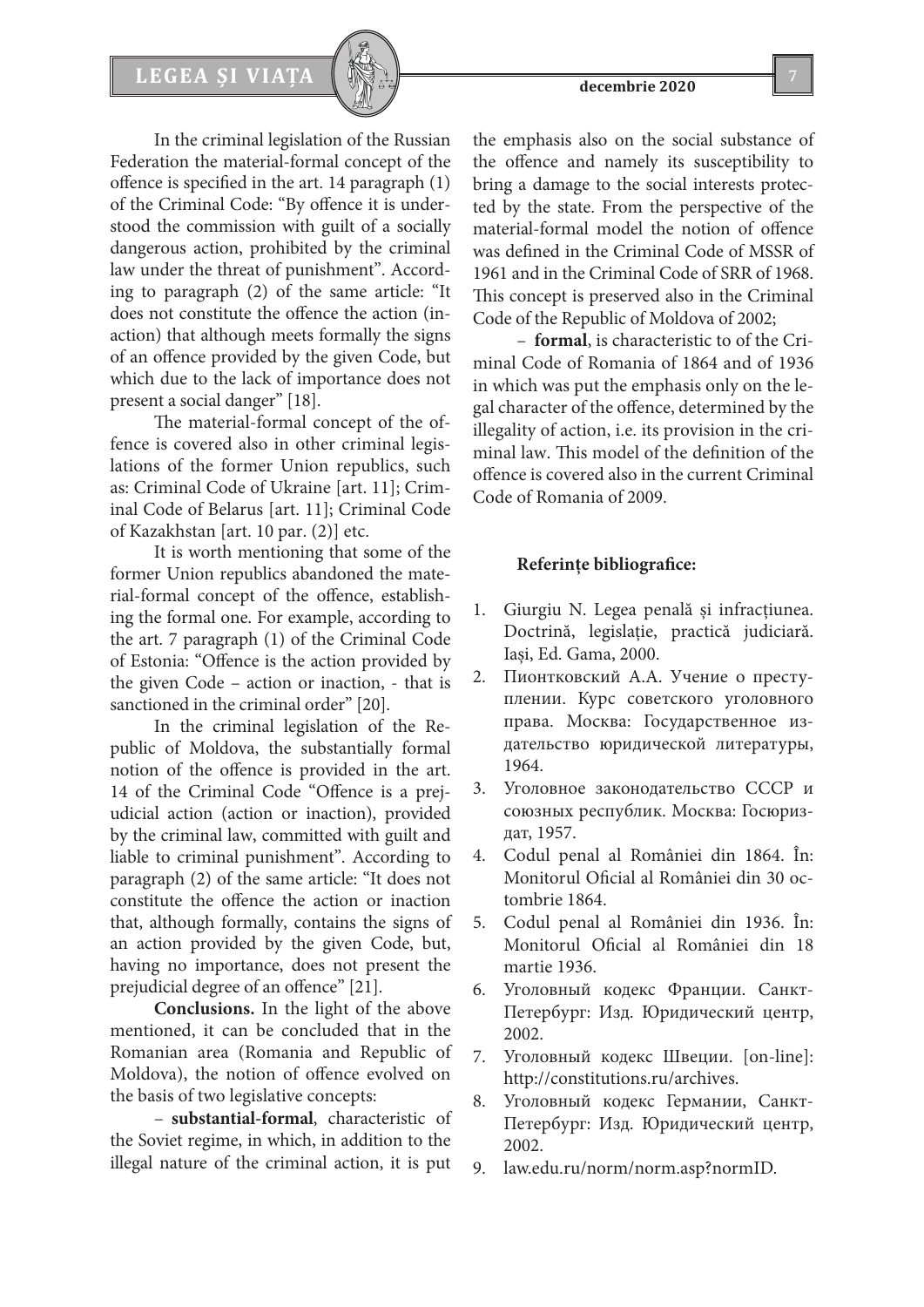In the criminal legislation of the Russian Federation the material-formal concept of the offence is specified in the art. 14 paragraph (1) of the Criminal Code: "By offence it is understood the commission with guilt of a socially dangerous action, prohibited by the criminal law under the threat of punishment". According to paragraph (2) of the same article: "It does not constitute the offence the action (inaction) that although meets formally the signs of an offence provided by the given Code, but which due to the lack of importance does not present a social danger" [18].

The material-formal concept of the offence is covered also in other criminal legislations of the former Union republics, such as: Criminal Code of Ukraine [art. 11]; Criminal Code of Belarus [art. 11]; Criminal Code of Kazakhstan [art. 10 par. (2)] etc.

It is worth mentioning that some of the former Union republics abandoned the material-formal concept of the offence, establishing the formal one. For example, according to the art. 7 paragraph (1) of the Criminal Code of Estonia: "Offence is the action provided by the given Code – action or inaction, - that is sanctioned in the criminal order" [20].

In the criminal legislation of the Republic of Moldova, the substantially formal notion of the offence is provided in the art. 14 of the Criminal Code "Offence is a prejudicial action (action or inaction), provided by the criminal law, committed with guilt and liable to criminal punishment". According to paragraph (2) of the same article: "It does not constitute the offence the action or inaction that, although formally, contains the signs of an action provided by the given Code, but, having no importance, does not present the prejudicial degree of an offence" [21].

**Conclusions.** In the light of the above mentioned, it can be concluded that in the Romanian area (Romania and Republic of Moldova), the notion of offence evolved on the basis of two legislative concepts:

– **substantial-formal**, characteristic of the Soviet regime, in which, in addition to the illegal nature of the criminal action, it is put the emphasis also on the social substance of the offence and namely its susceptibility to bring a damage to the social interests protected by the state. From the perspective of the material-formal model the notion of offence was defined in the Criminal Code of MSSR of 1961 and in the Criminal Code of SRR of 1968. This concept is preserved also in the Criminal Code of the Republic of Moldova of 2002;

– **formal**, is characteristic to of the Criminal Code of Romania of 1864 and of 1936 in which was put the emphasis only on the legal character of the offence, determined by the illegality of action, i.e. its provision in the criminal law. This model of the definition of the offence is covered also in the current Criminal Code of Romania of 2009.

**Referințe bibliografice:**

1. Giurgiu N. Legea penală și infracțiunea. Doctrină, legislație, practică judiciară. Iași, Ed. Gama, 2000.
2. Пионтковский А.А. Учение о преступлении. Курс советского уголовного права. Москва: Государственное издательство юридической литературы, 1964.
3. Уголовное законодательство СССР и союзных республик. Москва: Госюриздат, 1957.
4. Codul penal al României din 1864. În: Monitorul Oficial al României din 30 octombrie 1864.
5. Codul penal al României din 1936. În: Monitorul Oficial al României din 18 martie 1936.
6. Уголовный кодекс Франции. Санкт-Петербург: Изд. Юридический центр, 2002.
7. Уголовный кодекс Швеции. [on-line]: http://constitutions.ru/archives.
8. Уголовный кодекс Германии, Санкт-Петербург: Изд. Юридический центр, 2002.
9. law.edu.ru/norm/norm.asp?normID.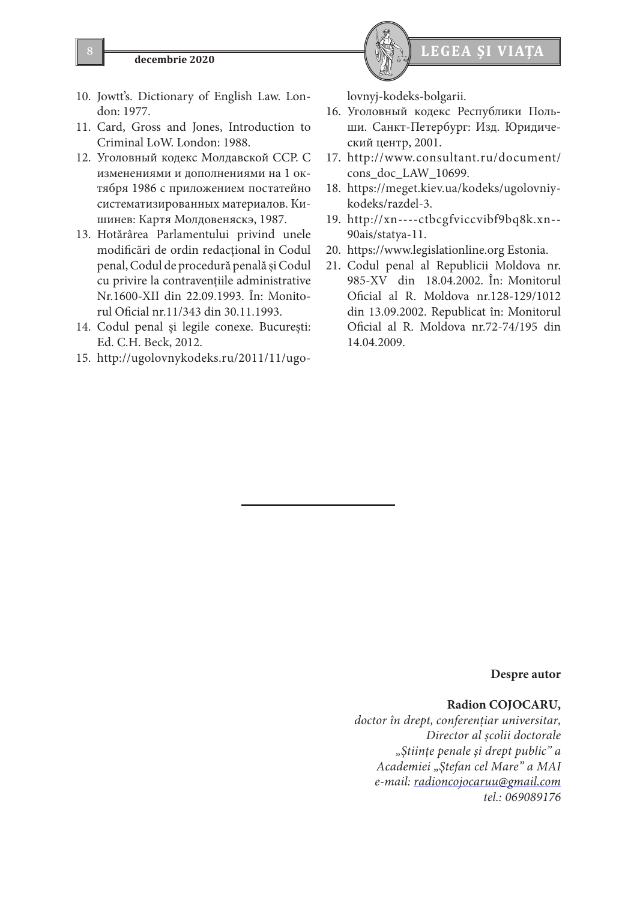10. Jowtt's. Dictionary of English Law. London: 1977.
11. Card, Gross and Jones, Introduction to Criminal LoW. London: 1988.
12. Уголовный кодекс Молдавской ССР. С изменениями и дополнениями на 1 октября 1986 с приложением постатейно систематизированных материалов. Кишинев: Картя Молдовеняскэ, 1987.
13. Hotărârea Parlamentului privind unele modificări de ordin redacțional în Codul penal, Codul de procedură penală și Codul cu privire la contravențiile administrative Nr.1600-XII din 22.09.1993. În: Monitorul Oficial nr.11/343 din 30.11.1993.
14. Codul penal și legile conexe. București: Ed. C.H. Beck, 2012.
15. http://ugolovnykodeks.ru/2011/11/ugolovnyj-kodeks-bolgarii.
16. Уголовный кодекс Республики Польши. Санкт-Петербург: Изд. Юридический центр, 2001.
17. http://www.consultant.ru/document/cons_doc_LAW_10699.
18. https://meget.kiev.ua/kodeks/ugolovniy-kodeks/razdel-3.
19. http://xn----ctbcgfviccvibf9bq8k.xn--90ais/statya-11.
20. https://www.legislationline.org Estonia.
21. Codul penal al Republicii Moldova nr. 985-XV din 18.04.2002. În: Monitorul Oficial al R. Moldova nr.128-129/1012 din 13.09.2002. Republicat în: Monitorul Oficial al R. Moldova nr.72-74/195 din 14.04.2009.

---

**Despre autor**

**Radion COJOCARU,**
*doctor în drept, conferențiar universitar,*
*Director al școlii doctorale*
*„Științe penale și drept public" a*
*Academiei „Ștefan cel Mare" a MAI*
*e-mail: radioncojocaruu@gmail.com*
*tel.: 069089176*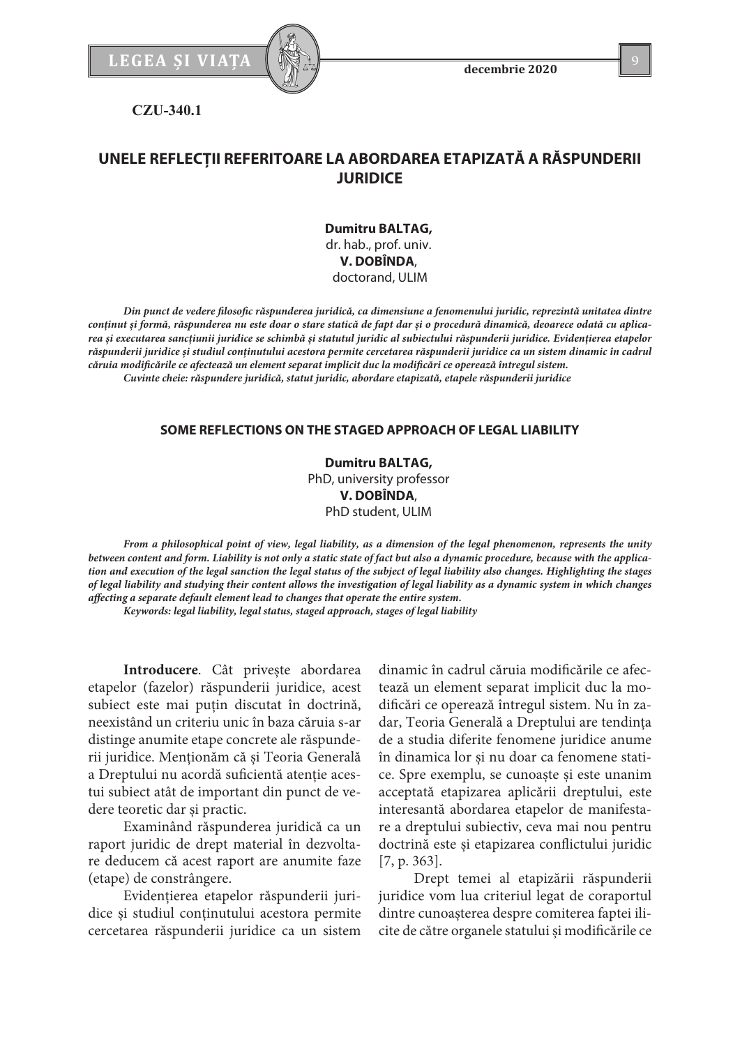**CZU-340.1**

# UNELE REFLECȚII REFERITOARE LA ABORDAREA ETAPIZATĂ A RĂSPUNDERII JURIDICE

**Dumitru BALTAG,**
dr. hab., prof. univ.
**V. DOBÎNDA**,
doctorand, ULIM

***Din punct de vedere filosofic răspunderea juridică, ca dimensiune a fenomenului juridic, reprezintă unitatea dintre conținut și formă, răspunderea nu este doar o stare statică de fapt dar și o procedură dinamică, deoarece odată cu aplicarea și executarea sancțiunii juridice se schimbă și statutul juridic al subiectului răspunderii juridice. Evidențierea etapelor răspunderii juridice și studiul conținutului acestora permite cercetarea răspunderii juridice ca un sistem dinamic în cadrul căruia modificările ce afectează un element separat implicit duc la modificări ce operează întregul sistem.***

***Cuvinte cheie: răspundere juridică, statut juridic, abordare etapizată, etapele răspunderii juridice***

## SOME REFLECTIONS ON THE STAGED APPROACH OF LEGAL LIABILITY

**Dumitru BALTAG,**
PhD, university professor
**V. DOBÎNDA**,
PhD student, ULIM

***From a philosophical point of view, legal liability, as a dimension of the legal phenomenon, represents the unity between content and form. Liability is not only a static state of fact but also a dynamic procedure, because with the application and execution of the legal sanction the legal status of the subject of legal liability also changes. Highlighting the stages of legal liability and studying their content allows the investigation of legal liability as a dynamic system in which changes affecting a separate default element lead to changes that operate the entire system.***

***Keywords: legal liability, legal status, staged approach, stages of legal liability***

**Introducere**. Cât privește abordarea etapelor (fazelor) răspunderii juridice, acest subiect este mai puțin discutat în doctrină, neexistând un criteriu unic în baza căruia s-ar distinge anumite etape concrete ale răspunderii juridice. Menționăm că și Teoria Generală a Dreptului nu acordă suficientă atenție acestui subiect atât de important din punct de vedere teoretic dar și practic.

Examinând răspunderea juridică ca un raport juridic de drept material în dezvoltare deducem că acest raport are anumite faze (etape) de constrângere.

Evidențierea etapelor răspunderii juridice și studiul conținutului acestora permite cercetarea răspunderii juridice ca un sistem dinamic în cadrul căruia modificările ce afectează un element separat implicit duc la modificări ce operează întregul sistem. Nu în zadar, Teoria Generală a Dreptului are tendința de a studia diferite fenomene juridice anume în dinamica lor și nu doar ca fenomene statice. Spre exemplu, se cunoaște și este unanim acceptată etapizarea aplicării dreptului, este interesantă abordarea etapelor de manifestare a dreptului subiectiv, ceva mai nou pentru doctrină este și etapizarea conflictului juridic [7, p. 363].

Drept temei al etapizării răspunderii juridice vom lua criteriul legat de coraportul dintre cunoașterea despre comiterea faptei ilicite de către organele statului și modificările ce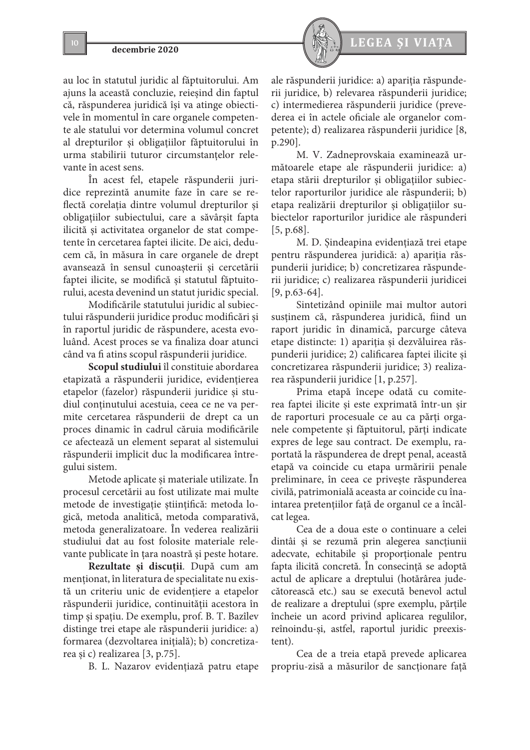au loc în statutul juridic al făptuitorului. Am ajuns la această concluzie, reieșind din faptul că, răspunderea juridică își va atinge obiectivele în momentul în care organele competente ale statului vor determina volumul concret al drepturilor și obligațiilor făptuitorului în urma stabilirii tuturor circumstanțelor relevante în acest sens.

În acest fel, etapele răspunderii juridice reprezintă anumite faze în care se reflectă corelația dintre volumul drepturilor și obligațiilor subiectului, care a săvârșit fapta ilicită și activitatea organelor de stat competente în cercetarea faptei ilicite. De aici, deducem că, în măsura în care organele de drept avansează în sensul cunoașterii și cercetării faptei ilicite, se modifică și statutul făptuitorului, acesta devenind un statut juridic special.

Modificările statutului juridic al subiectului răspunderii juridice produc modificări și în raportul juridic de răspundere, acesta evoluând. Acest proces se va finaliza doar atunci când va fi atins scopul răspunderii juridice.

**Scopul studiului** îl constituie abordarea etapizată a răspunderii juridice, evidențierea etapelor (fazelor) răspunderii juridice și studiul conținutului acestuia, ceea ce ne va permite cercetarea răspunderii de drept ca un proces dinamic în cadrul căruia modificările ce afectează un element separat al sistemului răspunderii implicit duc la modificarea întregului sistem.

Metode aplicate și materiale utilizate. În procesul cercetării au fost utilizate mai multe metode de investigație științifică: metoda logică, metoda analitică, metoda comparativă, metoda generalizatoare. În vederea realizării studiului dat au fost folosite materiale relevante publicate în țara noastră și peste hotare.

**Rezultate și discuții**. După cum am menționat, în literatura de specialitate nu există un criteriu unic de evidențiere a etapelor răspunderii juridice, continuității acestora în timp și spațiu. De exemplu, prof. B. T. Bazîlev distinge trei etape ale răspunderii juridice: a) formarea (dezvoltarea inițială); b) concretizarea și c) realizarea [3, p.75].

B. L. Nazarov evidențiază patru etape ale răspunderii juridice: a) apariția răspunderii juridice, b) relevarea răspunderii juridice; c) intermedierea răspunderii juridice (prevederea ei în actele oficiale ale organelor competente); d) realizarea răspunderii juridice [8, p.290].

M. V. Zadneprovskaia examinează următoarele etape ale răspunderii juridice: a) etapa stării drepturilor și obligațiilor subiectelor raporturilor juridice ale răspunderii; b) etapa realizării drepturilor și obligațiilor subiectelor raporturilor juridice ale răspunderi [5, p.68].

M. D. Șindeapina evidențiază trei etape pentru răspunderea juridică: a) apariția răspunderii juridice; b) concretizarea răspunderii juridice; c) realizarea răspunderii juridicei [9, p.63-64].

Sintetizând opiniile mai multor autori susținem că, răspunderea juridică, fiind un raport juridic în dinamică, parcurge câteva etape distincte: 1) apariția și dezvăluirea răspunderii juridice; 2) calificarea faptei ilicite și concretizarea răspunderii juridice; 3) realizarea răspunderii juridice [1, p.257].

Prima etapă începe odată cu comiterea faptei ilicite și este exprimată într-un șir de raporturi procesuale ce au ca părți organele competente și făptuitorul, părți indicate expres de lege sau contract. De exemplu, raportată la răspunderea de drept penal, această etapă va coincide cu etapa urmăririi penale preliminare, în ceea ce privește răspunderea civilă, patrimonială aceasta ar coincide cu înaintarea pretențiilor față de organul ce a încălcat legea.

Cea de a doua este o continuare a celei dintâi și se rezumă prin alegerea sancțiunii adecvate, echitabile și proporționale pentru fapta ilicită concretă. În consecință se adoptă actul de aplicare a dreptului (hotărârea judecătorească etc.) sau se execută benevol actul de realizare a dreptului (spre exemplu, părțile încheie un acord privind aplicarea regulilor, reînoindu-și, astfel, raportul juridic preexistent).

Cea de a treia etapă prevede aplicarea propriu-zisă a măsurilor de sancționare față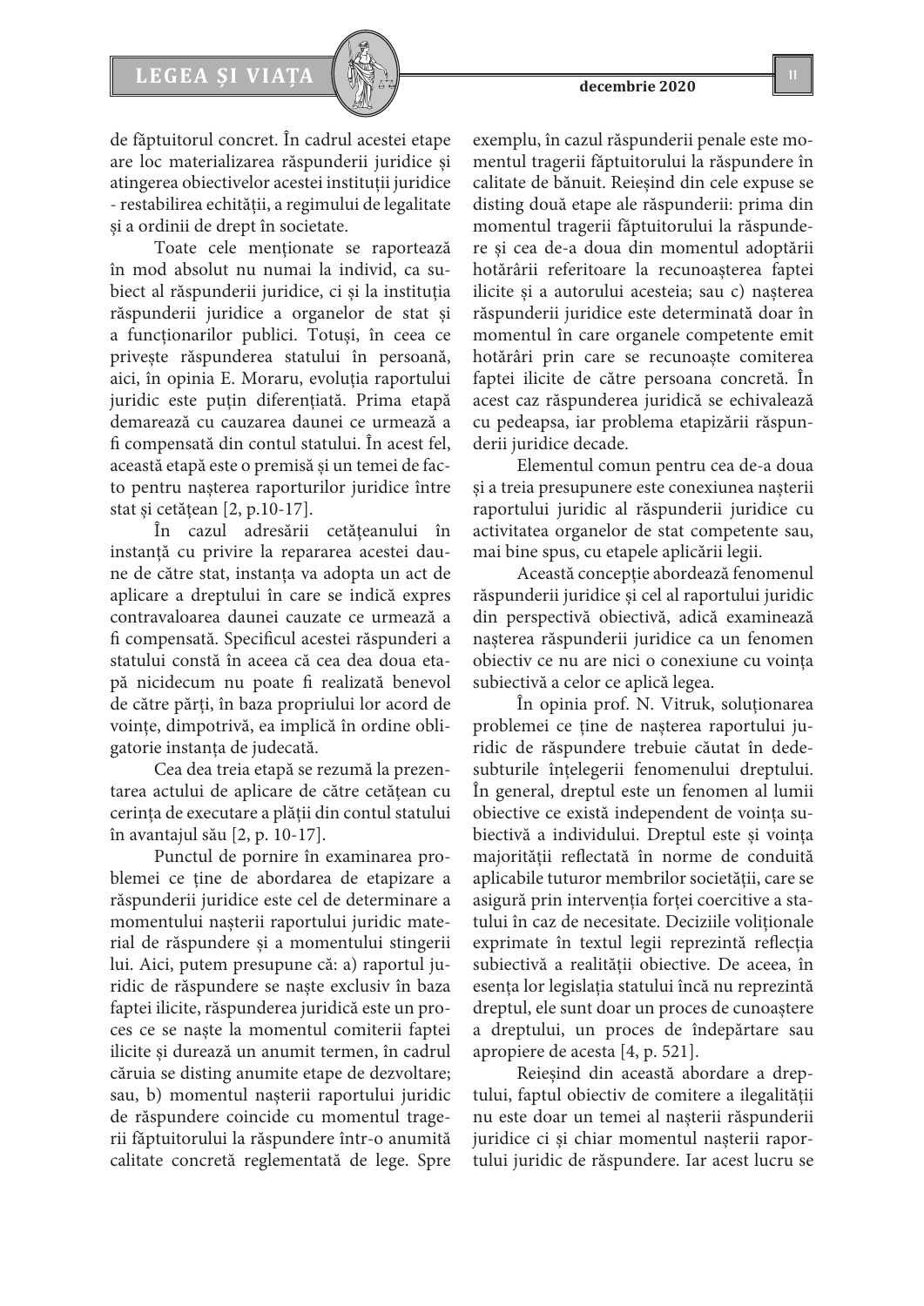de făptuitorul concret. În cadrul acestei etape are loc materializarea răspunderii juridice și atingerea obiectivelor acestei instituții juridice - restabilirea echității, a regimului de legalitate și a ordinii de drept în societate.

Toate cele menționate se raportează în mod absolut nu numai la individ, ca subiect al răspunderii juridice, ci și la instituția răspunderii juridice a organelor de stat și a funcționarilor publici. Totuși, în ceea ce privește răspunderea statului în persoană, aici, în opinia E. Moraru, evoluția raportului juridic este puțin diferențiată. Prima etapă demarează cu cauzarea daunei ce urmează a fi compensată din contul statului. În acest fel, această etapă este o premisă și un temei de facto pentru nașterea raporturilor juridice între stat și cetățean [2, p.10-17].

În cazul adresării cetățeanului în instanță cu privire la repararea acestei daune de către stat, instanța va adopta un act de aplicare a dreptului în care se indică expres contravaloarea daunei cauzate ce urmează a fi compensată. Specificul acestei răspunderi a statului constă în aceea că cea dea doua etapă nicidecum nu poate fi realizată benevol de către părți, în baza propriului lor acord de voințe, dimpotrivă, ea implică în ordine obligatorie instanța de judecată.

Cea dea treia etapă se rezumă la prezentarea actului de aplicare de către cetățean cu cerința de executare a plății din contul statului în avantajul său [2, p. 10-17].

Punctul de pornire în examinarea problemei ce ține de abordarea de etapizare a răspunderii juridice este cel de determinare a momentului nașterii raportului juridic material de răspundere și a momentului stingerii lui. Aici, putem presupune că: a) raportul juridic de răspundere se naște exclusiv în baza faptei ilicite, răspunderea juridică este un proces ce se naște la momentul comiterii faptei ilicite și durează un anumit termen, în cadrul căruia se disting anumite etape de dezvoltare; sau, b) momentul nașterii raportului juridic de răspundere coincide cu momentul tragerii făptuitorului la răspundere într-o anumită calitate concretă reglementată de lege. Spre exemplu, în cazul răspunderii penale este momentul tragerii făptuitorului la răspundere în calitate de bănuit. Reieșind din cele expuse se disting două etape ale răspunderii: prima din momentul tragerii făptuitorului la răspundere și cea de-a doua din momentul adoptării hotărârii referitoare la recunoașterea faptei ilicite și a autorului acesteia; sau c) nașterea răspunderii juridice este determinată doar în momentul în care organele competente emit hotărâri prin care se recunoaște comiterea faptei ilicite de către persoana concretă. În acest caz răspunderea juridică se echivalează cu pedeapsa, iar problema etapizării răspunderii juridice decade.

Elementul comun pentru cea de-a doua și a treia presupunere este conexiunea nașterii raportului juridic al răspunderii juridice cu activitatea organelor de stat competente sau, mai bine spus, cu etapele aplicării legii.

Această concepție abordează fenomenul răspunderii juridice și cel al raportului juridic din perspectivă obiectivă, adică examinează nașterea răspunderii juridice ca un fenomen obiectiv ce nu are nici o conexiune cu voința subiectivă a celor ce aplică legea.

În opinia prof. N. Vitruk, soluționarea problemei ce ține de nașterea raportului juridic de răspundere trebuie căutat în dedesubturile înțelegerii fenomenului dreptului. În general, dreptul este un fenomen al lumii obiective ce există independent de voința subiectivă a individului. Dreptul este și voința majorității reflectată în norme de conduită aplicabile tuturor membrilor societății, care se asigură prin intervenția forței coercitive a statului în caz de necesitate. Deciziile volitionale exprimate în textul legii reprezintă reflecția subiectivă a realității obiective. De aceea, în esența lor legislația statului încă nu reprezintă dreptul, ele sunt doar un proces de cunoaștere a dreptului, un proces de îndepărtare sau apropiere de acesta [4, p. 521].

Reieșind din această abordare a dreptului, faptul obiectiv de comitere a ilegalității nu este doar un temei al nașterii răspunderii juridice ci și chiar momentul nașterii raportului juridic de răspundere. Iar acest lucru se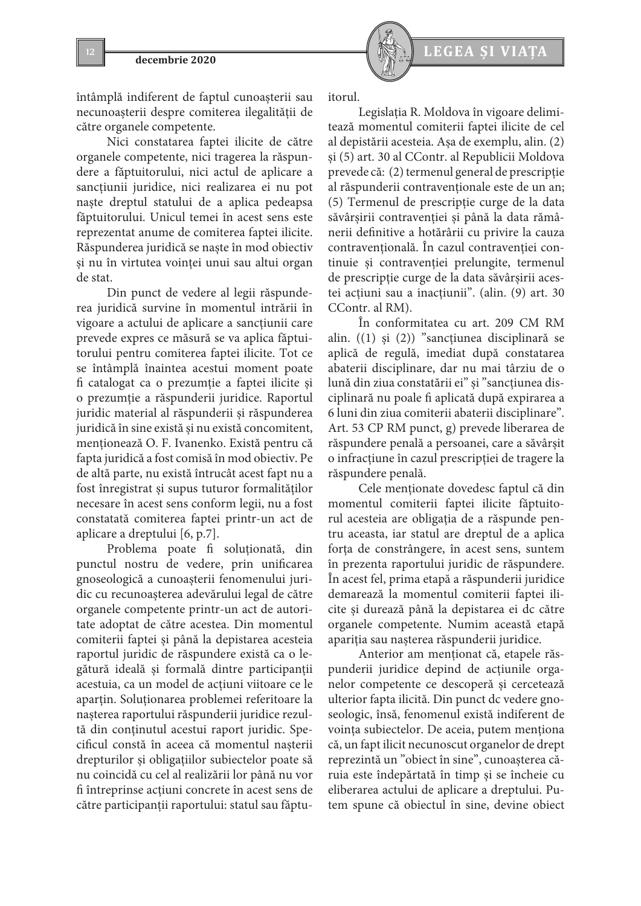întâmplă indiferent de faptul cunoașterii sau necunoașterii despre comiterea ilegalității de către organele competente.

Nici constatarea faptei ilicite de către organele competente, nici tragerea la răspundere a făptuitorului, nici actul de aplicare a sancțiunii juridice, nici realizarea ei nu pot naște dreptul statului de a aplica pedeapsa făptuitorului. Unicul temei în acest sens este reprezentat anume de comiterea faptei ilicite. Răspunderea juridică se naște în mod obiectiv și nu în virtutea voinței unui sau altui organ de stat.

Din punct de vedere al legii răspunderea juridică survine în momentul intrării în vigoare a actului de aplicare a sancțiunii care prevede expres ce măsură se va aplica făptuitorului pentru comiterea faptei ilicite. Tot ce se întâmplă înaintea acestui moment poate fi catalogat ca o prezumție a faptei ilicite și o prezumție a răspunderii juridice. Raportul juridic material al răspunderii și răspunderea juridică în sine există și nu există concomitent, menționează O. F. Ivanenko. Există pentru că fapta juridică a fost comisă în mod obiectiv. Pe de altă parte, nu există întrucât acest fapt nu a fost înregistrat și supus tuturor formalităților necesare în acest sens conform legii, nu a fost constatată comiterea faptei printr-un act de aplicare a dreptului [6, p.7].

Problema poate fi soluționată, din punctul nostru de vedere, prin unificarea gnoseologică a cunoașterii fenomenului juridic cu recunoașterea adevărului legal de către organele competente printr-un act de autoritate adoptat de către acestea. Din momentul comiterii faptei și până la depistarea acesteia raportul juridic de răspundere există ca o legătură ideală și formală dintre participanții acestuia, ca un model de acțiuni viitoare ce le aparțin. Soluționarea problemei referitoare la nașterea raportului răspunderii juridice rezultă din conținutul acestui raport juridic. Specificul constă în aceea că momentul nașterii drepturilor și obligațiilor subiectelor poate să nu coincidă cu cel al realizării lor până nu vor fi întreprinse acțiuni concrete în acest sens de către participanții raportului: statul sau făptuitorul.

Legislația R. Moldova în vigoare delimitează momentul comiterii faptei ilicite de cel al depistării acesteia. Așa de exemplu, alin. (2) și (5) art. 30 al CContr. al Republicii Moldova prevede că: (2) termenul general de prescripție al răspunderii contravenționale este de un an; (5) Termenul de prescripție curge de la data săvârșirii contravenției și până la data rămânerii definitive a hotărârii cu privire la cauza contravențională. În cazul contravenției continuie și contravenției prelungite, termenul de prescripție curge de la data săvârșirii acestei acțiuni sau a inacțiunii". (alin. (9) art. 30 CContr. al RM).

În conformitatea cu art. 209 CM RM alin. ((1) și (2)) "sancțiunea disciplinară se aplică de regulă, imediat după constatarea abaterii disciplinare, dar nu mai târziu de o lună din ziua constatării ei" și "sancțiunea disciplinară nu poale fi aplicată după expirarea a 6 luni din ziua comiterii abaterii disciplinare". Art. 53 CP RM punct, g) prevede liberarea de răspundere penală a persoanei, care a săvârșit o infracțiune în cazul prescripției de tragere la răspundere penală.

Cele menționate dovedesc faptul că din momentul comiterii faptei ilicite făptuitorul acesteia are obligația de a răspunde pentru aceasta, iar statul are dreptul de a aplica forța de constrângere, în acest sens, suntem în prezenta raportului juridic de răspundere. În acest fel, prima etapă a răspunderii juridice demarează la momentul comiterii faptei ilicite și durează până la depistarea ei dc către organele competente. Numim această etapă apariția sau nașterea răspunderii juridice.

Anterior am menționat că, etapele răspunderii juridice depind de acțiunile organelor competente ce descoperă și cercetează ulterior fapta ilicită. Din punct dc vedere gnoseologic, însă, fenomenul există indiferent de voința subiectelor. De aceia, putem menționa că, un fapt ilicit necunoscut organelor de drept reprezintă un "obiect în sine", cunoașterea căruia este îndepărtată în timp și se încheie cu eliberarea actului de aplicare a dreptului. Putem spune că obiectul în sine, devine obiect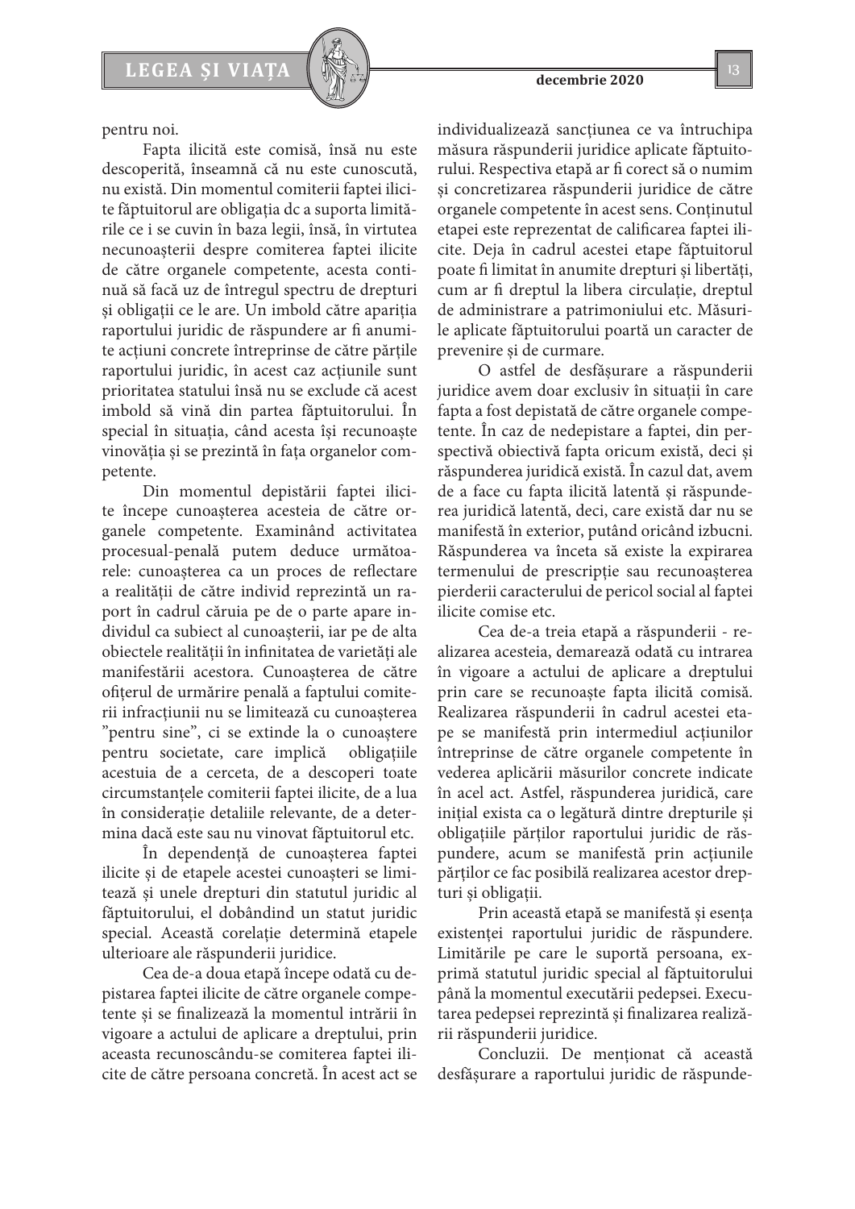pentru noi.

Fapta ilicită este comisă, însă nu este descoperită, înseamnă că nu este cunoscută, nu există. Din momentul comiterii faptei ilicite făptuitorul are obligația dc a suporta limitările ce i se cuvin în baza legii, însă, în virtutea necunoașterii despre comiterea faptei ilicite de către organele competente, acesta continuă să facă uz de întregul spectru de drepturi și obligații ce le are. Un imbold către apariția raportului juridic de răspundere ar fi anumite acțiuni concrete întreprinse de către părțile raportului juridic, în acest caz acțiunile sunt prioritatea statului însă nu se exclude că acest imbold să vină din partea făptuitorului. În special în situația, când acesta își recunoaște vinovăția și se prezintă în fața organelor competente.

Din momentul depistării faptei ilicite începe cunoașterea acesteia de către organele competente. Examinând activitatea procesual-penală putem deduce următoarele: cunoașterea ca un proces de reflectare a realității de către individ reprezintă un raport în cadrul căruia pe de o parte apare individul ca subiect al cunoașterii, iar pe de alta obiectele realității în infinitatea de varietăți ale manifestării acestora. Cunoașterea de către ofițerul de urmărire penală a faptului comiterii infracțiunii nu se limitează cu cunoașterea "pentru sine", ci se extinde la o cunoaștere pentru societate, care implică obligațiile acestuia de a cerceta, de a descoperi toate circumstanțele comiterii faptei ilicite, de a lua în considerație detaliile relevante, de a determina dacă este sau nu vinovat făptuitorul etc.

În dependență de cunoașterea faptei ilicite și de etapele acestei cunoașteri se limitează și unele drepturi din statutul juridic al făptuitorului, el dobândind un statut juridic special. Această corelație determină etapele ulterioare ale răspunderii juridice.

Cea de-a doua etapă începe odată cu depistarea faptei ilicite de către organele competente și se finalizează la momentul intrării în vigoare a actului de aplicare a dreptului, prin aceasta recunoscându-se comiterea faptei ilicite de către persoana concretă. În acest act se individualizează sancțiunea ce va întruchipa măsura răspunderii juridice aplicate făptuitorului. Respectiva etapă ar fi corect să o numim și concretizarea răspunderii juridice de către organele competente în acest sens. Conținutul etapei este reprezentat de calificarea faptei ilicite. Deja în cadrul acestei etape făptuitorul poate fi limitat în anumite drepturi și libertăți, cum ar fi dreptul la libera circulație, dreptul de administrare a patrimoniului etc. Măsurile aplicate făptuitorului poartă un caracter de prevenire și de curmare.

O astfel de desfășurare a răspunderii juridice avem doar exclusiv în situații în care fapta a fost depistată de către organele competente. În caz de nedepistare a faptei, din perspectivă obiectivă fapta oricum există, deci și răspunderea juridică există. În cazul dat, avem de a face cu fapta ilicită latentă și răspunderea juridică latentă, deci, care există dar nu se manifestă în exterior, putând oricând izbucni. Răspunderea va înceta să existe la expirarea termenului de prescripție sau recunoașterea pierderii caracterului de pericol social al faptei ilicite comise etc.

Cea de-a treia etapă a răspunderii - realizarea acesteia, demarează odată cu intrarea în vigoare a actului de aplicare a dreptului prin care se recunoaște fapta ilicită comisă. Realizarea răspunderii în cadrul acestei etape se manifestă prin intermediul acțiunilor întreprinse de către organele competente în vederea aplicării măsurilor concrete indicate în acel act. Astfel, răspunderea juridică, care inițial exista ca o legătură dintre drepturile și obligațiile părților raportului juridic de răspundere, acum se manifestă prin acțiunile părților ce fac posibilă realizarea acestor drepturi și obligații.

Prin această etapă se manifestă și esența existenței raportului juridic de răspundere. Limitările pe care le suportă persoana, exprimă statutul juridic special al făptuitorului până la momentul executării pedepsei. Executarea pedepsei reprezintă și finalizarea realizării răspunderii juridice.

Concluzii. De menționat că această desfășurare a raportului juridic de răspunde-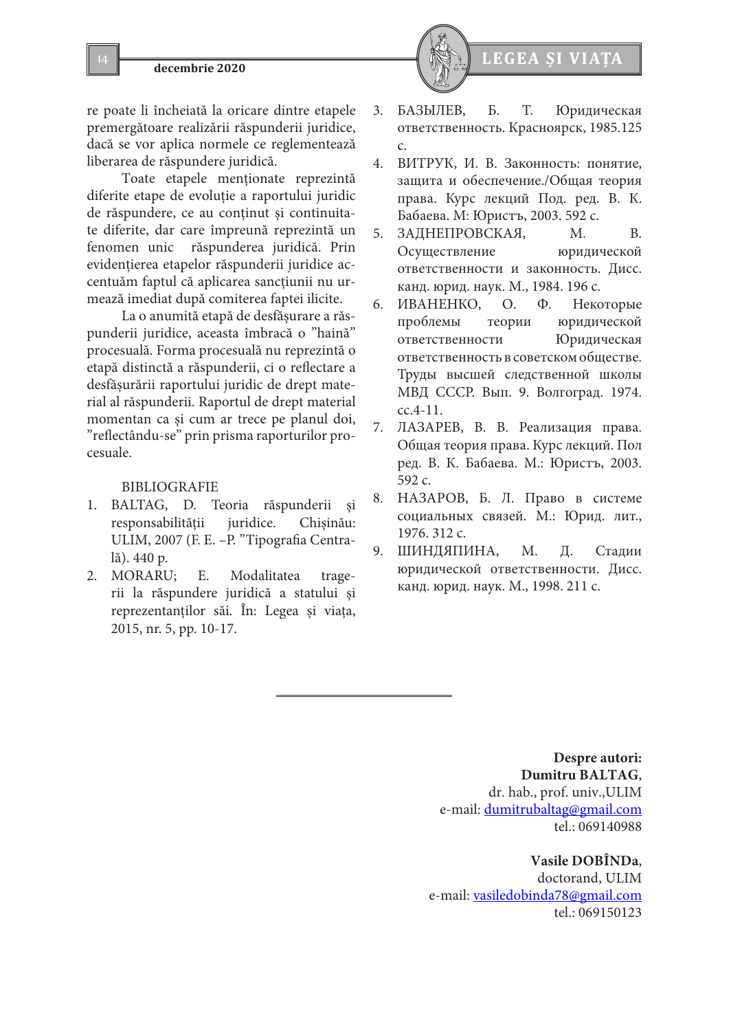re poate li încheiată la oricare dintre etapele premergătoare realizării răspunderii juridice, dacă se vor aplica normele ce reglementează liberarea de răspundere juridică.

Toate etapele menționate reprezintă diferite etape de evoluție a raportului juridic de răspundere, ce au conținut și continuitate diferite, dar care împreună reprezintă un fenomen unic răspunderea juridică. Prin evidențierea etapelor răspunderii juridice accentuăm faptul că aplicarea sancțiunii nu urmează imediat după comiterea faptei ilicite.

La o anumită etapă de desfășurare a răspunderii juridice, aceasta îmbracă o "haină" procesuală. Forma procesuală nu reprezintă o etapă distinctă a răspunderii, ci o reflectare a desfășurării raportului juridic de drept material al răspunderii. Raportul de drept material momentan ca și cum ar trece pe planul doi, "reflectându-se" prin prisma raporturilor procesuale.

BIBLIOGRAFIE

1. BALTAG, D. Teoria răspunderii și responsabilității juridice. Chișinău: ULIM, 2007 (F. E. –P. "Tipografia Centrală). 440 p.
2. MORARU; E. Modalitatea tragerii la răspundere juridică a statului și reprezentanților săi. În: Legea și viața, 2015, nr. 5, pp. 10-17.
3. БАЗЫЛЕВ, Б. Т. Юридическая ответственность. Красноярск, 1985.125 с.
4. ВИТРУК, И. В. Законность: понятие, защита и обеспечение./Общая теория права. Курс лекций Под. ред. В. К. Бабаева. М: Юристъ, 2003. 592 с.
5. ЗАДНЕПРОВСКАЯ, М. В. Осуществление юридической ответственности и законность. Дисс. канд. юрид. наук. М., 1984. 196 с.
6. ИВАНЕНКО, О. Ф. Некоторые проблемы теории юридической ответственности Юридическая ответственность в советском обществе. Труды высшей следственной школы МВД СССР. Вып. 9. Волгоград. 1974. сс.4-11.
7. ЛАЗАРЕВ, В. В. Реализация права. Общая теория права. Курс лекций. Пол ред. В. К. Бабаева. М.: Юристъ, 2003. 592 с.
8. НАЗАРОВ, Б. Л. Право в системе социальных связей. М.: Юрид. лит., 1976. 312 с.
9. ШИНДЯПИНА, М. Д. Стадии юридической ответственности. Дисс. канд. юрид. наук. М., 1998. 211 с.

---

**Despre autori:**
**Dumitru BALTAG,**
dr. hab., prof. univ.,ULIM
e-mail: dumitrubaltag@gmail.com
tel.: 069140988

**Vasile DOBÎNDa,**
doctorand, ULIM
e-mail: vasiledobinda78@gmail.com
tel.: 069150123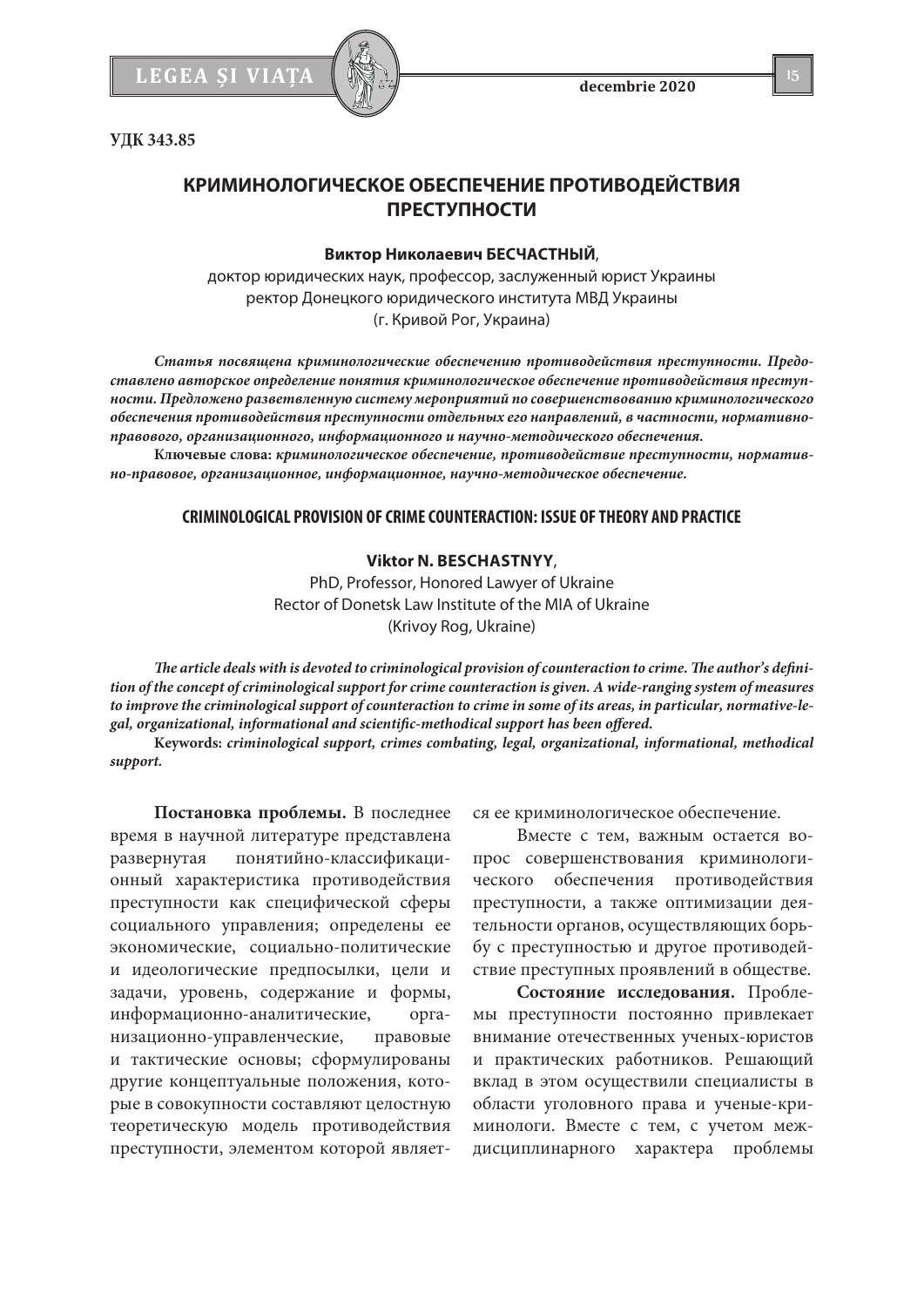УДК 343.85

# КРИМИНОЛОГИЧЕСКОЕ ОБЕСПЕЧЕНИЕ ПРОТИВОДЕЙСТВИЯ ПРЕСТУПНОСТИ

**Виктор Николаевич БЕСЧАСТНЫЙ**,
доктор юридических наук, профессор, заслуженный юрист Украины
ректор Донецкого юридического института МВД Украины
(г. Кривой Рог, Украина)

***Статья посвящена криминологические обеспечению противодействия преступности. Предоставлено авторское определение понятия криминологическое обеспечение противодействия преступности. Предложено разветвленную систему мероприятий по совершенствованию криминологического обеспечения противодействия преступности отдельных его направлений, в частности, нормативно-правового, организационного, информационного и научно-методического обеспечения.***

**Ключевые слова:** ***криминологическое обеспечение, противодействие преступности, нормативно-правовое, организационное, информационное, научно-методическое обеспечение.***

## CRIMINOLOGICAL PROVISION OF CRIME COUNTERACTION: ISSUE OF THEORY AND PRACTICE

**Viktor N. BESCHASTNYY**,
PhD, Professor, Honored Lawyer of Ukraine
Rector of Donetsk Law Institute of the MIA of Ukraine
(Krivoy Rog, Ukraine)

***The article deals with is devoted to criminological provision of counteraction to crime. The author's definition of the concept of criminological support for crime counteraction is given. A wide-ranging system of measures to improve the criminological support of counteraction to crime in some of its areas, in particular, normative-legal, organizational, informational and scientific-methodical support has been offered.***

**Keywords:** ***criminological support, crimes combating, legal, organizational, informational, methodical support.***

**Постановка проблемы.** В последнее время в научной литературе представлена развернутая понятийно-классификационный характеристика противодействия преступности как специфической сферы социального управления; определены ее экономические, социально-политические и идеологические предпосылки, цели и задачи, уровень, содержание и формы, информационно-аналитические, организационно-управленческие, правовые и тактические основы; сформулированы другие концептуальные положения, которые в совокупности составляют целостную теоретическую модель противодействия преступности, элементом которой является ее криминологическое обеспечение.

Вместе с тем, важным остается вопрос совершенствования криминологического обеспечения противодействия преступности, а также оптимизации деятельности органов, осуществляющих борьбу с преступностью и другое противодействие преступных проявлений в обществе.

**Состояние исследования.** Проблемы преступности постоянно привлекает внимание отечественных ученых-юристов и практических работников. Решающий вклад в этом осуществили специалисты в области уголовного права и ученые-криминологи. Вместе с тем, с учетом междисциплинарного характера проблемы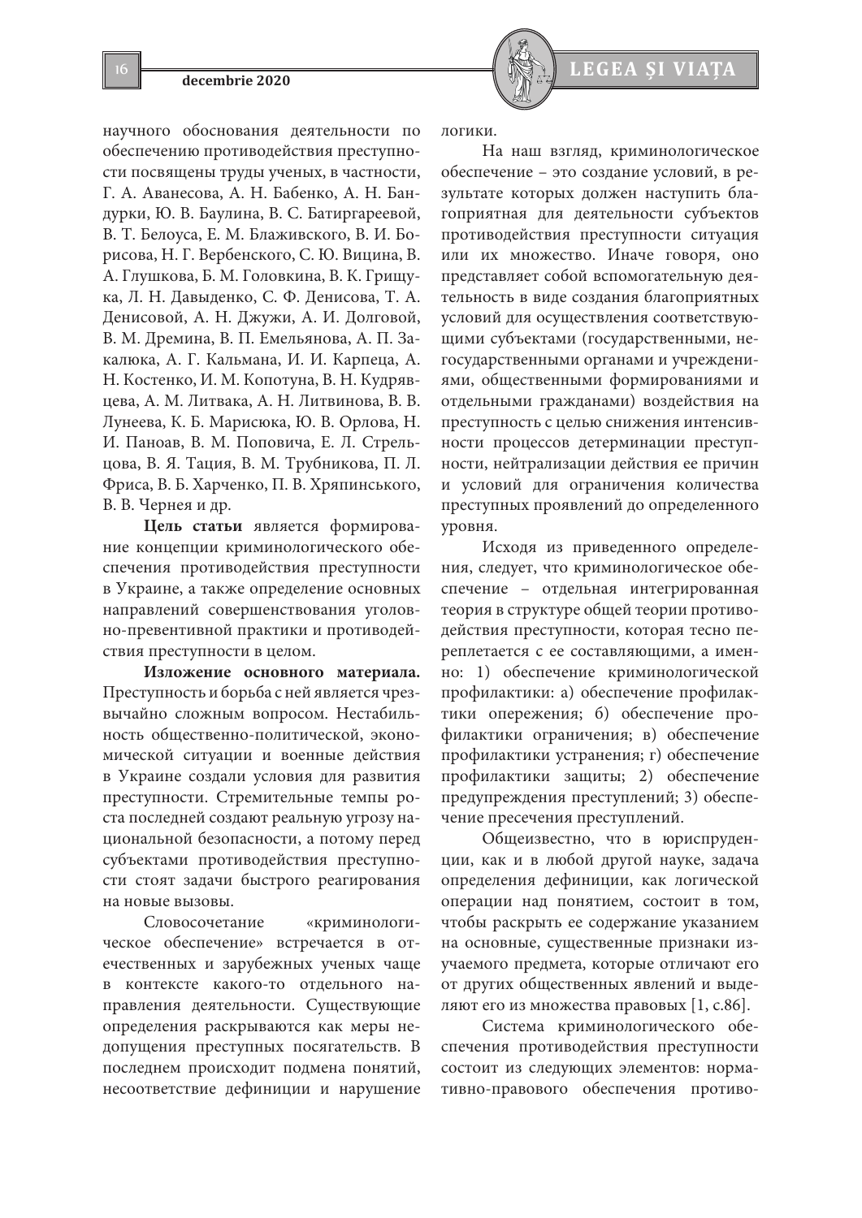научного обоснования деятельности по обеспечению противодействия преступности посвящены труды ученых, в частности, Г. А. Аванесова, А. Н. Бабенко, А. Н. Бандурки, Ю. В. Баулина, В. С. Батиргареевой, В. Т. Белоуса, Е. М. Блаживского, В. И. Борисова, Н. Г. Вербенского, С. Ю. Вицина, В. А. Глушкова, Б. М. Головкина, В. К. Грищука, Л. Н. Давыденко, С. Ф. Денисова, Т. А. Денисовой, А. Н. Джужи, А. И. Долговой, В. М. Дремина, В. П. Емельянова, А. П. Закалюка, А. Г. Кальмана, И. И. Карпеца, А. Н. Костенко, И. М. Копотуна, В. Н. Кудрявцева, А. М. Литвака, А. Н. Литвинова, В. В. Лунеева, К. Б. Марисюка, Ю. В. Орлова, Н. И. Паноав, В. М. Поповича, Е. Л. Стрельцова, В. Я. Тация, В. М. Трубникова, П. Л. Фриса, В. Б. Харченко, П. В. Хряпинського, В. В. Чернея и др.

**Цель статьи** является формирование концепции криминологического обеспечения противодействия преступности в Украине, а также определение основных направлений совершенствования уголовно-превентивной практики и противодействия преступности в целом.

**Изложение основного материала.** Преступность и борьба с ней является чрезвычайно сложным вопросом. Нестабильность общественно-политической, экономической ситуации и военные действия в Украине создали условия для развития преступности. Стремительные темпы роста последней создают реальную угрозу национальной безопасности, а потому перед субъектами противодействия преступности стоят задачи быстрого реагирования на новые вызовы.

Словосочетание «криминологическое обеспечение» встречается в отечественных и зарубежных ученых чаще в контексте какого-то отдельного направления деятельности. Существующие определения раскрываются как меры недопущения преступных посягательств. В последнем происходит подмена понятий, несоответствие дефиниции и нарушение логики.

На наш взгляд, криминологическое обеспечение – это создание условий, в результате которых должен наступить благоприятная для деятельности субъектов противодействия преступности ситуация или их множество. Иначе говоря, оно представляет собой вспомогательную деятельность в виде создания благоприятных условий для осуществления соответствующими субъектами (государственными, негосударственными органами и учреждениями, общественными формированиями и отдельными гражданами) воздействия на преступность с целью снижения интенсивности процессов детерминации преступности, нейтрализации действия ее причин и условий для ограничения количества преступных проявлений до определенного уровня.

Исходя из приведенного определения, следует, что криминологическое обеспечение – отдельная интегрированная теория в структуре общей теории противодействия преступности, которая тесно переплетается с ее составляющими, а именно: 1) обеспечение криминологической профилактики: а) обеспечение профилактики опережения; б) обеспечение профилактики ограничения; в) обеспечение профилактики устранения; г) обеспечение профилактики защиты; 2) обеспечение предупреждения преступлений; 3) обеспечение пресечения преступлений.

Общеизвестно, что в юриспруденции, как и в любой другой науке, задача определения дефиниции, как логической операции над понятием, состоит в том, чтобы раскрыть ее содержание указанием на основные, существенные признаки изучаемого предмета, которые отличают его от других общественных явлений и выделяют его из множества правовых [1, с.86].

Система криминологического обеспечения противодействия преступности состоит из следующих элементов: нормативно-правового обеспечения противо-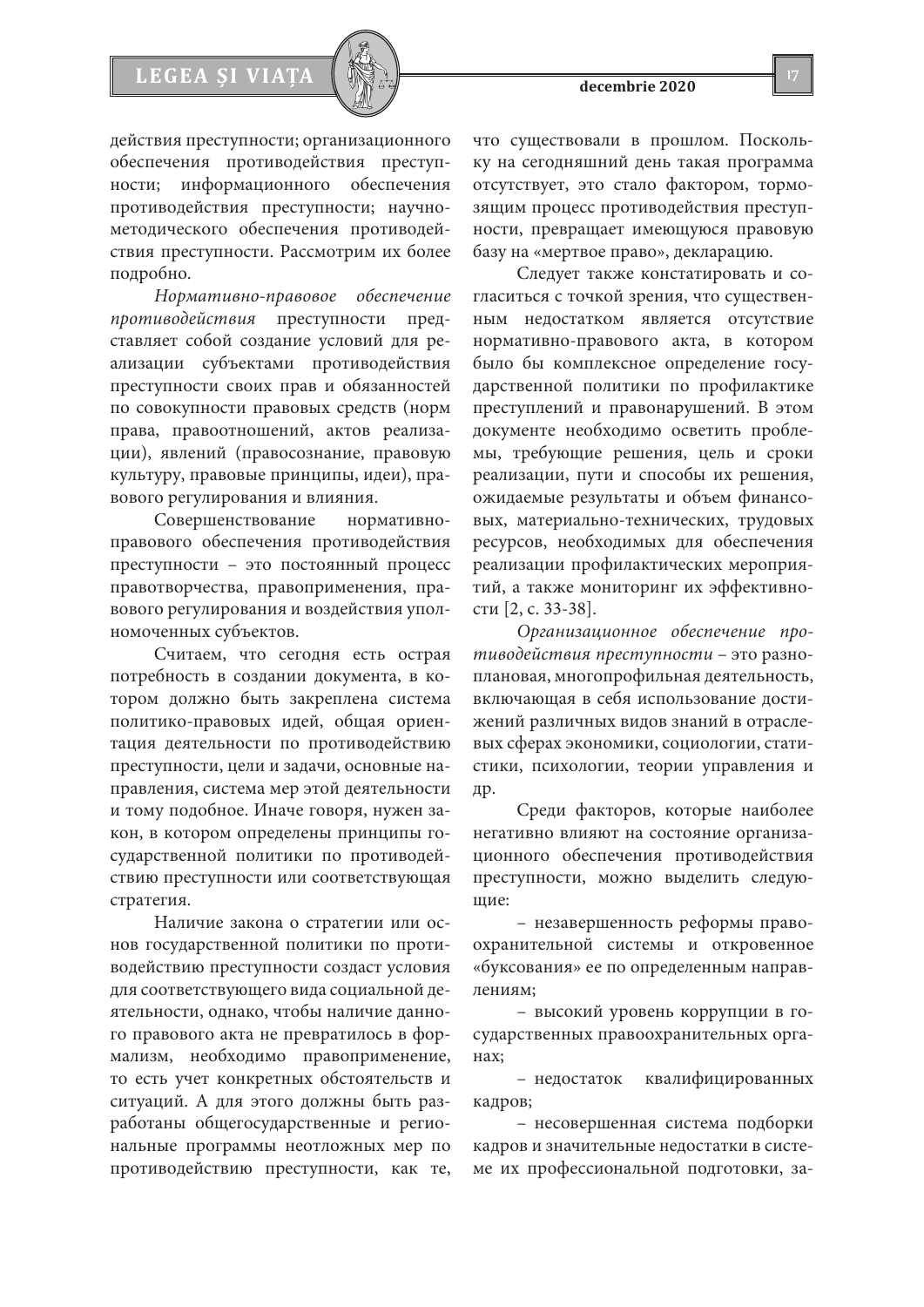действия преступности; организационного обеспечения противодействия преступности; информационного обеспечения противодействия преступности; научно-методического обеспечения противодействия преступности. Рассмотрим их более подробно.

*Нормативно-правовое обеспечение противодействия* преступности представляет собой создание условий для реализации субъектами противодействия преступности своих прав и обязанностей по совокупности правовых средств (норм права, правоотношений, актов реализации), явлений (правосознание, правовую культуру, правовые принципы, идеи), правового регулирования и влияния.

Совершенствование нормативно-правового обеспечения противодействия преступности – это постоянный процесс правотворчества, правоприменения, правового регулирования и воздействия уполномоченных субъектов.

Считаем, что сегодня есть острая потребность в создании документа, в котором должно быть закреплена система политико-правовых идей, общая ориентация деятельности по противодействию преступности, цели и задачи, основные направления, система мер этой деятельности и тому подобное. Иначе говоря, нужен закон, в котором определены принципы государственной политики по противодействию преступности или соответствующая стратегия.

Наличие закона о стратегии или основ государственной политики по противодействию преступности создаст условия для соответствующего вида социальной деятельности, однако, чтобы наличие данного правового акта не превратилось в формализм, необходимо правоприменение, то есть учет конкретных обстоятельств и ситуаций. А для этого должны быть разработаны общегосударственные и региональные программы неотложных мер по противодействию преступности, как те, что существовали в прошлом. Поскольку на сегодняшний день такая программа отсутствует, это стало фактором, тормозящим процесс противодействия преступности, превращает имеющуюся правовую базу на «мертвое право», декларацию.

Следует также констатировать и согласиться с точкой зрения, что существенным недостатком является отсутствие нормативно-правового акта, в котором было бы комплексное определение государственной политики по профилактике преступлений и правонарушений. В этом документе необходимо осветить проблемы, требующие решения, цель и сроки реализации, пути и способы их решения, ожидаемые результаты и объем финансовых, материально-технических, трудовых ресурсов, необходимых для обеспечения реализации профилактических мероприятий, а также мониторинг их эффективности [2, с. 33-38].

*Организационное обеспечение противодействия преступности* – это разноплановая, многопрофильная деятельность, включающая в себя использование достижений различных видов знаний в отраслевых сферах экономики, социологии, статистики, психологии, теории управления и др.

Среди факторов, которые наиболее негативно влияют на состояние организационного обеспечения противодействия преступности, можно выделить следующие:

– незавершенность реформы правоохранительной системы и откровенное «буксования» ее по определенным направлениям;

– высокий уровень коррупции в государственных правоохранительных органах;

– недостаток квалифицированных кадров;

– несовершенная система подборки кадров и значительные недостатки в системе их профессиональной подготовки, за-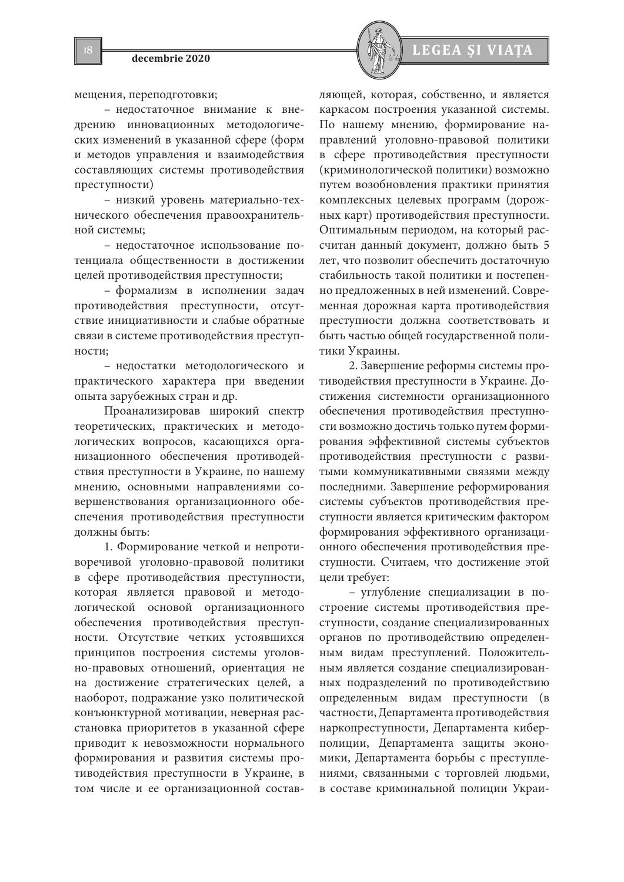мещения, переподготовки;

– недостаточное внимание к внедрению инновационных методологических изменений в указанной сфере (форм и методов управления и взаимодействия составляющих системы противодействия преступности)

– низкий уровень материально-технического обеспечения правоохранительной системы;

– недостаточное использование потенциала общественности в достижении целей противодействия преступности;

– формализм в исполнении задач противодействия преступности, отсутствие инициативности и слабые обратные связи в системе противодействия преступности;

– недостатки методологического и практического характера при введении опыта зарубежных стран и др.

Проанализировав широкий спектр теоретических, практических и методологических вопросов, касающихся организационного обеспечения противодействия преступности в Украине, по нашему мнению, основными направлениями совершенствования организационного обеспечения противодействия преступности должны быть:

1. Формирование четкой и непротиворечивой уголовно-правовой политики в сфере противодействия преступности, которая является правовой и методологической основой организационного обеспечения противодействия преступности. Отсутствие четких устоявшихся принципов построения системы уголовно-правовых отношений, ориентация не на достижение стратегических целей, а наоборот, подражание узко политической конъюнктурной мотивации, неверная расстановка приоритетов в указанной сфере приводит к невозможности нормального формирования и развития системы противодействия преступности в Украине, в том числе и ее организационной составляющей, которая, собственно, и является каркасом построения указанной системы. По нашему мнению, формирование направлений уголовно-правовой политики в сфере противодействия преступности (криминологической политики) возможно путем возобновления практики принятия комплексных целевых программ (дорожных карт) противодействия преступности. Оптимальным периодом, на который рассчитан данный документ, должно быть 5 лет, что позволит обеспечить достаточную стабильность такой политики и постепенно предложенных в ней изменений. Современная дорожная карта противодействия преступности должна соответствовать и быть частью общей государственной политики Украины.

2. Завершение реформы системы противодействия преступности в Украине. Достижения системности организационного обеспечения противодействия преступности возможно достичь только путем формирования эффективной системы субъектов противодействия преступности с развитыми коммуникативными связями между последними. Завершение реформирования системы субъектов противодействия преступности является критическим фактором формирования эффективного организационного обеспечения противодействия преступности. Считаем, что достижение этой цели требует:

– углубление специализации в построение системы противодействия преступности, создание специализированных органов по противодействию определенным видам преступлений. Положительным является создание специализированных подразделений по противодействию определенным видам преступности (в частности, Департамента противодействия наркопреступности, Департамента киберполиции, Департамента защиты экономики, Департамента борьбы с преступлениями, связанными с торговлей людьми, в составе криминальной полиции Украи-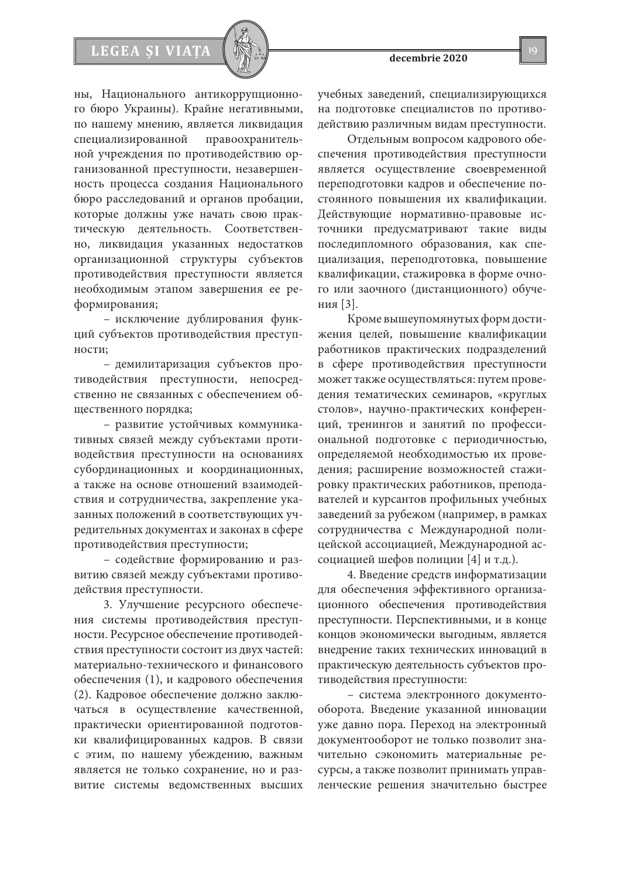ны, Национального антикоррупционного бюро Украины). Крайне негативными, по нашему мнению, является ликвидация специализированной правоохранительной учреждения по противодействию организованной преступности, незавершенность процесса создания Национального бюро расследований и органов пробации, которые должны уже начать свою практическую деятельность. Соответственно, ликвидация указанных недостатков организационной структуры субъектов противодействия преступности является необходимым этапом завершения ее реформирования;

– исключение дублирования функций субъектов противодействия преступности;

– демилитаризация субъектов противодействия преступности, непосредственно не связанных с обеспечением общественного порядка;

– развитие устойчивых коммуникативных связей между субъектами противодействия преступности на основаниях субординационных и координационных, а также на основе отношений взаимодействия и сотрудничества, закрепление указанных положений в соответствующих учредительных документах и законах в сфере противодействия преступности;

– содействие формированию и развитию связей между субъектами противодействия преступности.

3. Улучшение ресурсного обеспечения системы противодействия преступности. Ресурсное обеспечение противодействия преступности состоит из двух частей: материально-технического и финансового обеспечения (1), и кадрового обеспечения (2). Кадровое обеспечение должно заключаться в осуществление качественной, практически ориентированной подготовки квалифицированных кадров. В связи с этим, по нашему убеждению, важным является не только сохранение, но и развитие системы ведомственных высших учебных заведений, специализирующихся на подготовке специалистов по противодействию различным видам преступности.

Отдельным вопросом кадрового обеспечения противодействия преступности является осуществление своевременной переподготовки кадров и обеспечение постоянного повышения их квалификации. Действующие нормативно-правовые источники предусматривают такие виды последипломного образования, как специализация, переподготовка, повышение квалификации, стажировка в форме очного или заочного (дистанционного) обучения [3].

Кроме вышеупомянутых форм достижения целей, повышение квалификации работников практических подразделений в сфере противодействия преступности может также осуществляться: путем проведения тематических семинаров, «круглых столов», научно-практических конференций, тренингов и занятий по профессиональной подготовке с периодичностью, определяемой необходимостью их проведения; расширение возможностей стажировку практических работников, преподавателей и курсантов профильных учебных заведений за рубежом (например, в рамках сотрудничества с Международной полицейской ассоциацией, Международной ассоциацией шефов полиции [4] и т.д.).

4. Введение средств информатизации для обеспечения эффективного организационного обеспечения противодействия преступности. Перспективными, и в конце концов экономически выгодным, является внедрение таких технических инноваций в практическую деятельность субъектов противодействия преступности:

– система электронного документооборота. Введение указанной инновации уже давно пора. Переход на электронный документооборот не только позволит значительно сэкономить материальные ресурсы, а также позволит принимать управленческие решения значительно быстрее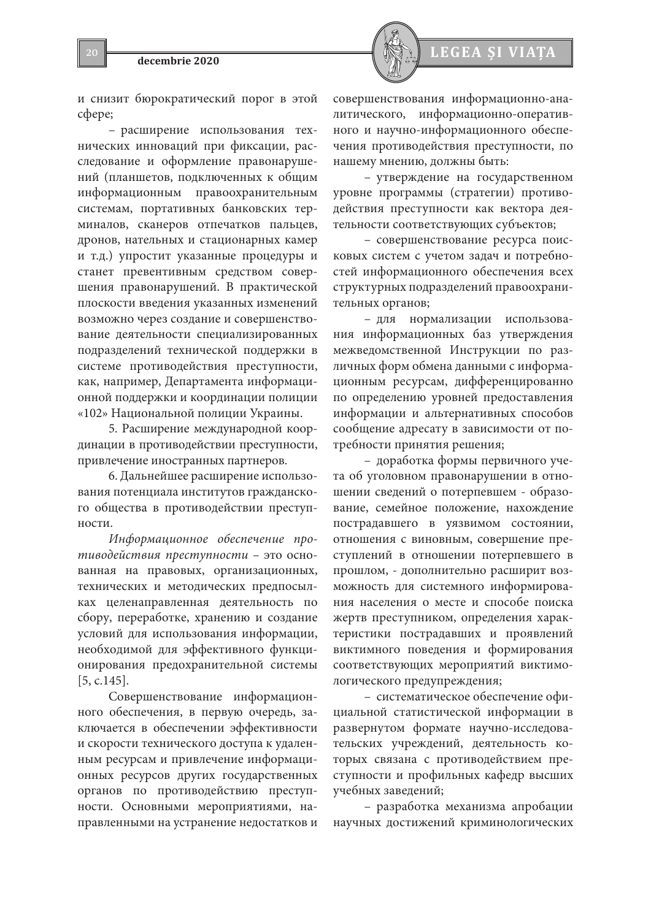и снизит бюрократический порог в этой сфере;

– расширение использования технических инноваций при фиксации, расследование и оформление правонарушений (планшетов, подключенных к общим информационным правоохранительным системам, портативных банковских терминалов, сканеров отпечатков пальцев, дронов, нательных и стационарных камер и т.д.) упростит указанные процедуры и станет превентивным средством совершения правонарушений. В практической плоскости введения указанных изменений возможно через создание и совершенствование деятельности специализированных подразделений технической поддержки в системе противодействия преступности, как, например, Департамента информационной поддержки и координации полиции «102» Национальной полиции Украины.

5. Расширение международной координации в противодействии преступности, привлечение иностранных партнеров.

6. Дальнейшее расширение использования потенциала институтов гражданского общества в противодействии преступности.

*Информационное обеспечение противодействия преступности* – это основанная на правовых, организационных, технических и методических предпосылках целенаправленная деятельность по сбору, переработке, хранению и создание условий для использования информации, необходимой для эффективного функционирования предохранительной системы [5, с.145].

Совершенствование информационного обеспечения, в первую очередь, заключается в обеспечении эффективности и скорости технического доступа к удаленным ресурсам и привлечение информационных ресурсов других государственных органов по противодействию преступности. Основными мероприятиями, направленными на устранение недостатков и совершенствования информационно-аналитического, информационно-оперативного и научно-информационного обеспечения противодействия преступности, по нашему мнению, должны быть:

– утверждение на государственном уровне программы (стратегии) противодействия преступности как вектора деятельности соответствующих субъектов;

– совершенствование ресурса поисковых систем с учетом задач и потребностей информационного обеспечения всех структурных подразделений правоохранительных органов;

– для нормализации использования информационных баз утверждения межведомственной Инструкции по различных форм обмена данными с информационным ресурсам, дифференцированно по определению уровней предоставления информации и альтернативных способов сообщение адресату в зависимости от потребности принятия решения;

– доработка формы первичного учета об уголовном правонарушении в отношении сведений о потерпевшем - образование, семейное положение, нахождение пострадавшего в уязвимом состоянии, отношения с виновным, совершение преступлений в отношении потерпевшего в прошлом, - дополнительно расширит возможность для системного информирования населения о месте и способе поиска жертв преступником, определения характеристики пострадавших и проявлений виктимного поведения и формирования соответствующих мероприятий виктимологического предупреждения;

– систематическое обеспечение официальной статистической информации в развернутом формате научно-исследовательских учреждений, деятельность которых связана с противодействием преступности и профильных кафедр высших учебных заведений;

– разработка механизма апробации научных достижений криминологических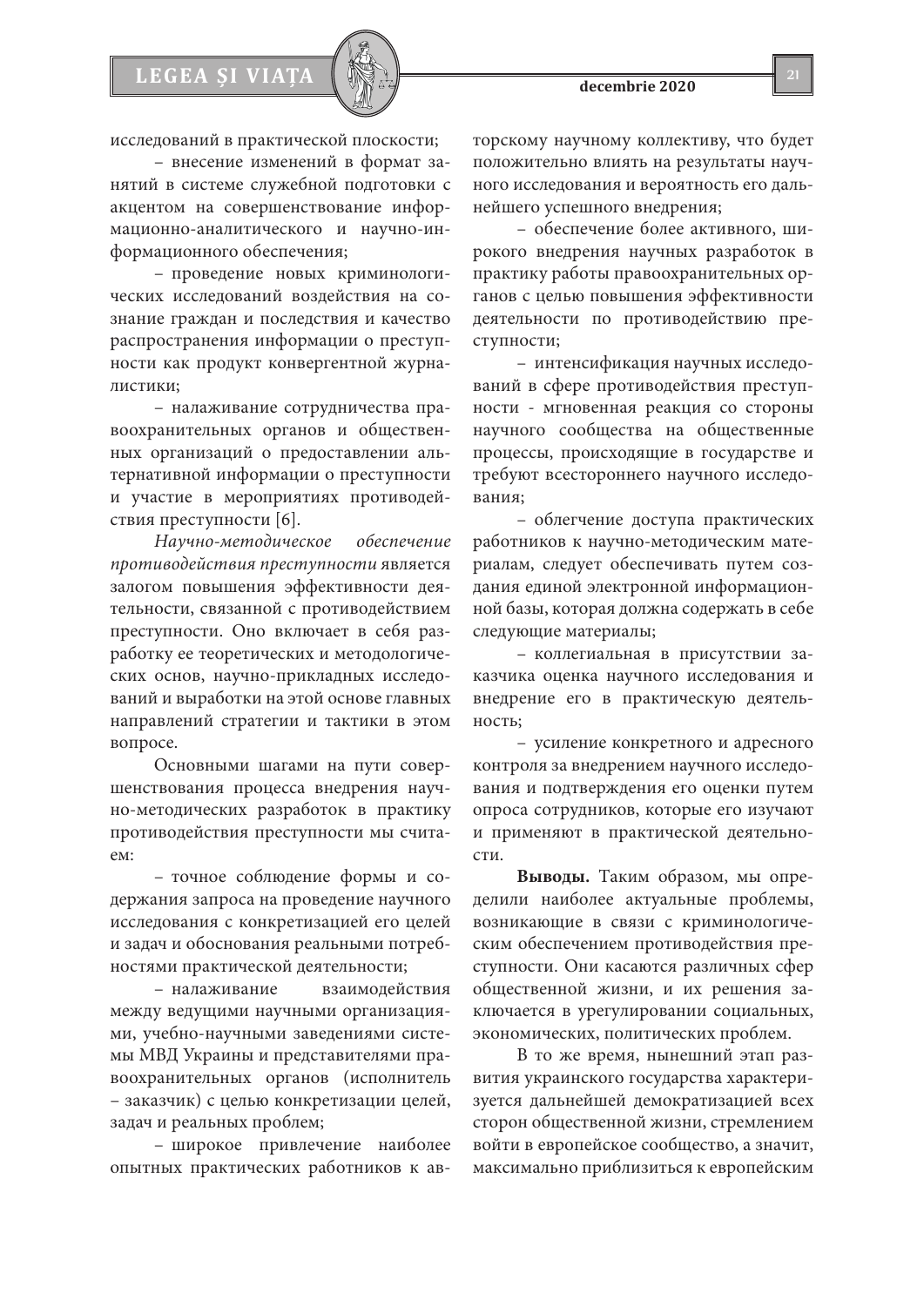исследований в практической плоскости;

– внесение изменений в формат занятий в системе служебной подготовки с акцентом на совершенствование информационно-аналитического и научно-информационного обеспечения;

– проведение новых криминологических исследований воздействия на сознание граждан и последствия и качество распространения информации о преступности как продукт конвергентной журналистики;

– налаживание сотрудничества правоохранительных органов и общественных организаций о предоставлении альтернативной информации о преступности и участие в мероприятиях противодействия преступности [6].

*Научно-методическое обеспечение противодействия преступности* является залогом повышения эффективности деятельности, связанной с противодействием преступности. Оно включает в себя разработку ее теоретических и методологических основ, научно-прикладных исследований и выработки на этой основе главных направлений стратегии и тактики в этом вопросе.

Основными шагами на пути совершенствования процесса внедрения научно-методических разработок в практику противодействия преступности мы считаем:

– точное соблюдение формы и содержания запроса на проведение научного исследования с конкретизацией его целей и задач и обоснования реальными потребностями практической деятельности;

– налаживание взаимодействия между ведущими научными организациями, учебно-научными заведениями системы МВД Украины и представителями правоохранительных органов (исполнитель – заказчик) с целью конкретизации целей, задач и реальных проблем;

– широкое привлечение наиболее опытных практических работников к авторскому научному коллективу, что будет положительно влиять на результаты научного исследования и вероятность его дальнейшего успешного внедрения;

– обеспечение более активного, широкого внедрения научных разработок в практику работы правоохранительных органов с целью повышения эффективности деятельности по противодействию преступности;

– интенсификация научных исследований в сфере противодействия преступности - мгновенная реакция со стороны научного сообщества на общественные процессы, происходящие в государстве и требуют всестороннего научного исследования;

– облегчение доступа практических работников к научно-методическим материалам, следует обеспечивать путем создания единой электронной информационной базы, которая должна содержать в себе следующие материалы;

– коллегиальная в присутствии заказчика оценка научного исследования и внедрение его в практическую деятельность;

– усиление конкретного и адресного контроля за внедрением научного исследования и подтверждения его оценки путем опроса сотрудников, которые его изучают и применяют в практической деятельности.

**Выводы.** Таким образом, мы определили наиболее актуальные проблемы, возникающие в связи с криминологическим обеспечением противодействия преступности. Они касаются различных сфер общественной жизни, и их решения заключается в урегулировании социальных, экономических, политических проблем.

В то же время, нынешний этап развития украинского государства характеризуется дальнейшей демократизацией всех сторон общественной жизни, стремлением войти в европейское сообщество, а значит, максимально приблизиться к европейским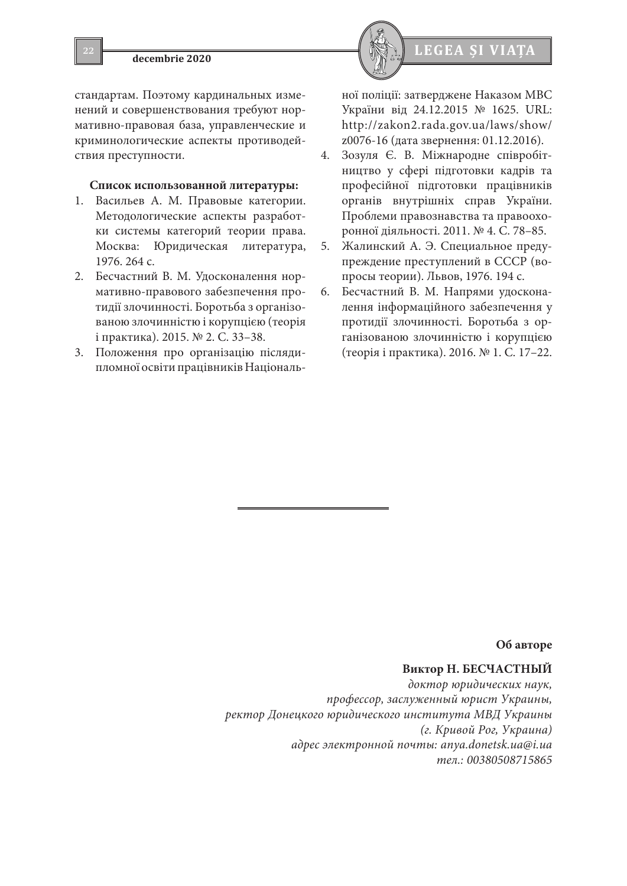стандартам. Поэтому кардинальных изменений и совершенствования требуют нормативно-правовая база, управленческие и криминологические аспекты противодействия преступности.

**Список использованной литературы:**

1. Васильев А. М. Правовые категории. Методологические аспекты разработки системы категорий теории права. Москва: Юридическая литература, 1976. 264 с.
2. Бесчастний В. М. Удосконалення нормативно-правового забезпечення протидії злочинності. Боротьба з організованою злочинністю і корупцією (теорія і практика). 2015. № 2. С. 33–38.
3. Положення про організацію післядипломної освіти працівників Національної поліції: затверджене Наказом МВС України від 24.12.2015 № 1625. URL: http://zakon2.rada.gov.ua/laws/show/z0076-16 (дата звернення: 01.12.2016).
4. Зозуля Є. В. Міжнародне співробітництво у сфері підготовки кадрів та професійної підготовки працівників органів внутрішніх справ України. Проблеми правознавства та правоохоронної діяльності. 2011. № 4. С. 78–85.
5. Жалинский А. Э. Специальное предупреждение преступлений в СССР (вопросы теории). Львов, 1976. 194 с.
6. Бесчастний В. М. Напрями удосконалення інформаційного забезпечення у протидії злочинності. Боротьба з організованою злочинністю і корупцією (теорія і практика). 2016. № 1. С. 17–22.

**Об авторе**

**Виктор Н. БЕСЧАСТНЫЙ**
*доктор юридических наук,*
*профессор, заслуженный юрист Украины,*
*ректор Донецкого юридического института МВД Украины*
*(г. Кривой Рог, Украина)*
*адрес электронной почты: anya.donetsk.ua@i.ua*
*тел.: 00380508715865*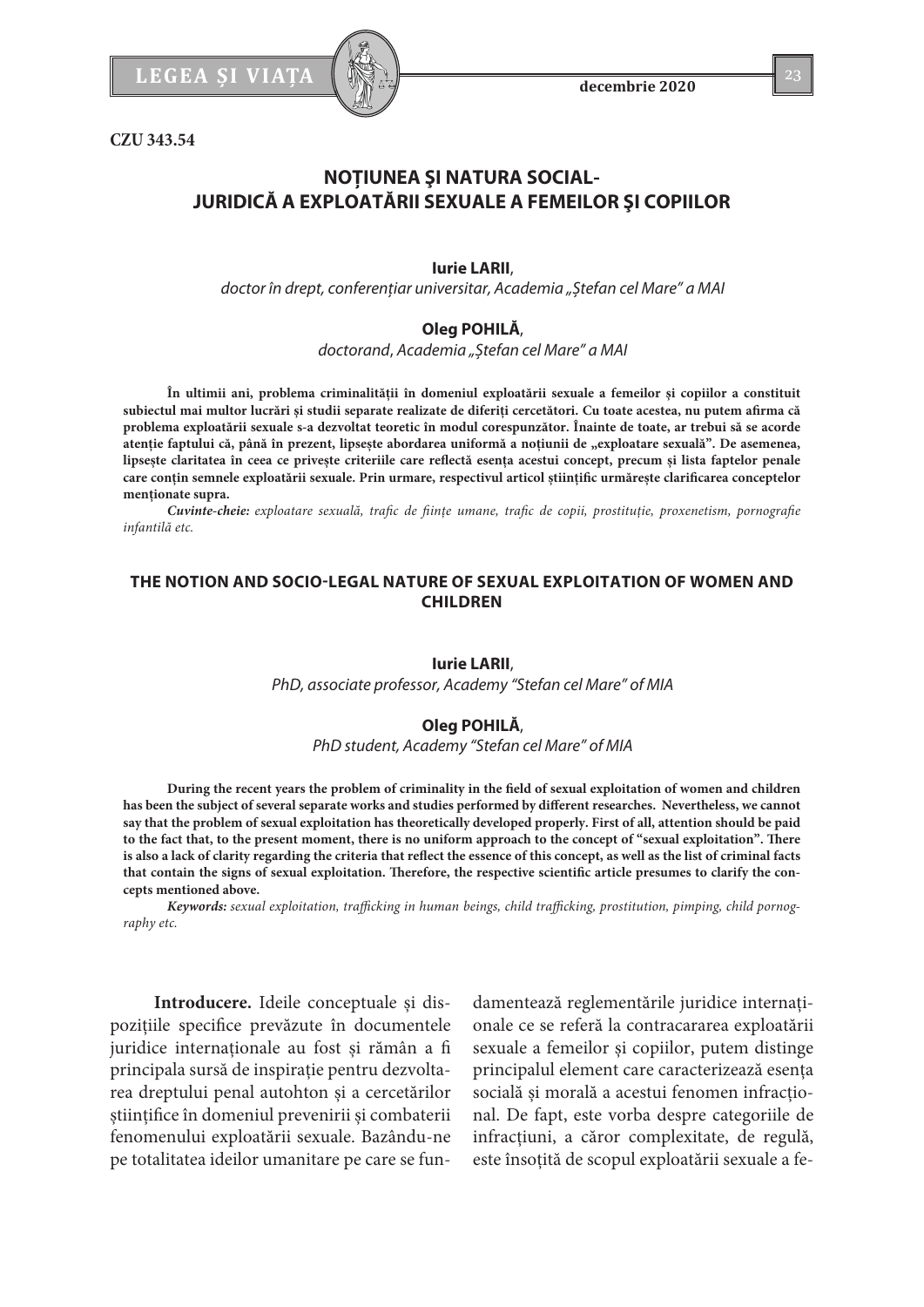CZU 343.54

# NOȚIUNEA ŞI NATURA SOCIAL-JURIDICĂ A EXPLOATĂRII SEXUALE A FEMEILOR ŞI COPIILOR

**Iurie LARII**,
*doctor în drept, conferențiar universitar, Academia „Ștefan cel Mare" a MAI*

**Oleg POHILĂ**,
*doctorand, Academia „Ștefan cel Mare" a MAI*

**În ultimii ani, problema criminalității în domeniul exploatării sexuale a femeilor și copiilor a constituit subiectul mai multor lucrări și studii separate realizate de diferiți cercetători. Cu toate acestea, nu putem afirma că problema exploatării sexuale s-a dezvoltat teoretic în modul corespunzător. Înainte de toate, ar trebui să se acorde atenție faptului că, până în prezent, lipsește abordarea uniformă a noțiunii de „exploatare sexuală". De asemenea, lipsește claritatea în ceea ce privește criteriile care reflectă esența acestui concept, precum și lista faptelor penale care conțin semnele exploatării sexuale. Prin urmare, respectivul articol științific urmărește clarificarea conceptelor menționate supra.**

***Cuvinte-cheie:*** *exploatare sexuală, trafic de ființe umane, trafic de copii, prostituție, proxenetism, pornografie infantilă etc.*

# THE NOTION AND SOCIO-LEGAL NATURE OF SEXUAL EXPLOITATION OF WOMEN AND CHILDREN

**Iurie LARII**,
*PhD, associate professor, Academy "Stefan cel Mare" of MIA*

**Oleg POHILĂ**,
*PhD student, Academy "Stefan cel Mare" of MIA*

**During the recent years the problem of criminality in the field of sexual exploitation of women and children has been the subject of several separate works and studies performed by different researches. Nevertheless, we cannot say that the problem of sexual exploitation has theoretically developed properly. First of all, attention should be paid to the fact that, to the present moment, there is no uniform approach to the concept of "sexual exploitation". There is also a lack of clarity regarding the criteria that reflect the essence of this concept, as well as the list of criminal facts that contain the signs of sexual exploitation. Therefore, the respective scientific article presumes to clarify the concepts mentioned above.**

***Keywords:*** *sexual exploitation, trafficking in human beings, child trafficking, prostitution, pimping, child pornography etc.*

**Introducere.** Ideile conceptuale și dispozițiile specifice prevăzute în documentele juridice internaționale au fost și rămân a fi principala sursă de inspirație pentru dezvoltarea dreptului penal autohton și a cercetărilor științifice în domeniul prevenirii și combaterii fenomenului exploatării sexuale. Bazându-ne pe totalitatea ideilor umanitare pe care se fundamentează reglementările juridice internaționale ce se referă la contracararea exploatării sexuale a femeilor și copiilor, putem distinge principalul element care caracterizează esența socială și morală a acestui fenomen infracțional. De fapt, este vorba despre categoriile de infracțiuni, a căror complexitate, de regulă, este însoțită de scopul exploatării sexuale a fe-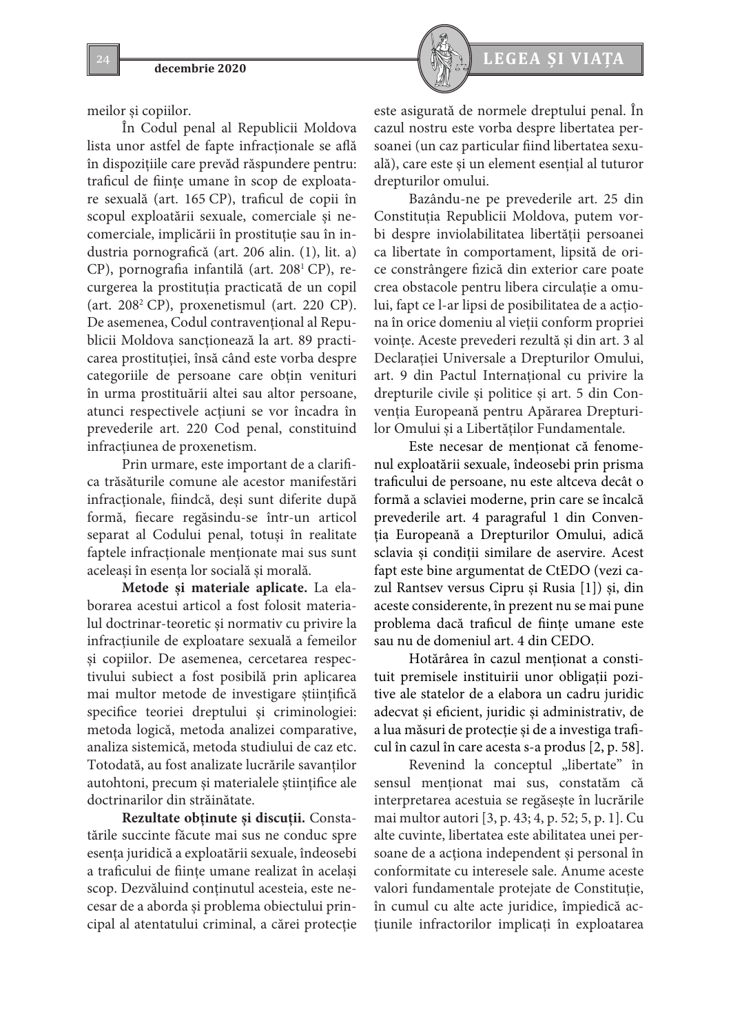meilor și copiilor.

În Codul penal al Republicii Moldova lista unor astfel de fapte infracționale se află în dispozițiile care prevăd răspundere pentru: traficul de ființe umane în scop de exploatare sexuală (art. 165 CP), traficul de copii în scopul exploatării sexuale, comerciale și necomerciale, implicării în prostituție sau în industria pornografică (art. 206 alin. (1), lit. a) CP), pornografia infantilă (art. 208[1] CP), recurgerea la prostituția practicată de un copil (art. 208[2] CP), proxenetismul (art. 220 CP). De asemenea, Codul contravențional al Republicii Moldova sancționează la art. 89 practicarea prostituției, însă când este vorba despre categoriile de persoane care obțin venituri în urma prostituării altei sau altor persoane, atunci respectivele acțiuni se vor încadra în prevederile art. 220 Cod penal, constituind infracțiunea de proxenetism.

Prin urmare, este important de a clarifica trăsăturile comune ale acestor manifestări infracționale, fiindcă, deși sunt diferite după formă, fiecare regăsindu-se într-un articol separat al Codului penal, totuși în realitate faptele infracționale menționate mai sus sunt aceleași în esența lor socială și morală.

**Metode și materiale aplicate.** La elaborarea acestui articol a fost folosit materialul doctrinar-teoretic și normativ cu privire la infracțiunile de exploatare sexuală a femeilor și copiilor. De asemenea, cercetarea respectivului subiect a fost posibilă prin aplicarea mai multor metode de investigare științifică specifice teoriei dreptului și criminologiei: metoda logică, metoda analizei comparative, analiza sistemică, metoda studiului de caz etc. Totodată, au fost analizate lucrările savanților autohtoni, precum și materialele științifice ale doctrinarilor din străinătate.

**Rezultate obținute și discuții.** Constatările succinte făcute mai sus ne conduc spre esența juridică a exploatării sexuale, îndeosebi a traficului de ființe umane realizat în același scop. Dezvăluind conținutul acesteia, este necesar de a aborda și problema obiectului principal al atentatului criminal, a cărei protecție este asigurată de normele dreptului penal. În cazul nostru este vorba despre libertatea persoanei (un caz particular fiind libertatea sexuală), care este și un element esențial al tuturor drepturilor omului.

Bazându-ne pe prevederile art. 25 din Constituția Republicii Moldova, putem vorbi despre inviolabilitatea libertății persoanei ca libertate în comportament, lipsită de orice constrângere fizică din exterior care poate crea obstacole pentru libera circulație a omului, fapt ce l-ar lipsi de posibilitatea de a acționa în orice domeniu al vieții conform propriei voințe. Aceste prevederi rezultă și din art. 3 al Declarației Universale a Drepturilor Omului, art. 9 din Pactul Internațional cu privire la drepturile civile și politice și art. 5 din Convenția Europeană pentru Apărarea Drepturilor Omului și a Libertăților Fundamentale.

Este necesar de menționat că fenomenul exploatării sexuale, îndeosebi prin prisma traficului de persoane, nu este altceva decât o formă a sclaviei moderne, prin care se încalcă prevederile art. 4 paragraful 1 din Convenția Europeană a Drepturilor Omului, adică sclavia și condiții similare de aservire. Acest fapt este bine argumentat de CtEDO (vezi cazul Rantsev versus Cipru și Rusia [1]) și, din aceste considerente, în prezent nu se mai pune problema dacă traficul de ființe umane este sau nu de domeniul art. 4 din CEDO.

Hotărârea în cazul menționat a constituit premisele instituirii unor obligații pozitive ale statelor de a elabora un cadru juridic adecvat și eficient, juridic și administrativ, de a lua măsuri de protecție și de a investiga traficul în cazul în care acesta s-a produs [2, p. 58].

Revenind la conceptul „libertate" în sensul menționat mai sus, constatăm că interpretarea acestuia se regăsește în lucrările mai multor autori [3, p. 43; 4, p. 52; 5, p. 1]. Cu alte cuvinte, libertatea este abilitatea unei persoane de a acționa independent și personal în conformitate cu interesele sale. Anume aceste valori fundamentale protejate de Constituție, în cumul cu alte acte juridice, împiedică acțiunile infractorilor implicați în exploatarea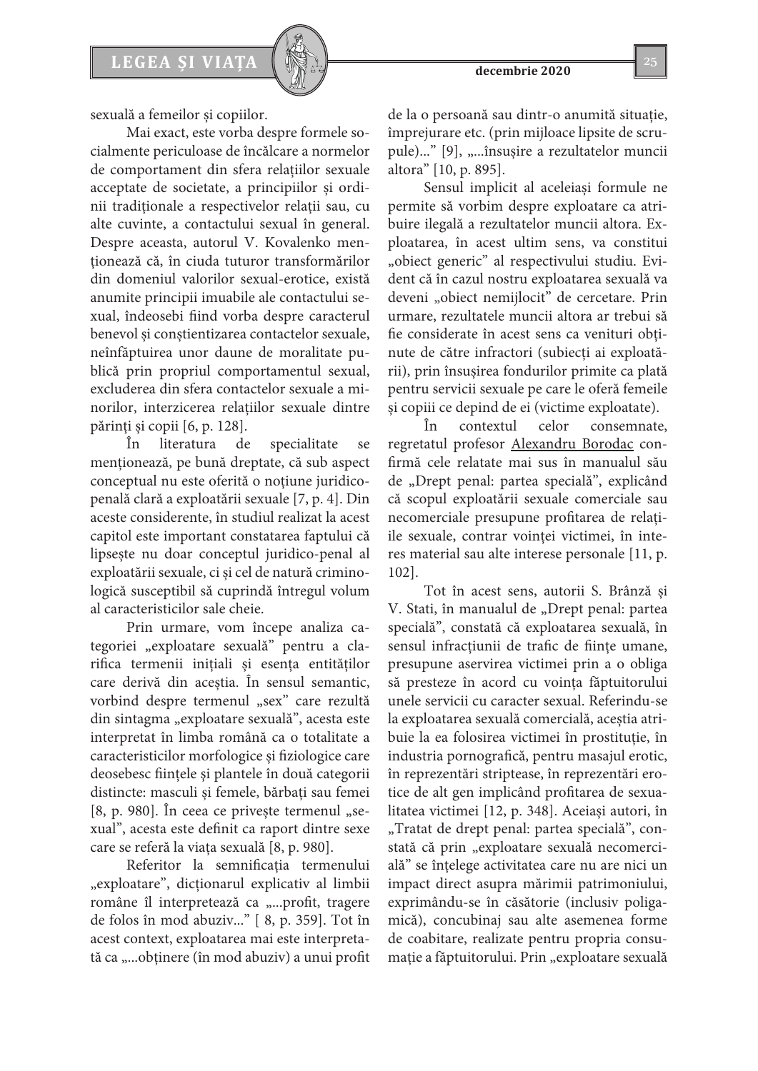sexuală a femeilor și copiilor.

Mai exact, este vorba despre formele socialmente periculoase de încălcare a normelor de comportament din sfera relațiilor sexuale acceptate de societate, a principiilor și ordinii tradiționale a respectivelor relații sau, cu alte cuvinte, a contactului sexual în general. Despre aceasta, autorul V. Kovalenko menționează că, în ciuda tuturor transformărilor din domeniul valorilor sexual-erotice, există anumite principii imuabile ale contactului sexual, îndeosebi fiind vorba despre caracterul benevol și conștientizarea contactelor sexuale, neînfăptuirea unor daune de moralitate publică prin propriul comportamentul sexual, excluderea din sfera contactelor sexuale a minorilor, interzicerea relațiilor sexuale dintre părinți și copii [6, p. 128].

În literatura de specialitate se menționează, pe bună dreptate, că sub aspect conceptual nu este oferită o noțiune juridico-penală clară a exploatării sexuale [7, p. 4]. Din aceste considerente, în studiul realizat la acest capitol este important constatarea faptului că lipsește nu doar conceptul juridico-penal al exploatării sexuale, ci și cel de natură criminologică susceptibil să cuprindă întregul volum al caracteristicilor sale cheie.

Prin urmare, vom începe analiza categoriei „exploatare sexuală" pentru a clarifica termenii inițiali și esența entităților care derivă din aceștia. În sensul semantic, vorbind despre termenul „sex" care rezultă din sintagma „exploatare sexuală", acesta este interpretat în limba română ca o totalitate a caracteristicilor morfologice și fiziologice care deosebesc ființele și plantele în două categorii distincte: masculi și femele, bărbați sau femei [8, p. 980]. În ceea ce privește termenul „sexual", acesta este definit ca raport dintre sexe care se referă la viața sexuală [8, p. 980].

Referitor la semnificația termenului „exploatare", dicționarul explicativ al limbii române îl interpretează ca „...profit, tragere de folos în mod abuziv..." [ 8, p. 359]. Tot în acest context, exploatarea mai este interpretată ca „...obținere (în mod abuziv) a unui profit de la o persoană sau dintr-o anumită situație, împrejurare etc. (prin mijloace lipsite de scrupule)..." [9], „...însușire a rezultatelor muncii altora" [10, p. 895].

Sensul implicit al aceleiași formule ne permite să vorbim despre exploatare ca atribuire ilegală a rezultatelor muncii altora. Exploatarea, în acest ultim sens, va constitui „obiect generic" al respectivului studiu. Evident că în cazul nostru exploatarea sexuală va deveni „obiect nemijlocit" de cercetare. Prin urmare, rezultatele muncii altora ar trebui să fie considerate în acest sens ca venituri obținute de către infractori (subiecți ai exploatării), prin însușirea fondurilor primite ca plată pentru servicii sexuale pe care le oferă femeile și copiii ce depind de ei (victime exploatate).

În contextul celor consemnate, regretatul profesor Alexandru Borodac confirmă cele relatate mai sus în manualul său de „Drept penal: partea specială", explicând că scopul exploatării sexuale comerciale sau necomerciale presupune profitarea de relațiile sexuale, contrar voinței victimei, în interes material sau alte interese personale [11, p. 102].

Tot în acest sens, autorii S. Brânză și V. Stati, în manualul de „Drept penal: partea specială", constată că exploatarea sexuală, în sensul infracțiunii de trafic de ființe umane, presupune aservirea victimei prin a o obliga să presteze în acord cu voința făptuitorului unele servicii cu caracter sexual. Referindu-se la exploatarea sexuală comercială, aceștia atribuie la ea folosirea victimei în prostituție, în industria pornografică, pentru masajul erotic, în reprezentări striptease, în reprezentări erotice de alt gen implicând profitarea de sexualitatea victimei [12, p. 348]. Aceiași autori, în „Tratat de drept penal: partea specială", constată că prin „exploatare sexuală necomercială" se înțelege activitatea care nu are nici un impact direct asupra mărimii patrimoniului, exprimându-se în căsătorie (inclusiv poligamică), concubinaj sau alte asemenea forme de coabitare, realizate pentru propria consumație a făptuitorului. Prin „exploatare sexuală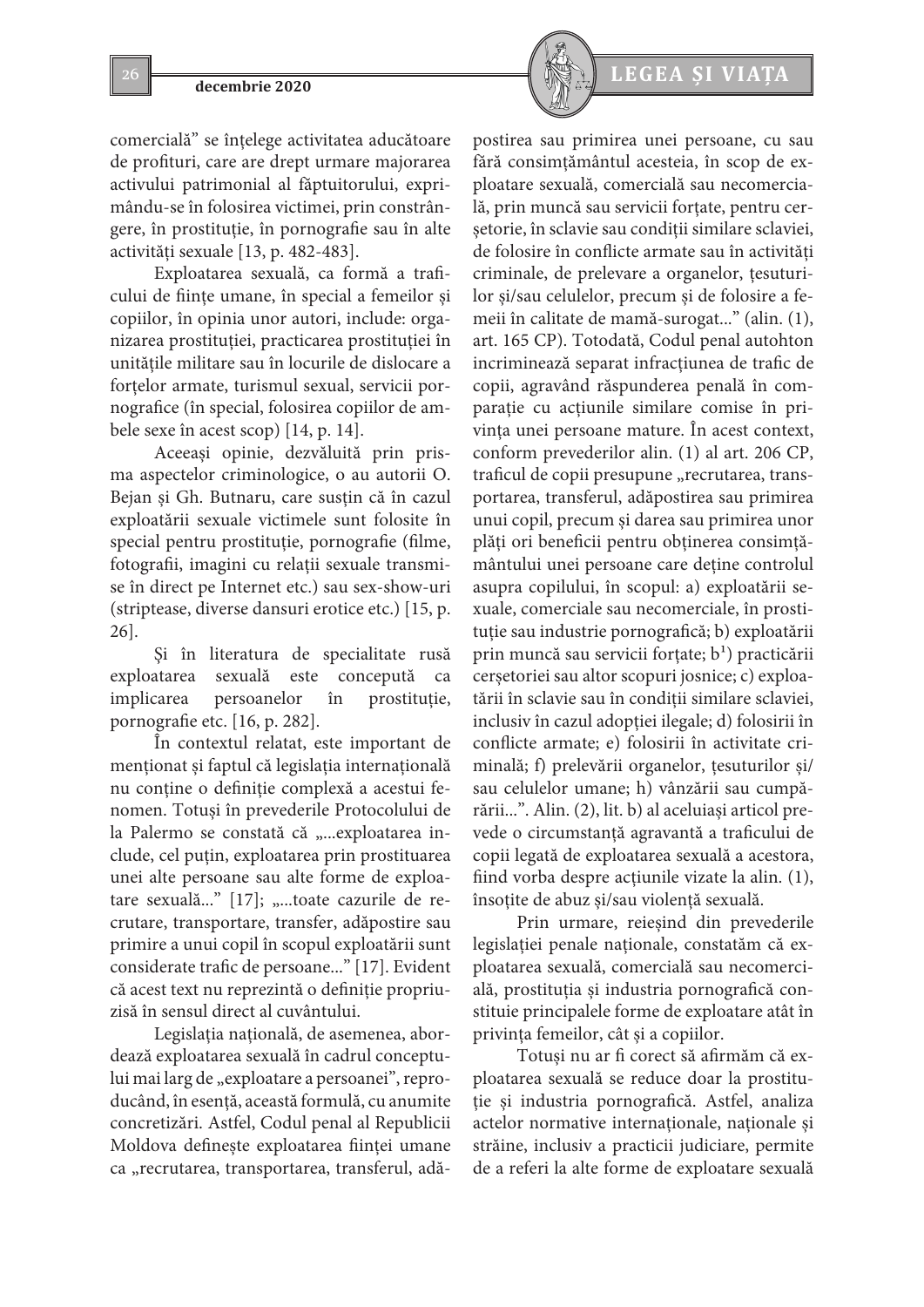comercială" se înțelege activitatea aducătoare de profituri, care are drept urmare majorarea activului patrimonial al făptuitorului, exprimându-se în folosirea victimei, prin constrângere, în prostituție, în pornografie sau în alte activități sexuale [13, p. 482-483].

Exploatarea sexuală, ca formă a traficului de ființe umane, în special a femeilor și copiilor, în opinia unor autori, include: organizarea prostituției, practicarea prostituției în unitățile militare sau în locurile de dislocare a forțelor armate, turismul sexual, servicii pornografice (în special, folosirea copiilor de ambele sexe în acest scop) [14, p. 14].

Aceeași opinie, dezvăluită prin prisma aspectelor criminologice, o au autorii O. Bejan și Gh. Butnaru, care susțin că în cazul exploatării sexuale victimele sunt folosite în special pentru prostituție, pornografie (filme, fotografii, imagini cu relații sexuale transmise în direct pe Internet etc.) sau sex-show-uri (striptease, diverse dansuri erotice etc.) [15, p. 26].

Și în literatura de specialitate rusă exploatarea sexuală este concepută ca implicarea persoanelor în prostituție, pornografie etc. [16, p. 282].

În contextul relatat, este important de menționat și faptul că legislația internațională nu conține o definiție complexă a acestui fenomen. Totuși în prevederile Protocolului de la Palermo se constată că „...exploatarea include, cel puțin, exploatarea prin prostituarea unei alte persoane sau alte forme de exploatare sexuală..." [17]; „...toate cazurile de recrutare, transportare, transfer, adăpostire sau primire a unui copil în scopul exploatării sunt considerate trafic de persoane..." [17]. Evident că acest text nu reprezintă o definiție propriu-zisă în sensul direct al cuvântului.

Legislația națională, de asemenea, abordează exploatarea sexuală în cadrul conceptului mai larg de „exploatare a persoanei", reproducând, în esență, această formulă, cu anumite concretizări. Astfel, Codul penal al Republicii Moldova definește exploatarea ființei umane ca „recrutarea, transportarea, transferul, adăpostirea sau primirea unei persoane, cu sau fără consimțământul acesteia, în scop de exploatare sexuală, comercială sau necomercială, prin muncă sau servicii forțate, pentru cerșetorie, în sclavie sau condiții similare sclaviei, de folosire în conflicte armate sau în activități criminale, de prelevare a organelor, țesuturilor și/sau celulelor, precum și de folosire a femeii în calitate de mamă-surogat..." (alin. (1), art. 165 CP). Totodată, Codul penal autohton incriminează separat infracțiunea de trafic de copii, agravând răspunderea penală în comparație cu acțiunile similare comise în privința unei persoane mature. În acest context, conform prevederilor alin. (1) al art. 206 CP, traficul de copii presupune „recrutarea, transportarea, transferul, adăpostirea sau primirea unui copil, precum și darea sau primirea unor plăți ori beneficii pentru obținerea consimțământului unei persoane care deține controlul asupra copilului, în scopul: a) exploatării sexuale, comerciale sau necomerciale, în prostituție sau industrie pornografică; b) exploatării prin muncă sau servicii forțate; b[1]) practicării cerșetoriei sau altor scopuri josnice; c) exploatării în sclavie sau în condiții similare sclaviei, inclusiv în cazul adopției ilegale; d) folosirii în conflicte armate; e) folosirii în activitate criminală; f) prelevării organelor, țesuturilor și/sau celulelor umane; h) vânzării sau cumpărării...". Alin. (2), lit. b) al aceluiași articol prevede o circumstanță agravantă traficului de copii legată de exploatarea sexuală a acestora, fiind vorba despre acțiunile vizate la alin. (1), însoțite de abuz și/sau violență sexuală.

Prin urmare, reieșind din prevederile legislației penale naționale, constatăm că exploatarea sexuală, comercială sau necomercială, prostituția și industria pornografică constituie principalele forme de exploatare atât în privința femeilor, cât și a copiilor.

Totuși nu ar fi corect să afirmăm că exploatarea sexuală se reduce doar la prostituție și industria pornografică. Astfel, analiza actelor normative internaționale, naționale și străine, inclusiv a practicii judiciare, permite de a referi la alte forme de exploatare sexuală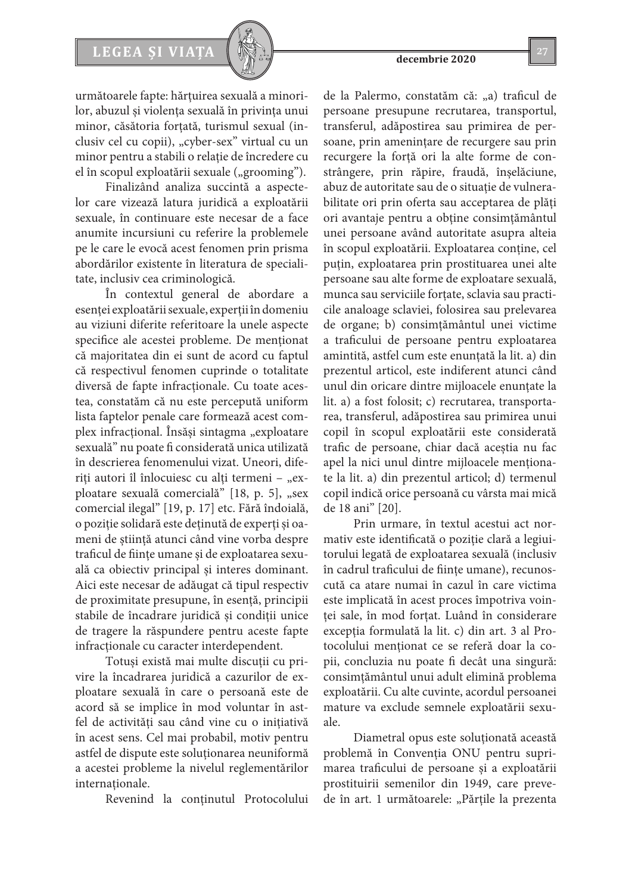următoarele fapte: hărțuirea sexuală a minorilor, abuzul și violența sexuală în privința unui minor, căsătoria forțată, turismul sexual (inclusiv cel cu copii), „cyber-sex" virtual cu un minor pentru a stabili o relație de încredere cu el în scopul exploatării sexuale („grooming").

Finalizând analiza succintă a aspectelor care vizează latura juridică a exploatării sexuale, în continuare este necesar de a face anumite incursiuni cu referire la problemele pe le care le evocă acest fenomen prin prisma abordărilor existente în literatura de specialitate, inclusiv cea criminologică.

În contextul general de abordare a esenței exploatării sexuale, experții în domeniu au viziuni diferite referitoare la unele aspecte specifice ale acestei probleme. De menționat că majoritatea din ei sunt de acord cu faptul că respectivul fenomen cuprinde o totalitate diversă de fapte infracționale. Cu toate acestea, constatăm că nu este percepută uniform lista faptelor penale care formează acest complex infracțional. Însăși sintagma „exploatare sexuală" nu poate fi considerată unica utilizată în descrierea fenomenului vizat. Uneori, diferiți autori îl înlocuiesc cu alți termeni – „exploatare sexuală comercială" [18, p. 5], „sex comercial ilegal" [19, p. 17] etc. Fără îndoială, o poziție solidară este deținută de experți și oameni de știință atunci când vine vorba despre traficul de ființe umane și de exploatarea sexuală ca obiectiv principal și interes dominant. Aici este necesar de adăugat că tipul respectiv de proximitate presupune, în esență, principii stabile de încadrare juridică și condiții unice de tragere la răspundere pentru aceste fapte infracționale cu caracter interdependent.

Totuși există mai multe discuții cu privire la încadrarea juridică a cazurilor de exploatare sexuală în care o persoană este de acord să se implice în mod voluntar în astfel de activități sau când vine cu o inițiativă în acest sens. Cel mai probabil, motiv pentru astfel de dispute este soluționarea neuniformă a acestei probleme la nivelul reglementărilor internaționale.

Revenind la conținutul Protocolului de la Palermo, constatăm că: „a) traficul de persoane presupune recrutarea, transportul, transferul, adăpostirea sau primirea de persoane, prin amenințare de recurgere sau prin recurgere la forță ori la alte forme de constrângere, prin răpire, fraudă, înșelăciune, abuz de autoritate sau de o situație de vulnerabilitate ori prin oferta sau acceptarea de plăți ori avantaje pentru a obține consimțământul unei persoane având autoritate asupra alteia în scopul exploatării. Exploatarea conține, cel puțin, exploatarea prin prostituarea unei alte persoane sau alte forme de exploatare sexuală, munca sau serviciile forțate, sclavia sau practicile analoage sclaviei, folosirea sau prelevarea de organe; b) consimțământul unei victime a traficului de persoane pentru exploatarea amintită, astfel cum este enunțată la lit. a) din prezentul articol, este indiferent atunci când unul din oricare dintre mijloacele enunțate la lit. a) a fost folosit; c) recrutarea, transportarea, transferul, adăpostirea sau primirea unui copil în scopul exploatării este considerată trafic de persoane, chiar dacă aceștia nu fac apel la nici unul dintre mijloacele menționate la lit. a) din prezentul articol; d) termenul copil indică orice persoană cu vârsta mai mică de 18 ani" [20].

Prin urmare, în textul acestui act normativ este identificată o poziție clară a legiuitorului legată de exploatarea sexuală (inclusiv în cadrul traficului de ființe umane), recunoscută ca atare numai în cazul în care victima este implicată în acest proces împotriva voinței sale, în mod forțat. Luând în considerare excepția formulată la lit. c) din art. 3 al Protocolului menționat ce se referă doar la copii, concluzia nu poate fi decât una singură: consimțământul unui adult elimină problema exploatării. Cu alte cuvinte, acordul persoanei mature va exclude semnele exploatării sexuale.

Diametral opus este soluționată această problemă în Convenția ONU pentru suprimarea traficului de persoane și a exploatării prostituirii semenilor din 1949, care prevede în art. 1 următoarele: „Părțile la prezenta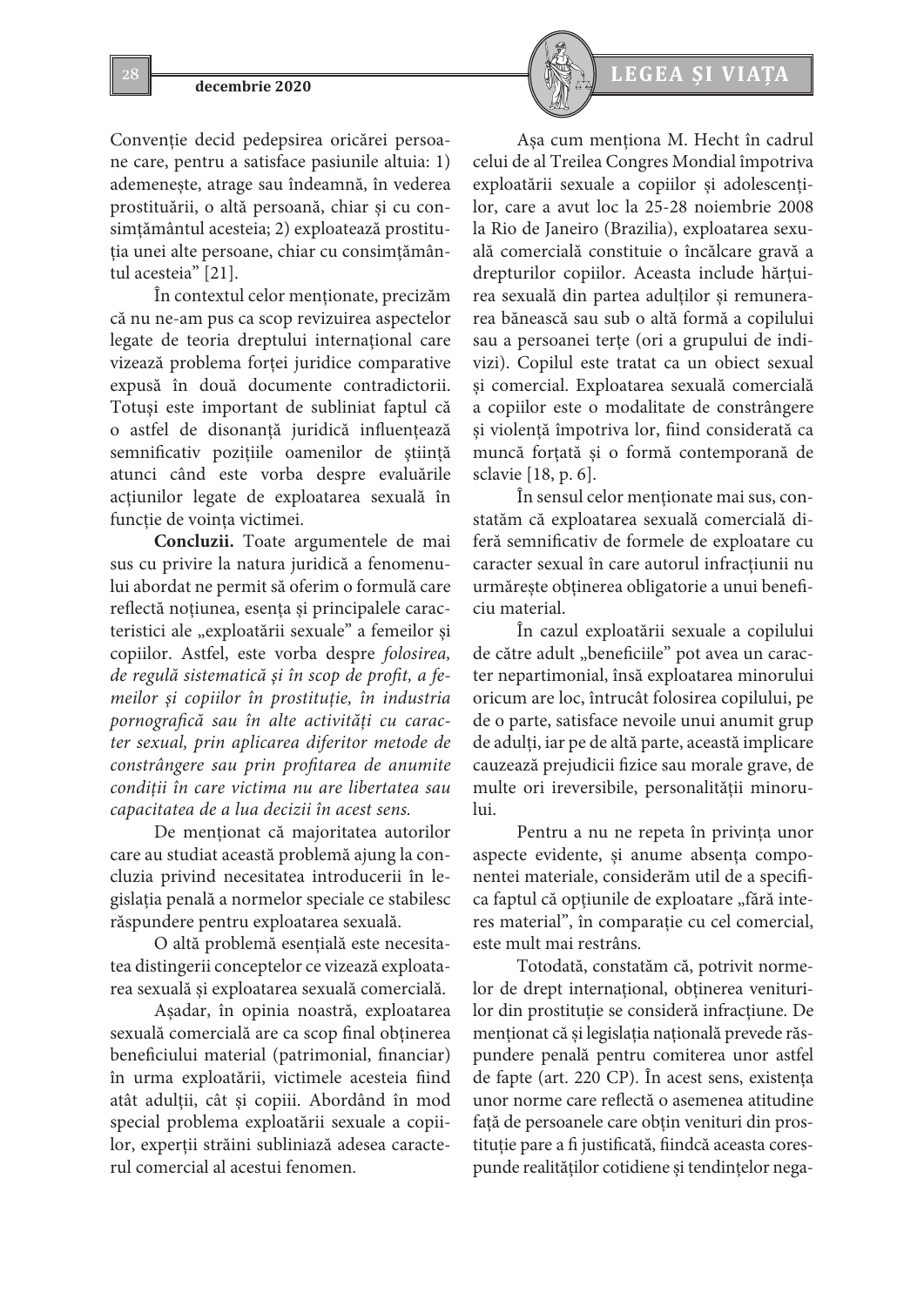Convenție decid pedepsirea oricărei persoane care, pentru a satisface pasiunile altuia: 1) ademenește, atrage sau îndeamnă, în vederea prostituării, o altă persoană, chiar și cu consimțământul acesteia; 2) exploatează prostituția unei alte persoane, chiar cu consimțământul acesteia" [21].

În contextul celor menționate, precizăm că nu ne-am pus ca scop revizuirea aspectelor legate de teoria dreptului internațional care vizează problema forței juridice comparative expusă în două documente contradictorii. Totuși este important de subliniat faptul că o astfel de disonanță juridică influențează semnificativ pozițiile oamenilor de știință atunci când este vorba despre evaluările acțiunilor legate de exploatarea sexuală în funcție de voința victimei.

**Concluzii.** Toate argumentele de mai sus cu privire la natura juridică a fenomenului abordat ne permit să oferim o formulă care reflectă noțiunea, esența și principalele caracteristici ale „exploatării sexuale" a femeilor și copiilor. Astfel, este vorba despre *folosirea, de regulă sistematică și în scop de profit, a femeilor și copiilor în prostituție, în industria pornografică sau în alte activități cu caracter sexual, prin aplicarea diferitor metode de constrângere sau prin profitarea de anumite condiții în care victima nu are libertatea sau capacitatea de a lua decizii în acest sens.*

De menționat că majoritatea autorilor care au studiat această problemă ajung la concluzia privind necesitatea introducerii în legislația penală a normelor speciale ce stabilesc răspundere pentru exploatarea sexuală.

O altă problemă esențială este necesitatea distingerii conceptelor ce vizează exploatarea sexuală și exploatarea sexuală comercială.

Așadar, în opinia noastră, exploatarea sexuală comercială are ca scop final obținerea beneficiului material (patrimonial, financiar) în urma exploatării, victimele acesteia fiind atât adulții, cât și copiii. Abordând în mod special problema exploatării sexuale a copiilor, experții străini subliniază adesea caracterul comercial al acestui fenomen.

Așa cum menționa M. Hecht în cadrul celui de al Treilea Congres Mondial împotriva exploatării sexuale a copiilor și adolescenților, care a avut loc la 25-28 noiembrie 2008 la Rio de Janeiro (Brazilia), exploatarea sexuală comercială constituie o încălcare gravă a drepturilor copiilor. Aceasta include hărțuirea sexuală din partea adulților și remunerarea bănească sau sub o altă formă a copilului sau a persoanei terțe (ori a grupului de indivizi). Copilul este tratat ca un obiect sexual și comercial. Exploatarea sexuală comercială a copiilor este o modalitate de constrângere și violență împotriva lor, fiind considerată ca muncă forțată și o formă contemporană de sclavie [18, p. 6].

În sensul celor menționate mai sus, constatăm că exploatarea sexuală comercială diferă semnificativ de formele de exploatare cu caracter sexual în care autorul infracțiunii nu urmărește obținerea obligatorie a unui beneficiu material.

În cazul exploatării sexuale a copilului de către adult „beneficiile" pot avea un caracter nepartimonial, însă exploatarea minorului oricum are loc, întrucât folosirea copilului, pe de o parte, satisface nevoile unui anumit grup de adulți, iar pe de altă parte, această implicare cauzează prejudicii fizice sau morale grave, de multe ori ireversibile, personalității minorului.

Pentru a nu ne repeta în privința unor aspecte evidente, și anume absența componentei materiale, considerăm util de a specifica faptul că opțiunile de exploatare „fără interes material", în comparație cu cel comercial, este mult mai restrâns.

Totodată, constatăm că, potrivit normelor de drept internațional, obținerea veniturilor din prostituție se consideră infracțiune. De menționat că și legislația națională prevede răspundere penală pentru comiterea unor astfel de fapte (art. 220 CP). În acest sens, existența unor norme care reflectă o asemenea atitudine față de persoanele care obțin venituri din prostituție pare a fi justificată, fiindcă aceasta corespunde realităților cotidiene și tendințelor nega-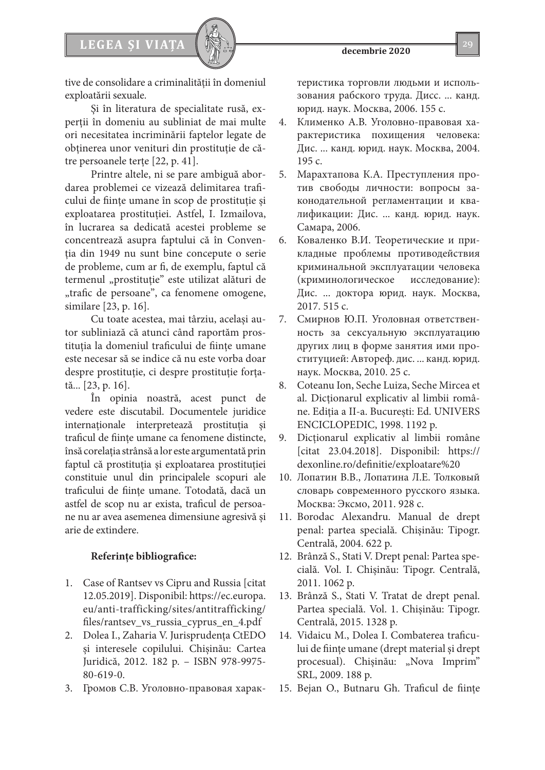tive de consolidare a criminalității în domeniul exploatării sexuale.

Și în literatura de specialitate rusă, experții în domeniu au subliniat de mai multe ori necesitatea incriminării faptelor legate de obținerea unor venituri din prostituție de către persoanele terțe [22, p. 41].

Printre altele, ni se pare ambiguă abordarea problemei ce vizează delimitarea traficului de ființe umane în scop de prostituție și exploatarea prostituției. Astfel, I. Izmailova, în lucrarea sa dedicată acestei probleme se concentrează asupra faptului că în Convenția din 1949 nu sunt bine concepute o serie de probleme, cum ar fi, de exemplu, faptul că termenul „prostituție" este utilizat alături de „trafic de persoane", ca fenomene omogene, similare [23, p. 16].

Cu toate acestea, mai târziu, același autor subliniază că atunci când raportăm prostituția la domeniul traficului de ființe umane este necesar să se indice că nu este vorba doar despre prostituție, ci despre prostituție forțată... [23, p. 16].

În opinia noastră, acest punct de vedere este discutabil. Documentele juridice internaționale interpretează prostituția și traficul de ființe umane ca fenomene distincte, însă corelația strânsă a lor este argumentată prin faptul că prostituția și exploatarea prostituției constituie unul din principalele scopuri ale traficului de ființe umane. Totodată, dacă un astfel de scop nu ar exista, traficul de persoane nu ar avea asemenea dimensiune agresivă și arie de extindere.

**Referințe bibliografice:**

1. Case of Rantsev vs Cipru and Russia [citat 12.05.2019]. Disponibil: https://ec.europa.eu/anti-trafficking/sites/antitrafficking/files/rantsev_vs_russia_cyprus_en_4.pdf
2. Dolea I., Zaharia V. Jurisprudența CtEDO și interesele copilului. Chișinău: Cartea Juridică, 2012. 182 p. – ISBN 978-9975-80-619-0.
3. Громов С.В. Уголовно-правовая характеристика торговли людьми и использования рабского труда. Дисс. ... канд. юрид. наук. Москва, 2006. 155 с.
4. Клименко А.В. Уголовно-правовая характеристика похищения человека: Дис. ... канд. юрид. наук. Москва, 2004. 195 с.
5. Марахтапова К.А. Преступления против свободы личности: вопросы законодательной регламентации и квалификации: Дис. ... канд. юрид. наук. Самара, 2006.
6. Коваленко В.И. Теоретические и прикладные проблемы противодействия криминальной эксплуатации человека (криминологическое исследование): Дис. ... доктора юрид. наук. Москва, 2017. 515 с.
7. Смирнов Ю.П. Уголовная ответственность за сексуальную эксплуатацию других лиц в форме занятия ими проституцией: Автореф. дис. ... канд. юрид. наук. Москва, 2010. 25 с.
8. Coteanu Ion, Seche Luiza, Seche Mircea et al. Dicționarul explicativ al limbii române. Ediția a II-a. București: Ed. UNIVERS ENCICLOPEDIC, 1998. 1192 p.
9. Dicționarul explicativ al limbii române [citat 23.04.2018]. Disponibil: https://dexonline.ro/definitie/exploatare%20
10. Лопатин В.В., Лопатина Л.Е. Толковый словарь современного русского языка. Москва: Эксмо, 2011. 928 с.
11. Borodac Alexandru. Manual de drept penal: partea specială. Chișinău: Tipogr. Centrală, 2004. 622 p.
12. Brânză S., Stati V. Drept penal: Partea specială. Vol. I. Chișinău: Tipogr. Centrală, 2011. 1062 p.
13. Brânză S., Stati V. Tratat de drept penal. Partea specială. Vol. 1. Chișinău: Tipogr. Centrală, 2015. 1328 p.
14. Vidaicu M., Dolea I. Combaterea traficului de ființe umane (drept material și drept procesual). Chișinău: „Nova Imprim" SRL, 2009. 188 p.
15. Bejan O., Butnaru Gh. Traficul de ființe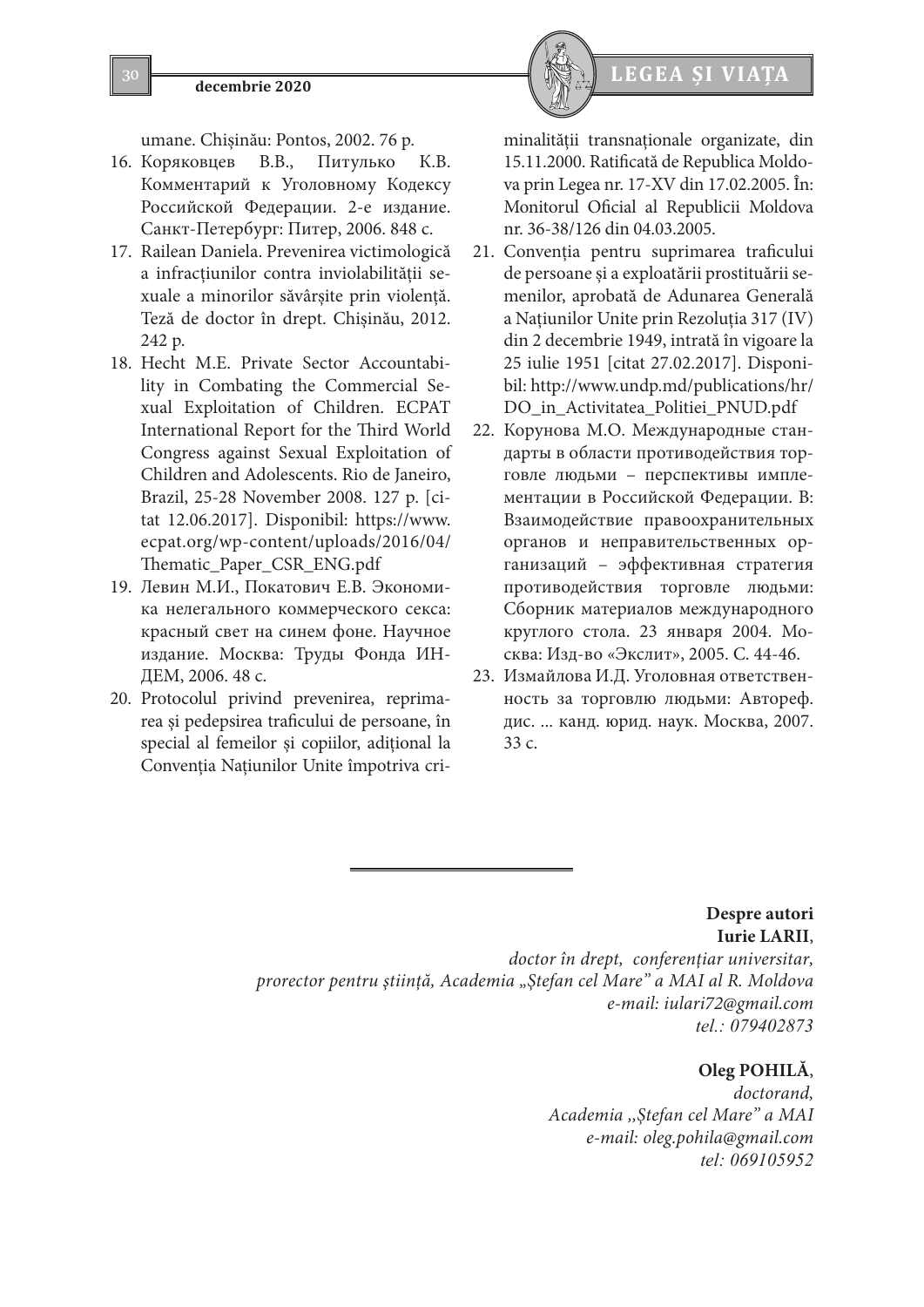umane. Chișinău: Pontos, 2002. 76 p.

16. Коряковцев В.В., Питулько К.В. Комментарий к Уголовному Кодексу Российской Федерации. 2-е издание. Санкт-Петербург: Питер, 2006. 848 с.
17. Railean Daniela. Prevenirea victimologică a infracțiunilor contra inviolabilității sexuale a minorilor săvârșite prin violență. Teză de doctor în drept. Chișinău, 2012. 242 p.
18. Hecht M.E. Private Sector Accountability in Combating the Commercial Sexual Exploitation of Children. ECPAT International Report for the Third World Congress against Sexual Exploitation of Children and Adolescents. Rio de Janeiro, Brazil, 25-28 November 2008. 127 p. [citat 12.06.2017]. Disponibil: https://www.ecpat.org/wp-content/uploads/2016/04/Thematic_Paper_CSR_ENG.pdf
19. Левин М.И., Покатович Е.В. Экономика нелегального коммерческого секса: красный свет на синем фоне. Научное издание. Москва: Труды Фонда ИНДЕМ, 2006. 48 с.
20. Protocolul privind prevenirea, reprimarea și pedepsirea traficului de persoane, în special al femeilor și copiilor, adițional la Convenția Națiunilor Unite împotriva criminalității transnaționale organizate, din 15.11.2000. Ratificată de Republica Moldova prin Legea nr. 17-XV din 17.02.2005. În: Monitorul Oficial al Republicii Moldova nr. 36-38/126 din 04.03.2005.
21. Convenția pentru suprimarea traficului de persoane și a exploatării prostituării semenilor, aprobată de Adunarea Generală a Națiunilor Unite prin Rezoluția 317 (IV) din 2 decembrie 1949, intrată în vigoare la 25 iulie 1951 [citat 27.02.2017]. Disponibil: http://www.undp.md/publications/hr/DO_in_Activitatea_Politiei_PNUD.pdf
22. Корунова М.О. Международные стандарты в области противодействия торговле людьми – перспективы имплементации в Российской Федерации. В: Взаимодействие правоохранительных органов и неправительственных организаций – эффективная стратегия противодействия торговле людьми: Сборник материалов международного круглого стола. 23 января 2004. Москва: Изд-во «Экслит», 2005. С. 44-46.
23. Измайлова И.Д. Уголовная ответственность за торговлю людьми: Автореф. дис. ... канд. юрид. наук. Москва, 2007. 33 с.

---

**Despre autori**
**Iurie LARII**,
*doctor în drept, conferențiar universitar,*
*prorector pentru știință, Academia „Ștefan cel Mare" a MAI al R. Moldova*
*e-mail: iulari72@gmail.com*
*tel.: 079402873*

**Oleg POHILĂ**,
*doctorand,*
*Academia „Ștefan cel Mare" a MAI*
*e-mail: oleg.pohila@gmail.com*
*tel: 069105952*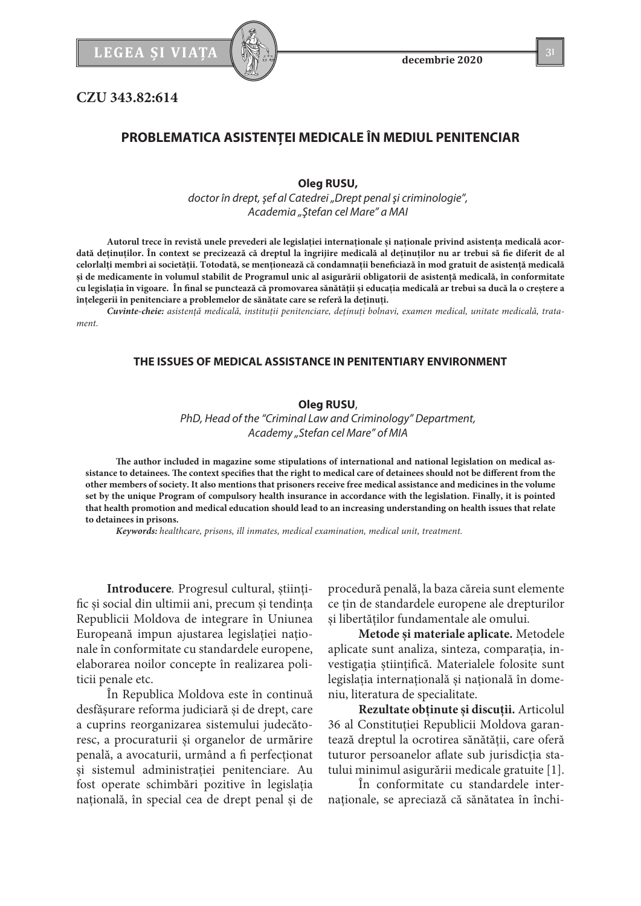**CZU 343.82:614**

## PROBLEMATICA ASISTENȚEI MEDICALE ÎN MEDIUL PENITENCIAR

**Oleg RUSU,**

*doctor în drept, şef al Catedrei „Drept penal şi criminologie",*
*Academia „Ştefan cel Mare" a MAI*

**Autorul trece în revistă unele prevederi ale legislației internaționale și naționale privind asistența medicală acordată deținuților. În context se precizează că dreptul la îngrijire medicală al deținuților nu ar trebui să fie diferit de al celorlalți membri ai societății. Totodată, se menționează că condamnații beneficiază în mod gratuit de asistență medicală și de medicamente în volumul stabilit de Programul unic al asigurării obligatorii de asistență medicală, în conformitate cu legislația în vigoare. În final se punctează că promovarea sănătății și educația medicală ar trebui sa ducă la o creștere a înțelegerii în penitenciare a problemelor de sănătate care se referă la deținuți.**

***Cuvinte-cheie:*** *asistență medicală, instituții penitenciare, deținuți bolnavi, examen medical, unitate medicală, tratament.*

## THE ISSUES OF MEDICAL ASSISTANCE IN PENITENTIARY ENVIRONMENT

**Oleg RUSU**,

*PhD, Head of the "Criminal Law and Criminology" Department,*
*Academy „Stefan cel Mare" of MIA*

**The author included in magazine some stipulations of international and national legislation on medical assistance to detainees. The context specifies that the right to medical care of detainees should not be different from the other members of society. It also mentions that prisoners receive free medical assistance and medicines in the volume set by the unique Program of compulsory health insurance in accordance with the legislation. Finally, it is pointed that health promotion and medical education should lead to an increasing understanding on health issues that relate to detainees in prisons.**

***Keywords:*** *healthcare, prisons, ill inmates, medical examination, medical unit, treatment.*

**Introducere***.* Progresul cultural, științific și social din ultimii ani, precum și tendința Republicii Moldova de integrare în Uniunea Europeană impun ajustarea legislației naționale în conformitate cu standardele europene, elaborarea noilor concepte în realizarea politicii penale etc.

În Republica Moldova este în continuă desfășurare reforma judiciară și de drept, care a cuprins reorganizarea sistemului judecătoresc, a procuraturii și organelor de urmărire penală, a avocaturii, urmând a fi perfecționat și sistemul administrației penitenciare. Au fost operate schimbări pozitive în legislația națională, în special cea de drept penal și de procedură penală, la baza căreia sunt elemente ce țin de standardele europene ale drepturilor și libertăților fundamentale ale omului.

**Metode și materiale aplicate.** Metodele aplicate sunt analiza, sinteza, comparația, investigația științifică. Materialele folosite sunt legislația internațională și națională în domeniu, literatura de specialitate.

**Rezultate obținute și discuții.** Articolul 36 al Constituției Republicii Moldova garantează dreptul la ocrotirea sănătății, care oferă tuturor persoanelor aflate sub jurisdicția statului minimul asigurării medicale gratuite [1].

În conformitate cu standardele internaționale, se apreciază că sănătatea în închi-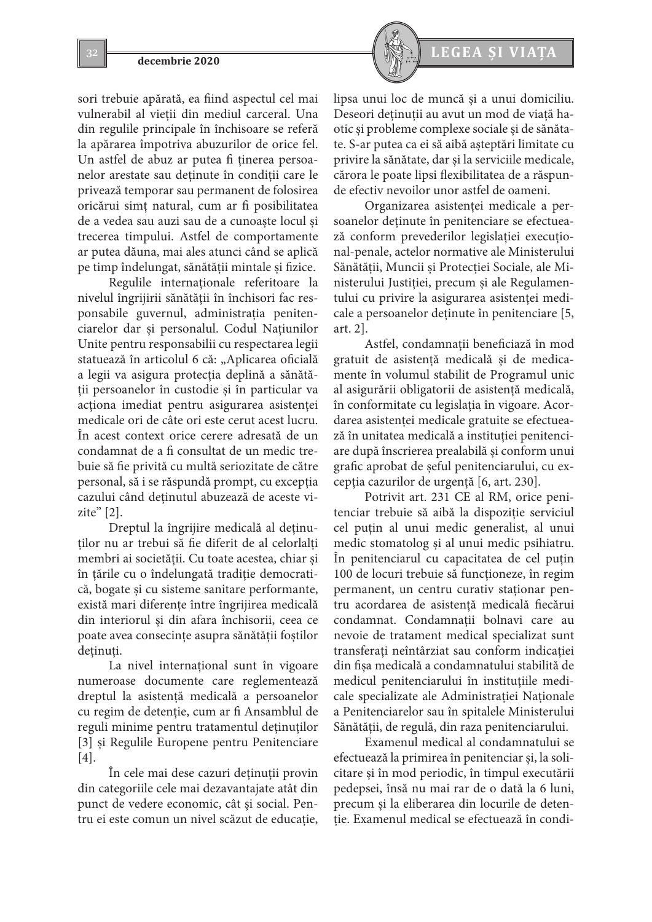sori trebuie apărată, ea fiind aspectul cel mai vulnerabil al vieții din mediul carceral. Una din regulile principale în închisoare se referă la apărarea împotriva abuzurilor de orice fel. Un astfel de abuz ar putea fi ținerea persoanelor arestate sau deținute în condiții care le privează temporar sau permanent de folosirea oricărui simț natural, cum ar fi posibilitatea de a vedea sau auzi sau de a cunoaște locul și trecerea timpului. Astfel de comportamente ar putea dăuna, mai ales atunci când se aplică pe timp îndelungat, sănătății mintale și fizice.

Regulile internaționale referitoare la nivelul îngrijirii sănătății în închisori fac responsabile guvernul, administrația penitenciarelor dar și personalul. Codul Națiunilor Unite pentru responsabilii cu respectarea legii statuează în articolul 6 că: „Aplicarea oficială a legii va asigura protecția deplină a sănătății persoanelor în custodie și în particular va acționa imediat pentru asigurarea asistenței medicale ori de câte ori este cerut acest lucru. În acest context orice cerere adresată de un condamnat de a fi consultat de un medic trebuie să fie privită cu multă seriozitate de către personal, să i se răspundă prompt, cu excepția cazului când deținutul abuzează de aceste vizite" [2].

Dreptul la îngrijire medicală al deținuților nu ar trebui să fie diferit de al celorlalți membri ai societății. Cu toate acestea, chiar și în țările cu o îndelungată tradiție democratică, bogate și cu sisteme sanitare performante, există mari diferențe între îngrijirea medicală din interiorul și din afara închisorii, ceea ce poate avea consecințe asupra sănătății foștilor deținuți.

La nivel internațional sunt în vigoare numeroase documente care reglementează dreptul la asistență medicală a persoanelor cu regim de detenție, cum ar fi Ansamblul de reguli minime pentru tratamentul deținuților [3] și Regulile Europene pentru Penitenciare [4].

În cele mai dese cazuri deținuții provin din categoriile cele mai dezavantajate atât din punct de vedere economic, cât și social. Pentru ei este comun un nivel scăzut de educație, lipsa unui loc de muncă și a unui domiciliu. Deseori deținuții au avut un mod de viață haotic și probleme complexe sociale și de sănătate. S-ar putea ca ei să aibă așteptări limitate cu privire la sănătate, dar și la serviciile medicale, cărora le poate lipsi flexibilitatea de a răspunde efectiv nevoilor unor astfel de oameni.

Organizarea asistenței medicale a persoanelor deținute în penitenciare se efectuează conform prevederilor legislației execuțional-penale, actelor normative ale Ministerului Sănătății, Muncii și Protecției Sociale, ale Ministerului Justiției, precum și ale Regulamentului cu privire la asigurarea asistenței medicale a persoanelor deținute în penitenciare [5, art. 2].

Astfel, condamnații beneficiază în mod gratuit de asistență medicală și de medicamente în volumul stabilit de Programul unic al asigurării obligatorii de asistență medicală, în conformitate cu legislația în vigoare. Acordarea asistenței medicale gratuite se efectuează în unitatea medicală a instituției penitenciare după înscrierea prealabilă și conform unui grafic aprobat de șeful penitenciarului, cu excepția cazurilor de urgență [6, art. 230].

Potrivit art. 231 CE al RM, orice penitenciar trebuie să aibă la dispoziție serviciul cel puțin al unui medic generalist, al unui medic stomatolog și al unui medic psihiatru. În penitenciarul cu capacitatea de cel puțin 100 de locuri trebuie să funcționeze, în regim permanent, un centru curativ staționar pentru acordarea de asistență medicală fiecărui condamnat. Condamnații bolnavi care au nevoie de tratament medical specializat sunt transferați neîntârziat sau conform indicației din fișa medicală a condamnatului stabilită de medicul penitenciarului în instituțiile medicale specializate ale Administrației Naționale a Penitenciarelor sau în spitalele Ministerului Sănătății, de regulă, din raza penitenciarului.

Examenul medical al condamnatului se efectuează la primirea în penitenciar și, la solicitare și în mod periodic, în timpul executării pedepsei, însă nu mai rar de o dată la 6 luni, precum și la eliberarea din locurile de detenție. Examenul medical se efectuează în condi-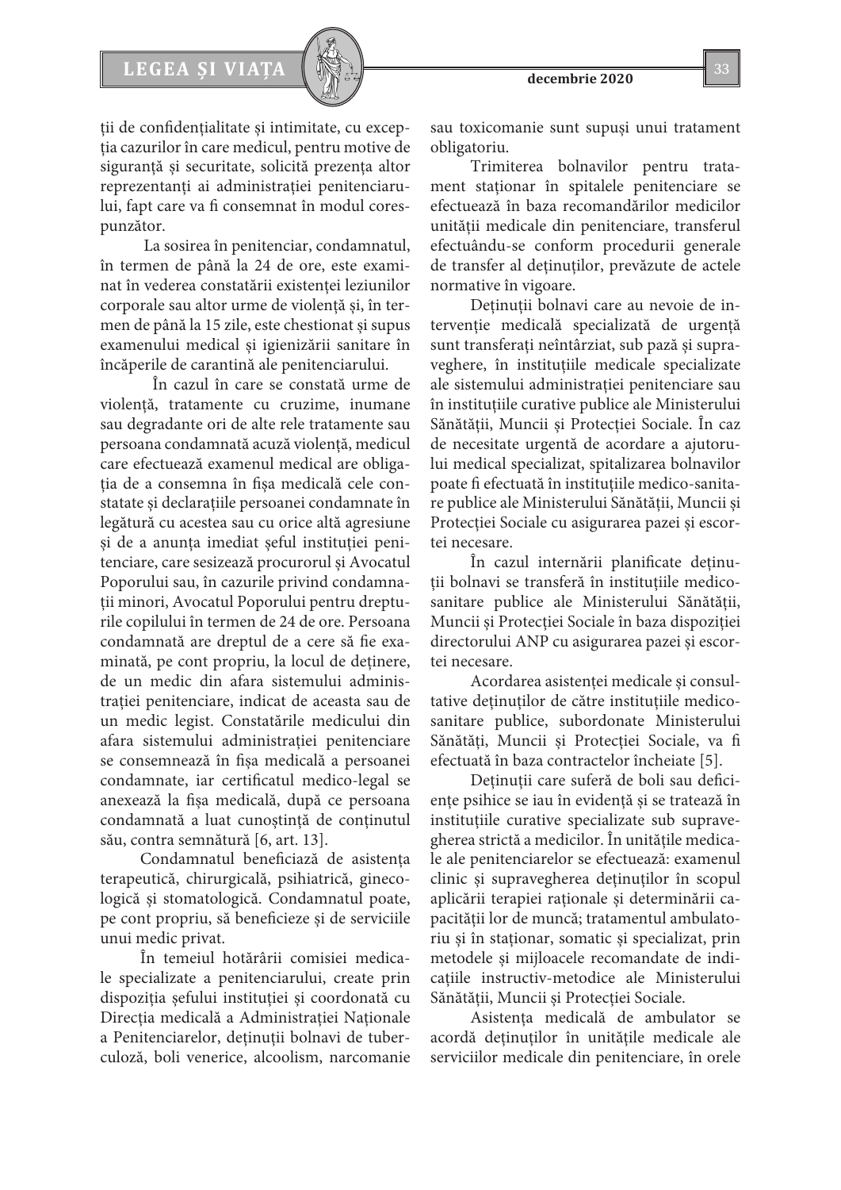ții de confidențialitate și intimitate, cu excepția cazurilor în care medicul, pentru motive de siguranță și securitate, solicită prezența altor reprezentanți ai administrației penitenciarului, fapt care va fi consemnat în modul corespunzător.

La sosirea în penitenciar, condamnatul, în termen de până la 24 de ore, este examinat în vederea constatării existenței leziunilor corporale sau altor urme de violență și, în termen de până la 15 zile, este chestionat și supus examenului medical și igienizării sanitare în încăperile de carantină ale penitenciarului.

În cazul în care se constată urme de violență, tratamente cu cruzime, inumane sau degradante ori de alte rele tratamente sau persoana condamnată acuză violență, medicul care efectuează examenul medical are obligația de a consemna în fișa medicală cele constatate și declarațiile persoanei condamnate în legătură cu acestea sau cu orice altă agresiune și de a anunța imediat șeful instituției penitenciare, care sesizează procurorul și Avocatul Poporului sau, în cazurile privind condamnații minori, Avocatul Poporului pentru drepturile copilului în termen de 24 de ore. Persoana condamnată are dreptul de a cere să fie examinată, pe cont propriu, la locul de deținere, de un medic din afara sistemului administrației penitenciare, indicat de aceasta sau de un medic legist. Constatările medicului din afara sistemului administrației penitenciare se consemnează în fișa medicală a persoanei condamnate, iar certificatul medico-legal se anexează la fișa medicală, după ce persoana condamnată a luat cunoștință de conținutul său, contra semnătură [6, art. 13].

Condamnatul beneficiază de asistența terapeutică, chirurgicală, psihiatrică, ginecologică și stomatologică. Condamnatul poate, pe cont propriu, să beneficieze și de serviciile unui medic privat.

În temeiul hotărârii comisiei medicale specializate a penitenciarului, create prin dispoziția șefului instituției și coordonată cu Direcția medicală a Administrației Naționale a Penitenciarelor, deținuții bolnavi de tuberculoză, boli venerice, alcoolism, narcomanie sau toxicomanie sunt supuși unui tratament obligatoriu.

Trimiterea bolnavilor pentru tratament staționar în spitalele penitenciare se efectuează în baza recomandărilor medicilor unității medicale din penitenciare, transferul efectuându-se conform procedurii generale de transfer al deținuților, prevăzute de actele normative în vigoare.

Deținuții bolnavi care au nevoie de intervenție medicală specializată de urgență sunt transferați neîntârziat, sub pază și supraveghere, în instituțiile medicale specializate ale sistemului administrației penitenciare sau în instituțiile curative publice ale Ministerului Sănătății, Muncii și Protecției Sociale. În caz de necesitate urgentă de acordare a ajutorului medical specializat, spitalizarea bolnavilor poate fi efectuată în instituțiile medico-sanitare publice ale Ministerului Sănătății, Muncii și Protecției Sociale cu asigurarea pazei și escortei necesare.

În cazul internării planificate deținuții bolnavi se transferă în instituțiile medico-sanitare publice ale Ministerului Sănătății, Muncii și Protecției Sociale în baza dispoziției directorului ANP cu asigurarea pazei și escortei necesare.

Acordarea asistenței medicale și consultative deținuților de către instituțiile medico-sanitare publice, subordonate Ministerului Sănătăți, Muncii și Protecției Sociale, va fi efectuată în baza contractelor încheiate [5].

Deținuții care suferă de boli sau deficiențe psihice se iau în evidență și se tratează în instituțiile curative specializate sub supravegherea strictă a medicilor. În unitățile medicale ale penitenciarelor se efectuează: examenul clinic și supravegherea deținuților în scopul aplicării terapiei raționale și determinării capacității lor de muncă; tratamentul ambulatoriu și în staționar, somatic și specializat, prin metodele și mijloacele recomandate de indicațiile instructiv-metodice ale Ministerului Sănătății, Muncii și Protecției Sociale.

Asistența medicală de ambulator se acordă deținuților în unitățile medicale ale serviciilor medicale din penitenciare, în orele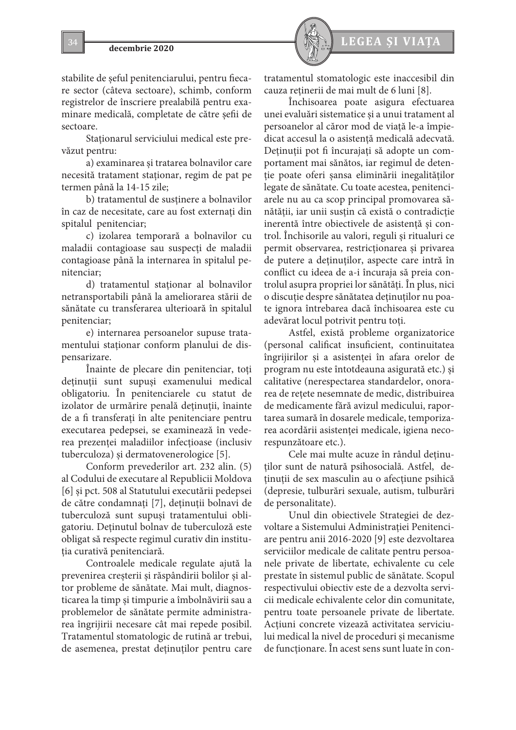stabilite de șeful penitenciarului, pentru fiecare sector (câteva sectoare), schimb, conform registrelor de înscriere prealabilă pentru examinare medicală, completate de către șefii de sectoare.

Staționarul serviciului medical este prevăzut pentru:

a) examinarea și tratarea bolnavilor care necesită tratament staționar, regim de pat pe termen până la 14-15 zile;

b) tratamentul de susținere a bolnavilor în caz de necesitate, care au fost externați din spitalul penitenciar;

c) izolarea temporară a bolnavilor cu maladii contagioase sau suspecți de maladii contagioase până la internarea în spitalul penitenciar;

d) tratamentul staționar al bolnavilor netransportabili până la ameliorarea stării de sănătate cu transferarea ulterioară în spitalul penitenciar;

e) internarea persoanelor supuse tratamentului staționar conform planului de dispensarizare.

Înainte de plecare din penitenciar, toți deținuții sunt supuși examenului medical obligatoriu. În penitenciarele cu statut de izolator de urmărire penală deținuții, înainte de a fi transferați în alte penitenciare pentru executarea pedepsei, se examinează în vederea prezenței maladiilor infecțioase (inclusiv tuberculoza) și dermatovenerologice [5].

Conform prevederilor art. 232 alin. (5) al Codului de executare al Republicii Moldova [6] și pct. 508 al Statutului executării pedepsei de către condamnați [7], deținuții bolnavi de tuberculoză sunt supuși tratamentului obligatoriu. Deținutul bolnav de tuberculoză este obligat să respecte regimul curativ din instituția curativă penitenciară.

Controalele medicale regulate ajută la prevenirea creșterii și răspândirii bolilor și altor probleme de sănătate. Mai mult, diagnosticarea la timp și timpurie a îmbolnăvirii sau a problemelor de sănătate permite administrarea îngrijirii necesare cât mai repede posibil. Tratamentul stomatologic de rutină ar trebui, de asemenea, prestat deținuților pentru care tratamentul stomatologic este inaccesibil din cauza reținerii de mai mult de 6 luni [8].

Închisoarea poate asigura efectuarea unei evaluări sistematice și a unui tratament al persoanelor al căror mod de viață le-a împiedicat accesul la o asistență medicală adecvată. Deținuții pot fi încurajați să adopte un comportament mai sănătos, iar regimul de detenție poate oferi șansa eliminării inegalităților legate de sănătate. Cu toate acestea, penitenciarele nu au ca scop principal promovarea sănătății, iar unii susțin că există o contradicție inerentă între obiectivele de asistență și control. Închisorile au valori, reguli și ritualuri ce permit observarea, restricționarea și privarea de putere a deținuților, aspecte care intră în conflict cu ideea de a-i încuraja să preia controlul asupra propriei lor sănătăți. În plus, nici o discuție despre sănătatea deținuților nu poate ignora întrebarea dacă închisoarea este cu adevărat locul potrivit pentru toți.

Astfel, există probleme organizatorice (personal calificat insuficient, continuitatea îngrijirilor și a asistenței în afara orelor de program nu este întotdeauna asigurată etc.) și calitative (nerespectarea standardelor, onorarea de rețete nesemnate de medic, distribuirea de medicamente fără avizul medicului, raportarea sumară în dosarele medicale, temporizarea acordării asistenței medicale, igiena necorespunzătoare etc.).

Cele mai multe acuze în rândul deținuților sunt de natură psihosocială. Astfel, deținuții de sex masculin au o afecțiune psihică (depresie, tulburări sexuale, autism, tulburări de personalitate).

Unul din obiectivele Strategiei de dezvoltare a Sistemului Administrației Penitenciare pentru anii 2016-2020 [9] este dezvoltarea serviciilor medicale de calitate pentru persoanele private de libertate, echivalente cu cele prestate în sistemul public de sănătate. Scopul respectivului obiectiv este de a dezvolta servicii medicale echivalente celor din comunitate, pentru toate persoanele private de libertate. Acțiuni concrete vizează activitatea serviciului medical la nivel de proceduri și mecanisme de funcționare. În acest sens sunt luate în con-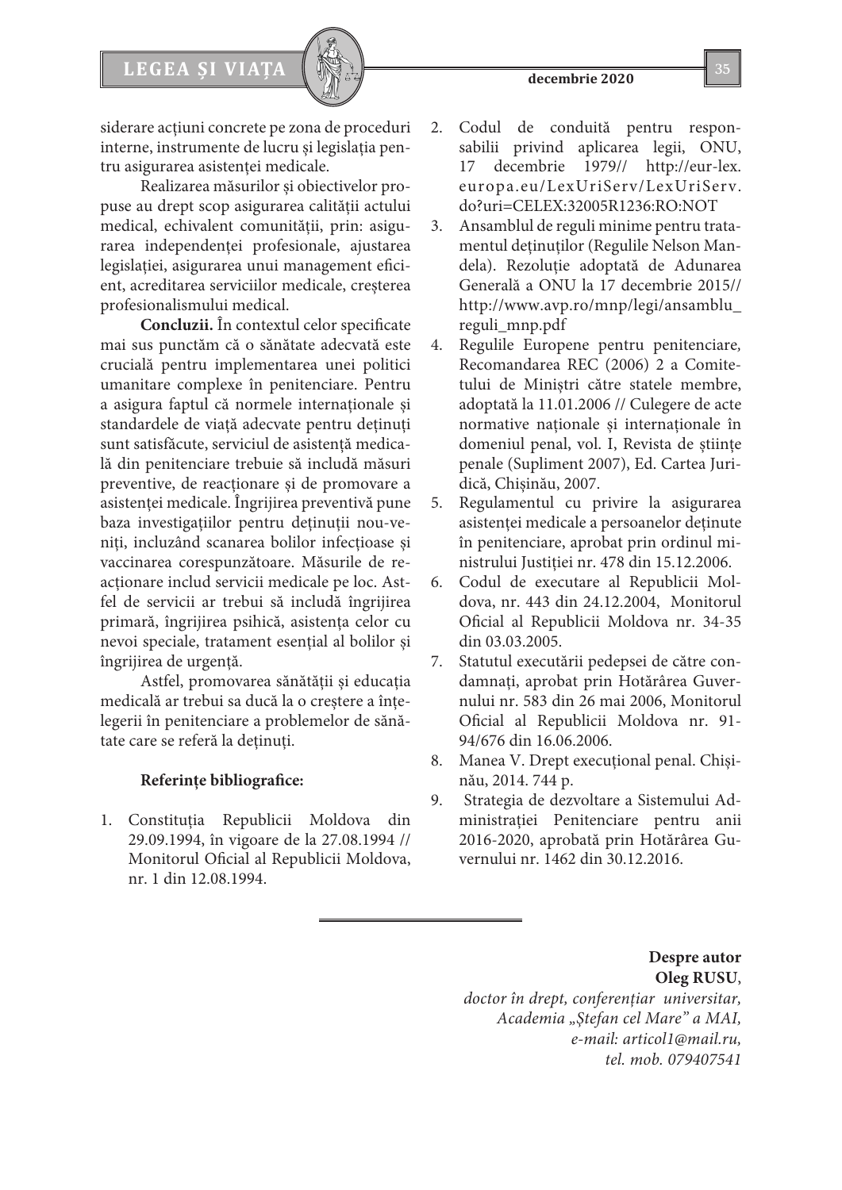siderare acțiuni concrete pe zona de proceduri interne, instrumente de lucru și legislația pentru asigurarea asistenței medicale.

Realizarea măsurilor și obiectivelor propuse au drept scop asigurarea calității actului medical, echivalent comunității, prin: asigurarea independenței profesionale, ajustarea legislației, asigurarea unui management eficient, acreditarea serviciilor medicale, creșterea profesionalismului medical.

**Concluzii.** În contextul celor specificate mai sus punctăm că o sănătate adecvată este crucială pentru implementarea unei politici umanitare complexe în penitenciare. Pentru a asigura faptul că normele internaționale și standardele de viață adecvate pentru deținuți sunt satisfăcute, serviciul de asistență medicală din penitenciare trebuie să includă măsuri preventive, de reacționare și de promovare a asistenței medicale. Îngrijirea preventivă pune baza investigațiilor pentru deținuții nou-veniți, incluzând scanarea bolilor infecțioase și vaccinarea corespunzătoare. Măsurile de reacționare includ servicii medicale pe loc. Astfel de servicii ar trebui să includă îngrijirea primară, îngrijirea psihică, asistența celor cu nevoi speciale, tratament esențial al bolilor și îngrijirea de urgență.

Astfel, promovarea sănătății și educația medicală ar trebui sa ducă la o creștere a înțelegerii în penitenciare a problemelor de sănătate care se referă la deținuți.

**Referințe bibliografice:**

1. Constituția Republicii Moldova din 29.09.1994, în vigoare de la 27.08.1994 // Monitorul Oficial al Republicii Moldova, nr. 1 din 12.08.1994.
2. Codul de conduită pentru responsabilii privind aplicarea legii, ONU, 17 decembrie 1979// http://eur-lex.europa.eu/LexUriServ/LexUriServ.do?uri=CELEX:32005R1236:RO:NOT
3. Ansamblul de reguli minime pentru tratamentul deținuților (Regulile Nelson Mandela). Rezoluție adoptată de Adunarea Generală a ONU la 17 decembrie 2015// http://www.avp.ro/mnp/legi/ansamblu_reguli_mnp.pdf
4. Regulile Europene pentru penitenciare, Recomandarea REC (2006) 2 a Comitetului de Miniștri către statele membre, adoptată la 11.01.2006 // Culegere de acte normative naționale și internaționale în domeniul penal, vol. I, Revista de științe penale (Supliment 2007), Ed. Cartea Juridică, Chișinău, 2007.
5. Regulamentul cu privire la asigurarea asistenței medicale a persoanelor deținute în penitenciare, aprobat prin ordinul ministrului Justiției nr. 478 din 15.12.2006.
6. Codul de executare al Republicii Moldova, nr. 443 din 24.12.2004, Monitorul Oficial al Republicii Moldova nr. 34-35 din 03.03.2005.
7. Statutul executării pedepsei de către condamnați, aprobat prin Hotărârea Guvernului nr. 583 din 26 mai 2006, Monitorul Oficial al Republicii Moldova nr. 91-94/676 din 16.06.2006.
8. Manea V. Drept execuțional penal. Chișinău, 2014. 744 p.
9. Strategia de dezvoltare a Sistemului Administrației Penitenciare pentru anii 2016-2020, aprobată prin Hotărârea Guvernului nr. 1462 din 30.12.2016.

---

**Despre autor**
**Oleg RUSU**,
*doctor în drept, conferențiar universitar,*
*Academia „Ștefan cel Mare" a MAI,*
*e-mail: articol1@mail.ru,*
*tel. mob. 079407541*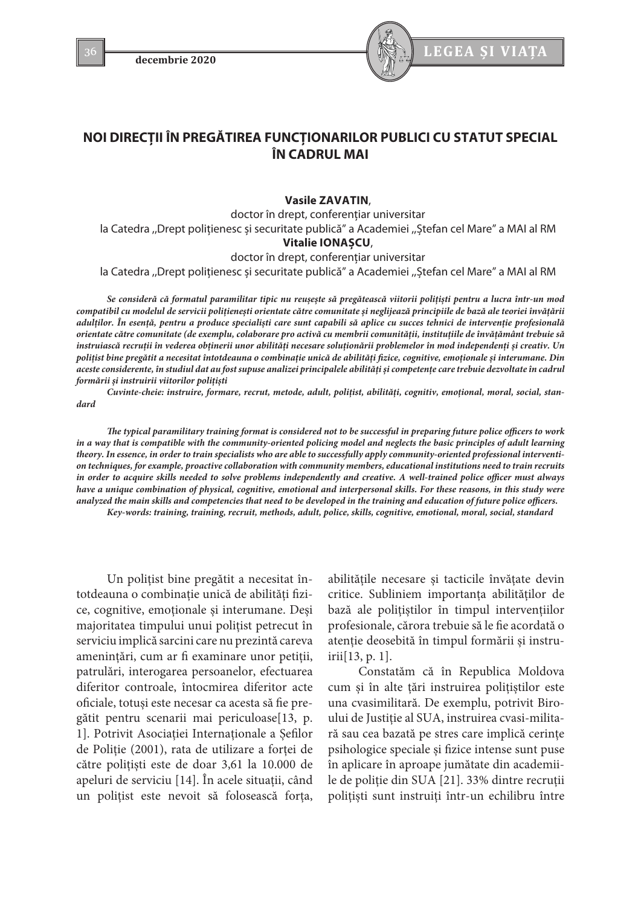# NOI DIRECȚII ÎN PREGĂTIREA FUNCȚIONARILOR PUBLICI CU STATUT SPECIAL ÎN CADRUL MAI

**Vasile ZAVATIN**,
doctor în drept, conferențiar universitar
la Catedra ,,Drept polițienesc și securitate publică" a Academiei ,,Ștefan cel Mare" a MAI al RM
**Vitalie IONAȘCU**,
doctor în drept, conferențiar universitar
la Catedra ,,Drept polițienesc și securitate publică" a Academiei ,,Ștefan cel Mare" a MAI al RM

***Se consideră că formatul paramilitar tipic nu reușește să pregătească viitorii polițiști pentru a lucra într-un mod compatibil cu modelul de servicii polițienești orientate către comunitate și neglijează principiile de bază ale teoriei învățării adulților. În esență, pentru a produce specialiști care sunt capabili să aplice cu succes tehnici de intervenție profesională orientate către comunitate (de exemplu, colaborare pro activă cu membrii comunității, instituțiile de învățământ trebuie să instruiască recruții în vederea obținerii unor abilități necesare soluționării problemelor în mod independenți și creativ. Un polițist bine pregătit a necesitat întotdeauna o combinație unică de abilități fizice, cognitive, emoționale și interumane. Din aceste considerente, în studiul dat au fost supuse analizei principalele abilități și competențe care trebuie dezvoltate în cadrul formării și instruirii viitorilor polițiști***

***Cuvinte-cheie: instruire, formare, recrut, metode, adult, polițist, abilități, cognitiv, emoțional, moral, social, standard***

***The typical paramilitary training format is considered not to be successful in preparing future police officers to work in a way that is compatible with the community-oriented policing model and neglects the basic principles of adult learning theory. In essence, in order to train specialists who are able to successfully apply community-oriented professional intervention techniques, for example, proactive collaboration with community members, educational institutions need to train recruits in order to acquire skills needed to solve problems independently and creative. A well-trained police officer must always have a unique combination of physical, cognitive, emotional and interpersonal skills. For these reasons, in this study were analyzed the main skills and competencies that need to be developed in the training and education of future police officers.***

***Key-words: training, training, recruit, methods, adult, police, skills, cognitive, emotional, moral, social, standard***

Un polițist bine pregătit a necesitat întotdeauna o combinație unică de abilități fizice, cognitive, emoționale și interumane. Deși majoritatea timpului unui polițist petrecut în serviciu implică sarcini care nu prezintă careva amenințări, cum ar fi examinare unor petiții, patrulări, interogarea persoanelor, efectuarea diferitor controale, întocmirea diferitor acte oficiale, totuși este necesar ca acesta să fie pregătit pentru scenarii mai periculoase[13, p. 1]. Potrivit Asociației Internaționale a Șefilor de Poliție (2001), rata de utilizare a forței de către polițiști este de doar 3,61 la 10.000 de apeluri de serviciu [14]. În acele situații, când un polițist este nevoit să folosească forța, abilitățile necesare și tacticile învățate devin critice. Subliniem importanța abilităților de bază ale polițiștilor în timpul intervențiilor profesionale, cărora trebuie să le fie acordată o atenție deosebită în timpul formării și instruirii[13, p. 1].

Constatăm că în Republica Moldova cum și în alte țări instruirea polițiștilor este una cvasimilitară. De exemplu, potrivit Biroului de Justiție al SUA, instruirea cvasi-militară sau cea bazată pe stres care implică cerințe psihologice speciale și fizice intense sunt puse în aplicare în aproape jumătate din academiile de poliție din SUA [21]. 33% dintre recruții polițiști sunt instruiți într-un echilibru între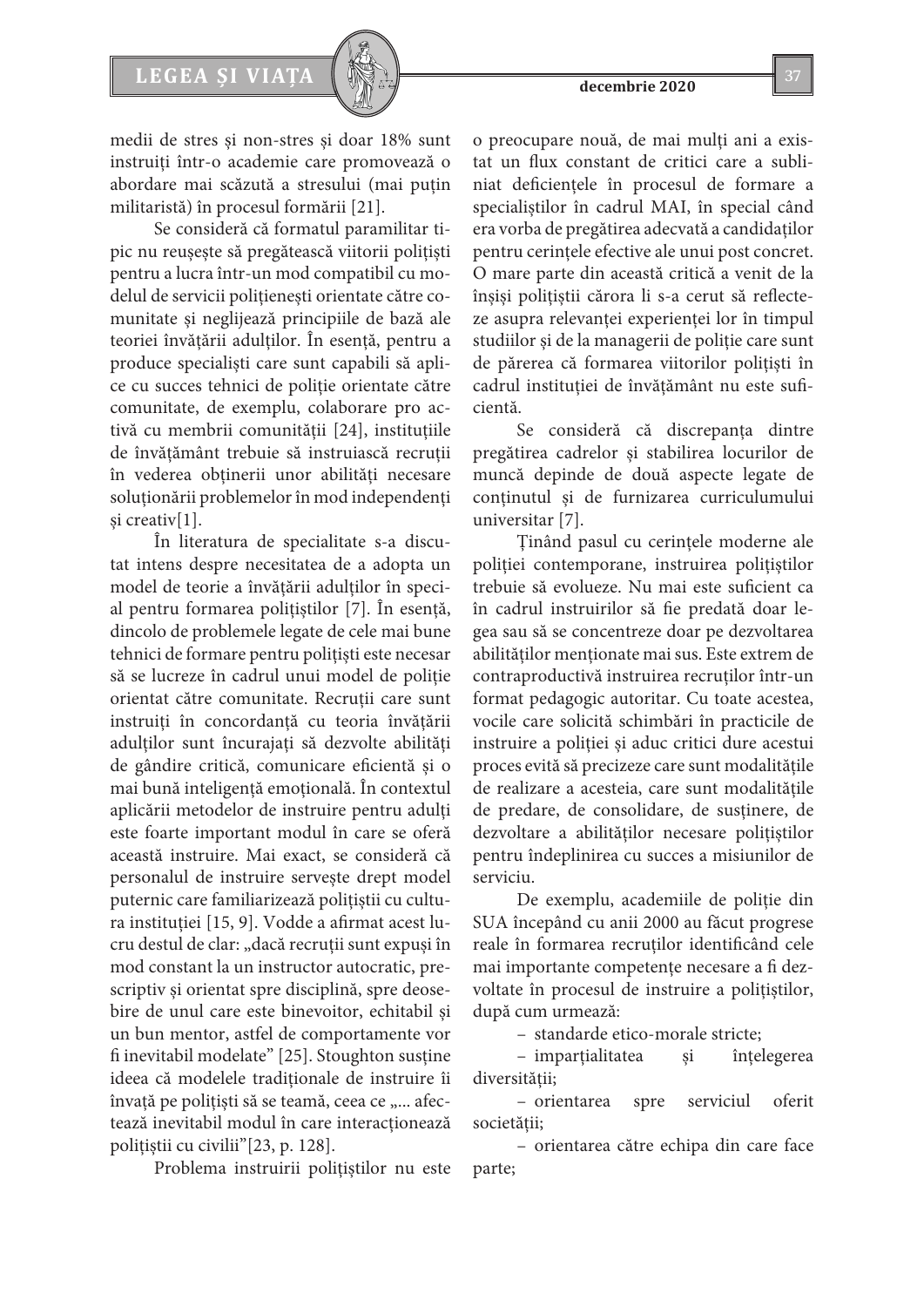medii de stres și non-stres și doar 18% sunt instruiți într-o academie care promovează o abordare mai scăzută a stresului (mai puțin militaristă) în procesul formării [21].

Se consideră că formatul paramilitar tipic nu reușește să pregătească viitorii polițiști pentru a lucra într-un mod compatibil cu modelul de servicii polițienești orientate către comunitate și neglijează principiile de bază ale teoriei învățării adulților. În esență, pentru a produce specialiști care sunt capabili să aplice cu succes tehnici de poliție orientate către comunitate, de exemplu, colaborare pro activă cu membrii comunității [24], instituțiile de învățământ trebuie să instruiască recruții în vederea obținerii unor abilități necesare soluționării problemelor în mod independenți și creativ[1].

În literatura de specialitate s-a discutat intens despre necesitatea de a adopta un model de teorie a învățării adulților în special pentru formarea polițiștilor [7]. În esență, dincolo de problemele legate de cele mai bune tehnici de formare pentru polițiști este necesar să se lucreze în cadrul unui model de poliție orientat către comunitate. Recruții care sunt instruiți în concordanță cu teoria învățării adulților sunt încurajați să dezvolte abilități de gândire critică, comunicare eficientă și o mai bună inteligență emoțională. În contextul aplicării metodelor de instruire pentru adulți este foarte important modul în care se oferă această instruire. Mai exact, se consideră că personalul de instruire servește drept model puternic care familiarizează polițiștii cu cultura instituției [15, 9]. Vodde a afirmat acest lucru destul de clar: „dacă recruții sunt expuși în mod constant la un instructor autocratic, prescriptiv și orientat spre disciplină, spre deosebire de unul care este binevoitor, echitabil și un bun mentor, astfel de comportamente vor fi inevitabil modelate” [25]. Stoughton susține ideea că modelele tradiționale de instruire îi învață pe polițiști să se teamă, ceea ce „... afectează inevitabil modul în care interacționează polițiștii cu civilii”[23, p. 128].

Problema instruirii polițiștilor nu este o preocupare nouă, de mai mulți ani a existat un flux constant de critici care a subliniat deficiențele în procesul de formare a specialiștilor în cadrul MAI, în special când era vorba de pregătirea adecvată a candidaților pentru cerințele efective ale unui post concret. O mare parte din această critică a venit de la înșiși polițiștii cărora li s-a cerut să reflecteze asupra relevanței experienței lor în timpul studiilor și de la managerii de poliție care sunt de părerea că formarea viitorilor polițiști în cadrul instituției de învățământ nu este suficientă.

Se consideră că discrepanța dintre pregătirea cadrelor și stabilirea locurilor de muncă depinde de două aspecte legate de conținutul și de furnizarea curriculumului universitar [7].

Ținând pasul cu cerințele moderne ale poliției contemporane, instruirea polițiștilor trebuie să evolueze. Nu mai este suficient ca în cadrul instruirilor să fie predată doar legea sau să se concentreze doar pe dezvoltarea abilităților menționate mai sus. Este extrem de contraproductivă instruirea recruților într-un format pedagogic autoritar. Cu toate acestea, vocile care solicită schimbări în practicile de instruire a poliției și aduc critici dure acestui proces evită să precizeze care sunt modalitățile de realizare a acesteia, care sunt modalitățile de predare, de consolidare, de susținere, de dezvoltare a abilităților necesare polițiștilor pentru îndeplinirea cu succes a misiunilor de serviciu.

De exemplu, academiile de poliție din SUA începând cu anii 2000 au făcut progrese reale în formarea recruților identificând cele mai importante competențe necesare a fi dezvoltate în procesul de instruire a polițiștilor, după cum urmează:

- standarde etico-morale stricte;
- imparțialitatea și înțelegerea diversității;
- orientarea spre serviciul oferit societății;
- orientarea către echipa din care face parte;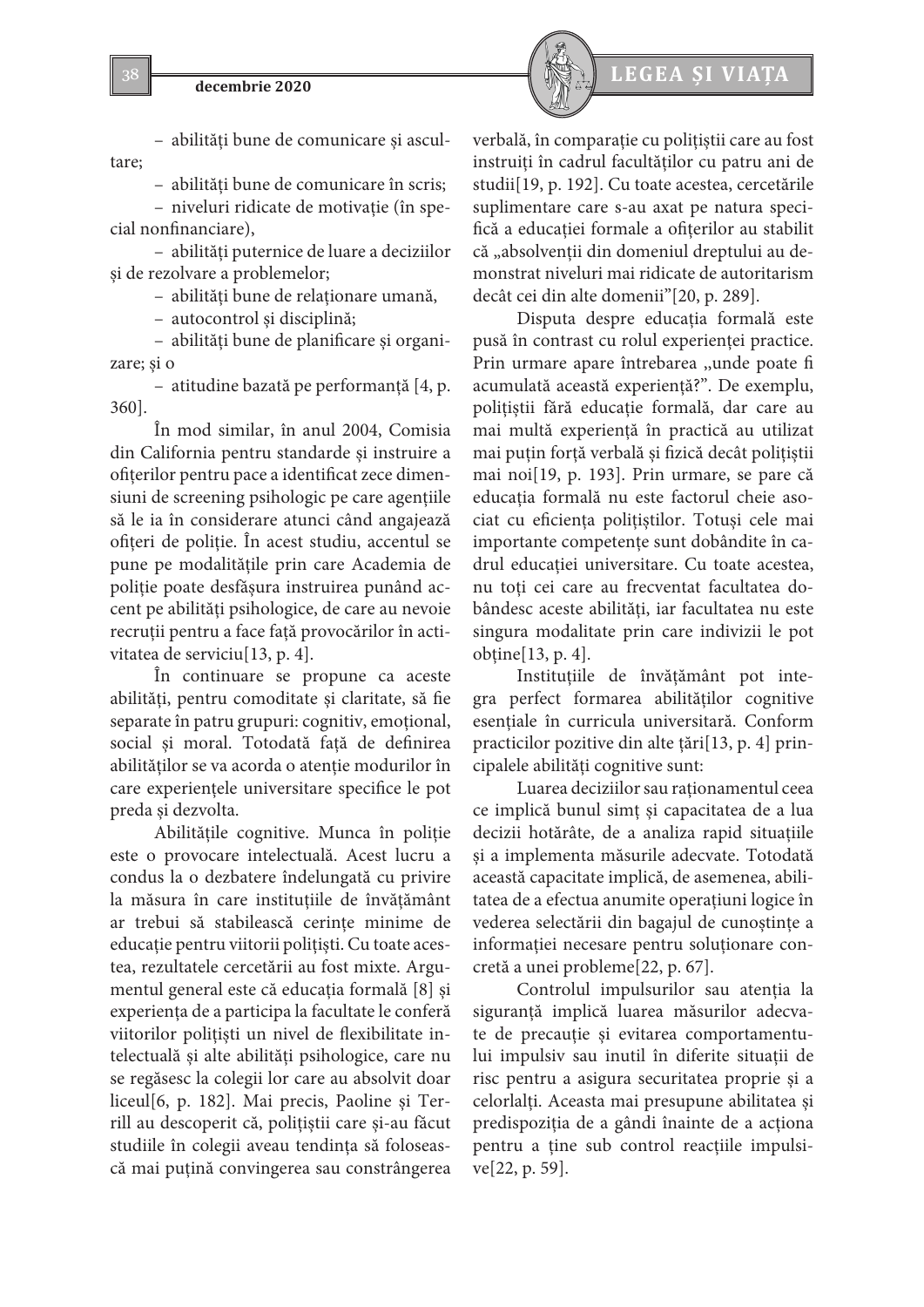– abilități bune de comunicare și ascultare;

– abilități bune de comunicare în scris;

– niveluri ridicate de motivație (în special nonfinanciare),

– abilități puternice de luare a deciziilor și de rezolvare a problemelor;

– abilități bune de relaționare umană,

– autocontrol și disciplină;

– abilități bune de planificare și organizare; și o

– atitudine bazată pe performanță [4, p. 360].

În mod similar, în anul 2004, Comisia din California pentru standarde și instruire a ofițerilor pentru pace a identificat zece dimensiuni de screening psihologic pe care agențiile să le ia în considerare atunci când angajează ofițeri de poliție. În acest studiu, accentul se pune pe modalitățile prin care Academia de poliție poate desfășura instruirea punând accent pe abilități psihologice, de care au nevoie recruții pentru a face față provocărilor în activitatea de serviciu[13, p. 4].

În continuare se propune ca aceste abilități, pentru comoditate și claritate, să fie separate în patru grupuri: cognitiv, emoțional, social și moral. Totodată față de definirea abilităților se va acorda o atenție modurilor în care experiențele universitare specifice le pot preda și dezvolta.

Abilitățile cognitive. Munca în poliție este o provocare intelectuală. Acest lucru a condus la o dezbatere îndelungată cu privire la măsura în care instituțiile de învățământ ar trebui să stabilească cerințe minime de educație pentru viitorii polițiști. Cu toate acestea, rezultatele cercetării au fost mixte. Argumentul general este că educația formală [8] și experiența de a participa la facultate le conferă viitorilor polițiști un nivel de flexibilitate intelectuală și alte abilități psihologice, care nu se regăsesc la colegii lor care au absolvit doar liceul[6, p. 182]. Mai precis, Paoline și Terrill au descoperit că, polițiștii care și-au făcut studiile în colegii aveau tendința să folosească mai puțină convingerea sau constrângerea verbală, în comparație cu polițiștii care au fost instruiți în cadrul facultăților cu patru ani de studii[19, p. 192]. Cu toate acestea, cercetările suplimentare care s-au axat pe natura specifică a educației formale a ofițerilor au stabilit că „absolvenții din domeniul dreptului au demonstrat niveluri mai ridicate de autoritarism decât cei din alte domenii"[20, p. 289].

Disputa despre educația formală este pusă în contrast cu rolul experienței practice. Prin urmare apare întrebarea „unde poate fi acumulată această experiență?". De exemplu, polițiștii fără educație formală, dar care au mai multă experiență în practică au utilizat mai puțin forță verbală și fizică decât polițiștii mai noi[19, p. 193]. Prin urmare, se pare că educația formală nu este factorul cheie asociat cu eficiența polițiștilor. Totuși cele mai importante competențe sunt dobândite în cadrul educației universitare. Cu toate acestea, nu toți cei care au frecventat facultatea dobândesc aceste abilități, iar facultatea nu este singura modalitate prin care indivizii le pot obține[13, p. 4].

Instituțiile de învățământ pot integra perfect formarea abilităților cognitive esențiale în curricula universitară. Conform practicilor pozitive din alte țări[13, p. 4] principalele abilități cognitive sunt:

Luarea deciziilor sau raționamentul ceea ce implică bunul simț și capacitatea de a lua decizii hotărâte, de a analiza rapid situațiile și a implementa măsurile adecvate. Totodată această capacitate implică, de asemenea, abilitatea de a efectua anumite operațiuni logice în vederea selectării din bagajul de cunoștințe a informației necesare pentru soluționare concretă a unei probleme[22, p. 67].

Controlul impulsurilor sau atenția la siguranță implică luarea măsurilor adecvate de precauție și evitarea comportamentului impulsiv sau inutil în diferite situații de risc pentru a asigura securitatea proprie și a celorlalți. Aceasta mai presupune abilitatea și predispoziția de a gândi înainte de a acționa pentru a ține sub control reacțiile impulsive[22, p. 59].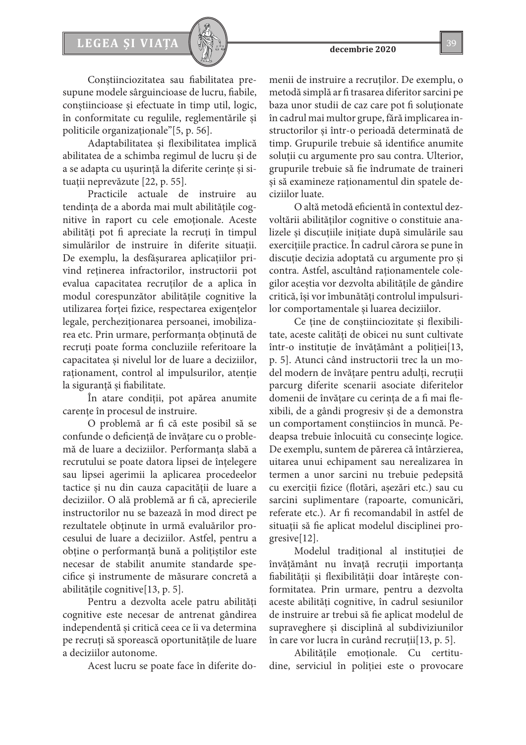Conștiinciozitatea sau fiabilitatea presupune modele sârguincioase de lucru, fiabile, conștiincioase și efectuate în timp util, logic, în conformitate cu regulile, reglementările și politicile organizaționale"[5, p. 56].

Adaptabilitatea și flexibilitatea implică abilitatea de a schimba regimul de lucru și de a se adapta cu ușurință la diferite cerințe și situații neprevăzute [22, p. 55].

Practicile actuale de instruire au tendința de a aborda mai mult abilitățile cognitive în raport cu cele emoționale. Aceste abilități pot fi apreciate la recruți în timpul simulărilor de instruire în diferite situații. De exemplu, la desfășurarea aplicațiilor privind reținerea infractorilor, instructorii pot evalua capacitatea recruților de a aplica în modul corespunzător abilitățile cognitive la utilizarea forței fizice, respectarea exigențelor legale, percheziționarea persoanei, imobilizarea etc. Prin urmare, performanța obținută de recruți poate forma concluziile referitoare la capacitatea și nivelul lor de luare a deciziilor, raționament, control al impulsurilor, atenție la siguranță și fiabilitate.

În atare condiții, pot apărea anumite carențe în procesul de instruire.

O problemă ar fi că este posibil să se confunde o deficiență de învățare cu o problemă de luare a deciziilor. Performanța slabă a recrutului se poate datora lipsei de înțelegere sau lipsei agerimii la aplicarea procedeelor tactice și nu din cauza capacității de luare a deciziilor. O ală problemă ar fi că, aprecierile instructorilor nu se bazează în mod direct pe rezultatele obținute în urmă evaluărilor procesului de luare a deciziilor. Astfel, pentru a obține o performanță bună a polițiștilor este necesar de stabilit anumite standarde specifice și instrumente de măsurare concretă a abilitățile cognitive[13, p. 5].

Pentru a dezvolta acele patru abilități cognitive este necesar de antrenat gândirea independentă și critică ceea ce îi va determina pe recruți să sporească oportunitățile de luare a deciziilor autonome.

Acest lucru se poate face în diferite domenii de instruire a recruților. De exemplu, o metodă simplă ar fi trasarea diferitor sarcini pe baza unor studii de caz care pot fi soluționate în cadrul mai multor grupe, fără implicarea instructorilor și într-o perioadă determinată de timp. Grupurile trebuie să identifice anumite soluții cu argumente pro sau contra. Ulterior, grupurile trebuie să fie îndrumate de traineri și să examineze raționamentul din spatele deciziilor luate.

O altă metodă eficientă în contextul dezvoltării abilităților cognitive o constituie analizele și discuțiile inițiate după simulările sau exercițiile practice. În cadrul cărora se pune în discuție decizia adoptată cu argumente pro și contra. Astfel, ascultând raționamentele colegilor aceștia vor dezvolta abilitățile de gândire critică, își vor îmbunătăți controlul impulsurilor comportamentale și luarea deciziilor.

Ce ține de conștiinciozitate și flexibilitate, aceste calități de obicei nu sunt cultivate într-o instituție de învățământ a poliției[13, p. 5]. Atunci când instructorii trec la un model modern de învățare pentru adulți, recruții parcurg diferite scenarii asociate diferitelor domenii de învățare cu cerința de a fi mai flexibili, de a gândi progresiv și de a demonstra un comportament conștiincios în muncă. Pedeapsa trebuie înlocuită cu consecințe logice. De exemplu, suntem de părerea că întârzierea, uitarea unui echipament sau nerealizarea în termen a unor sarcini nu trebuie pedepsită cu exerciții fizice (flotări, așezări etc.) sau cu sarcini suplimentare (rapoarte, comunicări, referate etc.). Ar fi recomandabil în astfel de situații să fie aplicat modelul disciplinei progresive[12].

Modelul tradițional al instituției de învățământ nu învață recruții importanța fiabilității și flexibilității doar întărește conformitatea. Prin urmare, pentru a dezvolta aceste abilități cognitive, în cadrul sesiunilor de instruire ar trebui să fie aplicat modelul de supraveghere și disciplină al subdiviziunilor în care vor lucra în curând recruții[13, p. 5].

Abilitățile emoționale. Cu certitudine, serviciul în poliției este o provocare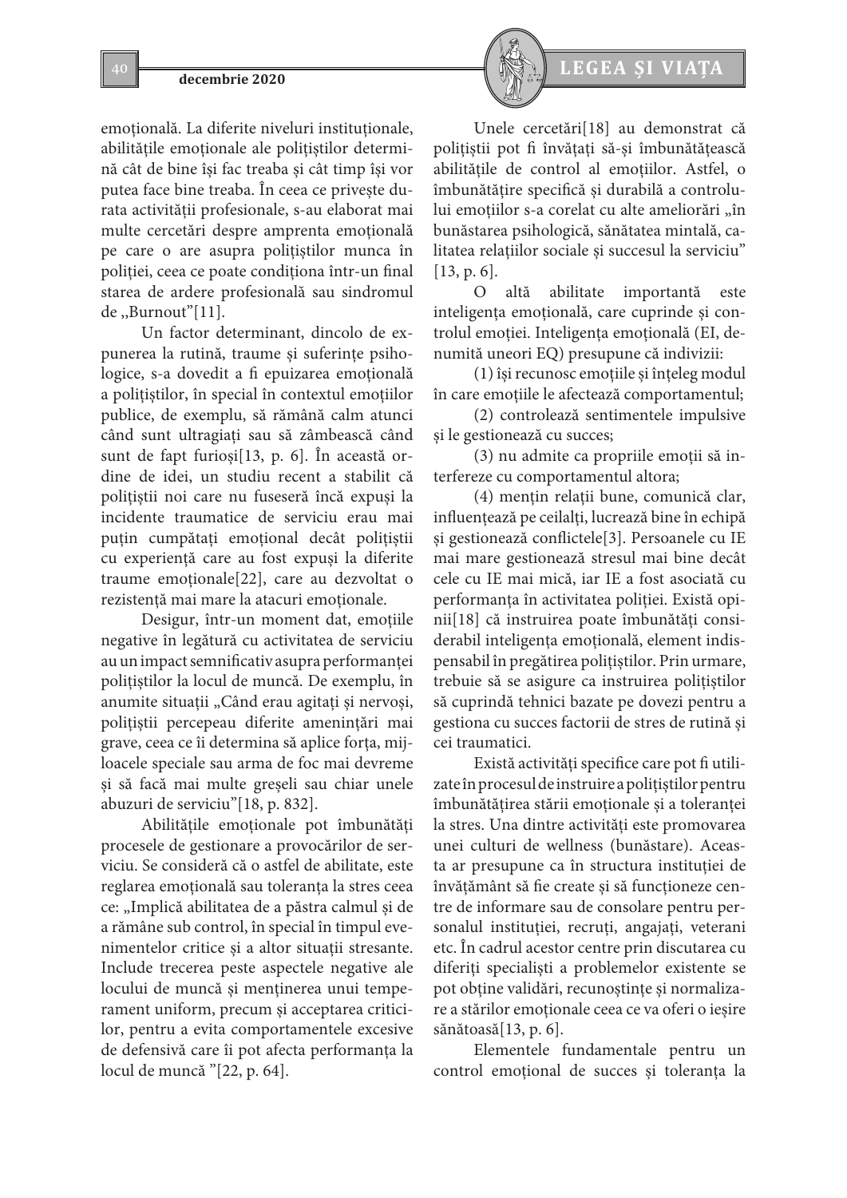emoțională. La diferite niveluri instituționale, abilitățile emoționale ale polițiștilor determină cât de bine își fac treaba și cât timp își vor putea face bine treaba. În ceea ce privește durata activității profesionale, s-au elaborat mai multe cercetări despre amprenta emoțională pe care o are asupra polițiștilor munca în poliției, ceea ce poate condiționa într-un final starea de ardere profesională sau sindromul de „Burnout"[11].

Un factor determinant, dincolo de expunerea la rutină, traume și suferințe psihologice, s-a dovedit a fi epuizarea emoțională a polițiștilor, în special în contextul emoțiilor publice, de exemplu, să rămână calm atunci când sunt ultragiați sau să zâmbească când sunt de fapt furioși[13, p. 6]. În această ordine de idei, un studiu recent a stabilit că polițiștii noi care nu fuseseră încă expuși la incidente traumatice de serviciu erau mai puțin cumpătați emoțional decât polițiștii cu experiență care au fost expuși la diferite traume emoționale[22], care au dezvoltat o rezistență mai mare la atacuri emoționale.

Desigur, într-un moment dat, emoțiile negative în legătură cu activitatea de serviciu au un impact semnificativ asupra performanței polițiștilor la locul de muncă. De exemplu, în anumite situații „Când erau agitați și nervoși, polițiștii percepeau diferite amenințări mai grave, ceea ce îi determina să aplice forța, mijloacele speciale sau arma de foc mai devreme și să facă mai multe greșeli sau chiar unele abuzuri de serviciu"[18, p. 832].

Abilitățile emoționale pot îmbunătăți procesele de gestionare a provocărilor de serviciu. Se consideră că o astfel de abilitate, este reglarea emoțională sau toleranța la stres ceea ce: „Implică abilitatea de a păstra calmul și de a rămâne sub control, în special în timpul evenimentelor critice și a altor situații stresante. Include trecerea peste aspectele negative ale locului de muncă și menținerea unui temperament uniform, precum și acceptarea criticilor, pentru a evita comportamentele excesive de defensivă care îi pot afecta performanța la locul de muncă "[22, p. 64].

Unele cercetări[18] au demonstrat că polițiștii pot fi învățați să-și îmbunătățească abilitățile de control al emoțiilor. Astfel, o îmbunătățire specifică și durabilă a controlului emoțiilor s-a corelat cu alte ameliorări „în bunăstarea psihologică, sănătatea mintală, calitatea relațiilor sociale și succesul la serviciu" [13, p. 6].

O altă abilitate importantă este inteligența emoțională, care cuprinde și controlul emoției. Inteligența emoțională (EI, denumită uneori EQ) presupune că indivizii:

(1) își recunosc emoțiile și înțeleg modul în care emoțiile le afectează comportamentul;

(2) controlează sentimentele impulsive și le gestionează cu succes;

(3) nu admite ca propriile emoții să interfereze cu comportamentul altora;

(4) mențin relații bune, comunică clar, influențează pe ceilalți, lucrează bine în echipă și gestionează conflictele[3]. Persoanele cu IE mai mare gestionează stresul mai bine decât cele cu IE mai mică, iar IE a fost asociată cu performanța în activitatea poliției. Există opinii[18] că instruirea poate îmbunătăți considerabil inteligența emoțională, element indispensabil în pregătirea polițiștilor. Prin urmare, trebuie să se asigure ca instruirea polițiștilor să cuprindă tehnici bazate pe dovezi pentru a gestiona cu succes factorii de stres de rutină și cei traumatici.

Există activități specifice care pot fi utilizate în procesul de instruire a polițiștilor pentru îmbunătățirea stării emoționale și a toleranței la stres. Una dintre activități este promovarea unei culturi de wellness (bunăstare). Aceasta ar presupune ca în structura instituției de învățământ să fie create și să funcționeze centre de informare sau de consolare pentru personalul instituției, recruți, angajați, veterani etc. În cadrul acestor centre prin discutarea cu diferiți specialiști a problemelor existente se pot obține validări, recunoștințe și normalizare a stărilor emoționale ceea ce va oferi o ieșire sănătoasă[13, p. 6].

Elementele fundamentale pentru un control emoțional de succes și toleranța la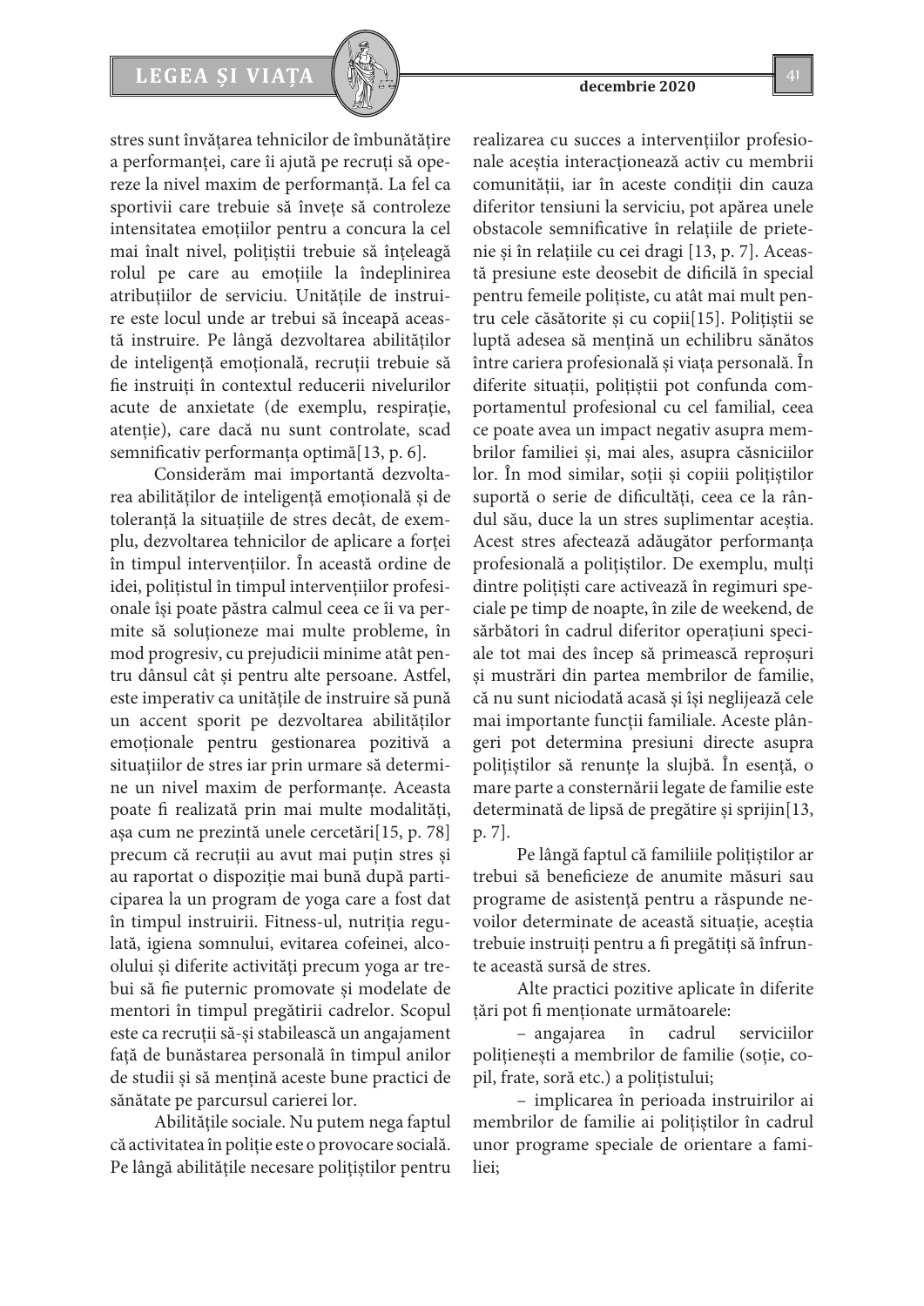stres sunt învățarea tehnicilor de îmbunătățire a performanței, care îi ajută pe recruți să opereze la nivel maxim de performanță. La fel ca sportivii care trebuie să învețe să controleze intensitatea emoțiilor pentru a concura la cel mai înalt nivel, polițiștii trebuie să înțeleagă rolul pe care au emoțiile la îndeplinirea atribuțiilor de serviciu. Unitățile de instruire este locul unde ar trebui să înceapă această instruire. Pe lângă dezvoltarea abilităților de inteligență emoțională, recruții trebuie să fie instruiți în contextul reducerii nivelurilor acute de anxietate (de exemplu, respirație, atenție), care dacă nu sunt controlate, scad semnificativ performanța optimă[13, p. 6].

Considerăm mai importantă dezvoltarea abilităților de inteligență emoțională și de toleranță la situațiile de stres decât, de exemplu, dezvoltarea tehnicilor de aplicare a forței în timpul intervențiilor. În această ordine de idei, polițistul în timpul intervențiilor profesionale își poate păstra calmul ceea ce îi va permite să soluționeze mai multe probleme, în mod progresiv, cu prejudicii minime atât pentru dânsul cât și pentru alte persoane. Astfel, este imperativ ca unitățile de instruire să pună un accent sporit pe dezvoltarea abilităților emoționale pentru gestionarea pozitivă a situațiilor de stres iar prin urmare să determine un nivel maxim de performanțe. Aceasta poate fi realizată prin mai multe modalități, așa cum ne prezintă unele cercetări[15, p. 78] precum că recruții au avut mai puțin stres și au raportat o dispoziție mai bună după participarea la un program de yoga care a fost dat în timpul instruirii. Fitness-ul, nutriția regulată, igiena somnului, evitarea cofeinei, alcoolului și diferite activități precum yoga ar trebui să fie puternic promovate și modelate de mentori în timpul pregătirii cadrelor. Scopul este ca recruții să-și stabilească un angajament față de bunăstarea personală în timpul anilor de studii și să mențină aceste bune practici de sănătate pe parcursul carierei lor.

Abilitățile sociale. Nu putem nega faptul că activitatea în poliție este o provocare socială. Pe lângă abilitățile necesare polițiștilor pentru realizarea cu succes a intervențiilor profesionale aceștia interacționează activ cu membrii comunității, iar în aceste condiții din cauza diferitor tensiuni la serviciu, pot apărea unele obstacole semnificative în relațiile de prietenie și în relațiile cu cei dragi [13, p. 7]. Această presiune este deosebit de dificilă în special pentru femeile polițiste, cu atât mai mult pentru cele căsătorite și cu copii[15]. Polițiștii se luptă adesea să mențină un echilibru sănătos între cariera profesională și viața personală. În diferite situații, polițiștii pot confunda comportamentul profesional cu cel familial, ceea ce poate avea un impact negativ asupra membrilor familiei și, mai ales, asupra căsniciilor lor. În mod similar, soții și copiii polițiștilor suportă o serie de dificultăți, ceea ce la rândul său, duce la un stres suplimentar aceștia. Acest stres afectează adăugător performanța profesională a polițiștilor. De exemplu, mulți dintre polițiști care activează în regimuri speciale pe timp de noapte, în zile de weekend, de sărbători în cadrul diferitor operațiuni speciale tot mai des încep să primească reproșuri și mustrări din partea membrilor de familie, că nu sunt niciodată acasă și își neglijează cele mai importante funcții familiale. Aceste plângeri pot determina presiuni directe asupra polițiștilor să renunțe la slujbă. În esență, o mare parte a consternării legate de familie este determinată de lipsă de pregătire și sprijin[13, p. 7].

Pe lângă faptul că familiile polițiștilor ar trebui să beneficieze de anumite măsuri sau programe de asistență pentru a răspunde nevoilor determinate de această situație, aceștia trebuie instruiți pentru a fi pregătiți să înfrunte această sursă de stres.

Alte practici pozitive aplicate în diferite țări pot fi menționate următoarele:

– angajarea în cadrul serviciilor polițienești a membrilor de familie (soție, copil, frate, soră etc.) a polițistului;

– implicarea în perioada instruirilor ai membrilor de familie ai polițiștilor în cadrul unor programe speciale de orientare a familiei;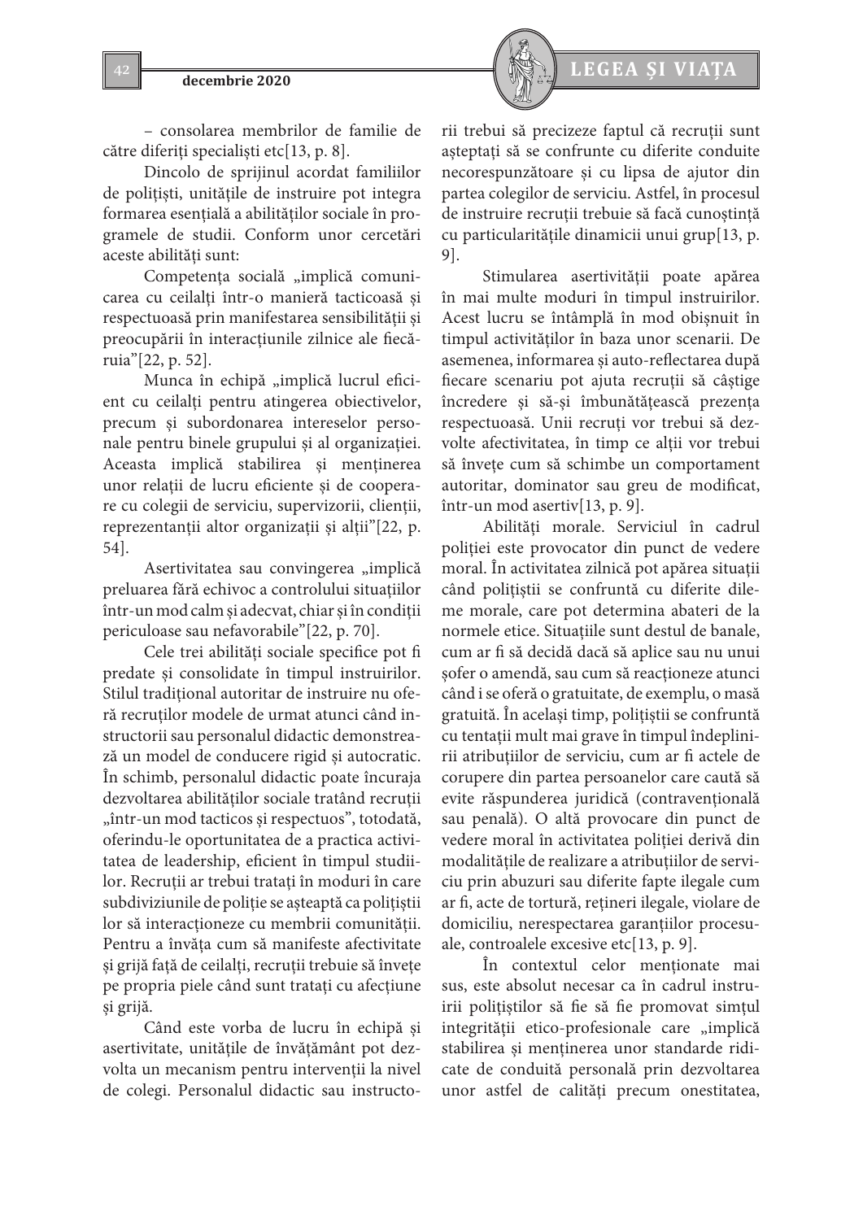– consolarea membrilor de familie de către diferiți specialiști etc[13, p. 8].

Dincolo de sprijinul acordat familiilor de polițiști, unitățile de instruire pot integra formarea esențială a abilităților sociale în programele de studii. Conform unor cercetări aceste abilități sunt:

Competența socială „implică comunicarea cu ceilalți într-o manieră tacticoasă și respectuoasă prin manifestarea sensibilității și preocupării în interacțiunile zilnice ale fiecăruia"[22, p. 52].

Munca în echipă „implică lucrul eficient cu ceilalți pentru atingerea obiectivelor, precum și subordonarea intereselor personale pentru binele grupului și al organizației. Aceasta implică stabilirea și menținerea unor relații de lucru eficiente și de cooperare cu colegii de serviciu, supervizorii, clienții, reprezentanții altor organizații și alții"[22, p. 54].

Asertivitatea sau convingerea „implică preluarea fără echivoc a controlului situațiilor într-un mod calm și adecvat, chiar și în condiții periculoase sau nefavorabile"[22, p. 70].

Cele trei abilități sociale specifice pot fi predate și consolidate în timpul instruirilor. Stilul tradițional autoritar de instruire nu oferă recruților modele de urmat atunci când instructorii sau personalul didactic demonstrează un model de conducere rigid și autocratic. În schimb, personalul didactic poate încuraja dezvoltarea abilităților sociale tratând recruții „într-un mod tacticos și respectuos", totodată, oferindu-le oportunitatea de a practica activitatea de leadership, eficient în timpul studiilor. Recruții ar trebui tratați în moduri în care subdiviziunile de poliție se așteaptă ca polițiștii lor să interacționeze cu membrii comunității. Pentru a învăța cum să manifeste afectivitate și grijă față de ceilalți, recruții trebuie să învețe pe propria piele când sunt tratați cu afecțiune și grijă.

Când este vorba de lucru în echipă și asertivitate, unitățile de învățământ pot dezvolta un mecanism pentru intervenții la nivel de colegi. Personalul didactic sau instructorii trebui să precizeze faptul că recruții sunt așteptați să se confrunte cu diferite conduite necorespunzătoare și cu lipsa de ajutor din partea colegilor de serviciu. Astfel, în procesul de instruire recruții trebuie să facă cunoștință cu particularitățile dinamicii unui grup[13, p. 9].

Stimularea asertivității poate apărea în mai multe moduri în timpul instruirilor. Acest lucru se întâmplă în mod obișnuit în timpul activităților în baza unor scenarii. De asemenea, informarea și auto-reflectarea după fiecare scenariu pot ajuta recruții să câștige încredere și să-și îmbunătățească prezența respectuoasă. Unii recruți vor trebui să dezvolte afectivitatea, în timp ce alții vor trebui să învețe cum să schimbe un comportament autoritar, dominator sau greu de modificat, într-un mod asertiv[13, p. 9].

Abilități morale. Serviciul în cadrul poliției este provocator din punct de vedere moral. În activitatea zilnică pot apărea situații când polițiștii se confruntă cu diferite dileme morale, care pot determina abateri de la normele etice. Situațiile sunt destul de banale, cum ar fi să decidă dacă să aplice sau nu unui șofer o amendă, sau cum să reacționeze atunci când i se oferă o gratuitate, de exemplu, o masă gratuită. În același timp, polițiștii se confruntă cu tentații mult mai grave în timpul îndeplinirii atribuțiilor de serviciu, cum ar fi actele de corupere din partea persoanelor care caută să evite răspunderea juridică (contravențională sau penală). O altă provocare din punct de vedere moral în activitatea poliției derivă din modalitățile de realizare a atribuțiilor de serviciu prin abuzuri sau diferite fapte ilegale cum ar fi, acte de tortură, rețineri ilegale, violare de domiciliu, nerespectarea garanțiilor procesuale, controalele excesive etc[13, p. 9].

În contextul celor menționate mai sus, este absolut necesar ca în cadrul instruirii polițiștilor să fie să fie promovat simțul integrității etico-profesionale care „implică stabilirea și menținerea unor standarde ridicate de conduită personală prin dezvoltarea unor astfel de calități precum onestitatea,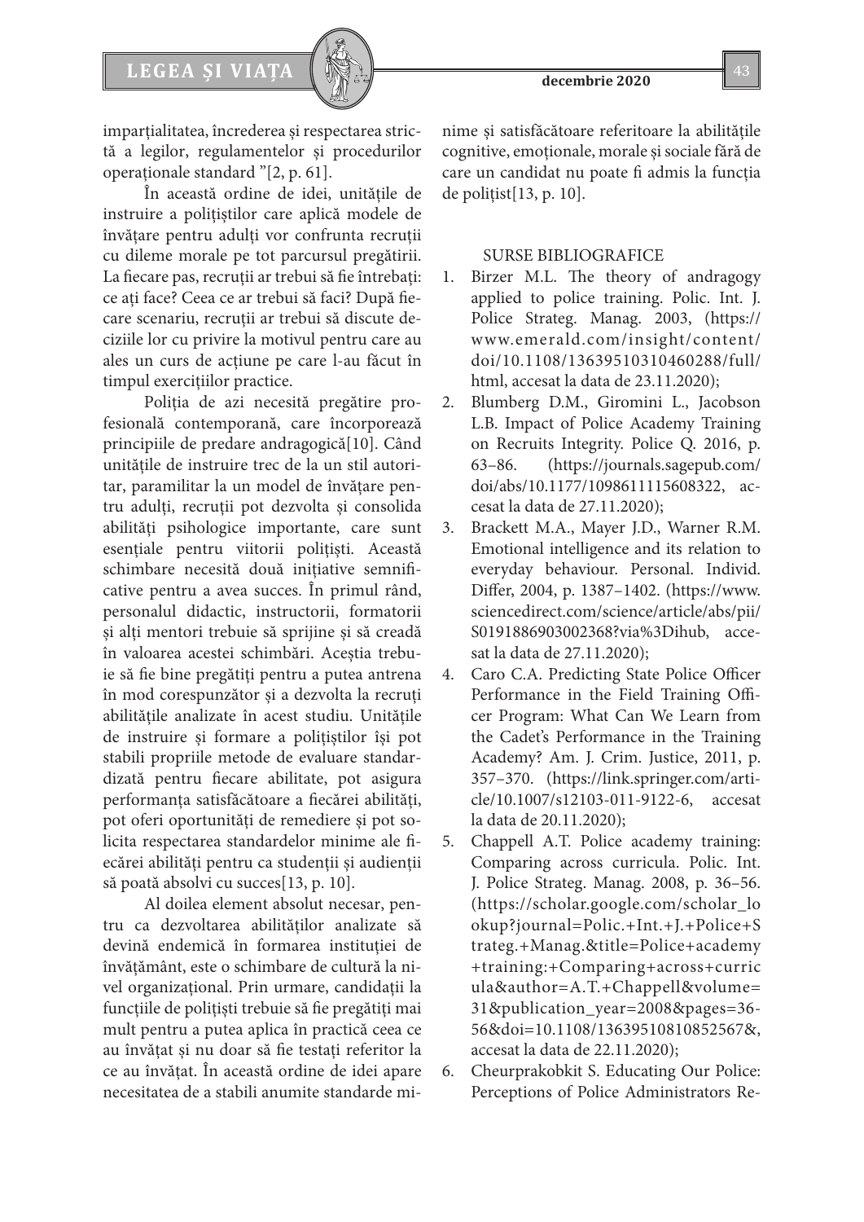imparțialitatea, încrederea și respectarea strictă a legilor, regulamentelor și procedurilor operaționale standard "[2, p. 61].

În această ordine de idei, unitățile de instruire a polițiștilor care aplică modele de învățare pentru adulți vor confrunta recruții cu dileme morale pe tot parcursul pregătirii. La fiecare pas, recruții ar trebui să fie întrebați: ce ați face? Ceea ce ar trebui să faci? După fiecare scenariu, recruții ar trebui să discute deciziile lor cu privire la motivul pentru care au ales un curs de acțiune pe care l-au făcut în timpul exercițiilor practice.

Poliția de azi necesită pregătire profesională contemporană, care încorporează principiile de predare andragogică[10]. Când unitățile de instruire trec de la un stil autoritar, paramilitar la un model de învățare pentru adulți, recruții pot dezvolta și consolida abilități psihologice importante, care sunt esențiale pentru viitorii polițiști. Această schimbare necesită două inițiative semnificative pentru a avea succes. În primul rând, personalul didactic, instructorii, formatorii și alți mentori trebuie să sprijine și să creadă în valoarea acestei schimbări. Aceștia trebuie să fie bine pregătiți pentru a putea antrena în mod corespunzător și a dezvolta la recruți abilitățile analizate în acest studiu. Unitățile de instruire și formare a polițiștilor își pot stabili propriile metode de evaluare standardizată pentru fiecare abilitate, pot asigura performanța satisfăcătoare a fiecărei abilități, pot oferi oportunități de remediere și pot solicita respectarea standardelor minime ale fiecărei abilități pentru ca studenții și audienții să poată absolvi cu succes[13, p. 10].

Al doilea element absolut necesar, pentru ca dezvoltarea abilităților analizate să devină endemică în formarea instituției de învățământ, este o schimbare de cultură la nivel organizațional. Prin urmare, candidații la funcțiile de polițiști trebuie să fie pregătiți mai mult pentru a putea aplica în practică ceea ce au învățat și nu doar să fie testați referitor la ce au învățat. În această ordine de idei apare necesitatea de a stabili anumite standarde minime și satisfăcătoare referitoare la abilitățile cognitive, emoționale, morale și sociale fără de care un candidat nu poate fi admis la funcția de polițist[13, p. 10].

SURSE BIBLIOGRAFICE

1. Birzer M.L. The theory of andragogy applied to police training. Polic. Int. J. Police Strateg. Manag. 2003, (https://www.emerald.com/insight/content/doi/10.1108/13639510310460288/full/html, accesat la data de 23.11.2020);
2. Blumberg D.M., Giromini L., Jacobson L.B. Impact of Police Academy Training on Recruits Integrity. Police Q. 2016, p. 63–86. (https://journals.sagepub.com/doi/abs/10.1177/1098611115608322, accesat la data de 27.11.2020);
3. Brackett M.A., Mayer J.D., Warner R.M. Emotional intelligence and its relation to everyday behaviour. Personal. Individ. Differ, 2004, p. 1387–1402. (https://www.sciencedirect.com/science/article/abs/pii/S0191886903002368?via%3Dihub, accesat la data de 27.11.2020);
4. Caro C.A. Predicting State Police Officer Performance in the Field Training Officer Program: What Can We Learn from the Cadet's Performance in the Training Academy? Am. J. Crim. Justice, 2011, p. 357–370. (https://link.springer.com/article/10.1007/s12103-011-9122-6, accesat la data de 20.11.2020);
5. Chappell A.T. Police academy training: Comparing across curricula. Polic. Int. J. Police Strateg. Manag. 2008, p. 36–56. (https://scholar.google.com/scholar_lookup?journal=Polic.+Int.+J.+Police+Strateg.+Manag.&title=Police+academy+training:+Comparing+across+curricula&author=A.T.+Chappell&volume=31&publication_year=2008&pages=36-56&doi=10.1108/13639510810852567&, accesat la data de 22.11.2020);
6. Cheurprakobkit S. Educating Our Police: Perceptions of Police Administrators Re-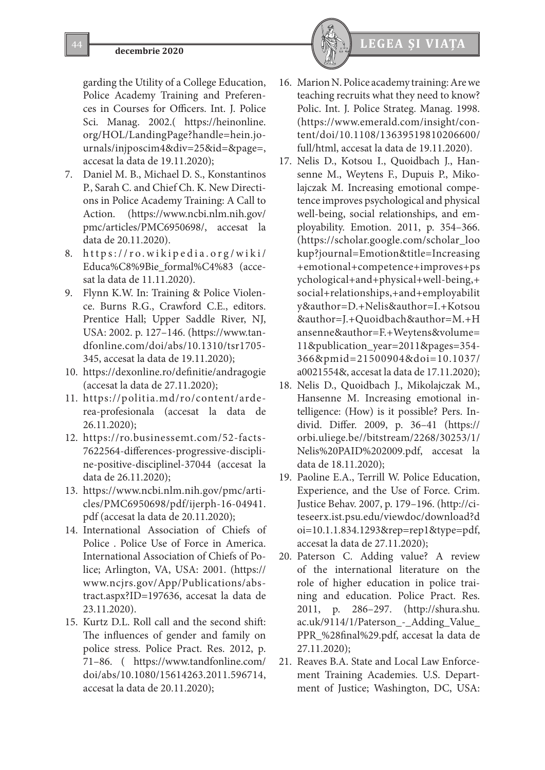garding the Utility of a College Education, Police Academy Training and Preferences in Courses for Officers. Int. J. Police Sci. Manag. 2002.( https://heinonline.org/HOL/LandingPage?handle=hein.journals/injposcim4&div=25&id=&page=, accesat la data de 19.11.2020);

7. Daniel M. B., Michael D. S., Konstantinos P., Sarah C. and Chief Ch. K. New Directions in Police Academy Training: A Call to Action. (https://www.ncbi.nlm.nih.gov/pmc/articles/PMC6950698/, accesat la data de 20.11.2020).
8. https://ro.wikipedia.org/wiki/Educa%C8%9Bie_formal%C4%83 (accesat la data de 11.11.2020).
9. Flynn K.W. In: Training & Police Violence. Burns R.G., Crawford C.E., editors. Prentice Hall; Upper Saddle River, NJ, USA: 2002. p. 127–146. (https://www.tandfonline.com/doi/abs/10.1310/tsr1705-345, accesat la data de 19.11.2020);
10. https://dexonline.ro/definitie/andragogie (accesat la data de 27.11.2020);
11. https://politia.md/ro/content/arderea-profesionala (accesat la data de 26.11.2020);
12. https://ro.businessemt.com/52-facts-7622564-differences-progressive-discipline-positive-disciplinel-37044 (accesat la data de 26.11.2020);
13. https://www.ncbi.nlm.nih.gov/pmc/articles/PMC6950698/pdf/ijerph-16-04941.pdf (accesat la data de 20.11.2020);
14. International Association of Chiefs of Police . Police Use of Force in America. International Association of Chiefs of Police; Arlington, VA, USA: 2001. (https://www.ncjrs.gov/App/Publications/abstract.aspx?ID=197636, accesat la data de 23.11.2020).
15. Kurtz D.L. Roll call and the second shift: The influences of gender and family on police stress. Police Pract. Res. 2012, p. 71–86. ( https://www.tandfonline.com/doi/abs/10.1080/15614263.2011.596714, accesat la data de 20.11.2020);
16. Marion N. Police academy training: Are we teaching recruits what they need to know? Polic. Int. J. Police Strateg. Manag. 1998. (https://www.emerald.com/insight/content/doi/10.1108/13639519810206600/full/html, accesat la data de 19.11.2020).
17. Nelis D., Kotsou I., Quoidbach J., Hansenne M., Weytens F., Dupuis P., Mikolajczak M. Increasing emotional competence improves psychological and physical well-being, social relationships, and employability. Emotion. 2011, p. 354–366. (https://scholar.google.com/scholar_lookup?journal=Emotion&title=Increasing+emotional+competence+improves+psychological+and+physical+well-being,+social+relationships,+and+employability&author=D.+Nelis&author=I.+Kotsou&author=J.+Quoidbach&author=M.+Hansenne&author=F.+Weytens&volume=11&publication_year=2011&pages=354-366&pmid=21500904&doi=10.1037/a0021554&, accesat la data de 17.11.2020);
18. Nelis D., Quoidbach J., Mikolajczak M., Hansenne M. Increasing emotional intelligence: (How) is it possible? Pers. Individ. Differ. 2009, p. 36–41 (https://orbi.uliege.be//bitstream/2268/30253/1/Nelis%20PAID%202009.pdf, accesat la data de 18.11.2020);
19. Paoline E.A., Terrill W. Police Education, Experience, and the Use of Force. Crim. Justice Behav. 2007, p. 179–196. (http://citeseerx.ist.psu.edu/viewdoc/download?doi=10.1.1.834.1293&rep=rep1&type=pdf, accesat la data de 27.11.2020);
20. Paterson C. Adding value? A review of the international literature on the role of higher education in police training and education. Police Pract. Res. 2011, p. 286–297. (http://shura.shu.ac.uk/9114/1/Paterson_-_Adding_Value_PPR_%28final%29.pdf, accesat la data de 27.11.2020);
21. Reaves B.A. State and Local Law Enforcement Training Academies. U.S. Department of Justice; Washington, DC, USA: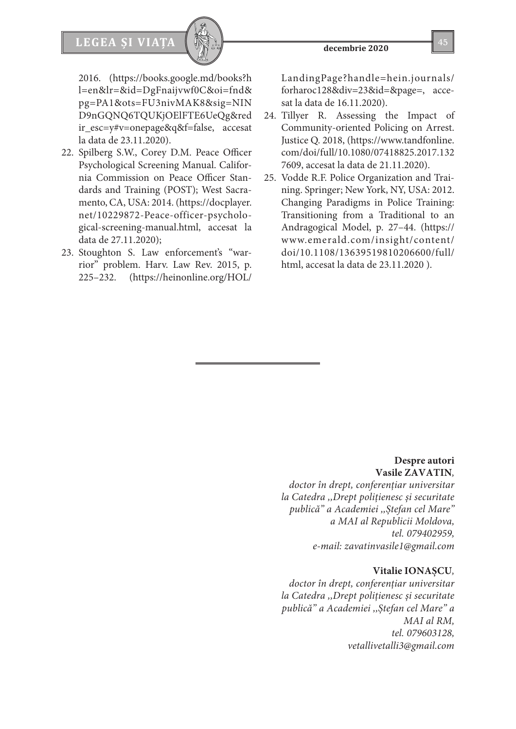2016. (https://books.google.md/books?hl=en&lr=&id=DgFnaijvwf0C&oi=fnd&pg=PA1&ots=FU3nivMAK8&sig=NIND9nGQNQ6TQUKjOElFTE6UeQg&redir_esc=y#v=onepage&q&f=false, accesat la data de 23.11.2020).

22. Spilberg S.W., Corey D.M. Peace Officer Psychological Screening Manual. California Commission on Peace Officer Standards and Training (POST); West Sacramento, CA, USA: 2014. (https://docplayer.net/10229872-Peace-officer-psychological-screening-manual.html, accesat la data de 27.11.2020);
23. Stoughton S. Law enforcement's "warrior" problem. Harv. Law Rev. 2015, p. 225–232. (https://heinonline.org/HOL/LandingPage?handle=hein.journals/forharoc128&div=23&id=&page=, accesat la data de 16.11.2020).
24. Tillyer R. Assessing the Impact of Community-oriented Policing on Arrest. Justice Q. 2018, (https://www.tandfonline.com/doi/full/10.1080/07418825.2017.1327609, accesat la data de 21.11.2020).
25. Vodde R.F. Police Organization and Training. Springer; New York, NY, USA: 2012. Changing Paradigms in Police Training: Transitioning from a Traditional to an Andragogical Model, p. 27–44. (https://www.emerald.com/insight/content/doi/10.1108/13639519810206600/full/html, accesat la data de 23.11.2020 ).

---

**Despre autori**

**Vasile ZAVATIN**,
*doctor în drept, conferențiar universitar la Catedra ,,Drept polițienesc și securitate publică" a Academiei ,,Ștefan cel Mare" a MAI al Republicii Moldova,*
*tel. 079402959,*
*e-mail: zavatinvasile1@gmail.com*

**Vitalie IONAȘCU**,
*doctor în drept, conferențiar universitar la Catedra ,,Drept polițienesc și securitate publică" a Academiei ,,Ștefan cel Mare" a MAI al RM,*
*tel. 079603128,*
*vetallivetalli3@gmail.com*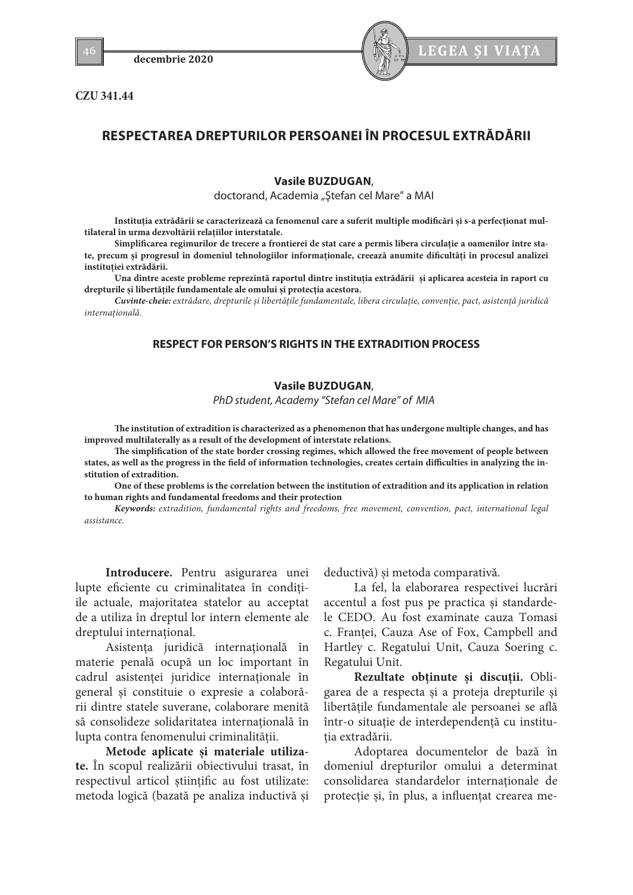CZU 341.44

# RESPECTAREA DREPTURILOR PERSOANEI ÎN PROCESUL EXTRĂDĂRII

**Vasile BUZDUGAN**,
doctorand, Academia „Ştefan cel Mare" a MAI

**Instituţia extrădării se caracterizează ca fenomenul care a suferit multiple modificări şi s-a perfecţionat multilateral în urma dezvoltării relaţiilor interstatale.**

**Simplificarea regimurilor de trecere a frontierei de stat care a permis libera circulaţie a oamenilor între state, precum şi progresul în domeniul tehnologiilor informaţionale, creează anumite dificultăţi în procesul analizei instituţiei extrădării.**

**Una dintre aceste probleme reprezintă raportul dintre instituţia extrădării şi aplicarea acesteia în raport cu drepturile şi libertăţile fundamentale ale omului şi protecţia acestora.**

***Cuvinte-cheie:*** *extrădare, drepturile şi libertăţile fundamentale, libera circulaţie, convenţie, pact, asistenţă juridică internaţională.*

# RESPECT FOR PERSON'S RIGHTS IN THE EXTRADITION PROCESS

**Vasile BUZDUGAN**,
*PhD student, Academy "Stefan cel Mare" of MIA*

**The institution of extradition is characterized as a phenomenon that has undergone multiple changes, and has improved multilaterally as a result of the development of interstate relations.**

**The simplification of the state border crossing regimes, which allowed the free movement of people between states, as well as the progress in the field of information technologies, creates certain difficulties in analyzing the institution of extradition.**

**One of these problems is the correlation between the institution of extradition and its application in relation to human rights and fundamental freedoms and their protection**

***Keywords:*** *extradition, fundamental rights and freedoms, free movement, convention, pact, international legal assistance.*

**Introducere.** Pentru asigurarea unei lupte eficiente cu criminalitatea în condiţiile actuale, majoritatea statelor au acceptat de a utiliza în dreptul lor intern elemente ale dreptului internaţional.

Asistenţa juridică internaţională în materie penală ocupă un loc important în cadrul asistenţei juridice internaţionale în general şi constituie o expresie a colaborării dintre statele suverane, colaborare menită să consolideze solidaritatea internaţională în lupta contra fenomenului criminalităţii.

**Metode aplicate şi materiale utilizate.** În scopul realizării obiectivului trasat, în respectivul articol ştiinţific au fost utilizate: metoda logică (bazată pe analiza inductivă şi deductivă) şi metoda comparativă.

La fel, la elaborarea respectivei lucrări accentul a fost pus pe practica şi standardele CEDO. Au fost examinate cauza Tomasi c. Franţei, Cauza Ase of Fox, Campbell and Hartley c. Regatului Unit, Cauza Soering c. Regatului Unit.

**Rezultate obţinute şi discuţii.** Obligarea de a respecta şi a proteja drepturile şi libertăţile fundamentale ale persoanei se află într-o situaţie de interdependenţă cu instituţia extrădării.

Adoptarea documentelor de bază în domeniul drepturilor omului a determinat consolidarea standardelor internaţionale de protecţie şi, în plus, a influenţat crearea me-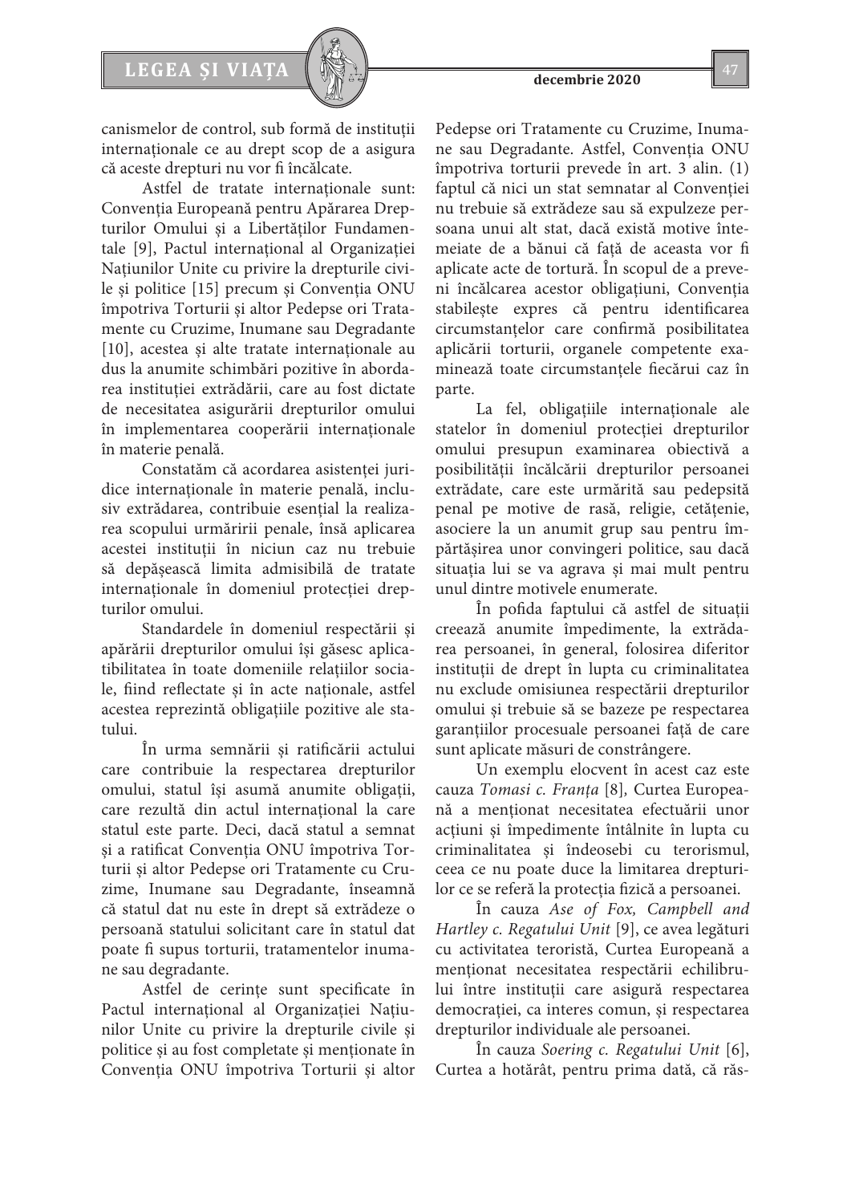canismelor de control, sub formă de instituții internaționale ce au drept scop de a asigura că aceste drepturi nu vor fi încălcate.

Astfel de tratate internaționale sunt: Convenția Europeană pentru Apărarea Drepturilor Omului și a Libertăților Fundamentale [9], Pactul internațional al Organizației Națiunilor Unite cu privire la drepturile civile și politice [15] precum și Convenția ONU împotriva Torturii și altor Pedepse ori Tratamente cu Cruzime, Inumane sau Degradante [10], acestea și alte tratate internaționale au dus la anumite schimbări pozitive în abordarea instituției extrădării, care au fost dictate de necesitatea asigurării drepturilor omului în implementarea cooperării internaționale în materie penală.

Constatăm că acordarea asistenței juridice internaționale în materie penală, inclusiv extrădarea, contribuie esențial la realizarea scopului urmăririi penale, însă aplicarea acestei instituții în niciun caz nu trebuie să depășească limita admisibilă de tratate internaționale în domeniul protecției drepturilor omului.

Standardele în domeniul respectării și apărării drepturilor omului își găsesc aplicatibilitatea în toate domeniile relațiilor sociale, fiind reflectate și în acte naționale, astfel acestea reprezintă obligațiile pozitive ale statului.

În urma semnării și ratificării actului care contribuie la respectarea drepturilor omului, statul își asumă anumite obligații, care rezultă din actul internațional la care statul este parte. Deci, dacă statul a semnat și a ratificat Convenția ONU împotriva Torturii și altor Pedepse ori Tratamente cu Cruzime, Inumane sau Degradante, înseamnă că statul dat nu este în drept să extrădeze o persoană statului solicitant care în statul dat poate fi supus torturii, tratamentelor inumane sau degradante.

Astfel de cerințe sunt specificate în Pactul internațional al Organizației Națiunilor Unite cu privire la drepturile civile și politice și au fost completate și menționate în Convenția ONU împotriva Torturii și altor Pedepse ori Tratamente cu Cruzime, Inumane sau Degradante. Astfel, Convenția ONU împotriva torturii prevede în art. 3 alin. (1) faptul că nici un stat semnatar al Convenției nu trebuie să extrădeze sau să expulzeze persoana unui alt stat, dacă există motive întemeiate de a bănui că față de aceasta vor fi aplicate acte de tortură. În scopul de a preveni încălcarea acestor obligațiuni, Convenția stabilește expres că pentru identificarea circumstanțelor care confirmă posibilitatea aplicării torturii, organele competente examinează toate circumstanțele fiecărui caz în parte.

La fel, obligațiile internaționale ale statelor în domeniul protecției drepturilor omului presupun examinarea obiectivă a posibilității încălcării drepturilor persoanei extrădate, care este urmărită sau pedepsită penal pe motive de rasă, religie, cetățenie, asociere la un anumit grup sau pentru împărtășirea unor convingeri politice, sau dacă situația lui se va agrava și mai mult pentru unul dintre motivele enumerate.

În pofida faptului că astfel de situații creează anumite impedimente, la extrădarea persoanei, în general, folosirea diferitor instituții de drept în lupta cu criminalitatea nu exclude omisiunea respectării drepturilor omului și trebuie să se bazeze pe respectarea garanțiilor procesuale persoanei față de care sunt aplicate măsuri de constrângere.

Un exemplu elocvent în acest caz este cauza *Tomasi c. Franța* [8], Curtea Europeană a menționat necesitatea efectuării unor acțiuni și împedimente întâlnite în lupta cu criminalitatea și îndeosebi cu terorismul, ceea ce nu poate duce la limitarea drepturilor ce se referă la protecția fizică a persoanei.

În cauza *Ase of Fox, Campbell and Hartley c. Regatului Unit* [9], ce avea legături cu activitatea teroristă, Curtea Europeană a menționat necesitatea respectării echilibrului între instituții care asigură respectarea democrației, ca interes comun, și respectarea drepturilor individuale ale persoanei.

În cauza *Soering c. Regatului Unit* [6], Curtea a hotărât, pentru prima dată, că răs-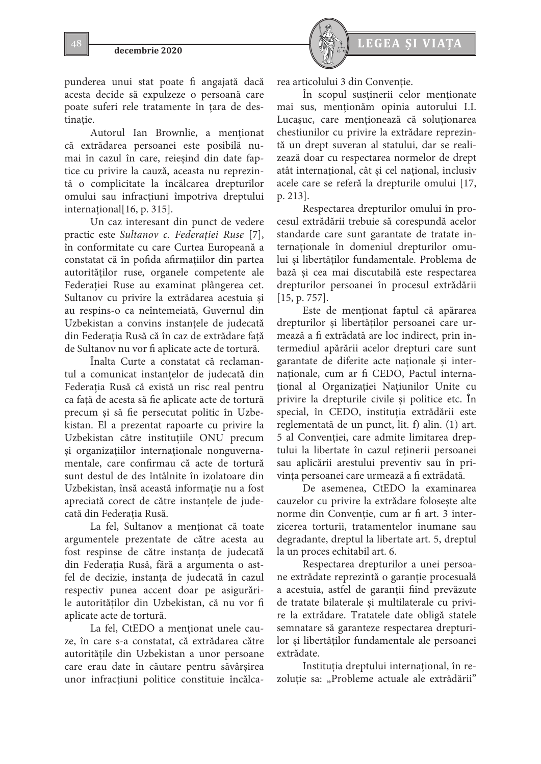punderea unui stat poate fi angajată dacă acesta decide să expulzeze o persoană care poate suferi rele tratamente în țara de destinație.

Autorul Ian Brownlie, a menționat că extrădarea persoanei este posibilă numai în cazul în care, reieșind din date faptice cu privire la cauză, aceasta nu reprezintă o complicitate la încălcarea drepturilor omului sau infracțiuni împotriva dreptului internațional[16, p. 315].

Un caz interesant din punct de vedere practic este *Sultanov c. Federației Ruse* [7], în conformitate cu care Curtea Europeană a constatat că în pofida afirmațiilor din partea autorităților ruse, organele competente ale Federației Ruse au examinat plângerea cet. Sultanov cu privire la extrădarea acestuia și au respins-o ca neîntemeiată, Guvernul din Uzbekistan a convins instanțele de judecată din Federația Rusă că în caz de extrădare față de Sultanov nu vor fi aplicate acte de tortură.

Înalta Curte a constatat că reclamantul a comunicat instanțelor de judecată din Federația Rusă că există un risc real pentru ca față de acesta să fie aplicate acte de tortură precum și să fie persecutat politic în Uzbekistan. El a prezentat rapoarte cu privire la Uzbekistan către instituțiile ONU precum și organizațiilor internaționale nonguvernamentale, care confirmau că acte de tortură sunt destul de des întâlnite în izolatoare din Uzbekistan, însă această informație nu a fost apreciată corect de către instanțele de judecată din Federația Rusă.

La fel, Sultanov a menționat că toate argumentele prezentate de către acesta au fost respinse de către instanța de judecată din Federația Rusă, fără a argumenta o astfel de decizie, instanța de judecată în cazul respectiv punea accent doar pe asigurările autorităților din Uzbekistan, că nu vor fi aplicate acte de tortură.

La fel, CtEDO a menționat unele cauze, în care s-a constatat, că extrădarea către autoritățile din Uzbekistan a unor persoane care erau date în căutare pentru săvârșirea unor infracțiuni politice constituie încălcarea articolului 3 din Convenție.

În scopul susținerii celor menționate mai sus, menționăm opinia autorului I.I. Lucașuc, care menționează că soluționarea chestiunilor cu privire la extrădare reprezintă un drept suveran al statului, dar se realizează doar cu respectarea normelor de drept atât internațional, cât și cel național, inclusiv acele care se referă la drepturile omului [17, p. 213].

Respectarea drepturilor omului în procesul extrădării trebuie să corespundă acelor standarde care sunt garantate de tratate internaționale în domeniul drepturilor omului și libertăților fundamentale. Problema de bază și cea mai discutabilă este respectarea drepturilor persoanei în procesul extrădării [15, p. 757].

Este de menționat faptul că apărarea drepturilor și libertăților persoanei care urmează a fi extrădată are loc indirect, prin intermediul apărării acelor drepturi care sunt garantate de diferite acte naționale și internaționale, cum ar fi CEDO, Pactul internațional al Organizației Națiunilor Unite cu privire la drepturile civile și politice etc. În special, în CEDO, instituția extrădării este reglementată de un punct, lit. f) alin. (1) art. 5 al Convenției, care admite limitarea dreptului la libertate în cazul reținerii persoanei sau aplicării arestului preventiv sau în privința persoanei care urmează a fi extrădată.

De asemenea, CtEDO la examinarea cauzelor cu privire la extrădare folosește alte norme din Convenție, cum ar fi art. 3 interzicerea torturii, tratamentelor inumane sau degradante, dreptul la libertate art. 5, dreptul la un proces echitabil art. 6.

Respectarea drepturilor a unei persoane extrădate reprezintă o garanție procesuală a acestuia, astfel de garanții fiind prevăzute de tratate bilaterale și multilaterale cu privire la extrădare. Tratatele date obligă statele semnatare să garanteze respectarea drepturilor și libertăților fundamentale ale persoanei extrădate.

Instituția dreptului internațional, în rezoluție sa: „Probleme actuale ale extrădării"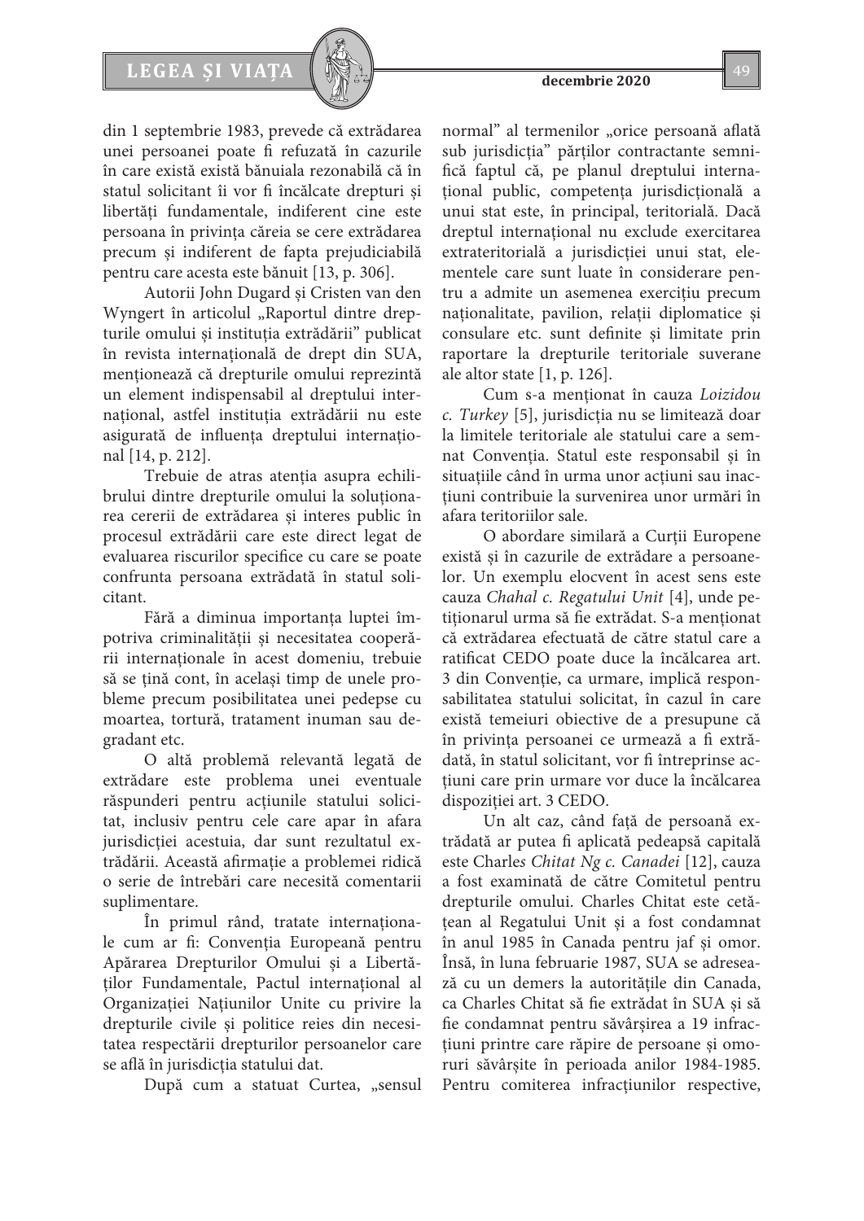din 1 septembrie 1983, prevede că extrădarea unei persoanei poate fi refuzată în cazurile în care există există bănuiala rezonabilă că în statul solicitant îi vor fi încălcate drepturi și libertăți fundamentale, indiferent cine este persoana în privința căreia se cere extrădarea precum și indiferent de fapta prejudiciabilă pentru care acesta este bănuit [13, p. 306].

Autorii John Dugard și Cristen van den Wyngert în articolul „Raportul dintre drepturile omului și instituția extrădării" publicat în revista internațională de drept din SUA, menționează că drepturile omului reprezintă un element indispensabil al dreptului internațional, astfel instituția extrădării nu este asigurată de influența dreptului internațional [14, p. 212].

Trebuie de atras atenția asupra echilibrului dintre drepturile omului la soluționarea cererii de extrădarea și interes public în procesul extrădării care este direct legat de evaluarea riscurilor specifice cu care se poate confrunta persoana extrădată în statul solicitant.

Fără a diminua importanța luptei împotriva criminalității și necesitatea cooperării internaționale în acest domeniu, trebuie să se țină cont, în același timp de unele probleme precum posibilitatea unei pedepse cu moartea, tortură, tratament inuman sau degradant etc.

O altă problemă relevantă legată de extrădare este problema unei eventuale răspunderi pentru acțiunile statului solicitat, inclusiv pentru cele care apar în afara jurisdicției acestuia, dar sunt rezultatul extrădării. Această afirmație a problemei ridică o serie de întrebări care necesită comentarii suplimentare.

În primul rând, tratate internaționale cum ar fi: Convenția Europeană pentru Apărarea Drepturilor Omului și a Libertăților Fundamentale, Pactul internațional al Organizației Națiunilor Unite cu privire la drepturile civile și politice reies din necesitatea respectării drepturilor persoanelor care se află în jurisdicția statului dat.

După cum a statuat Curtea, „sensul normal" al termenilor „orice persoană aflată sub jurisdicția" părților contractante semnifică faptul că, pe planul dreptului internațional public, competența jurisdicțională a unui stat este, în principal, teritorială. Dacă dreptul internațional nu exclude exercitarea extrateritorială a jurisdicției unui stat, elementele care sunt luate în considerare pentru a admite un asemenea exercițiu precum naționalitate, pavilion, relații diplomatice și consulare etc. sunt definite și limitate prin raportare la drepturile teritoriale suverane ale altor state [1, p. 126].

Cum s-a menționat în cauza *Loizidou c. Turkey* [5], jurisdicția nu se limitează doar la limitele teritoriale ale statului care a semnat Convenția. Statul este responsabil și în situațiile când în urma unor acțiuni sau inacțiuni contribuie la survenirea unor urmări în afara teritoriilor sale.

O abordare similară a Curții Europene există și în cazurile de extrădare a persoanelor. Un exemplu elocvent în acest sens este cauza *Chahal c. Regatului Unit* [4], unde petiționarul urma să fie extrădat. S-a menționat că extrădarea efectuată de către statul care a ratificat CEDO poate duce la încălcarea art. 3 din Convenție, ca urmare, implică responsabilitatea statului solicitat, în cazul în care există temeiuri obiective de a presupune că în privința persoanei ce urmează a fi extrădată, în statul solicitant, vor fi întreprinse acțiuni care prin urmare vor duce la încălcarea dispoziției art. 3 CEDO.

Un alt caz, când față de persoană extrădată ar putea fi aplicată pedeapsă capitală este Charles *Chitat Ng c. Canadei* [12], cauza a fost examinată de către Comitetul pentru drepturile omului. Charles Chitat este cetățean al Regatului Unit și a fost condamnat în anul 1985 în Canada pentru jaf și omor. Însă, în luna februarie 1987, SUA se adresează cu un demers la autoritățile din Canada, ca Charles Chitat să fie extrădat în SUA și să fie condamnat pentru săvârșirea a 19 infracțiuni printre care răpire de persoane și omoruri săvârșite în perioada anilor 1984-1985. Pentru comiterea infracțiunilor respective,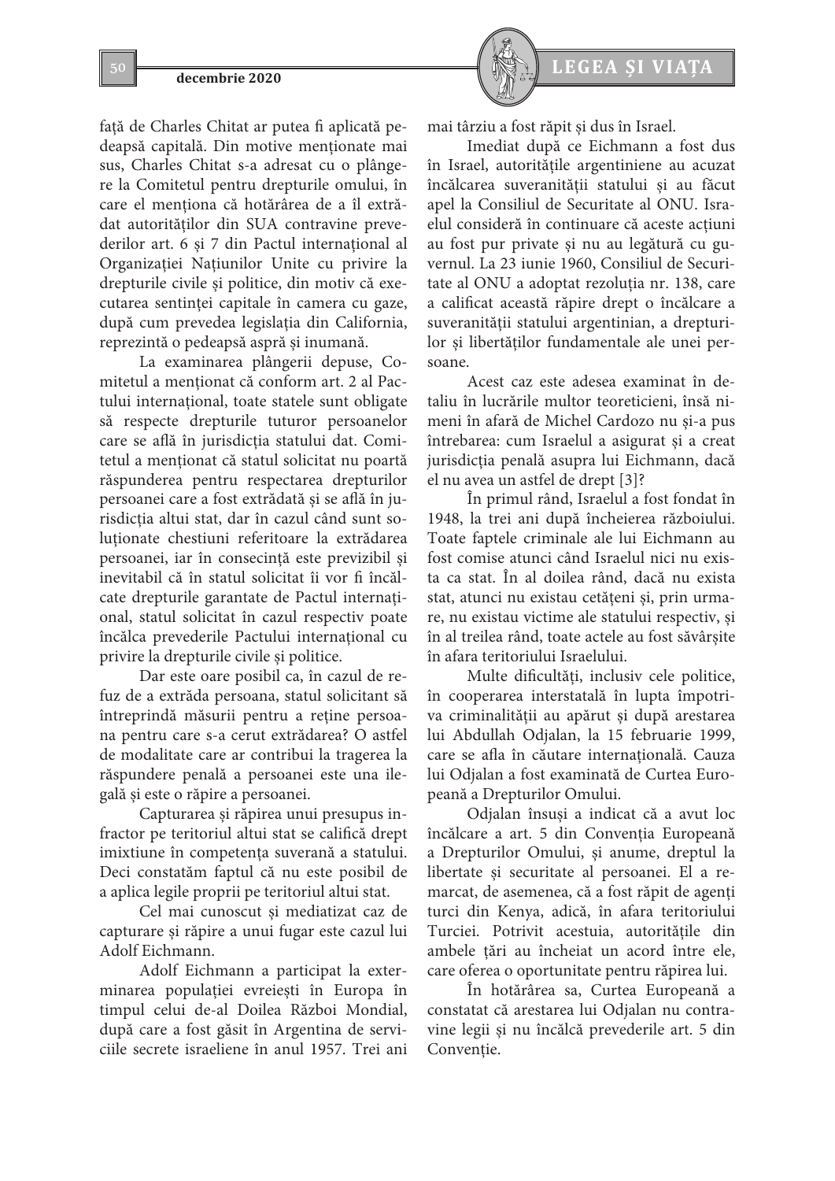față de Charles Chitat ar putea fi aplicată pedeapsă capitală. Din motive menționate mai sus, Charles Chitat s-a adresat cu o plângere la Comitetul pentru drepturile omului, în care el menționa că hotărârea de a îl extrădat autorităților din SUA contravine prevederilor art. 6 și 7 din Pactul internațional al Organizației Națiunilor Unite cu privire la drepturile civile și politice, din motiv că executarea sentinței capitale în camera cu gaze, după cum prevedea legislația din California, reprezintă o pedeapsă aspră și inumană.

La examinarea plângerii depuse, Comitetul a menționat că conform art. 2 al Pactului internațional, toate statele sunt obligate să respecte drepturile tuturor persoanelor care se află în jurisdicția statului dat. Comitetul a menționat că statul solicitat nu poartă răspunderea pentru respectarea drepturilor persoanei care a fost extrădată și se află în jurisdicția altui stat, dar în cazul când sunt soluționate chestiuni referitoare la extrădarea persoanei, iar în consecință este previzibil și inevitabil că în statul solicitat îi vor fi încălcate drepturile garantate de Pactul internațional, statul solicitat în cazul respectiv poate încălca prevederile Pactului internațional cu privire la drepturile civile și politice.

Dar este oare posibil ca, în cazul de refuz de a extrăda persoana, statul solicitant să întreprindă măsurii pentru a reține persoana pentru care s-a cerut extrădarea? O astfel de modalitate care ar contribui la tragerea la răspundere penală a persoanei este una ilegală și este o răpire a persoanei.

Capturarea și răpirea unui presupus infractor pe teritoriul altui stat se califică drept imixtiune în competența suverană a statului. Deci constatăm faptul că nu este posibil de a aplica legile proprii pe teritoriul altui stat.

Cel mai cunoscut și mediatizat caz de capturare și răpire a unui fugar este cazul lui Adolf Eichmann.

Adolf Eichmann a participat la exterminarea populației evreiești în Europa în timpul celui de-al Doilea Război Mondial, după care a fost găsit în Argentina de serviciile secrete israeliene în anul 1957. Trei ani mai târziu a fost răpit și dus în Israel.

Imediat după ce Eichmann a fost dus în Israel, autoritățile argentiniene au acuzat încălcarea suveranității statului și au făcut apel la Consiliul de Securitate al ONU. Israelul consideră în continuare că aceste acțiuni au fost pur private și nu au legătură cu guvernul. La 23 iunie 1960, Consiliul de Securitate al ONU a adoptat rezoluția nr. 138, care a calificat această răpire drept o încălcare a suveranității statului argentinian, a drepturilor și libertăților fundamentale ale unei persoane.

Acest caz este adesea examinat în detaliu în lucrările multor teoreticieni, însă nimeni în afară de Michel Cardozo nu și-a pus întrebarea: cum Israelul a asigurat și a creat jurisdicția penală asupra lui Eichmann, dacă el nu avea un astfel de drept [3]?

În primul rând, Israelul a fost fondat în 1948, la trei ani după încheierea războiului. Toate faptele criminale ale lui Eichmann au fost comise atunci când Israelul nici nu exista ca stat. În al doilea rând, dacă nu exista stat, atunci nu existau cetățeni și, prin urmare, nu existau victime ale statului respectiv, și în al treilea rând, toate actele au fost săvârșite în afara teritoriului Israelului.

Multe dificultăți, inclusiv cele politice, în cooperarea interstatală în lupta împotriva criminalității au apărut și după arestarea lui Abdullah Odjalan, la 15 februarie 1999, care se afla în căutare internațională. Cauza lui Odjalan a fost examinată de Curtea Europeană a Drepturilor Omului.

Odjalan însuși a indicat că a avut loc încălcare a art. 5 din Convenția Europeană a Drepturilor Omului, și anume, dreptul la libertate și securitate al persoanei. El a remarcat, de asemenea, că a fost răpit de agenți turci din Kenya, adică, în afara teritoriului Turciei. Potrivit acestuia, autoritățile din ambele țări au încheiat un acord între ele, care oferea o oportunitate pentru răpirea lui.

În hotărârea sa, Curtea Europeană a constatat că arestarea lui Odjalan nu contravine legii și nu încălcă prevederile art. 5 din Convenție.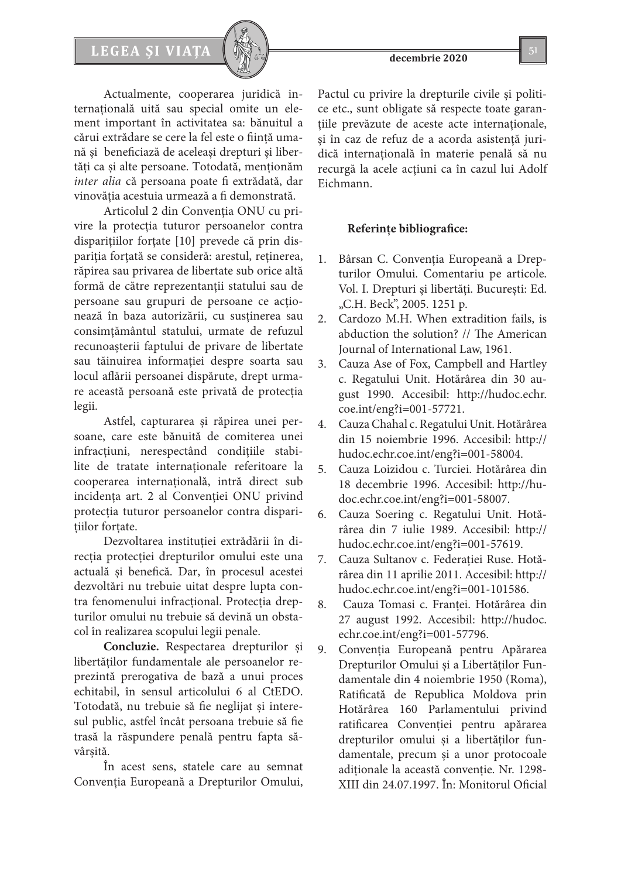Actualmente, cooperarea juridică internațională uită sau special omite un element important în activitatea sa: bănuitul a cărui extrădare se cere la fel este o ființă umană și beneficiază de aceleași drepturi și libertăți ca și alte persoane. Totodată, menționăm *inter alia* că persoana poate fi extrădată, dar vinovăția acestuia urmează a fi demonstrată.

Articolul 2 din Convenția ONU cu privire la protecția tuturor persoanelor contra disparițiilor forțate [10] prevede că prin dispariția forțată se consideră: arestul, reținerea, răpirea sau privarea de libertate sub orice altă formă de către reprezentanții statului sau de persoane sau grupuri de persoane ce acționează în baza autorizării, cu susținerea sau consimțământul statului, urmate de refuzul recunoașterii faptului de privare de libertate sau tăinuirea informației despre soarta sau locul aflării persoanei dispărute, drept urmare această persoană este privată de protecția legii.

Astfel, capturarea și răpirea unei persoane, care este bănuită de comiterea unei infracțiuni, nerespectând condițiile stabilite de tratate internaționale referitoare la cooperarea internațională, intră direct sub incidența art. 2 al Convenției ONU privind protecția tuturor persoanelor contra disparițiilor forțate.

Dezvoltarea instituției extrădării în direcția protecției drepturilor omului este una actuală și benefică. Dar, în procesul acestei dezvoltări nu trebuie uitat despre lupta contra fenomenului infracțional. Protecția drepturilor omului nu trebuie să devină un obstacol în realizarea scopului legii penale.

**Concluzie.** Respectarea drepturilor și libertăților fundamentale ale persoanelor reprezintă prerogativa de bază a unui proces echitabil, în sensul articolului 6 al CtEDO. Totodată, nu trebuie să fie neglijat și interesul public, astfel încât persoana trebuie să fie trasă la răspundere penală pentru fapta săvârșită.

În acest sens, statele care au semnat Convenția Europeană a Drepturilor Omului, Pactul cu privire la drepturile civile și politice etc., sunt obligate să respecte toate garanțiile prevăzute de aceste acte internaționale, și în caz de refuz de a acorda asistență juridică internațională în materie penală să nu recurgă la acele acțiuni ca în cazul lui Adolf Eichmann.

**Referințe bibliografice:**

1. Bârsan C. Convenția Europeană a Drepturilor Omului. Comentariu pe articole. Vol. I. Drepturi și libertăți. București: Ed. „C.H. Beck", 2005. 1251 p.
2. Cardozo M.H. When extradition fails, is abduction the solution? // The American Journal of International Law, 1961.
3. Cauza Ase of Fox, Campbell and Hartley c. Regatului Unit. Hotărârea din 30 august 1990. Accesibil: http://hudoc.echr.coe.int/eng?i=001-57721.
4. Cauza Chahal c. Regatului Unit. Hotărârea din 15 noiembrie 1996. Accesibil: http://hudoc.echr.coe.int/eng?i=001-58004.
5. Cauza Loizidou c. Turciei. Hotărârea din 18 decembrie 1996. Accesibil: http://hudoc.echr.coe.int/eng?i=001-58007.
6. Cauza Soering c. Regatului Unit. Hotărârea din 7 iulie 1989. Accesibil: http://hudoc.echr.coe.int/eng?i=001-57619.
7. Cauza Sultanov c. Federației Ruse. Hotărârea din 11 aprilie 2011. Accesibil: http://hudoc.echr.coe.int/eng?i=001-101586.
8. Cauza Tomasi c. Franței. Hotărârea din 27 august 1992. Accesibil: http://hudoc.echr.coe.int/eng?i=001-57796.
9. Convenția Europeană pentru Apărarea Drepturilor Omului și a Libertăților Fundamentale din 4 noiembrie 1950 (Roma), Ratificată de Republica Moldova prin Hotărârea 160 Parlamentului privind ratificarea Convenției pentru apărarea drepturilor omului și a libertăților fundamentale, precum și a unor protocoale adiționale la această convenție. Nr. 1298-XIII din 24.07.1997. În: Monitorul Oficial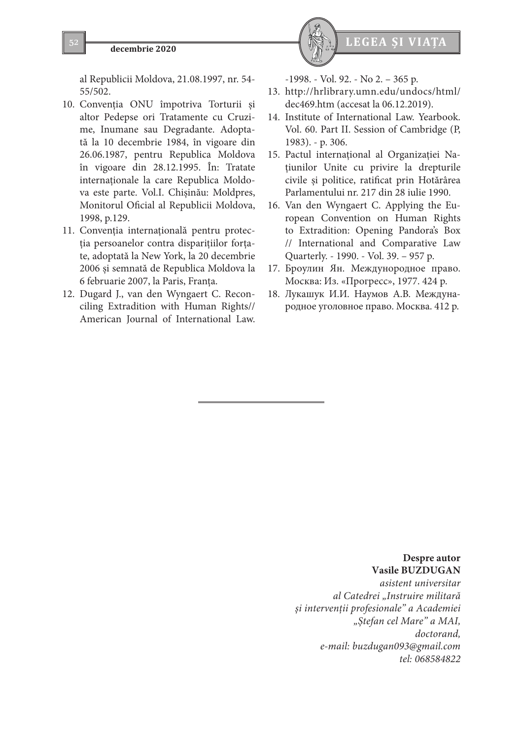al Republicii Moldova, 21.08.1997, nr. 54-55/502.

10. Convenția ONU împotriva Torturii și altor Pedepse ori Tratamente cu Cruzime, Inumane sau Degradante. Adoptată la 10 decembrie 1984, în vigoare din 26.06.1987, pentru Republica Moldova în vigoare din 28.12.1995. În: Tratate internaționale la care Republica Moldova este parte. Vol.I. Chișinău: Moldpres, Monitorul Oficial al Republicii Moldova, 1998, p.129.
11. Convenția internațională pentru protecția persoanelor contra disparițiilor forțate, adoptată la New York, la 20 decembrie 2006 și semnată de Republica Moldova la 6 februarie 2007, la Paris, Franța.
12. Dugard J., van den Wyngaert C. Reconciling Extradition with Human Rights// American Journal of International Law. -1998. - Vol. 92. - No 2. – 365 p.
13. http://hrlibrary.umn.edu/undocs/html/dec469.htm (accesat la 06.12.2019).
14. Institute of International Law. Yearbook. Vol. 60. Part II. Session of Cambridge (P, 1983). - p. 306.
15. Pactul internațional al Organizației Națiunilor Unite cu privire la drepturile civile și politice, ratificat prin Hotărârea Parlamentului nr. 217 din 28 iulie 1990.
16. Van den Wyngaert C. Applying the European Convention on Human Rights to Extradition: Opening Pandora's Box // International and Comparative Law Quarterly. - 1990. - Vol. 39. – 957 p.
17. Броулин Ян. Международное право. Москва: Из. «Прогресс», 1977. 424 p.
18. Лукашук И.И. Наумов А.В. Международное уголовное право. Москва. 412 p.

---

**Despre autor**
**Vasile BUZDUGAN**
*asistent universitar*
*al Catedrei „Instruire militară și intervenții profesionale" a Academiei „Ștefan cel Mare" a MAI,*
*doctorand,*
*e-mail: buzdugan093@gmail.com*
*tel: 068584822*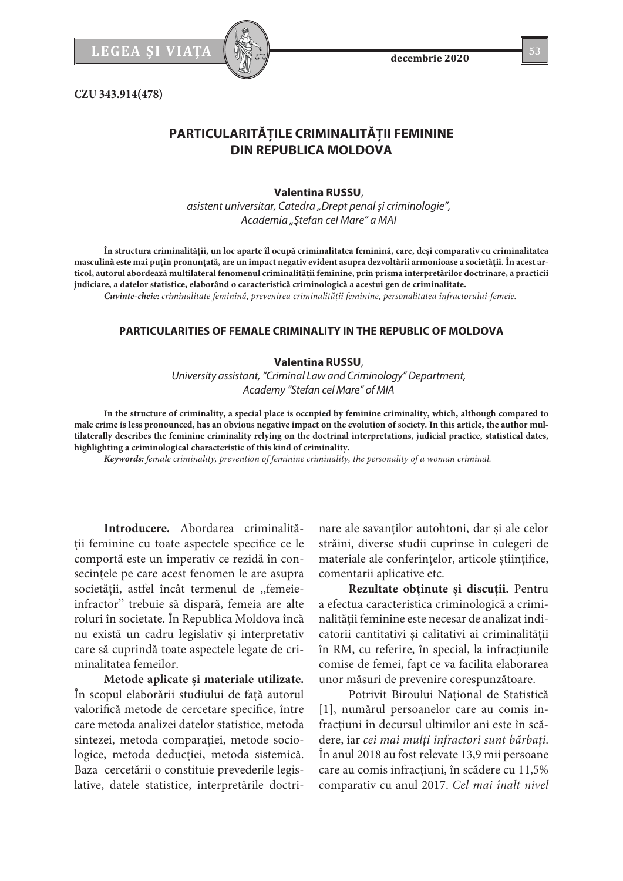CZU 343.914(478)

# PARTICULARITĂȚILE CRIMINALITĂȚII FEMININE DIN REPUBLICA MOLDOVA

**Valentina RUSSU**,
*asistent universitar, Catedra „Drept penal şi criminologie", Academia „Ştefan cel Mare" a MAI*

**În structura criminalității, un loc aparte îl ocupă criminalitatea feminină, care, deşi comparativ cu criminalitatea masculină este mai puţin pronunţată, are un impact negativ evident asupra dezvoltării armonioase a societăţii. În acest articol, autorul abordează multilateral fenomenul criminalității feminine, prin prisma interpretărilor doctrinare, a practicii judiciare, a datelor statistice, elaborând o caracteristică criminologică a acestui gen de criminalitate.**

***Cuvinte-cheie:*** *criminalitate feminină, prevenirea criminalității feminine, personalitatea infractorului-femeie.*

## PARTICULARITIES OF FEMALE CRIMINALITY IN THE REPUBLIC OF MOLDOVA

**Valentina RUSSU**,
*University assistant, "Criminal Law and Criminology" Department, Academy "Stefan cel Mare" of MIA*

**In the structure of criminality, a special place is occupied by feminine criminality, which, although compared to male crime is less pronounced, has an obvious negative impact on the evolution of society. In this article, the author multilaterally describes the feminine criminality relying on the doctrinal interpretations, judicial practice, statistical dates, highlighting a criminological characteristic of this kind of criminality.**

***Keywords:*** *female criminality, prevention of feminine criminality, the personality of a woman criminal.*

**Introducere.** Abordarea criminalității feminine cu toate aspectele specifice ce le comportă este un imperativ ce rezidă în consecințele pe care acest fenomen le are asupra societății, astfel încât termenul de „femeie-infractor'' trebuie să dispară, femeia are alte roluri în societate. În Republica Moldova încă nu există un cadru legislativ și interpretativ care să cuprindă toate aspectele legate de criminalitatea femeilor.

**Metode aplicate și materiale utilizate.** În scopul elaborării studiului de față autorul valorifică metode de cercetare specifice, între care metoda analizei datelor statistice, metoda sintezei, metoda comparației, metode sociologice, metoda deducției, metoda sistemică. Baza cercetării o constituie prevederile legislative, datele statistice, interpretările doctrinare ale savanților autohtoni, dar și ale celor străini, diverse studii cuprinse în culegeri de materiale ale conferințelor, articole științifice, comentarii aplicative etc.

**Rezultate obținute și discuții.** Pentru a efectua caracteristica criminologică a criminalității feminine este necesar de analizat indicatorii cantitativi și calitativi ai criminalității în RM, cu referire, în special, la infracțiunile comise de femei, fapt ce va facilita elaborarea unor măsuri de prevenire corespunzătoare.

Potrivit Biroului Național de Statistică [1], numărul persoanelor care au comis infracțiuni în decursul ultimilor ani este în scădere, iar *cei mai mulți infractori sunt bărbați.* În anul 2018 au fost relevate 13,9 mii persoane care au comis infracțiuni, în scădere cu 11,5% comparativ cu anul 2017. *Cel mai înalt nivel*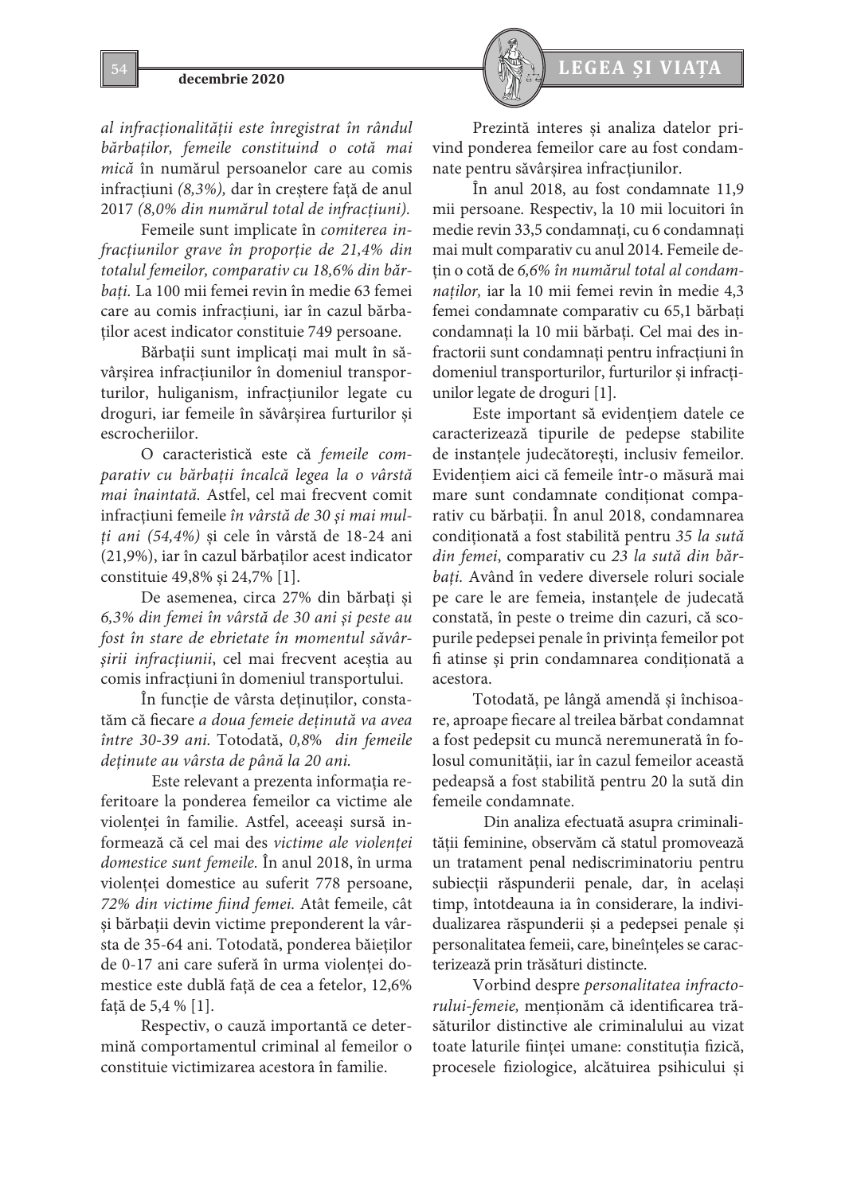*al infracționalității este înregistrat în rândul bărbaților, femeile constituind o cotă mai mică* în numărul persoanelor care au comis infracțiuni *(8,3%),* dar în creștere față de anul 2017 *(8,0% din numărul total de infracțiuni).*

Femeile sunt implicate în *comiterea infracțiunilor grave în proporție de 21,4% din totalul femeilor, comparativ cu 18,6% din bărbați.* La 100 mii femei revin în medie 63 femei care au comis infracțiuni, iar în cazul bărbaților acest indicator constituie 749 persoane.

Bărbații sunt implicați mai mult în săvârșirea infracțiunilor în domeniul transporturilor, huliganism, infracțiunilor legate cu droguri, iar femeile în săvârșirea furturilor și escrocheriilor.

O caracteristică este că *femeile comparativ cu bărbații încalcă legea la o vârstă mai înaintată.* Astfel, cel mai frecvent comit infracțiuni femeile *în vârstă de 30 și mai mulți ani (54,4%)* și cele în vârstă de 18-24 ani (21,9%), iar în cazul bărbaților acest indicator constituie 49,8% și 24,7% [1].

De asemenea, circa 27% din bărbați și *6,3% din femei în vârstă de 30 ani și peste au fost în stare de ebrietate în momentul săvârșirii infracțiunii*, cel mai frecvent aceștia au comis infracțiuni în domeniul transportului.

În funcție de vârsta deținuților, constatăm că fiecare *a doua femeie deținută va avea între 30-39 ani.* Totodată, *0,8% din femeile deținute au vârsta de până la 20 ani.*

Este relevant a prezenta informația referitoare la ponderea femeilor ca victime ale violenței în familie. Astfel, aceeași sursă informează că cel mai des *victime ale violenței domestice sunt femeile.* În anul 2018, în urma violenței domestice au suferit 778 persoane, *72% din victime fiind femei.* Atât femeile, cât și bărbații devin victime preponderent la vârsta de 35-64 ani. Totodată, ponderea băieților de 0-17 ani care suferă în urma violenței domestice este dublă față de cea a fetelor, 12,6% față de 5,4 % [1].

Respectiv, o cauză importantă ce determină comportamentul criminal al femeilor o constituie victimizarea acestora în familie.

Prezintă interes și analiza datelor privind ponderea femeilor care au fost condamnate pentru săvârșirea infracțiunilor.

În anul 2018, au fost condamnate 11,9 mii persoane. Respectiv, la 10 mii locuitori în medie revin 33,5 condamnați, cu 6 condamnați mai mult comparativ cu anul 2014. Femeile dețin o cotă de *6,6% în numărul total al condamnaților,* iar la 10 mii femei revin în medie 4,3 femei condamnate comparativ cu 65,1 bărbați condamnați la 10 mii bărbați. Cel mai des infractorii sunt condamnați pentru infracțiuni în domeniul transporturilor, furturilor și infracțiunilor legate de droguri [1].

Este important să evidențiem datele ce caracterizează tipurile de pedepse stabilite de instanțele judecătorești, inclusiv femeilor. Evidențiem aici că femeile într-o măsură mai mare sunt condamnate condiționat comparativ cu bărbații. În anul 2018, condamnarea condiționată a fost stabilită pentru *35 la sută din femei*, comparativ cu *23 la sută din bărbați.* Având în vedere diversele roluri sociale pe care le are femeia, instanțele de judecată constată, în peste o treime din cazuri, că scopurile pedepsei penale în privința femeilor pot fi atinse și prin condamnarea condiționată a acestora.

Totodată, pe lângă amendă și închisoare, aproape fiecare al treilea bărbat condamnat a fost pedepsit cu muncă neremunerată în folosul comunității, iar în cazul femeilor această pedeapsă a fost stabilită pentru 20 la sută din femeile condamnate.

Din analiza efectuată asupra criminalității feminine, observăm că statul promovează un tratament penal nediscriminatoriu pentru subiecții răspunderii penale, dar, în același timp, întotdeauna ia în considerare, la individualizarea răspunderii și a pedepsei penale și personalitatea femeii, care, bineînțeles se caracterizează prin trăsături distincte.

Vorbind despre *personalitatea infractorului-femeie,* menționăm că identificarea trăsăturilor distinctive ale criminalului au vizat toate laturile ființei umane: constituția fizică, procesele fiziologice, alcătuirea psihicului și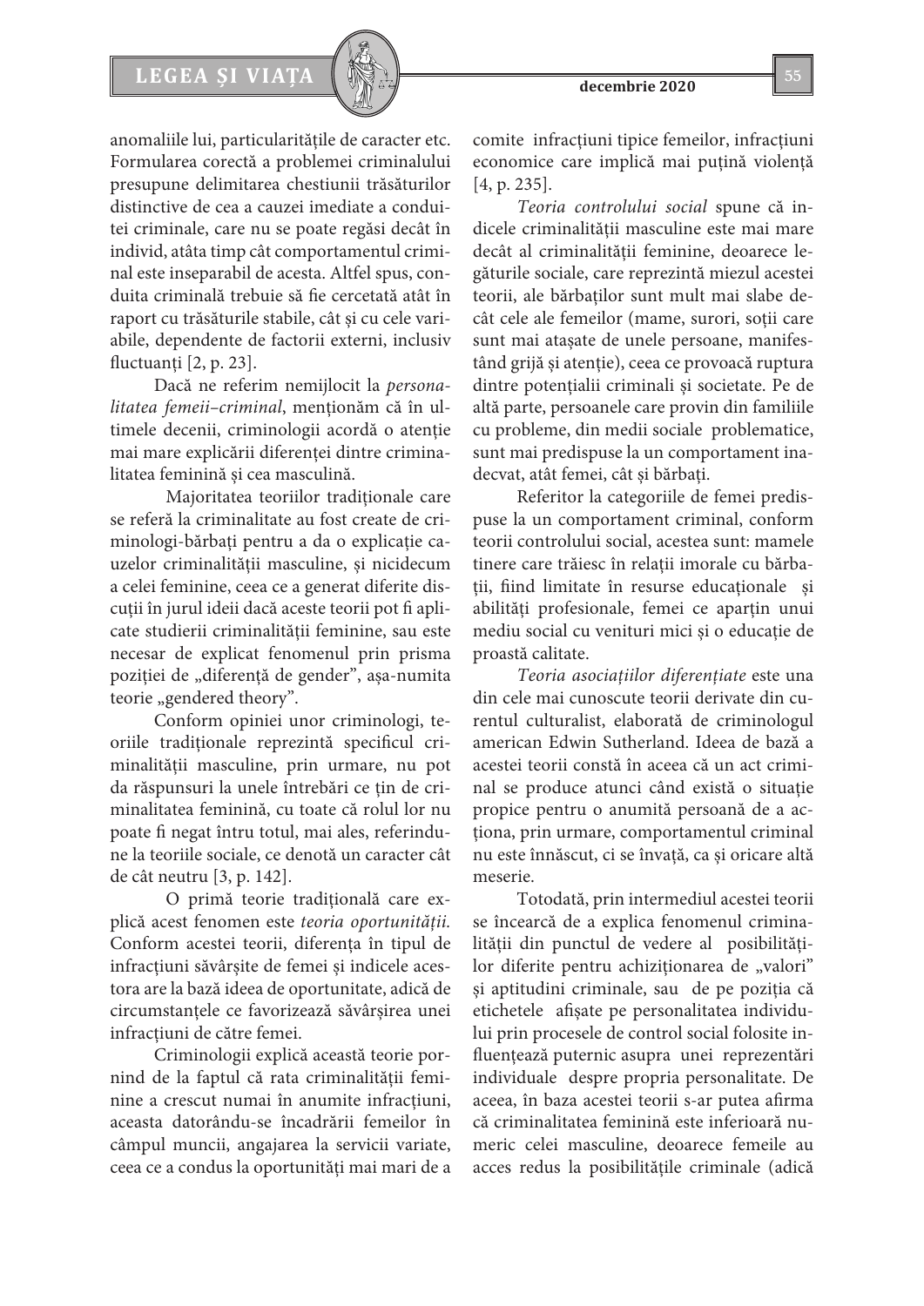anomaliile lui, particularitățile de caracter etc. Formularea corectă a problemei criminalului presupune delimitarea chestiunii trăsăturilor distinctive de cea a cauzei imediate a conduitei criminale, care nu se poate regăsi decât în individ, atâta timp cât comportamentul criminal este inseparabil de acesta. Altfel spus, conduita criminală trebuie să fie cercetată atât în raport cu trăsăturile stabile, cât și cu cele variabile, dependente de factorii externi, inclusiv fluctuanți [2, p. 23].

Dacă ne referim nemijlocit la *personalitatea femeii–criminal*, menționăm că în ultimele decenii, criminologii acordă o atenție mai mare explicării diferenței dintre criminalitatea feminină și cea masculină.

Majoritatea teoriilor tradiționale care se referă la criminalitate au fost create de criminologi-bărbați pentru a da o explicație cauzelor criminalității masculine, și nicidecum a celei feminine, ceea ce a generat diferite discuții în jurul ideii dacă aceste teorii pot fi aplicate studierii criminalității feminine, sau este necesar de explicat fenomenul prin prisma poziției de „diferență de gender", așa-numita teorie „gendered theory".

Conform opiniei unor criminologi, teoriile tradiționale reprezintă specificul criminalității masculine, prin urmare, nu pot da răspunsuri la unele întrebări ce țin de criminalitatea feminină, cu toate că rolul lor nu poate fi negat întru totul, mai ales, referindune la teoriile sociale, ce denotă un caracter cât de cât neutru [3, p. 142].

O primă teorie tradițională care explică acest fenomen este *teoria oportunității.* Conform acestei teorii, diferența în tipul de infracțiuni săvârșite de femei și indicele acestora are la bază ideea de oportunitate, adică de circumstanțele ce favorizează săvârșirea unei infracțiuni de către femei.

Criminologii explică această teorie pornind de la faptul că rata criminalității feminine a crescut numai în anumite infracțiuni, aceasta datorându-se încadrării femeilor în câmpul muncii, angajarea la servicii variate, ceea ce a condus la oportunități mai mari de a comite infracțiuni tipice femeilor, infracțiuni economice care implică mai puțină violență [4, p. 235].

*Teoria controlului social* spune că indicele criminalității masculine este mai mare decât al criminalității feminine, deoarece legăturile sociale, care reprezintă miezul acestei teorii, ale bărbaților sunt mult mai slabe decât cele ale femeilor (mame, surori, soții care sunt mai atașate de unele persoane, manifestând grijă și atenție), ceea ce provoacă ruptura dintre potențialii criminali și societate. Pe de altă parte, persoanele care provin din familiile cu probleme, din medii sociale problematice, sunt mai predispuse la un comportament inadecvat, atât femei, cât și bărbați.

Referitor la categoriile de femei predispuse la un comportament criminal, conform teorii controlului social, acestea sunt: mamele tinere care trăiesc în relații imorale cu bărbații, fiind limitate în resurse educaționale și abilități profesionale, femei ce aparțin unui mediu social cu venituri mici și o educație de proastă calitate.

*Teoria asociațiilor diferențiate* este una din cele mai cunoscute teorii derivate din curentul culturalist, elaborată de criminologul american Edwin Sutherland. Ideea de bază a acestei teorii constă în aceea că un act criminal se produce atunci când există o situație propice pentru o anumită persoană de a acționa, prin urmare, comportamentul criminal nu este înnăscut, ci se învață, ca și oricare altă meserie.

Totodată, prin intermediul acestei teorii se încearcă de a explica fenomenul criminalității din punctul de vedere al posibilităților diferite pentru achiziționarea de „valori" și aptitudini criminale, sau de pe poziția că etichetele afișate pe personalitatea individului prin procesele de control social folosite influențează puternic asupra unei reprezentări individuale despre propria personalitate. De aceea, în baza acestei teorii s-ar putea afirma că criminalitatea feminină este inferioară numeric celei masculine, deoarece femeile au acces redus la posibilitățile criminale (adică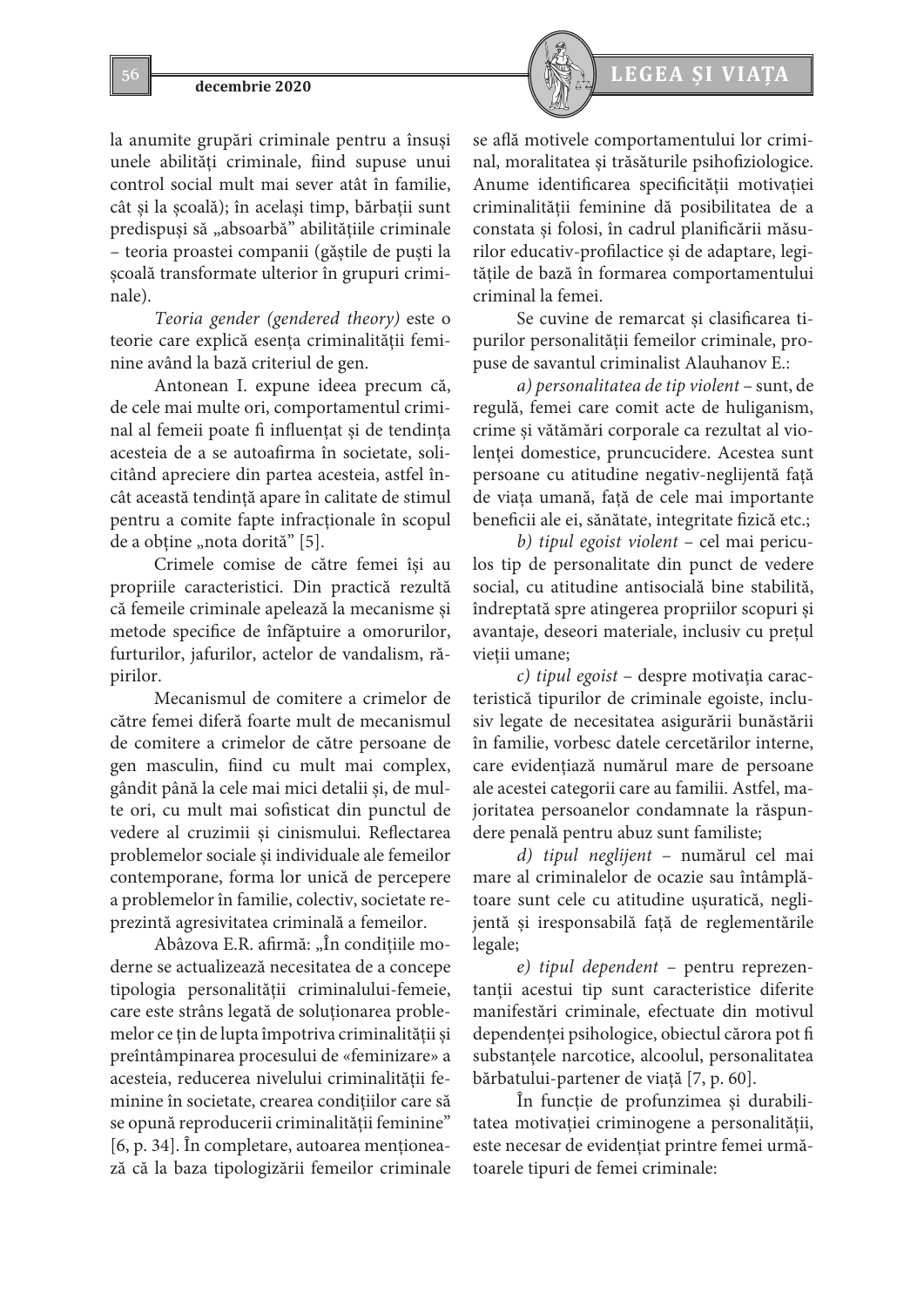la anumite grupări criminale pentru a însuși unele abilități criminale, fiind supuse unui control social mult mai sever atât în familie, cât și la școală); în același timp, bărbații sunt predispuși să „absoarbă" abilitățiile criminale – teoria proastei companii (găștile de puști la școală transformate ulterior în grupuri criminale).

*Teoria gender (gendered theory)* este o teorie care explică esența criminalității feminine având la bază criteriul de gen.

Antonean I. expune ideea precum că, de cele mai multe ori, comportamentul criminal al femeii poate fi influențat și de tendința acesteia de a se autoafirma în societate, solicitând apreciere din partea acesteia, astfel încât această tendință apare în calitate de stimul pentru a comite fapte infracționale în scopul de a obține „nota dorită" [5].

Crimele comise de către femei își au propriile caracteristici. Din practică rezultă că femeile criminale apelează la mecanisme și metode specifice de înfăptuire a omorurilor, furturilor, jafurilor, actelor de vandalism, răpirilor.

Mecanismul de comitere a crimelor de către femei diferă foarte mult de mecanismul de comitere a crimelor de către persoane de gen masculin, fiind cu mult mai complex, gândit până la cele mai mici detalii și, de multe ori, cu mult mai sofisticat din punctul de vedere al cruzimii și cinismului. Reflectarea problemelor sociale și individuale ale femeilor contemporane, forma lor unică de percepere a problemelor în familie, colectiv, societate reprezintă agresivitatea criminală a femeilor.

Abâzova E.R. afirmă: „În condițiile moderne se actualizează necesitatea de a concepe tipologia personalității criminalului-femeie, care este strâns legată de soluționarea problemelor ce țin de lupta împotriva criminalității și preîntâmpinarea procesului de «feminizare» a acesteia, reducerea nivelului criminalității feminine în societate, crearea condițiilor care să se opună reproducerii criminalității feminine" [6, p. 34]. În completare, autoarea menționează că la baza tipologizării femeilor criminale se află motivele comportamentului lor criminal, moralitatea și trăsăturile psihofiziologice. Anume identificarea specificității motivației criminalității feminine dă posibilitatea de a constata și folosi, în cadrul planificării măsurilor educativ-profilactice și de adaptare, legitățile de bază în formarea comportamentului criminal la femei.

Se cuvine de remarcat și clasificarea tipurilor personalității femeilor criminale, propuse de savantul criminalist Alauhanov E.:

*a) personalitatea de tip violent* – sunt, de regulă, femei care comit acte de huliganism, crime și vătămări corporale ca rezultat al violenței domestice, pruncucidere. Acestea sunt persoane cu atitudine negativ-neglijentă față de viața umană, față de cele mai importante beneficii ale ei, sănătate, integritate fizică etc.;

*b) tipul egoist violent* – cel mai periculos tip de personalitate din punct de vedere social, cu atitudine antisocială bine stabilită, îndreptată spre atingerea propriilor scopuri și avantaje, deseori materiale, inclusiv cu prețul vieții umane;

*c) tipul egoist* – despre motivația caracteristică tipurilor de criminale egoiste, inclusiv legate de necesitatea asigurării bunăstării în familie, vorbesc datele cercetărilor interne, care evidențiază numărul mare de persoane ale acestei categorii care au familii. Astfel, majoritatea persoanelor condamnate la răspundere penală pentru abuz sunt familiste;

*d) tipul neglijent* – numărul cel mai mare al criminalelor de ocazie sau întâmplătoare sunt cele cu atitudine ușuratică, neglijentă și iresponsabilă față de reglementările legale;

*e) tipul dependent* – pentru reprezentanții acestui tip sunt caracteristice diferite manifestări criminale, efectuate din motivul dependenței psihologice, obiectul căror pot fi substanțele narcotice, alcoolul, personalitatea bărbatului-partener de viață [7, p. 60].

În funcție de profunzimea și durabilitatea motivației criminogene a personalității, este necesar de evidențiat printre femei următoarele tipuri de femei criminale: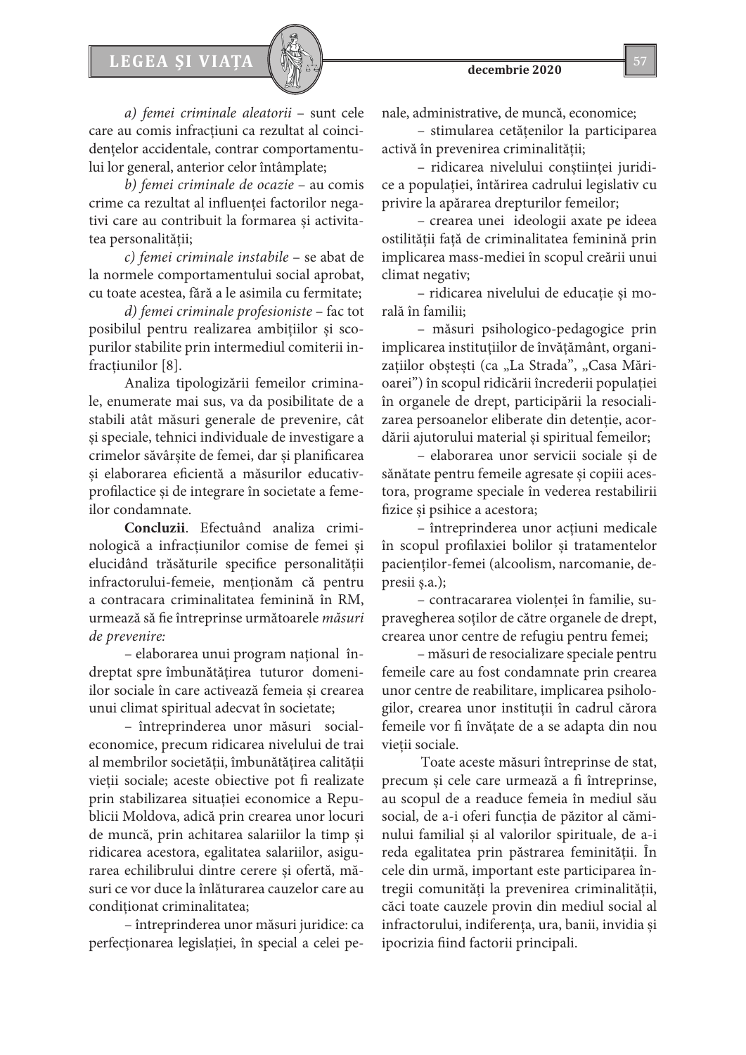*a) femei criminale aleatorii* – sunt cele care au comis infracțiuni ca rezultat al coincidențelor accidentale, contrar comportamentului lor general, anterior celor întâmplate;

*b) femei criminale de ocazie* – au comis crime ca rezultat al influenței factorilor negativi care au contribuit la formarea și activitatea personalității;

*c) femei criminale instabile* – se abat de la normele comportamentului social aprobat, cu toate acestea, fără a le asimila cu fermitate;

*d) femei criminale profesioniste* – fac tot posibilul pentru realizarea ambițiilor și scopurilor stabilite prin intermediul comiterii infracțiunilor [8].

Analiza tipologizării femeilor criminale, enumerate mai sus, va da posibilitate de a stabili atât măsuri generale de prevenire, cât și speciale, tehnici individuale de investigare a crimelor săvârșite de femei, dar și planificarea și elaborarea eficientă a măsurilor educativ-profilactice și de integrare în societate a femeilor condamnate.

**Concluzii**. Efectuând analiza criminologică a infracțiunilor comise de femei și elucidând trăsăturile specifice personalității infractorului-femeie, menționăm că pentru a contracara criminalitatea feminină în RM, urmează să fie întreprinse următoarele *măsuri de prevenire:*

– elaborarea unui program național îndreptat spre îmbunătățirea tuturor domeniilor sociale în care activează femeia și crearea unui climat spiritual adecvat în societate;

– întreprinderea unor măsuri social-economice, precum ridicarea nivelului de trai al membrilor societății, îmbunătățirea calității vieții sociale; aceste obiective pot fi realizate prin stabilizarea situației economice a Republicii Moldova, adică prin crearea unor locuri de muncă, prin achitarea salariilor la timp și ridicarea acestora, egalitatea salariilor, asigurarea echilibrului dintre cerere și ofertă, măsuri ce vor duce la înlăturarea cauzelor care au condiționat criminalitatea;

– întreprinderea unor măsuri juridice: ca perfecționarea legislației, în special a celei penale, administrative, de muncă, economice;

– stimularea cetățenilor la participarea activă în prevenirea criminalității;

– ridicarea nivelului conștiinței juridice a populației, întărirea cadrului legislativ cu privire la apărarea drepturilor femeilor;

– crearea unei ideologii axate pe ideea ostilității față de criminalitatea feminină prin implicarea mass-mediei în scopul creării unui climat negativ;

– ridicarea nivelului de educație și morală în familii;

– măsuri psihologico-pedagogice prin implicarea instituțiilor de învățământ, organizațiilor obștești (ca „La Strada", „Casa Mărioarei") în scopul ridicării încrederii populației în organele de drept, participării la resocializarea persoanelor eliberate din detenție, acordării ajutorului material și spiritual femeilor;

– elaborarea unor servicii sociale și de sănătate pentru femeile agresate și copiii acestora, programe speciale în vederea restabilirii fizice și psihice a acestora;

– întreprinderea unor acțiuni medicale în scopul profilaxiei bolilor și tratamentelor pacienților-femei (alcoolism, narcomanie, depresii ș.a.);

– contracararea violenței în familie, supravegherea soților de către organele de drept, crearea unor centre de refugiu pentru femei;

– măsuri de resocializare speciale pentru femeile care au fost condamnate prin crearea unor centre de reabilitare, implicarea psihologilor, crearea unor instituții în cadrul cărora femeile vor fi învățate de a se adapta din nou vieții sociale.

Toate aceste măsuri întreprinse de stat, precum și cele care urmează a fi întreprinse, au scopul de a readuce femeia în mediul său social, de a-i oferi funcția de păzitor al căminului familial și al valorilor spirituale, de a-i reda egalitatea prin păstrarea feminității. În cele din urmă, important este participarea întregii comunități la prevenirea criminalității, căci toate cauzele provin din mediul social al infractorului, indiferența, ura, banii, invidia și ipocrizia fiind factorii principali.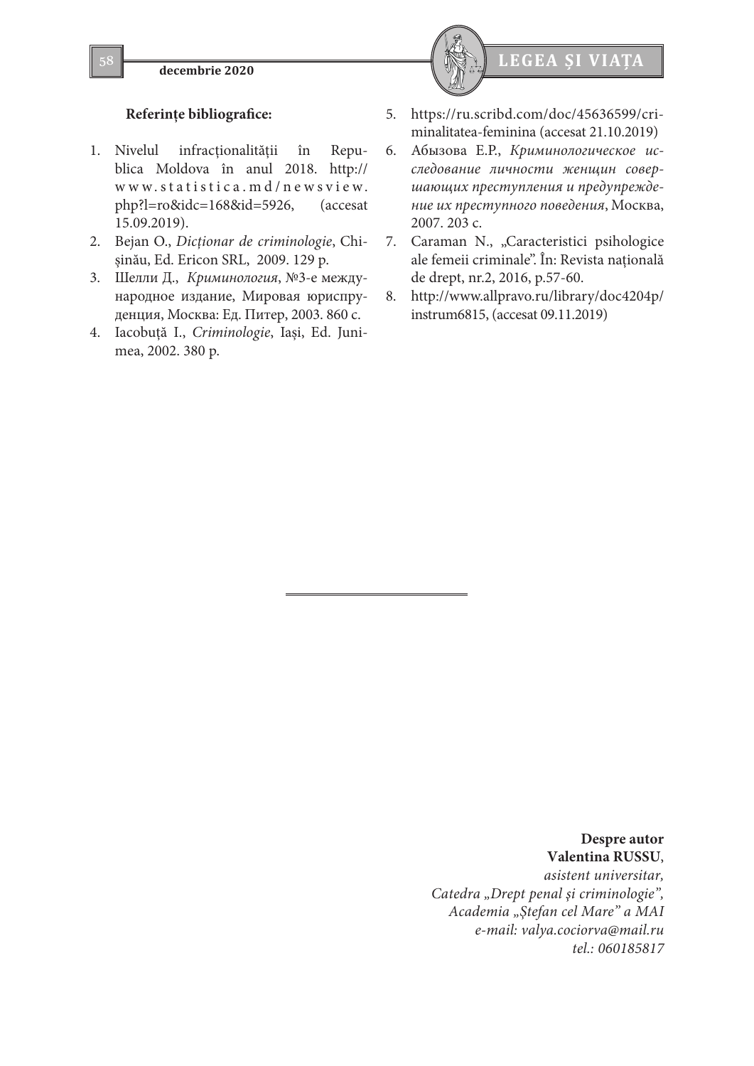**Referințe bibliografice:**

1. Nivelul infracționalității în Republica Moldova în anul 2018. http://www.statistica.md/newsview.php?l=ro&idc=168&id=5926, (accesat 15.09.2019).
2. Bejan O., *Dicționar de criminologie*, Chișinău, Ed. Ericon SRL, 2009. 129 p.
3. Шелли Д., *Криминология*, №3-е международное издание, Мировая юриспруденция, Москва: Ед. Питер, 2003. 860 с.
4. Iacobuță I., *Criminologie*, Iași, Ed. Junimea, 2002. 380 p.
5. https://ru.scribd.com/doc/45636599/criminalitatea-feminina (accesat 21.10.2019)
6. Абызова Е.Р., *Криминологическое исследование личности женщин совершающих преступления и предупреждение их преступного поведения*, Москва, 2007. 203 с.
7. Caraman N., „Caracteristici psihologice ale femeii criminale". În: Revista națională de drept, nr.2, 2016, p.57-60.
8. http://www.allpravo.ru/library/doc4204p/instrum6815, (accesat 09.11.2019)

---

**Despre autor**
**Valentina RUSSU**,
*asistent universitar,*
*Catedra „Drept penal și criminologie",*
*Academia „Ștefan cel Mare" a MAI*
*e-mail: valya.cociorva@mail.ru*
*tel.: 060185817*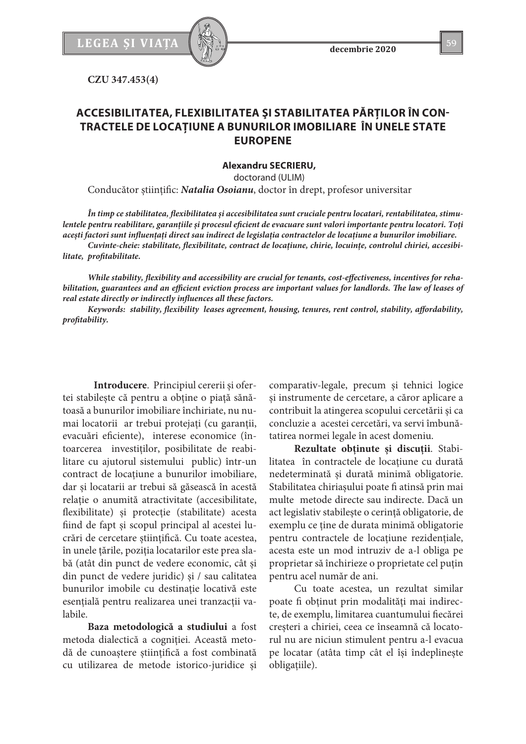CZU 347.453(4)

# ACCESIBILITATEA, FLEXIBILITATEA ŞI STABILITATEA PĂRȚILOR ÎN CONTRACTELE DE LOCAȚIUNE A BUNURILOR IMOBILIARE ÎN UNELE STATE EUROPENE

**Alexandru SECRIERU,**
doctorand (ULIM)
Conducător științific: ***Natalia Osoianu***, doctor în drept, profesor universitar

***În timp ce stabilitatea, flexibilitatea și accesibilitatea sunt cruciale pentru locatari, rentabilitatea, stimulentele pentru reabilitare, garanțiile și procesul eficient de evacuare sunt valori importante pentru locatori. Toți acești factori sunt influențați direct sau indirect de legislația contractelor de locațiune a bunurilor imobiliare.***

***Cuvinte-cheie: stabilitate, flexibilitate, contract de locațiune, chirie, locuințe, controlul chiriei, accesibilitate, profitabilitate.***

***While stability, flexibility and accessibility are crucial for tenants, cost-effectiveness, incentives for rehabilitation, guarantees and an efficient eviction process are important values for landlords. The law of leases of real estate directly or indirectly influences all these factors.***

***Keywords: stability, flexibility leases agreement, housing, tenures, rent control, stability, affordability, profitability.***

**Introducere**. Principiul cererii și ofertei stabilește că pentru a obține o piață sănătoasă a bunurilor imobiliare închiriate, nu numai locatorii ar trebui protejați (cu garanții, evacuări eficiente), interese economice (întoarcerea investițiilor, posibilitate de reabilitare cu ajutorul sistemului public) într-un contract de locațiune a bunurilor imobiliare, dar și locatarii ar trebui să găsească în acestă relație o anumită atractivitate (accesibilitate, flexibilitate) și protecție (stabilitate) acesta fiind de fapt și scopul principal al acestei lucrări de cercetare științifică. Cu toate acestea, în unele țările, poziția locatarilor este prea slabă (atât din punct de vedere economic, cât și din punct de vedere juridic) și / sau calitatea bunurilor imobile cu destinație locativă este esențială pentru realizarea unei tranzacții valabile.

**Baza metodologică a studiului** a fost metoda dialectică a cogniției. Această metodă de cunoaștere științifică a fost combinată cu utilizarea de metode istorico-juridice și comparativ-legale, precum și tehnici logice și instrumente de cercetare, a căror aplicare a contribuit la atingerea scopului cercetării și ca concluzie a acestei cercetări, va servi îmbunătatirea normei legale în acest domeniu.

**Rezultate obținute și discuții**. Stabilitatea în contractele de locațiune cu durată nedeterminată și durată minimă obligatorie. Stabilitatea chiriașului poate fi atinsă prin mai multe metode directe sau indirecte. Dacă un act legislativ stabilește o cerință obligatorie, de exemplu ce ține de durata minimă obligatorie pentru contractele de locațiune rezidențiale, acesta este un mod intruziv de a-l obliga pe proprietar să închirieze o proprietate cel puțin pentru acel număr de ani.

Cu toate acestea, un rezultat similar poate fi obținut prin modalități mai indirecte, de exemplu, limitarea cuantumului fiecărei creșteri a chiriei, ceea ce înseamnă că locatorul nu are niciun stimulent pentru a-l evacua pe locatar (atâta timp cât el își îndeplinește obligațiile).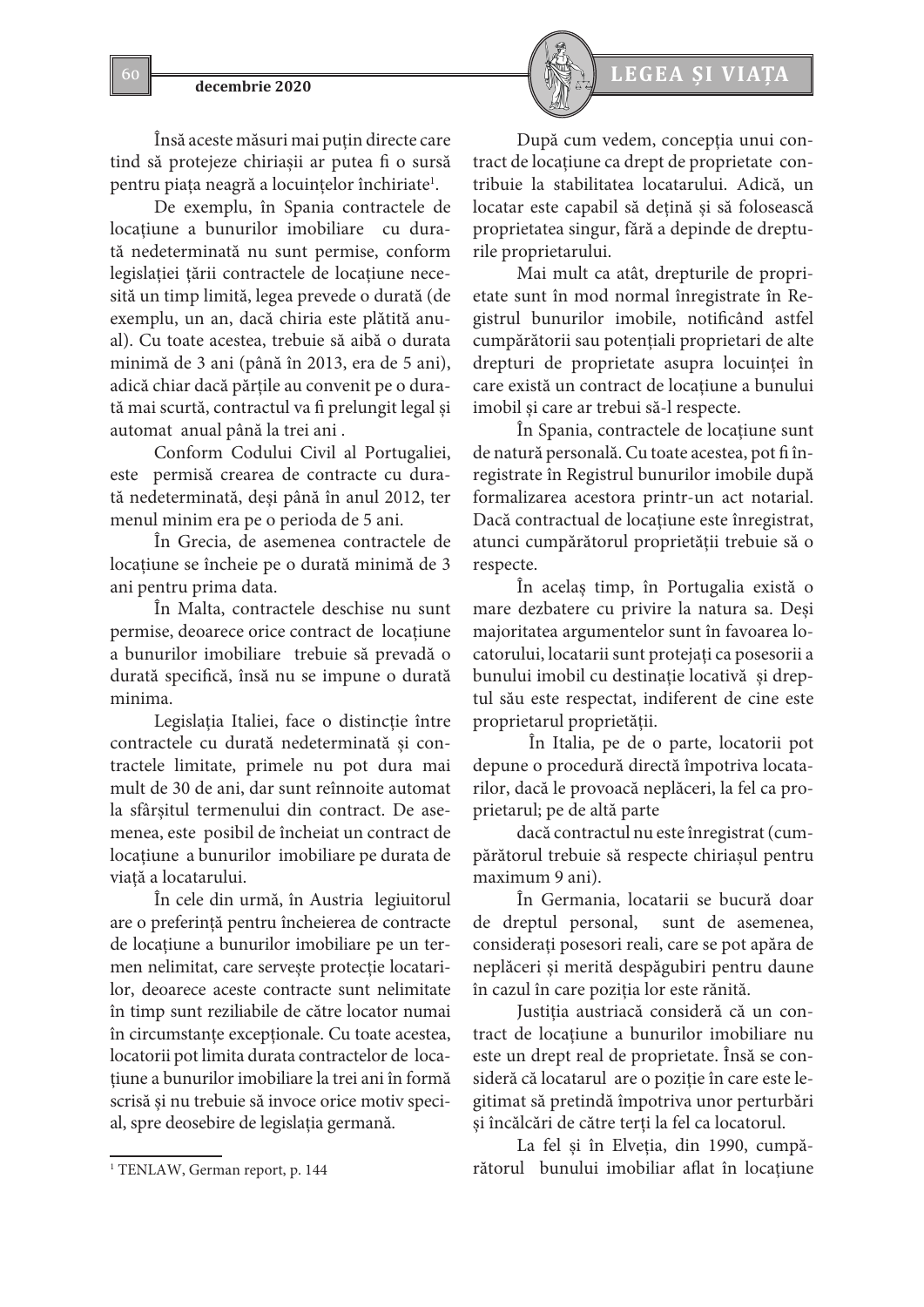Însă aceste măsuri mai puțin directe care tind să protejeze chiriașii ar putea fi o sursă pentru piața neagră a locuințelor închiriate[1].

De exemplu, în Spania contractele de locațiune a bunurilor imobiliare cu durată nedeterminată nu sunt permise, conform legislației țării contractele de locațiune necesită un timp limită, legea prevede o durată (de exemplu, un an, dacă chiria este plătită anual). Cu toate acestea, trebuie să aibă o durata minimă de 3 ani (până în 2013, era de 5 ani), adică chiar dacă părțile au convenit pe o durată mai scurtă, contractul va fi prelungit legal și automat anual până la trei ani .

Conform Codului Civil al Portugaliei, este permisă crearea de contracte cu durată nedeterminată, deși până în anul 2012, ter menul minim era pe o perioda de 5 ani.

În Grecia, de asemenea contractele de locațiune se încheie pe o durată minimă de 3 ani pentru prima data.

În Malta, contractele deschise nu sunt permise, deoarece orice contract de locațiune a bunurilor imobiliare trebuie să prevadă o durată specifică, însă nu se impune o durată minima.

Legislația Italiei, face o distincție între contractele cu durată nedeterminată și contractele limitate, primele nu pot dura mai mult de 30 de ani, dar sunt reînnoite automat la sfârșitul termenului din contract. De asemenea, este posibil de încheiat un contract de locațiune a bunurilor imobiliare pe durata de viață a locatarului.

În cele din urmă, în Austria legiuitorul are o preferință pentru încheierea de contracte de locațiune a bunurilor imobiliare pe un termen nelimitat, care servește protecție locatarilor, deoarece aceste contracte sunt nelimitate în timp sunt reziliabile de către locator numai în circumstanțe excepționale. Cu toate acestea, locatorii pot limita durata contractelor de locațiune a bunurilor imobiliare la trei ani în formă scrisă și nu trebuie să invoce orice motiv special, spre deosebire de legislația germană.

După cum vedem, concepția unui contract de locațiune ca drept de proprietate contribuie la stabilitatea locatarului. Adică, un locatar este capabil să dețină și să folosească proprietatea singur, fără a depinde de drepturile proprietarului.

Mai mult ca atât, drepturile de proprietate sunt în mod normal înregistrate în Registrul bunurilor imobile, notificând astfel cumpărătorii sau potențiali proprietari de alte drepturi de proprietate asupra locuinței în care există un contract de locațiune a bunului imobil și care ar trebui să-l respecte.

În Spania, contractele de locațiune sunt de natură personală. Cu toate acestea, pot fi înregistrate în Registrul bunurilor imobile după formalizarea acestora printr-un act notarial. Dacă contractual de locațiune este înregistrat, atunci cumpărătorul proprietății trebuie să o respecte.

În aceelaș timp, în Portugalia există o mare dezbatere cu privire la natura sa. Deși majoritatea argumentelor sunt în favoarea locatorului, locatarii sunt protejați ca posesorii a bunului imobil cu destinație locativă și dreptul său este respectat, indiferent de cine este proprietarul proprietății.

În Italia, pe de o parte, locatorii pot depune o procedură directă împotriva locatarilor, dacă le provoacă neplăceri, la fel ca proprietarul; pe de altă parte

dacă contractul nu este înregistrat (cumpărătorul trebuie să respecte chiriașul pentru maximum 9 ani).

În Germania, locatarii se bucură doar de dreptul personal, sunt de asemenea, considerați posesori reali, care se pot apăra de neplăceri și merită despăgubiri pentru daune în cazul în care poziția lor este rănită.

Justiția austriacă consideră că un contract de locațiune a bunurilor imobiliare nu este un drept real de proprietate. Însă se consideră că locatarul are o poziție în care este legitimat să pretindă împotriva unor perturbări și încălcări de către terți la fel ca locatorul.

La fel și în Elveția, din 1990, cumpărătorul bunului imobiliar aflat în locațiune

---

[1] TENLAW, German report, p. 144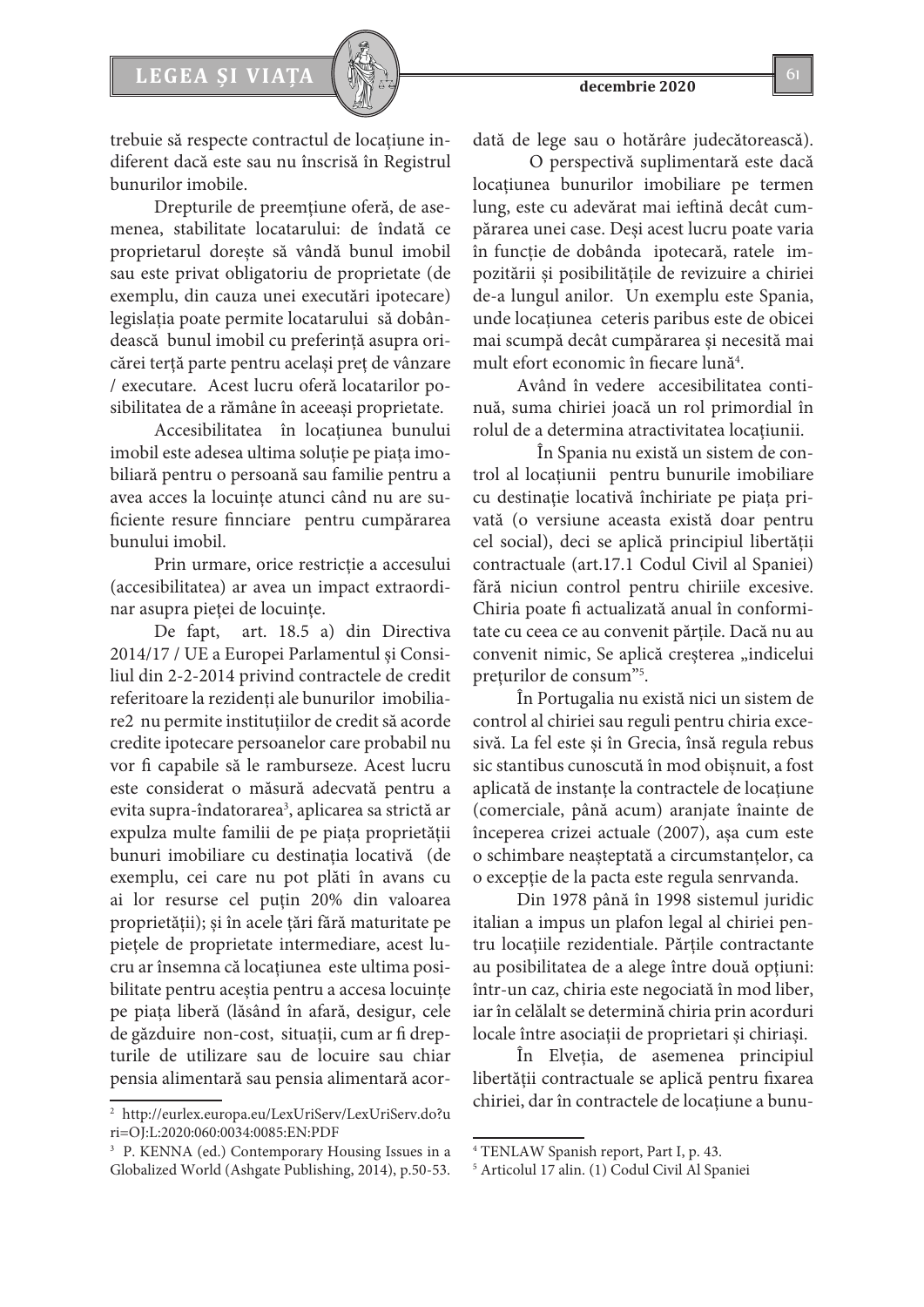trebuie să respecte contractul de locațiune indiferent dacă este sau nu înscrisă în Registrul bunurilor imobile.

Drepturile de preemțiune oferă, de asemenea, stabilitate locatarului: de îndată ce proprietarul dorește să vândă bunul imobil sau este privat obligatoriu de proprietate (de exemplu, din cauza unei executări ipotecare) legislația poate permite locatarului să dobândească bunul imobil cu preferință asupra oricărei terță parte pentru același preț de vânzare / executare. Acest lucru oferă locatarilor posibilitatea de a rămâne în aceeași proprietate.

Accesibilitatea în locațiunea bunului imobil este adesea ultima soluție pe piața imobiliară pentru o persoană sau familie pentru a avea acces la locuințe atunci când nu are suficiente resure finnciare pentru cumpărarea bunului imobil.

Prin urmare, orice restricție a accesului (accesibilitatea) ar avea un impact extraordinar asupra pieței de locuințe.

De fapt, art. 18.5 a) din Directiva 2014/17 / UE a Europei Parlamentul și Consiliul din 2-2-2014 privind contractele de credit referitoare la rezidenți ale bunurilor imobiliare2 nu permite instituțiilor de credit să acorde credite ipotecare persoanelor care probabil nu vor fi capabile să le ramburseze. Acest lucru este considerat o măsură adecvată pentru a evita supra-îndatorarea[3], aplicarea sa strictă ar expulza multe familii de pe piața proprietății bunuri imobiliare cu destinația locativă (de exemplu, cei care nu pot plăti în avans cu ai lor resurse cel puțin 20% din valoarea proprietății); și în acele țări fără maturitate pe piețele de proprietate intermediare, acest lucru ar însemna că locațiunea este ultima posibilitate pentru aceștia pentru a accesa locuințe pe piața liberă (lăsând în afară, desigur, cele de găzduire non-cost, situații, cum ar fi drepturile de utilizare sau de locuire sau chiar pensia alimentară sau pensia alimentară acordată de lege sau o hotărâre judecătorească).

O perspectivă suplimentară este dacă locațiunea bunurilor imobiliare pe termen lung, este cu adevărat mai ieftină decât cumpărarea unei case. Deși acest lucru poate varia în funcție de dobânda ipotecară, ratele impozitării și posibilitățile de revizuire a chiriei de-a lungul anilor. Un exemplu este Spania, unde locațiunea ceteris paribus este de obicei mai scumpă decât cumpărarea și necesită mai mult efort economic în fiecare lună[4].

Având în vedere accesibilitatea continuă, suma chiriei joacă un rol primordial în rolul de a determina atractivitatea locațiunii.

În Spania nu există un sistem de control al locațiunii pentru bunurile imobiliare cu destinație locativă închiriate pe piața privată (o versiune aceasta există doar pentru cel social), deci se aplică principiul libertății contractuale (art.17.1 Codul Civil al Spaniei) fără niciun control pentru chiriile excesive. Chiria poate fi actualizată anual în conformitate cu ceea ce au convenit părțile. Dacă nu au convenit nimic, Se aplică creșterea „indicelui prețurilor de consum"[5].

În Portugalia nu există nici un sistem de control al chiriei sau reguli pentru chiria excesivă. La fel este și în Grecia, însă regula rebus sic stantibus cunoscută în mod obișnuit, a fost aplicată de instanțe la contractele de locațiune (comerciale, până acum) aranjate înainte de începerea crizei actuale (2007), așa cum este o schimbare neașteptată a circumstanțelor, ca o excepție de la pacta este regula senrvanda.

Din 1978 până în 1998 sistemul juridic italian a impus un plafon legal al chiriei pentru locațiile rezidentiale. Părțile contractante au posibilitatea de a alege între două opțiuni: într-un caz, chiria este negociată în mod liber, iar în celălalt se determină chiria prin acorduri locale între asociații de proprietari și chiriași.

În Elveția, de asemenea principiul libertății contractuale se aplică pentru fixarea chiriei, dar în contractele de locațiune a bunu-

---

[2] http://eurlex.europa.eu/LexUriServ/LexUriServ.do?uri=OJ:L:2020:060:0034:0085:EN:PDF

[3] P. KENNA (ed.) Contemporary Housing Issues in a Globalized World (Ashgate Publishing, 2014), p.50-53.

[4] TENLAW Spanish report, Part I, p. 43.

[5] Articolul 17 alin. (1) Codul Civil Al Spaniei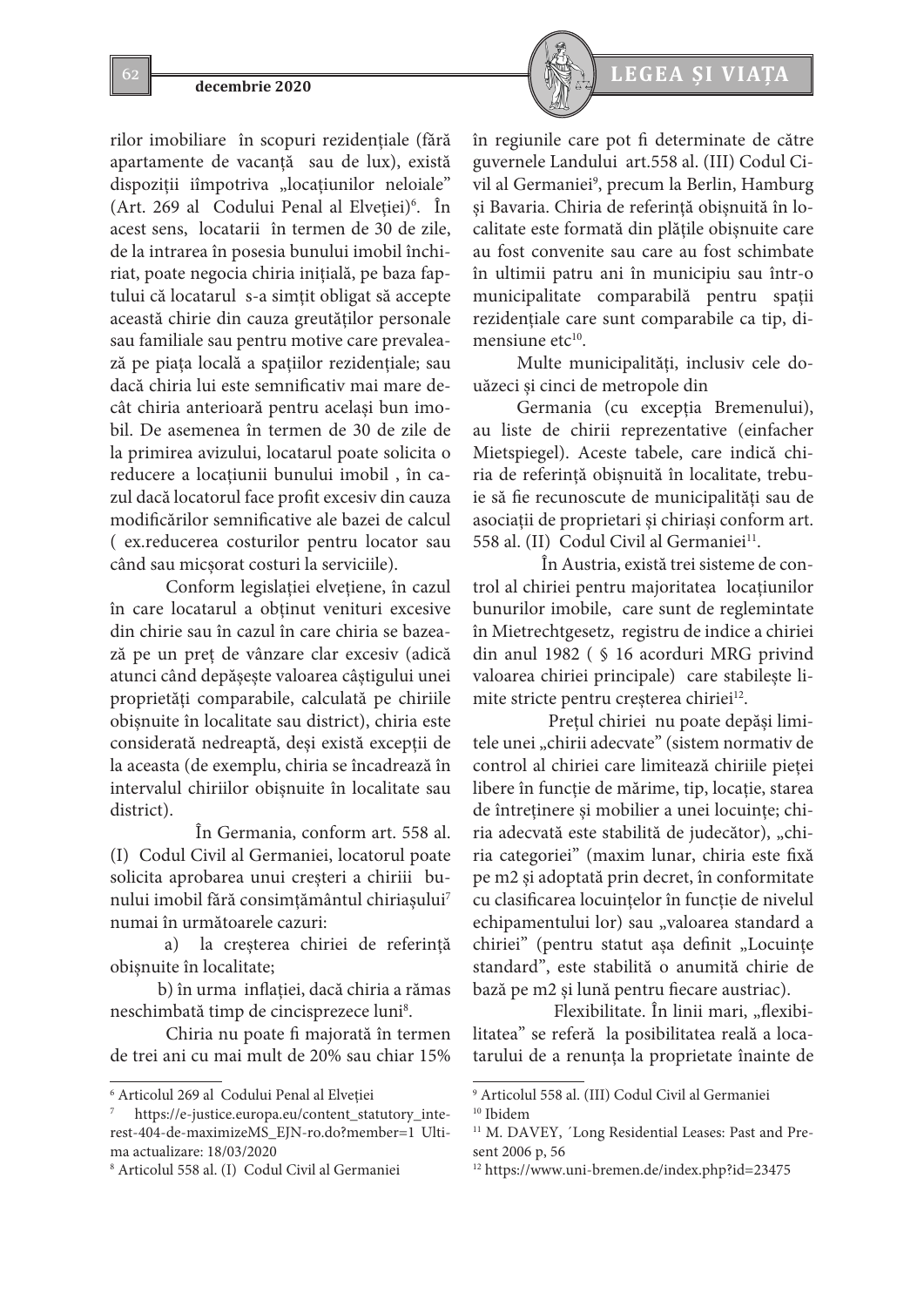rilor imobiliare în scopuri rezidențiale (fără apartamente de vacanță sau de lux), există dispoziții iîmpotriva „locațiunilor neloiale" (Art. 269 al Codului Penal al Elveției)[6]. În acest sens, locatarii în termen de 30 de zile, de la intrarea în posesia bunului imobil închiriat, poate negocia chiria inițială, pe baza faptului că locatarul s-a simțit obligat să accepte această chirie din cauza greutăților personale sau familiale sau pentru motive care prevalează pe piața locală a spațiilor rezidențiale; sau dacă chiria lui este semnificativ mai mare decât chiria anterioară pentru același bun imobil. De asemenea în termen de 30 de zile de la primirea avizului, locatarul poate solicita o reducere a locațiunii bunului imobil , în cazul dacă locatorul face profit excesiv din cauza modificărilor semnificative ale bazei de calcul ( ex.reducerea costurilor pentru locator sau când sau micșorat costuri la serviciile).

Conform legislației elvețiene, în cazul în care locatarul a obținut venituri excesive din chirie sau în cazul în care chiria se bazează pe un preț de vânzare clar excesiv (adică atunci când depășește valoarea câștigului unei proprietăți comparabile, calculată pe chiriile obișnuite în localitate sau district), chiria este considerată nedreaptă, deși există excepții de la aceasta (de exemplu, chiria se încadrează în intervalul chiriilor obișnuite în localitate sau district).

În Germania, conform art. 558 al. (I) Codul Civil al Germaniei, locatorul poate solicita aprobarea unui creșteri a chiriii bunului imobil fără consimțământul chiriașului[7] numai în următoarele cazuri:

a) la creșterea chiriei de referință obișnuite în localitate;

b) în urma inflației, dacă chiria a rămas neschimbată timp de cincisprezece luni[8].

Chiria nu poate fi majorată în termen de trei ani cu mai mult de 20% sau chiar 15% în regiunile care pot fi determinate de către guvernele Landului art.558 al. (III) Codul Civil al Germaniei[9], precum la Berlin, Hamburg și Bavaria. Chiria de referință obișnuită în localitate este formată din plățile obișnuite care au fost convenite sau care au fost schimbate în ultimii patru ani în municipiu sau într-o municipalitate comparabilă pentru spații rezidențiale care sunt comparabile ca tip, dimensiune etc[10].

Multe municipalități, inclusiv cele douăzeci și cinci de metropole din

Germania (cu excepția Bremenului), au liste de chirii reprezentative (einfacher Mietspiegel). Aceste tabele, care indică chiria de referință obișnuită în localitate, trebuie să fie recunoscute de municipalități sau de asociații de proprietari și chiriași conform art. 558 al. (II) Codul Civil al Germaniei[11].

În Austria, există trei sisteme de control al chiriei pentru majoritatea locațiunilor bunurilor imobile, care sunt de reglemintate în Mietrechtgesetz, registru de indice a chiriei din anul 1982 ( § 16 acorduri MRG privind valoarea chiriei principale) care stabilește limite stricte pentru creșterea chiriei[12].

Prețul chiriei nu poate depăși limitele unei „chirii adecvate" (sistem normativ de control al chiriei care limitează chiriile pieței libere în funcție de mărime, tip, locație, starea de întreținere și mobilier a unei locuințe; chiria adecvată este stabilită de judecător), „chiria categoriei" (maxim lunar, chiria este fixă pe m2 și adoptată prin decret, în conformitate cu clasificarea locuințelor în funcție de nivelul echipamentului lor) sau „valoarea standard a chiriei" (pentru statut așa definit „Locuințe standard", este stabilită o anumită chirie de bază pe m2 și lună pentru fiecare austriac).

Flexibilitate. În linii mari, „flexibilitatea" se referă la posibilitatea reală a locatarului de a renunța la proprietate înainte de

---

[6] Articolul 269 al Codului Penal al Elveției

[7] https://e-justice.europa.eu/content_statutory_interest-404-de-maximizeMS_EJN-ro.do?member=1 Ultima actualizare: 18/03/2020

[8] Articolul 558 al. (I) Codul Civil al Germaniei

[9] Articolul 558 al. (III) Codul Civil al Germaniei

[10] Ibidem

[11] M. DAVEY, ´Long Residential Leases: Past and Present 2006 p, 56

[12] https://www.uni-bremen.de/index.php?id=23475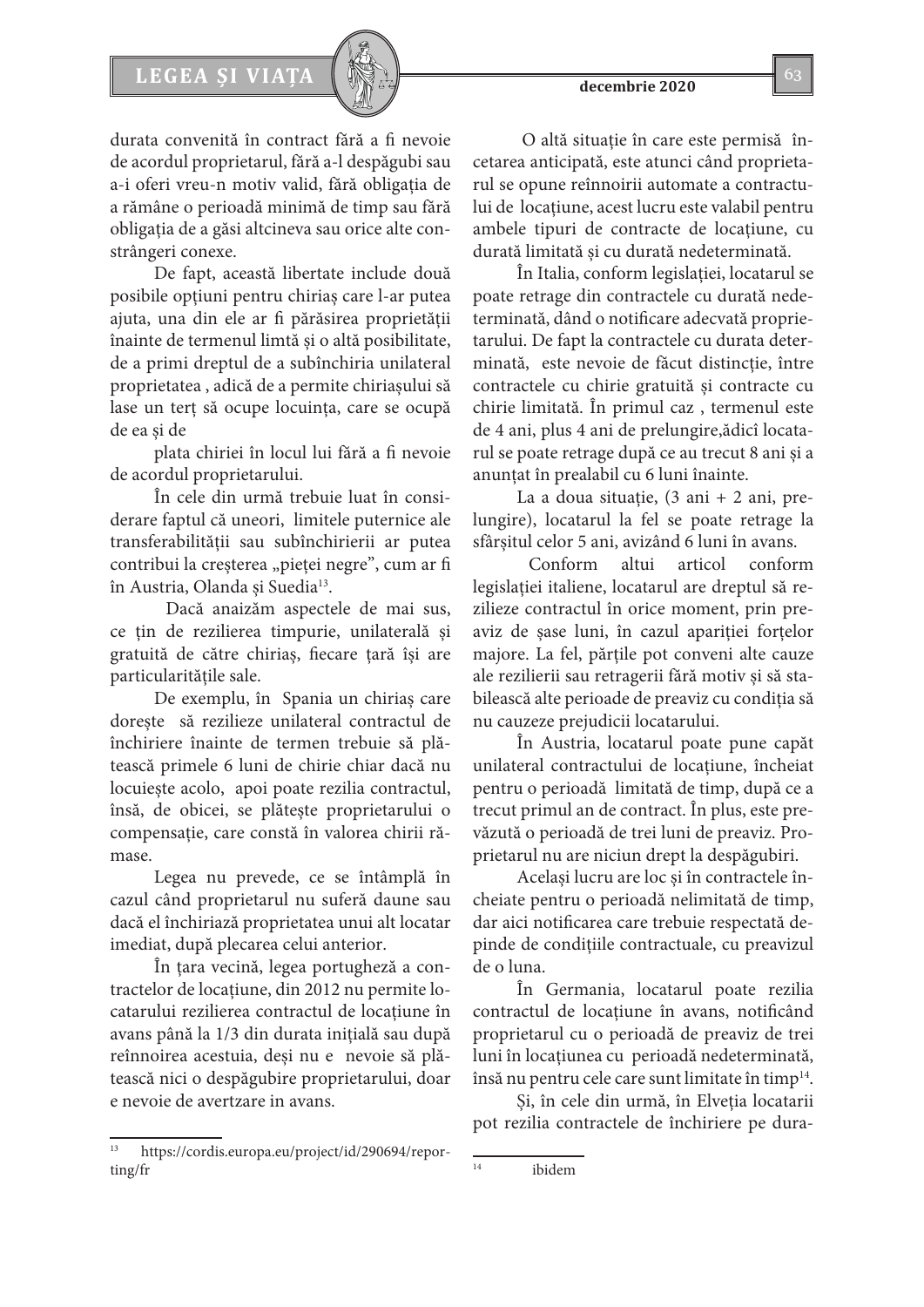durata convenită în contract fără a fi nevoie de acordul proprietarul, fără a-l despăgubi sau a-i oferi vreu-n motiv valid, fără obligația de a rămâne o perioadă minimă de timp sau fără obligația de a găsi altcineva sau orice alte constrângeri conexe.

De fapt, această libertate include două posibile opțiuni pentru chiriaș care l-ar putea ajuta, una din ele ar fi părăsirea proprietății înainte de termenul limtă și o altă posibilitate, de a primi dreptul de a subînchiria unilateral proprietatea , adică de a permite chiriașului să lase un terț să ocupe locuința, care se ocupă de ea și de

plata chiriei în locul lui fără a fi nevoie de acordul proprietarului.

În cele din urmă trebuie luat în considerare faptul că uneori, limitele puternice ale transferabilității sau subînchirierii ar putea contribui la creșterea „pieței negre", cum ar fi în Austria, Olanda și Suedia[13].

Dacă anaizăm aspectele de mai sus, ce țin de rezilierea timpurie, unilaterală și gratuită de către chiriaș, fiecare țară își are particularitățile sale.

De exemplu, în Spania un chiriaș care dorește să rezilieze unilateral contractul de închiriere înainte de termen trebuie să plătească primele 6 luni de chirie chiar dacă nu locuiește acolo, apoi poate rezilia contractul, însă, de obicei, se plătește proprietarului o compensație, care constă în valorea chirii rămase.

Legea nu prevede, ce se întâmplă în cazul când proprietarul nu suferă daune sau dacă el închiriază proprietatea unui alt locatar imediat, după plecarea celui anterior.

În țara vecină, legea portugheză a contractelor de locațiune, din 2012 nu permite locatarului rezilierea contractul de locațiune în avans până la 1/3 din durata inițială sau după reînnoirea acestuia, deși nu e nevoie să plătească nici o despăgubire proprietarului, doar e nevoie de avertzare in avans.

O altă situație în care este permisă încetarea anticipată, este atunci când proprietarul se opune reînnoirii automate a contractului de locațiune, acest lucru este valabil pentru ambele tipuri de contracte de locațiune, cu durată limitată și cu durată nedeterminată.

În Italia, conform legislației, locatarul se poate retrage din contractele cu durată nedeterminată, dând o notificare adecvată proprietarului. De fapt la contractele cu durata determinată, este nevoie de făcut distincție, între contractele cu chirie gratuită și contracte cu chirie limitată. În primul caz , termenul este de 4 ani, plus 4 ani de prelungire,ădică locatarul se poate retrage după ce au trecut 8 ani și a anunțat în prealabil cu 6 luni înainte.

La a doua situație, (3 ani + 2 ani, prelungire), locatarul la fel se poate retrage la sfârșitul celor 5 ani, avizând 6 luni în avans.

Conform altui articol conform legislației italiene, locatarul are dreptul să rezilieze contractul în orice moment, prin preaviz de șase luni, în cazul apariției forțelor majore. La fel, părțile pot conveni alte cauze ale rezilierii sau retragerii fără motiv și să stabilească alte perioade de preaviz cu condiția să nu cauzeze prejudicii locatarului.

În Austria, locatarul poate pune capăt unilateral contractului de locațiune, încheiat pentru o perioadă limitată de timp, după ce a trecut primul an de contract. În plus, este prevăzută o perioadă de trei luni de preaviz. Proprietarul nu are niciun drept la despăgubiri.

Același lucru are loc și în contractele încheiate pentru o perioadă nelimitată de timp, dar aici notificarea care trebuie respectată depinde de condițiile contractuale, cu preavizul de o luna.

În Germania, locatarul poate rezilia contractul de locațiune în avans, notificând proprietarul cu o perioadă de preaviz de trei luni în locațiunea cu perioadă nedeterminată, însă nu pentru cele care sunt limitate în timp[14].

Și, în cele din urmă, în Elveția locatarii pot rezilia contractele de închiriere pe dura-

---

[13] https://cordis.europa.eu/project/id/290694/reporting/fr

[14] ibidem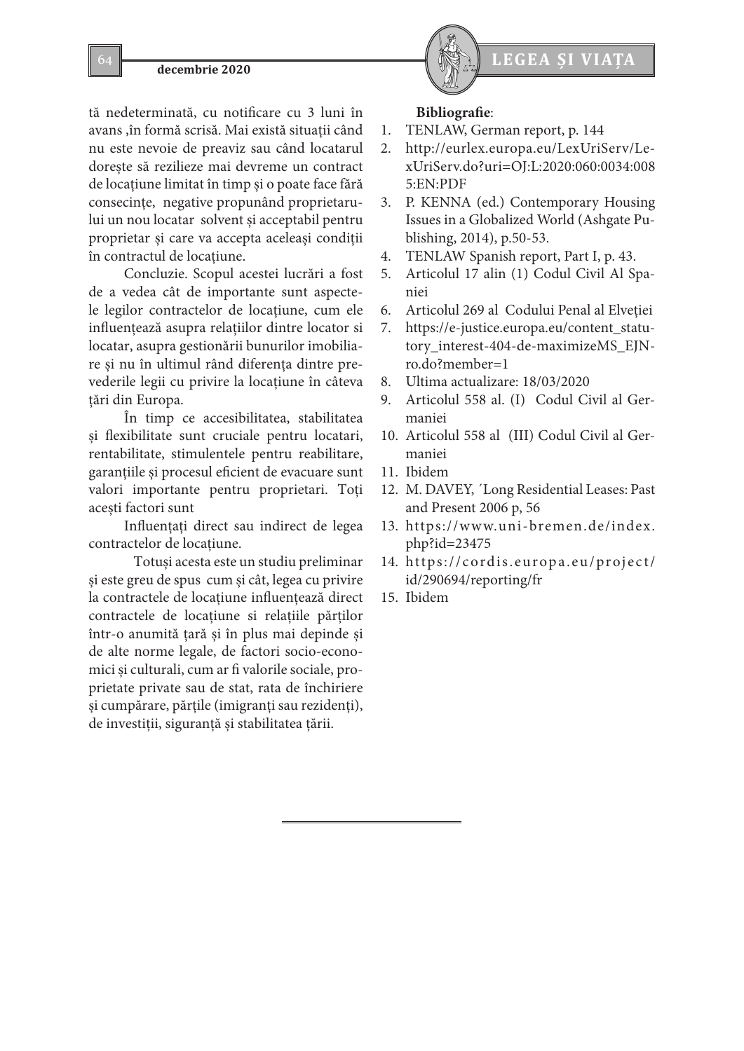tă nedeterminată, cu notificare cu 3 luni în avans ,în formă scrisă. Mai există situații când nu este nevoie de preaviz sau când locatarul dorește să rezilieze mai devreme un contract de locațiune limitat în timp și o poate face fără consecințe, negative propunând proprietarului un nou locatar solvent și acceptabil pentru proprietar și care va accepta aceleași condiții în contractul de locațiune.

Concluzie. Scopul acestei lucrări a fost de a vedea cât de importante sunt aspectele legilor contractelor de locațiune, cum ele influențează asupra relațiilor dintre locator si locatar, asupra gestionării bunurilor imobiliare și nu în ultimul rând diferența dintre prevederile legii cu privire la locațiune în câteva țări din Europa.

În timp ce accesibilitatea, stabilitatea și flexibilitate sunt cruciale pentru locatari, rentabilitate, stimulentele pentru reabilitare, garanțiile și procesul eficient de evacuare sunt valori importante pentru proprietari. Toți acești factori sunt

Influențați direct sau indirect de legea contractelor de locațiune.

Totuși acesta este un studiu preliminar și este greu de spus cum și cât, legea cu privire la contractele de locațiune influențează direct contractele de locațiune si relațiile părților într-o anumită țară și în plus mai depinde și de alte norme legale, de factori socio-economici și culturali, cum ar fi valorile sociale, proprietate private sau de stat, rata de închiriere și cumpărare, părțile (imigranți sau rezidenți), de investiții, siguranță și stabilitatea țării.

**Bibliografie**:

1. TENLAW, German report, p. 144
2. http://eurlex.europa.eu/LexUriServ/LexUriServ.do?uri=OJ:L:2020:060:0034:0085:EN:PDF
3. P. KENNA (ed.) Contemporary Housing Issues in a Globalized World (Ashgate Publishing, 2014), p.50-53.
4. TENLAW Spanish report, Part I, p. 43.
5. Articolul 17 alin (1) Codul Civil Al Spaniei
6. Articolul 269 al Codului Penal al Elveției
7. https://e-justice.europa.eu/content_statutory_interest-404-de-maximizeMS_EJN-ro.do?member=1
8. Ultima actualizare: 18/03/2020
9. Articolul 558 al. (I) Codul Civil al Germaniei
10. Articolul 558 al (III) Codul Civil al Germaniei
11. Ibidem
12. M. DAVEY, ´Long Residential Leases: Past and Present 2006 p, 56
13. https://www.uni-bremen.de/index.php?id=23475
14. https://cordis.europa.eu/project/id/290694/reporting/fr
15. Ibidem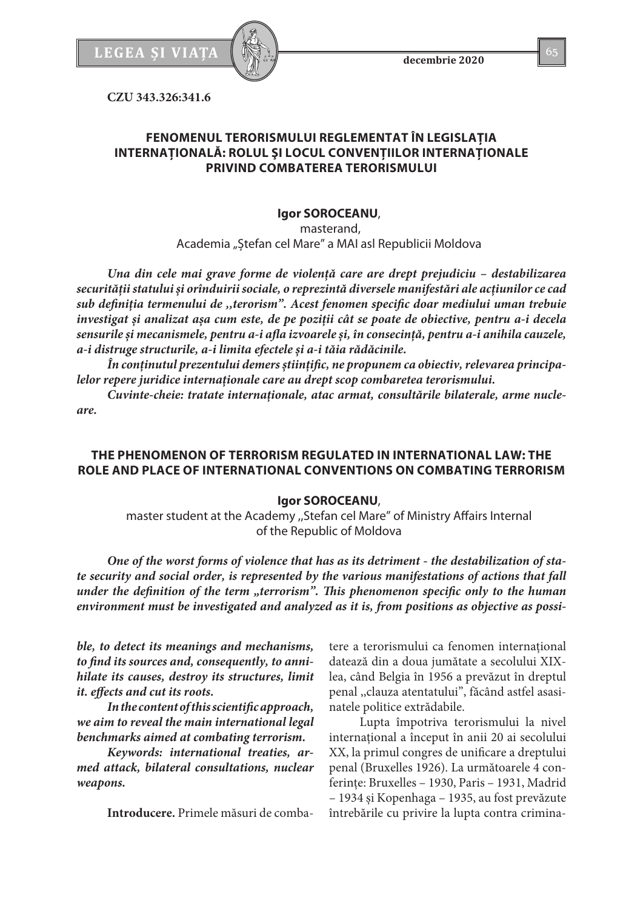**CZU 343.326:341.6**

## FENOMENUL TERORISMULUI REGLEMENTAT ÎN LEGISLAȚIA INTERNAȚIONALĂ: ROLUL ŞI LOCUL CONVENŢIILOR INTERNAŢIONALE PRIVIND COMBATEREA TERORISMULUI

**Igor SOROCEANU**,
masterand,
Academia „Ștefan cel Mare" a MAI asl Republicii Moldova

***Una din cele mai grave forme de violență care are drept prejudiciu – destabilizarea securității statului și orînduirii sociale, o reprezintă diversele manifestări ale acțiunilor ce cad sub definiția termenului de ,,terorism". Acest fenomen specific doar mediului uman trebuie investigat și analizat așa cum este, de pe poziții cât se poate de obiective, pentru a-i decela sensurile și mecanismele, pentru a-i afla izvoarele și, în consecință, pentru a-i anihila cauzele, a-i distruge structurile, a-i limita efectele și a-i tăia rădăcinile.***

***În conținutul prezentului demers științific, ne propunem ca obiectiv, relevarea principalelor repere juridice internaționale care au drept scop combaretea terorismului.***

***Cuvinte-cheie: tratate internaționale, atac armat, consultările bilaterale, arme nucleare.***

## THE PHENOMENON OF TERRORISM REGULATED IN INTERNATIONAL LAW: THE ROLE AND PLACE OF INTERNATIONAL CONVENTIONS ON COMBATING TERRORISM

**Igor SOROCEANU**,
master student at the Academy ,,Stefan cel Mare" of Ministry Affairs Internal of the Republic of Moldova

***One of the worst forms of violence that has as its detriment - the destabilization of state security and social order, is represented by the various manifestations of actions that fall under the definition of the term „terrorism". This phenomenon specific only to the human environment must be investigated and analyzed as it is, from positions as objective as possible, to detect its meanings and mechanisms, to find its sources and, consequently, to annihilate its causes, destroy its structures, limit it. effects and cut its roots.***

***In the content of this scientific approach, we aim to reveal the main international legal benchmarks aimed at combating terrorism.***

***Keywords: international treaties, armed attack, bilateral consultations, nuclear weapons.***

**Introducere.** Primele măsuri de combatere a terorismului ca fenomen internațional datează din a doua jumătate a secolului XIX-lea, când Belgia în 1956 a prevăzut în dreptul penal „clauza atentatului", făcând astfel asasinatele politice extrădabile.

Lupta împotriva terorismului la nivel internațional a început în anii 20 ai secolului XX, la primul congres de unificare a dreptului penal (Bruxelles 1926). La următoarele 4 conferințe: Bruxelles – 1930, Paris – 1931, Madrid – 1934 și Kopenhaga – 1935, au fost prevăzute întrebările cu privire la lupta contra crimina-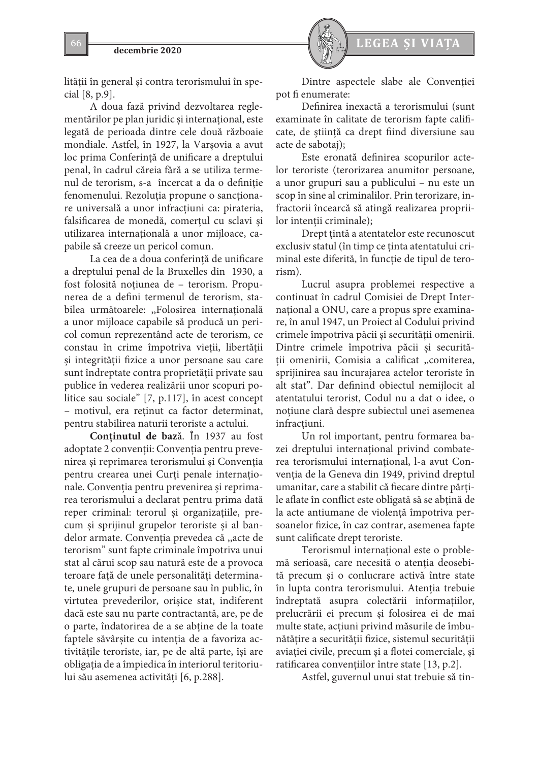lității în general și contra terorismului în special [8, p.9].

A doua fază privind dezvoltarea reglementărilor pe plan juridic și internațional, este legată de perioada dintre cele două războaie mondiale. Astfel, în 1927, la Varșovia a avut loc prima Conferință de unificare a dreptului penal, în cadrul căreia fără a se utiliza termenul de terorism, s-a încercat a da o definiție fenomenului. Rezoluția propune o sancționare universală a unor infracțiuni ca: pirateria, falsificarea de monedă, comerțul cu sclavi și utilizarea internațională a unor mijloace, capabile să creeze un pericol comun.

La cea de a doua conferință de unificare a dreptului penal de la Bruxelles din 1930, a fost folosită noțiunea de – terorism. Propunerea de a defini termenul de terorism, stabilea următoarele: „Folosirea internațională a unor mijloace capabile să producă un pericol comun reprezentând acte de terorism, ce constau în crime împotriva vieții, libertății și integrității fizice a unor persoane sau care sunt îndreptate contra proprietății private sau publice în vederea realizării unor scopuri politice sau sociale" [7, p.117], în acest concept – motivul, era reținut ca factor determinat, pentru stabilirea naturii teroriste a actului.

**Conținutul de bază**. În 1937 au fost adoptate 2 convenții: Convenția pentru prevenirea și reprimarea terorismului și Convenția pentru crearea unei Curți penale internaționale. Convenția pentru prevenirea și reprimarea terorismului a declarat pentru prima dată reper criminal: terorul și organizațiile, precum și sprijinul grupelor teroriste și al bandelor armate. Convenția prevedea că „acte de terorism" sunt fapte criminale împotriva unui stat al cărui scop sau natură este de a provoca teroare față de unele personalități determinate, unele grupuri de persoane sau în public, în virtutea prevederilor, orișice stat, indiferent dacă este sau nu parte contractantă, are, pe de o parte, îndatorirea de a se abține de la toate faptele săvârșite cu intenția de a favoriza activitățile teroriste, iar, pe de altă parte, își are obligația de a împiedica în interiorul teritoriului său asemenea activități [6, p.288].

Dintre aspectele slabe ale Convenției pot fi enumerate:

Definirea inexactă a terorismului (sunt examinate în calitate de terorism fapte calificate, de știință ca drept fiind diversiune sau acte de sabotaj);

Este eronată definirea scopurilor actelor teroriste (terorizarea anumitor persoane, a unor grupuri sau a publicului – nu este un scop în sine al criminalilor. Prin terorizare, infractorii încearcă să atingă realizarea propriilor intenții criminale);

Drept țintă a atentatelor este recunoscut exclusiv statul (în timp ce ținta atentatului criminal este diferită, în funcție de tipul de terorism).

Lucrul asupra problemei respective a continuat în cadrul Comisiei de Drept Internațional a ONU, care a propus spre examinare, în anul 1947, un Proiect al Codului privind crimele împotriva păcii și securității omenirii. Dintre crimele împotriva păcii și securității omenirii, Comisia a calificat „comiterea, sprijinirea sau încurajarea actelor teroriste în alt stat". Dar definind obiectul nemijlocit al atentatului terorist, Codul nu a dat o idee, o noțiune clară despre subiectul unei asemenea infracțiuni.

Un rol important, pentru formarea bazei dreptului internațional privind combaterea terorismului internațional, l-a avut Convenția de la Geneva din 1949, privind dreptul umanitar, care a stabilit că fiecare dintre părțile aflate în conflict este obligată să se abțină de la acte antiumane de violență împotriva persoanelor fizice, în caz contrar, asemenea fapte sunt calificate drept teroriste.

Terorismul internațional este o problemă serioasă, care necesită o atenția deosebită precum și o conlucrare activă între state în lupta contra terorismului. Atenția trebuie îndreptată asupra colectării informațiilor, prelucrării ei precum și folosirea ei de mai multe state, acțiuni privind măsurile de îmbunătățire a securității fizice, sistemul securității aviației civile, precum și a flotei comerciale, și ratificarea convențiilor între state [13, p.2].

Astfel, guvernul unui stat trebuie să tin-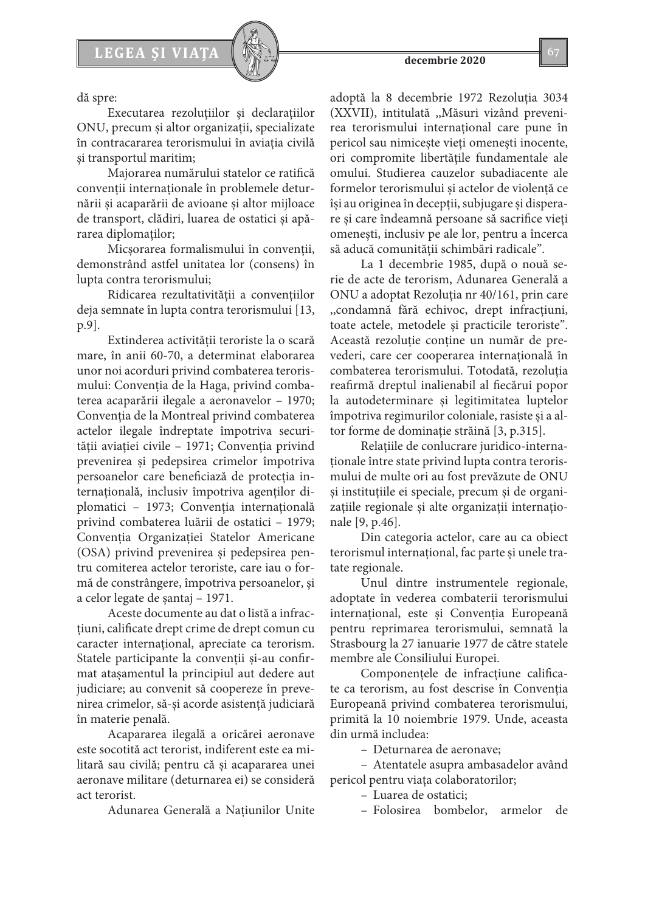dă spre:

Executarea rezoluțiilor și declarațiilor ONU, precum și altor organizații, specializate în contracararea terorismului în aviația civilă și transportul maritim;

Majorarea numărului statelor ce ratifică convenții internaționale în problemele deturnării și acaparării de avioane și altor mijloace de transport, clădiri, luarea de ostatici și apărarea diplomaților;

Micșorarea formalismului în convenții, demonstrând astfel unitatea lor (consens) în lupta contra terorismului;

Ridicarea rezultativității a convențiilor deja semnate în lupta contra terorismului [13, p.9].

Extinderea activității teroriste la o scară mare, în anii 60-70, a determinat elaborarea unor noi acorduri privind combaterea terorismului: Convenția de la Haga, privind combaterea acaparării ilegale a aeronavelor – 1970; Convenția de la Montreal privind combaterea actelor ilegale îndreptate împotriva securității aviației civile – 1971; Convenția privind prevenirea și pedepsirea crimelor împotriva persoanelor care beneficiază de protecția internațională, inclusiv împotriva agenților diplomatici – 1973; Convenția internațională privind combaterea luării de ostatici – 1979; Convenția Organizației Statelor Americane (OSA) privind prevenirea și pedepsirea pentru comiterea actelor teroriste, care iau o formă de constrângere, împotriva persoanelor, și a celor legate de șantaj – 1971.

Aceste documente au dat o listă a infracțiuni, calificate drept crime de drept comun cu caracter internațional, apreciate ca terorism. Statele participante la convenții și-au confirmat atașamentul la principiul aut dedere aut judiciare; au convenit să coopereze în prevenirea crimelor, să-și acorde asistență judiciară în materie penală.

Acapararea ilegală a oricărei aeronave este socotită act terorist, indiferent este ea militară sau civilă; pentru că și acapararea unei aeronave militare (deturnarea ei) se consideră act terorist.

Adunarea Generală a Națiunilor Unite adoptă la 8 decembrie 1972 Rezoluția 3034 (XXVII), intitulată „Măsuri vizând prevenirea terorismului internațional care pune în pericol sau nimicește vieți omenești inocente, ori compromite libertățile fundamentale ale omului. Studierea cauzelor subadiacente ale formelor terorismului și actelor de violență ce își au originea în decepții, subjugare și disperare și care îndeamnă persoane să sacrifice vieți omenești, inclusiv pe ale lor, pentru a încerca să aducă comunității schimbări radicale".

La 1 decembrie 1985, după o nouă serie de acte de terorism, Adunarea Generală a ONU a adoptat Rezoluția nr 40/161, prin care „condamnă fără echivoc, drept infracțiuni, toate actele, metodele și practicile teroriste". Această rezoluție conține un număr de prevederi, care cer cooperarea internațională în combaterea terorismului. Totodată, rezoluția reafirmă dreptul inalienabil al fiecărui popor la autodeterminare și legitimitatea luptelor împotriva regimurilor coloniale, rasiste și a altor forme de dominație străină [3, p.315].

Relațiile de conlucrare juridico-internaționale între state privind lupta contra terorismului de multe ori au fost prevăzute de ONU și instituțiile ei speciale, precum și de organizațiile regionale și alte organizații internaționale [9, p.46].

Din categoria actelor, care au ca obiect terorismul internațional, fac parte și unele tratate regionale.

Unul dintre instrumentele regionale, adoptate în vederea combaterii terorismului internațional, este și Convenția Europeană pentru reprimarea terorismului, semnată la Strasbourg la 27 ianuarie 1977 de către statele membre ale Consiliului Europei.

Componențele de infracțiune calificate ca terorism, au fost descrise în Convenția Europeană privind combaterea terorismului, primită la 10 noiembrie 1979. Unde, aceasta din urmă includea:

– Deturnarea de aeronave;

– Atentatele asupra ambasadelor având pericol pentru viața colaboratorilor;

– Luarea de ostatici;

– Folosirea bombelor, armelor de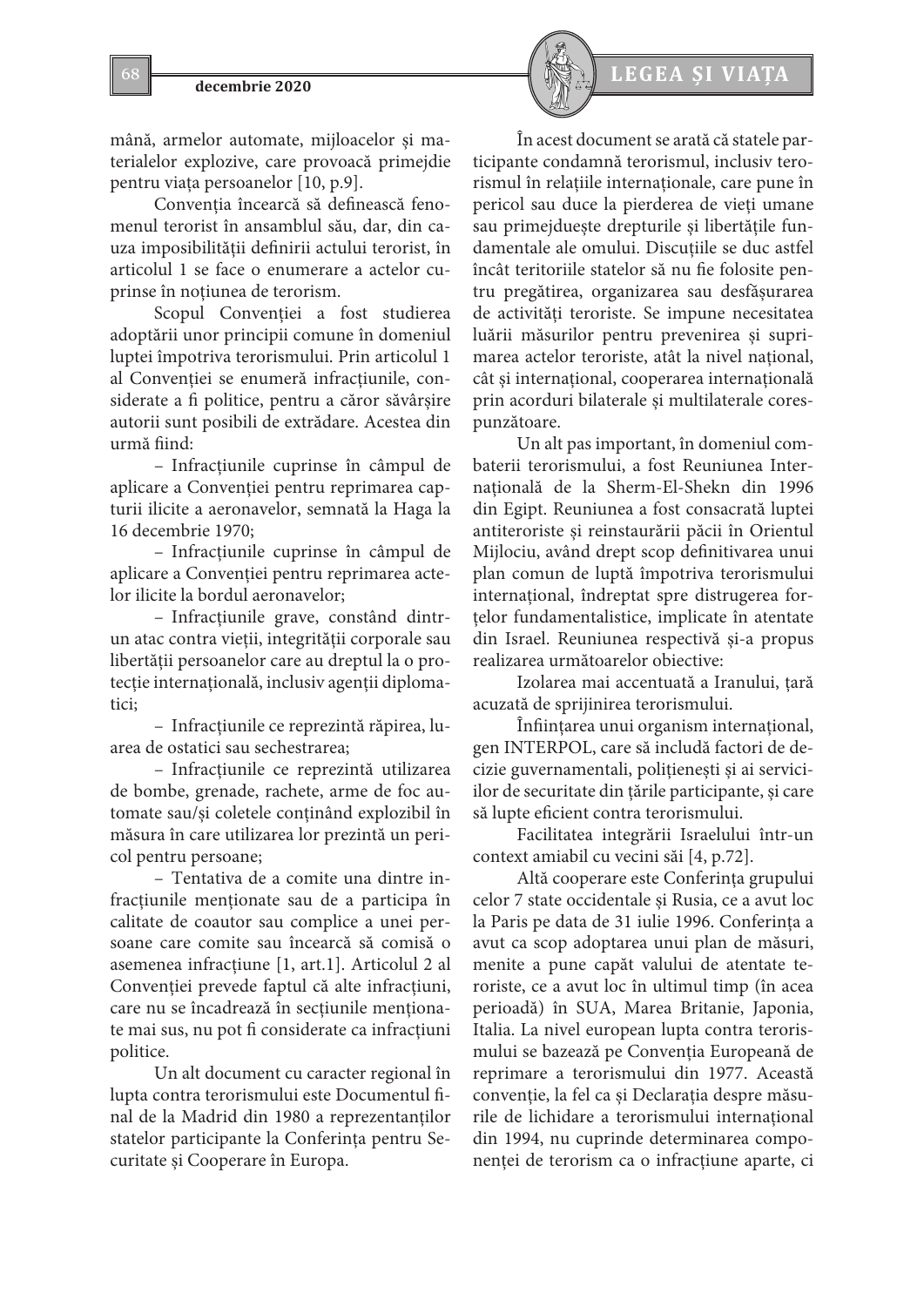mână, armelor automate, mijloacelor și materialelor explozive, care provoacă primejdie pentru viața persoanelor [10, p.9].

Convenția încearcă să definească fenomenul terorist în ansamblul său, dar, din cauza imposibilității definirii actului terorist, în articolul 1 se face o enumerare a actelor cuprinse în noțiunea de terorism.

Scopul Convenției a fost studierea adoptării unor principii comune în domeniul luptei împotriva terorismului. Prin articolul 1 al Convenției se enumeră infracțiunile, considerate a fi politice, pentru a căror săvârșire autorii sunt posibili de extrădare. Acestea din urmă fiind:

– Infracțiunile cuprinse în câmpul de aplicare a Convenției pentru reprimarea capturii ilicite a aeronavelor, semnată la Haga la 16 decembrie 1970;

– Infracțiunile cuprinse în câmpul de aplicare a Convenției pentru reprimarea actelor ilicite la bordul aeronavelor;

– Infracțiunile grave, constând dintr-un atac contra vieții, integrității corporale sau libertății persoanelor care au dreptul la o protecție internațională, inclusiv agenții diplomatici;

– Infracțiunile ce reprezintă răpirea, luarea de ostatici sau sechestrarea;

– Infracțiunile ce reprezintă utilizarea de bombe, grenade, rachete, arme de foc automate sau/și coletele conținând explozibil în măsura în care utilizarea lor prezintă un pericol pentru persoane;

– Tentativa de a comite una dintre infracțiunile menționate sau de a participa în calitate de coautor sau complice a unei persoane care comite sau încearcă să comisă o asemenea infracțiune [1, art.1]. Articolul 2 al Convenției prevede faptul că alte infracțiuni, care nu se încadrează în secțiunile menționate mai sus, nu pot fi considerate ca infracțiuni politice.

Un alt document cu caracter regional în lupta contra terorismului este Documentul final de la Madrid din 1980 a reprezentanților statelor participante la Conferința pentru Securitate și Cooperare în Europa.

În acest document se arată că statele participante condamnă terorismul, inclusiv terorismul în relațiile internaționale, care pune în pericol sau duce la pierderea de vieți umane sau primejduește drepturile și libertățile fundamentale ale omului. Discuțiile se duc astfel încât teritoriile statelor să nu fie folosite pentru pregătirea, organizarea sau desfășurarea de activități teroriste. Se impune necesitatea luării măsurilor pentru prevenirea și suprimarea actelor teroriste, atât la nivel național, cât și internațional, cooperarea internațională prin acorduri bilaterale și multilaterale corespunzătoare.

Un alt pas important, în domeniul combaterii terorismului, a fost Reuniunea Internațională de la Sherm-El-Shekn din 1996 din Egipt. Reuniunea a fost consacrată luptei antiteroriste și reinstaurării păcii în Orientul Mijlociu, având drept scop definitivarea unui plan comun de luptă împotriva terorismului internațional, îndreptat spre distrugerea forțelor fundamentalistice, implicate în atentate din Israel. Reuniunea respectivă și-a propus realizarea următoarelor obiective:

Izolarea mai accentuată a Iranului, țară acuzată de sprijinirea terorismului.

Înființarea unui organism internațional, gen INTERPOL, care să includă factori de decizie guvernamentali, polițienești și ai serviciilor de securitate din țările participante, și care să lupte eficient contra terorismului.

Facilitatea integrării Israelului într-un context amiabil cu vecini săi [4, p.72].

Altă cooperare este Conferința grupului celor 7 state occidentale și Rusia, ce a avut loc la Paris pe data de 31 iulie 1996. Conferința a avut ca scop adoptarea unui plan de măsuri, menite a pune capăt valului de atentate teroriste, ce a avut loc în ultimul timp (în acea perioadă) în SUA, Marea Britanie, Japonia, Italia. La nivel european lupta contra terorismului se bazează pe Convenția Europeană de reprimare a terorismului din 1977. Această convenție, la fel ca și Declarația despre măsurile de lichidare a terorismului internațional din 1994, nu cuprinde determinarea componenței de terorism ca o infracțiune aparte, ci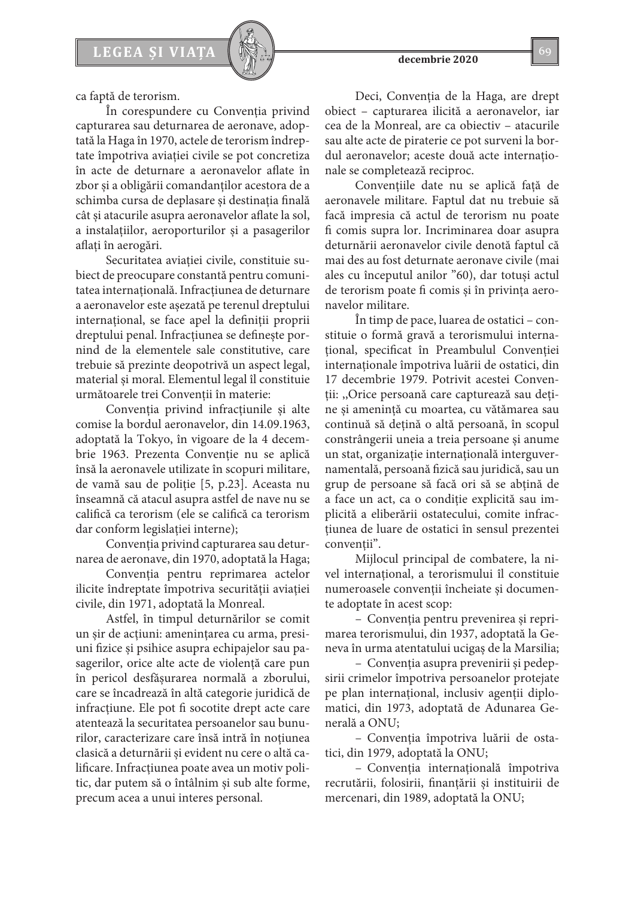ca faptă de terorism.

În corespundere cu Convenția privind capturarea sau deturnarea de aeronave, adoptată la Haga în 1970, actele de terorism îndreptate împotriva aviației civile se pot concretiza în acte de deturnare a aeronavelor aflate în zbor și a obligării comandanților acestora de a schimba cursa de deplasare și destinația finală cât și atacurile asupra aeronavelor aflate la sol, a instalațiilor, aeroporturilor și a pasagerilor aflați în aerogări.

Securitatea aviației civile, constituie subiect de preocupare constantă pentru comunitatea internațională. Infracțiunea de deturnare a aeronavelor este așezată pe terenul dreptului internațional, se face apel la definiții proprii dreptului penal. Infracțiunea se definește pornind de la elementele sale constitutive, care trebuie să prezinte deopotrivă un aspect legal, material și moral. Elementul legal îl constituie următoarele trei Convenții în materie:

Convenția privind infracțiunile și alte comise la bordul aeronavelor, din 14.09.1963, adoptată la Tokyo, în vigoare de la 4 decembrie 1963. Prezenta Convenție nu se aplică însă la aeronavele utilizate în scopuri militare, de vamă sau de poliție [5, p.23]. Aceasta nu înseamnă că atacul asupra astfel de nave nu se califică ca terorism (ele se califică ca terorism dar conform legislației interne);

Convenția privind capturarea sau deturnarea de aeronave, din 1970, adoptată la Haga;

Convenția pentru reprimarea actelor ilicite îndreptate împotriva securității aviației civile, din 1971, adoptată la Monreal.

Astfel, în timpul deturnărilor se comit un șir de acțiuni: amenințarea cu arma, presiuni fizice și psihice asupra echipajelor sau pasagerilor, orice alte acte de violență care pun în pericol desfășurarea normală a zborului, care se încadrează în altă categorie juridică de infracțiune. Ele pot fi socotite drept acte care atentează la securitatea persoanelor sau bunurilor, caracterizare care însă intră în noțiunea clasică a deturnării și evident nu cere o altă calificare. Infracțiunea poate avea un motiv politic, dar putem să o întâlnim și sub alte forme, precum acea a unui interes personal.

Deci, Convenția de la Haga, are drept obiect – capturarea ilicită a aeronavelor, iar cea de la Monreal, are ca obiectiv – atacurile sau alte acte de piraterie ce pot surveni la bordul aeronavelor; aceste două acte internaționale se completează reciproc.

Convențiile date nu se aplică față de aeronavele militare. Faptul dat nu trebuie să facă impresia că actul de terorism nu poate fi comis supra lor. Incriminarea doar asupra deturnării aeronavelor civile denotă faptul că mai des au fost deturnate aeronave civile (mai ales cu începutul anilor ”60), dar totuși actul de terorism poate fi comis și în privința aeronavelor militare.

În timp de pace, luarea de ostatici – constituie o formă gravă a terorismului internațional, specificat în Preambulul Convenției internaționale împotriva luării de ostatici, din 17 decembrie 1979. Potrivit acestei Convenții: „Orice persoană care capturează sau deține și amenință cu moartea, cu vătămarea sau continuă să dețină o altă persoană, în scopul constrângerii uneia a treia persoane și anume un stat, organizație internațională interguvernamentală, persoană fizică sau juridică, sau un grup de persoane să facă ori să se abțină de a face un act, ca o condiție explicită sau implicită a eliberării ostatecului, comite infracțiunea de luare de ostatici în sensul prezentei convenții".

Mijlocul principal de combatere, la nivel internațional, a terorismului îl constituie numeroasele convenții încheiate și documente adoptate în acest scop:

– Convenția pentru prevenirea și reprimarea terorismului, din 1937, adoptată la Geneva în urma atentatului ucigaș de la Marsilia;

– Convenția asupra prevenirii și pedepsirii crimelor împotriva persoanelor protejate pe plan internațional, inclusiv agenții diplomatici, din 1973, adoptată de Adunarea Generală a ONU;

– Convenția împotriva luării de ostatici, din 1979, adoptată la ONU;

– Convenția internațională împotriva recrutării, folosirii, finanțării și instituirii de mercenari, din 1989, adoptată la ONU;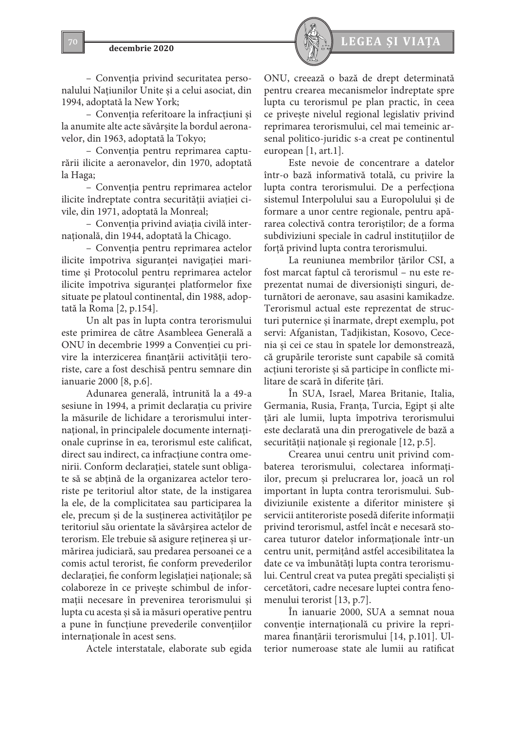– Convenția privind securitatea personalului Națiunilor Unite și a celui asociat, din 1994, adoptată la New York;

– Convenția referitoare la infracțiuni și la anumite alte acte săvârșite la bordul aeronavelor, din 1963, adoptată la Tokyo;

– Convenția pentru reprimarea capturării ilicite a aeronavelor, din 1970, adoptată la Haga;

– Convenția pentru reprimarea actelor ilicite îndreptate contra securității aviației civile, din 1971, adoptată la Monreal;

– Convenția privind aviația civilă internațională, din 1944, adoptată la Chicago.

– Convenția pentru reprimarea actelor ilicite împotriva siguranței navigației maritime și Protocolul pentru reprimarea actelor ilicite împotriva siguranței platformelor fixe situate pe platoul continental, din 1988, adoptată la Roma [2, p.154].

Un alt pas în lupta contra terorismului este primirea de către Asambleea Generală a ONU în decembrie 1999 a Convenției cu privire la interzicerea finanțării activității teroriste, care a fost deschisă pentru semnare din ianuarie 2000 [8, p.6].

Adunarea generală, întrunită la a 49-a sesiune în 1994, a primit declarația cu privire la măsurile de lichidare a terorismului internațional, în principalele documente internaționale cuprinse în ea, terorismul este calificat, direct sau indirect, ca infracțiune contra omenirii. Conform declarației, statele sunt obligate să se abțină de la organizarea actelor teroriste pe teritoriul altor state, de la instigarea la ele, de la complicitatea sau participarea la ele, precum și de la susținerea activităților pe teritoriul său orientate la săvârșirea actelor de terorism. Ele trebuie să asigure reținerea și urmărirea judiciară, sau predarea persoanei ce a comis actul terorist, fie conform prevederilor declarației, fie conform legislației naționale; să colaboreze în ce privește schimbul de informații necesare în prevenirea terorismului și lupta cu acesta și să ia măsuri operative pentru a pune în funcțiune prevederile convențiilor internaționale în acest sens.

Actele interstatale, elaborate sub egida ONU, creează o bază de drept determinată pentru crearea mecanismelor îndreptate spre lupta cu terorismul pe plan practic, în ceea ce privește nivelul regional legislativ privind reprimarea terorismului, cel mai temeinic arsenal politico-juridic s-a creat pe continentul european [1, art.1].

Este nevoie de concentrare a datelor într-o bază informativă totală, cu privire la lupta contra terorismului. De a perfecționa sistemul Interpolului sau a Europolului și de formare a unor centre regionale, pentru apărarea colectivă contra teroriștilor; de a forma subdiviziuni speciale în cadrul instituțiilor de forță privind lupta contra terorismului.

La reuniunea membrilor țărilor CSI, a fost marcat faptul că terorismul – nu este reprezentat numai de diversioniști singuri, deturnători de aeronave, sau asasini kamikadze. Terorismul actual este reprezentat de structuri puternice și înarmate, drept exemplu, pot servi: Afganistan, Tadjikistan, Kosovo, Cecenia și cei ce stau în spatele lor demonstrează, că grupările teroriste sunt capabile să comită acțiuni teroriste și să participe în conflicte militare de scară în diferite țări.

În SUA, Israel, Marea Britanie, Italia, Germania, Rusia, Franța, Turcia, Egipt și alte țări ale lumii, lupta împotriva terorismului este declarată una din prerogativele de bază a securității naționale și regionale [12, p.5].

Crearea unui centru unit privind combaterea terorismului, colectarea informațiilor, precum și prelucrarea lor, joacă un rol important în lupta contra terorismului. Subdiviziunile existente a diferitor ministere și servicii antiteroriste posedă diferite informații privind terorismul, astfel încât e necesară stocarea tuturor datelor informaționale într-un centru unit, permițând astfel accesibilitatea la date ce va îmbunătăți lupta contra terorismului. Centrul creat va putea pregăti specialiști și cercetători, cadre necesare luptei contra fenomenului terorist [13, p.7].

În ianuarie 2000, SUA a semnat noua convenție internațională cu privire la reprimarea finanțării terorismului [14, p.101]. Ulterior numeroase state ale lumii au ratificat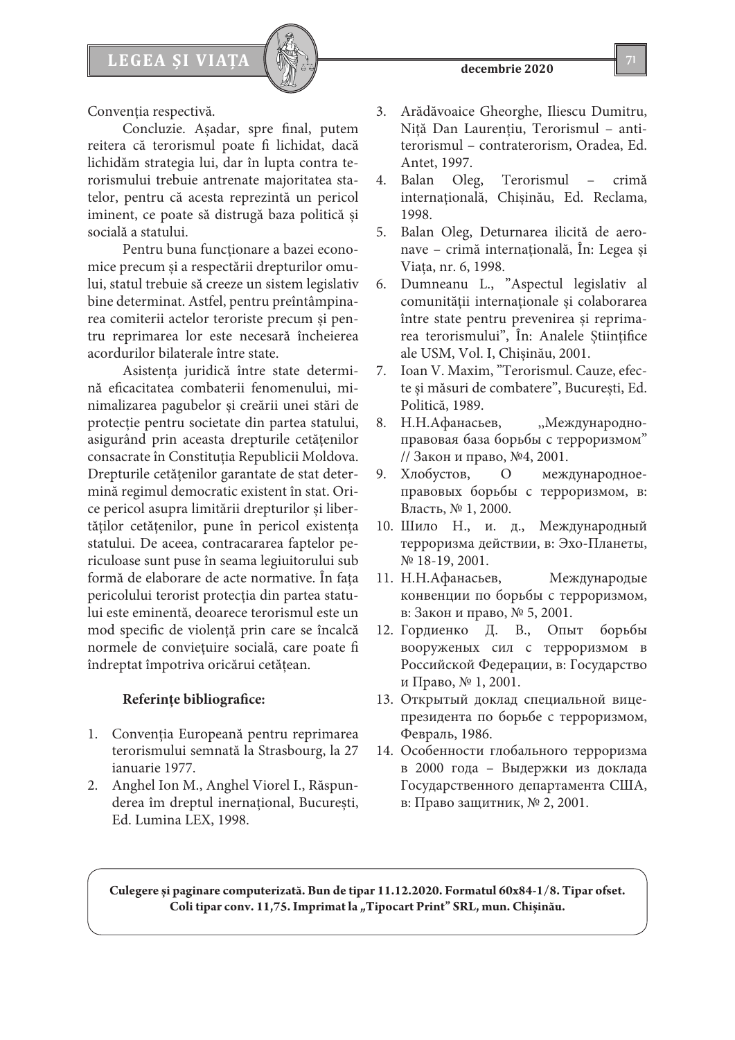Convenția respectivă.

Concluzie. Așadar, spre final, putem reitera că terorismul poate fi lichidat, dacă lichidăm strategia lui, dar în lupta contra terorismului trebuie antrenate majoritatea statelor, pentru că acesta reprezintă un pericol iminent, ce poate să distrugă baza politică și socială a statului.

Pentru buna funcționare a bazei economice precum și a respectării drepturilor omului, statul trebuie să creeze un sistem legislativ bine determinat. Astfel, pentru preîntâmpinarea comiterii actelor teroriste precum și pentru reprimarea lor este necesară încheierea acordurilor bilaterale între state.

Asistența juridică între state determină eficacitatea combaterii fenomenului, minimalizarea pagubelor și creării unei stări de protecție pentru societate din partea statului, asigurând prin aceasta drepturile cetățenilor consacrate în Constituția Republicii Moldova. Drepturile cetățenilor garantate de stat determină regimul democratic existent în stat. Orice pericol asupra limitării drepturilor și libertăților cetățenilor, pune în pericol existența statului. De aceea, contracararea faptelor periculoase sunt puse în seama legiuitorului sub formă de elaborare de acte normative. În fața pericolului terorist protecția din partea statului este eminentă, deoarece terorismul este un mod specific de violență prin care se încalcă normele de conviețuire socială, care poate fi îndreptat împotriva oricărui cetățean.

**Referințe bibliografice:**

1. Convenția Europeană pentru reprimarea terorismului semnată la Strasbourg, la 27 ianuarie 1977.
2. Anghel Ion M., Anghel Viorel I., Răspunderea îm dreptul inernațional, București, Ed. Lumina LEX, 1998.
3. Arădăvoaice Gheorghe, Iliescu Dumitru, Niță Dan Laurențiu, Terorismul – antiterorismul – contraterorism, Oradea, Ed. Antet, 1997.
4. Balan Oleg, Terorismul – crimă internațională, Chișinău, Ed. Reclama, 1998.
5. Balan Oleg, Deturnarea ilicită de aeronave – crimă internațională, În: Legea și Viața, nr. 6, 1998.
6. Dumneanu L., "Aspectul legislativ al comunității internaționale și colaborarea între state pentru prevenirea și reprimarea terorismului", În: Analele Științifice ale USM, Vol. I, Chișinău, 2001.
7. Ioan V. Maxim, "Terorismul. Cauze, efecte și măsuri de combatere", București, Ed. Politică, 1989.
8. Н.Н.Афанасьев, „Международно-правовая база борьбы с терроризмом" // Закон и право, №4, 2001.
9. Хлобустов, О международное-правовых борьбы с терроризмом, в: Власть, № 1, 2000.
10. Шило Н., и. д., Международный терроризма действии, в: Эхо-Планеты, № 18-19, 2001.
11. Н.Н.Афанасьев, Международые конвенции по борьбы с терроризмом, в: Закон и право, № 5, 2001.
12. Гордиенко Д. В., Опыт борьбы вооруженых сил с терроризмом в Российской Федерации, в: Государство и Право, № 1, 2001.
13. Открытый доклад специальной вице-президента по борьбе с терроризмом, Февраль, 1986.
14. Особенности глобального терроризма в 2000 года – Выдержки из доклада Государственного департамента США, в: Право защитник, № 2, 2001.

**Culegere și paginare computerizată. Bun de tipar 11.12.2020. Formatul 60x84-1/8. Tipar ofset. Coli tipar conv. 11,75. Imprimat la „Tipocart Print" SRL, mun. Chișinău.**